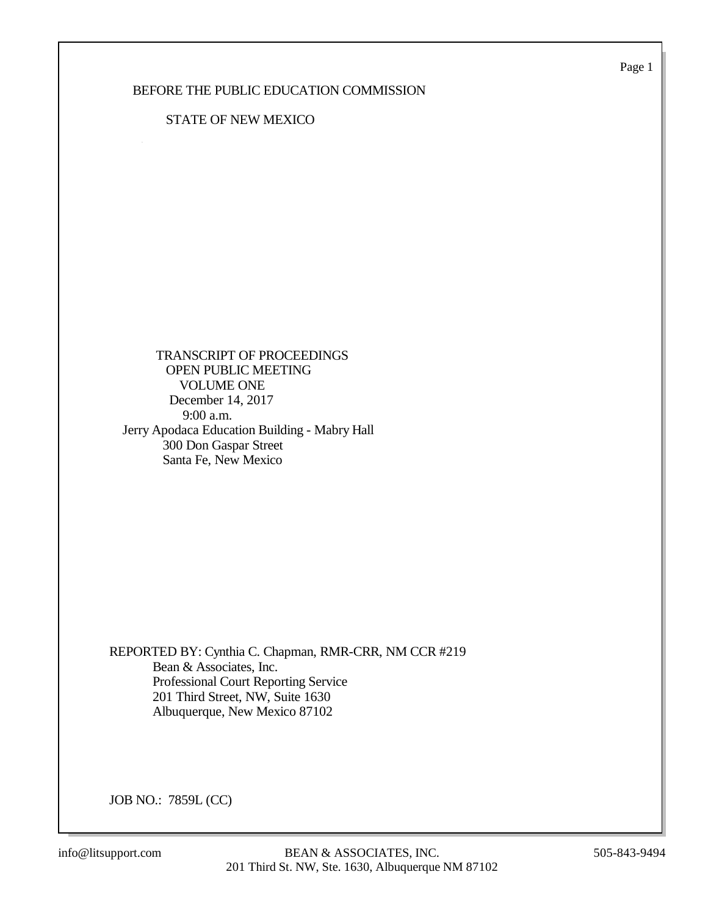BEFORE THE PUBLIC EDUCATION COMMISSION

STATE OF NEW MEXICO

TRANSCRIPT OF PROCEEDINGS
OPEN PUBLIC MEETING
VOLUME ONE
December 14, 2017
9:00 a.m.
Jerry Apodaca Education Building - Mabry Hall
300 Don Gaspar Street
Santa Fe, New Mexico

REPORTED BY: Cynthia C. Chapman, RMR-CRR, NM CCR #219
Bean & Associates, Inc.
Professional Court Reporting Service
201 Third Street, NW, Suite 1630
Albuquerque, New Mexico 87102

JOB NO.: 7859L (CC)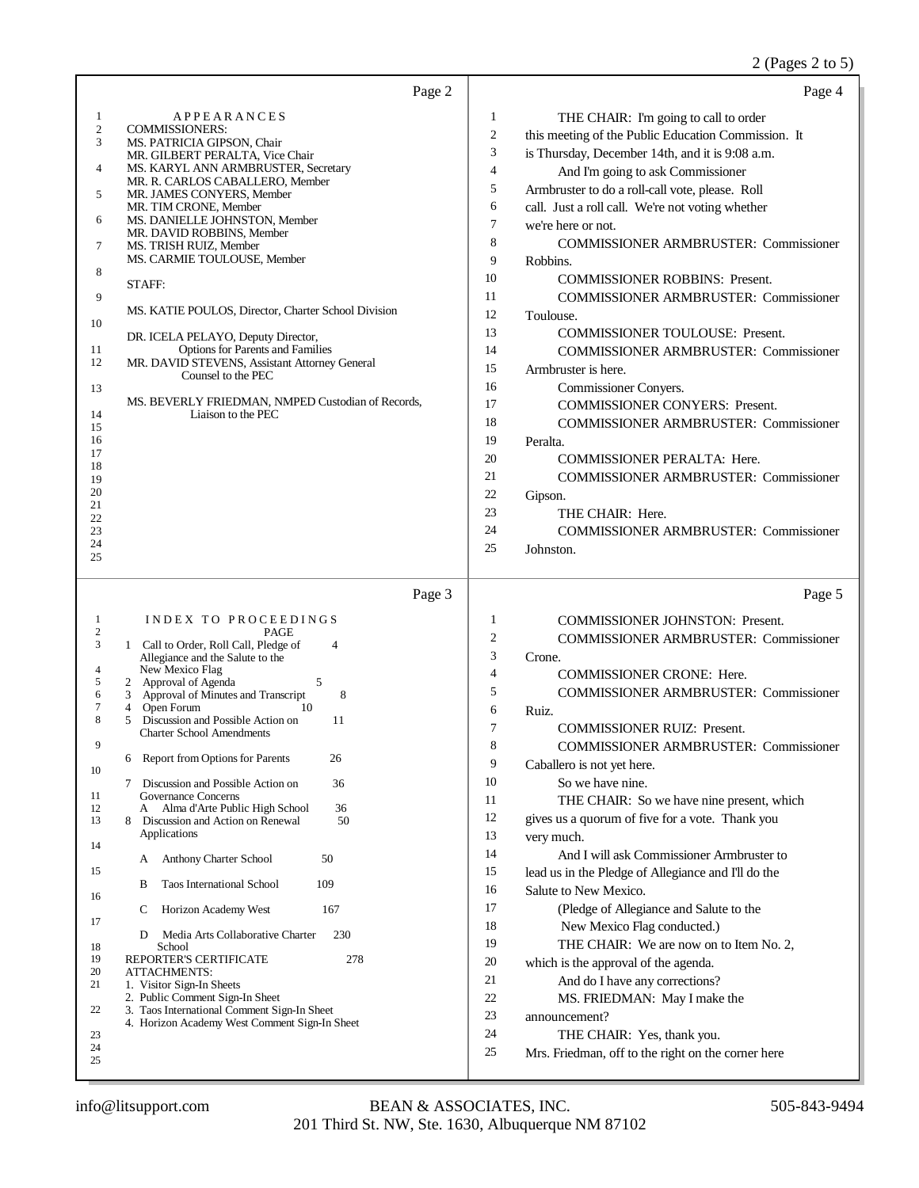## Page 2

APPEARANCES

COMMISSIONERS:

MS. PATRICIA GIPSON, Chair
MR. GILBERT PERALTA, Vice Chair
MS. KARYL ANN ARMBRUSTER, Secretary
MR. R. CARLOS CABALLERO, Member
MR. JAMES CONYERS, Member
MR. TIM CRONE, Member
MS. DANIELLE JOHNSTON, Member
MR. DAVID ROBBINS, Member
MS. TRISH RUIZ, Member
MS. CARMIE TOULOUSE, Member

STAFF:

MS. KATIE POULOS, Director, Charter School Division

DR. ICELA PELAYO, Deputy Director, Options for Parents and Families

MR. DAVID STEVENS, Assistant Attorney General Counsel to the PEC

MS. BEVERLY FRIEDMAN, NMPED Custodian of Records, Liaison to the PEC

## Page 3

INDEX TO PROCEEDINGS

| | | PAGE |
|---|---|---|
| 1 | Call to Order, Roll Call, Pledge of Allegiance and the Salute to the New Mexico Flag | 4 |
| 2 | Approval of Agenda | 5 |
| 3 | Approval of Minutes and Transcript | 8 |
| 4 | Open Forum | 10 |
| 5 | Discussion and Possible Action on Charter School Amendments | 11 |
| 6 | Report from Options for Parents | 26 |
| 7 | Discussion and Possible Action on Governance Concerns | 36 |
| | A Alma d'Arte Public High School | 36 |
| 8 | Discussion and Action on Renewal Applications | 50 |
| | A Anthony Charter School | 50 |
| | B Taos International School | 109 |
| | C Horizon Academy West | 167 |
| | D Media Arts Collaborative Charter School | 230 |
| | REPORTER'S CERTIFICATE | 278 |

ATTACHMENTS:
1. Visitor Sign-In Sheets
2. Public Comment Sign-In Sheet
3. Taos International Comment Sign-In Sheet
4. Horizon Academy West Comment Sign-In Sheet

## Page 4

THE CHAIR: I'm going to call to order this meeting of the Public Education Commission. It is Thursday, December 14th, and it is 9:08 a.m.

And I'm going to ask Commissioner Armbruster to do a roll-call vote, please. Roll call. Just a roll call. We're not voting whether we're here or not.

COMMISSIONER ARMBRUSTER: Commissioner Robbins.

COMMISSIONER ROBBINS: Present.

COMMISSIONER ARMBRUSTER: Commissioner Toulouse.

COMMISSIONER TOULOUSE: Present.

COMMISSIONER ARMBRUSTER: Commissioner Armbruster is here.

Commissioner Conyers.

COMMISSIONER CONYERS: Present.

COMMISSIONER ARMBRUSTER: Commissioner Peralta.

COMMISSIONER PERALTA: Here.

COMMISSIONER ARMBRUSTER: Commissioner Gipson.

THE CHAIR: Here.

COMMISSIONER ARMBRUSTER: Commissioner Johnston.

## Page 5

COMMISSIONER JOHNSTON: Present.

COMMISSIONER ARMBRUSTER: Commissioner Crone.

COMMISSIONER CRONE: Here.

COMMISSIONER ARMBRUSTER: Commissioner Ruiz.

COMMISSIONER RUIZ: Present.

COMMISSIONER ARMBRUSTER: Commissioner Caballero is not yet here.

So we have nine.

THE CHAIR: So we have nine present, which gives us a quorum of five for a vote. Thank you very much.

And I will ask Commissioner Armbruster to lead us in the Pledge of Allegiance and I'll do the Salute to New Mexico.

(Pledge of Allegiance and Salute to the New Mexico Flag conducted.)

THE CHAIR: We are now on to Item No. 2, which is the approval of the agenda.

And do I have any corrections?

MS. FRIEDMAN: May I make the announcement?

THE CHAIR: Yes, thank you.

Mrs. Friedman, off to the right on the corner here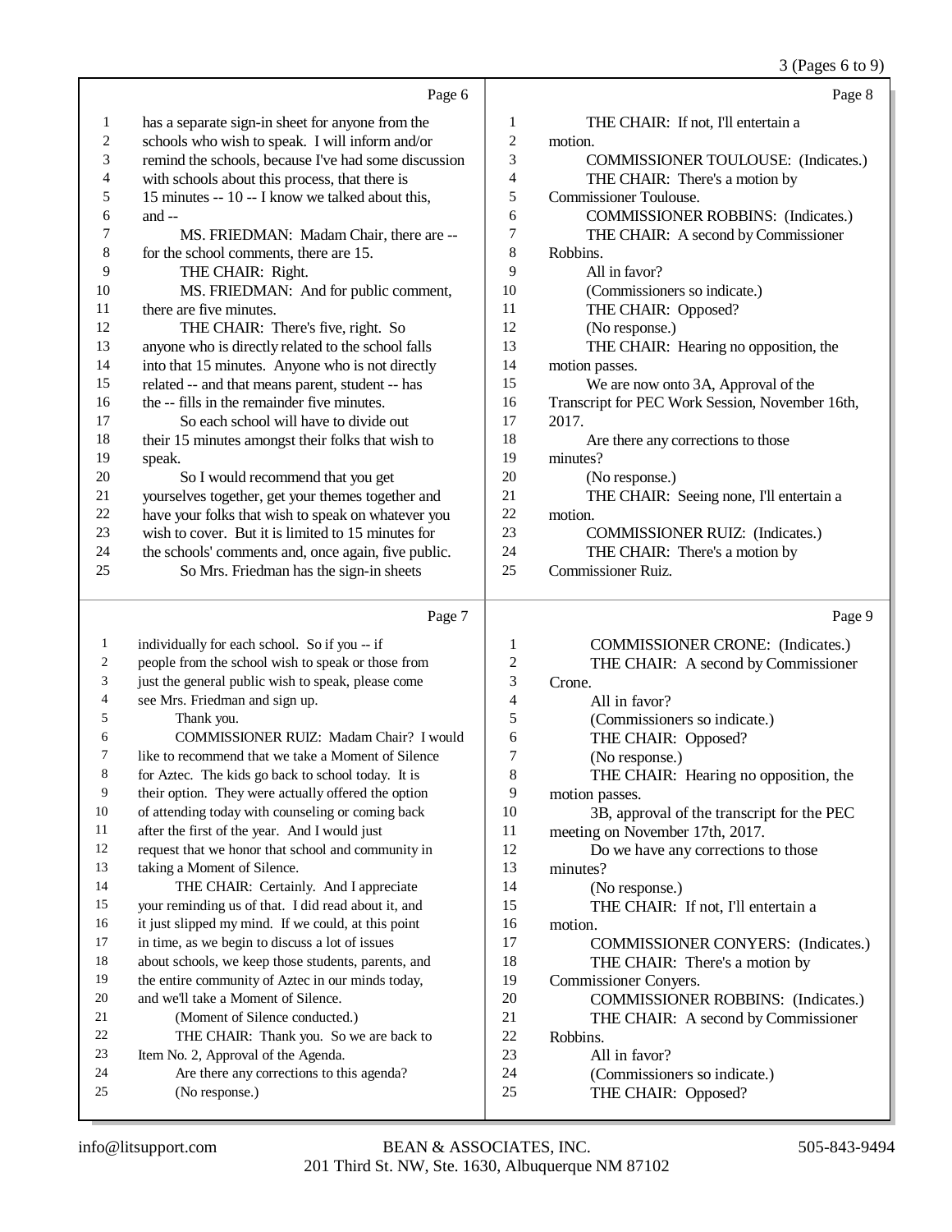Page 6

1 has a separate sign-in sheet for anyone from the
2 schools who wish to speak. I will inform and/or
3 remind the schools, because I've had some discussion
4 with schools about this process, that there is
5 15 minutes -- 10 -- I know we talked about this,
6 and --
7 MS. FRIEDMAN: Madam Chair, there are --
8 for the school comments, there are 15.
9 THE CHAIR: Right.
10 MS. FRIEDMAN: And for public comment,
11 there are five minutes.
12 THE CHAIR: There's five, right. So
13 anyone who is directly related to the school falls
14 into that 15 minutes. Anyone who is not directly
15 related -- and that means parent, student -- has
16 the -- fills in the remainder five minutes.
17 So each school will have to divide out
18 their 15 minutes amongst their folks that wish to
19 speak.
20 So I would recommend that you get
21 yourselves together, get your themes together and
22 have your folks that wish to speak on whatever you
23 wish to cover. But it is limited to 15 minutes for
24 the schools' comments and, once again, five public.
25 So Mrs. Friedman has the sign-in sheets

Page 7

1 individually for each school. So if you -- if
2 people from the school wish to speak or those from
3 just the general public wish to speak, please come
4 see Mrs. Friedman and sign up.
5 Thank you.
6 COMMISSIONER RUIZ: Madam Chair? I would
7 like to recommend that we take a Moment of Silence
8 for Aztec. The kids go back to school today. It is
9 their option. They were actually offered the option
10 of attending today with counseling or coming back
11 after the first of the year. And I would just
12 request that we honor that school and community in
13 taking a Moment of Silence.
14 THE CHAIR: Certainly. And I appreciate
15 your reminding us of that. I did read about it, and
16 it just slipped my mind. If we could, at this point
17 in time, as we begin to discuss a lot of issues
18 about schools, we keep those students, parents, and
19 the entire community of Aztec in our minds today,
20 and we'll take a Moment of Silence.
21 (Moment of Silence conducted.)
22 THE CHAIR: Thank you. So we are back to
23 Item No. 2, Approval of the Agenda.
24 Are there any corrections to this agenda?
25 (No response.)

Page 8

1 THE CHAIR: If not, I'll entertain a
2 motion.
3 COMMISSIONER TOULOUSE: (Indicates.)
4 THE CHAIR: There's a motion by
5 Commissioner Toulouse.
6 COMMISSIONER ROBBINS: (Indicates.)
7 THE CHAIR: A second by Commissioner
8 Robbins.
9 All in favor?
10 (Commissioners so indicate.)
11 THE CHAIR: Opposed?
12 (No response.)
13 THE CHAIR: Hearing no opposition, the
14 motion passes.
15 We are now onto 3A, Approval of the
16 Transcript for PEC Work Session, November 16th,
17 2017.
18 Are there any corrections to those
19 minutes?
20 (No response.)
21 THE CHAIR: Seeing none, I'll entertain a
22 motion.
23 COMMISSIONER RUIZ: (Indicates.)
24 THE CHAIR: There's a motion by
25 Commissioner Ruiz.

Page 9

1 COMMISSIONER CRONE: (Indicates.)
2 THE CHAIR: A second by Commissioner
3 Crone.
4 All in favor?
5 (Commissioners so indicate.)
6 THE CHAIR: Opposed?
7 (No response.)
8 THE CHAIR: Hearing no opposition, the
9 motion passes.
10 3B, approval of the transcript for the PEC
11 meeting on November 17th, 2017.
12 Do we have any corrections to those
13 minutes?
14 (No response.)
15 THE CHAIR: If not, I'll entertain a
16 motion.
17 COMMISSIONER CONYERS: (Indicates.)
18 THE CHAIR: There's a motion by
19 Commissioner Conyers.
20 COMMISSIONER ROBBINS: (Indicates.)
21 THE CHAIR: A second by Commissioner
22 Robbins.
23 All in favor?
24 (Commissioners so indicate.)
25 THE CHAIR: Opposed?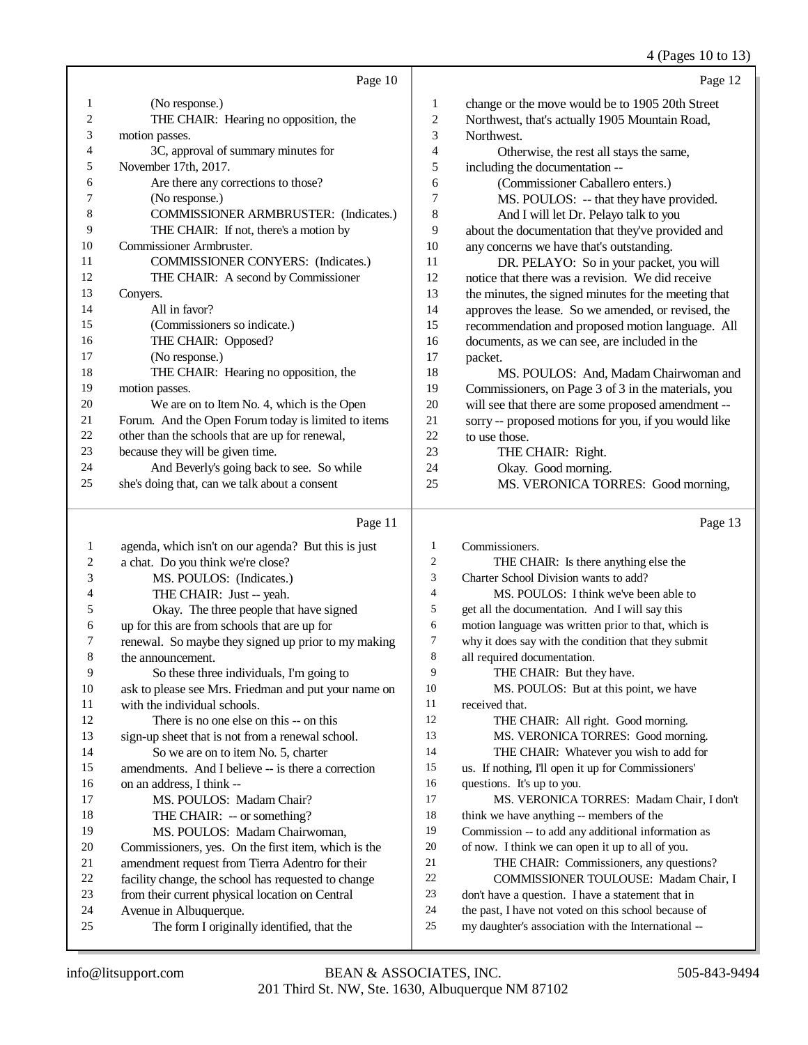Page 10

1 (No response.)
2 THE CHAIR: Hearing no opposition, the
3 motion passes.
4 3C, approval of summary minutes for
5 November 17th, 2017.
6 Are there any corrections to those?
7 (No response.)
8 COMMISSIONER ARMBRUSTER: (Indicates.)
9 THE CHAIR: If not, there's a motion by
10 Commissioner Armbruster.
11 COMMISSIONER CONYERS: (Indicates.)
12 THE CHAIR: A second by Commissioner
13 Conyers.
14 All in favor?
15 (Commissioners so indicate.)
16 THE CHAIR: Opposed?
17 (No response.)
18 THE CHAIR: Hearing no opposition, the
19 motion passes.
20 We are on to Item No. 4, which is the Open
21 Forum. And the Open Forum today is limited to items
22 other than the schools that are up for renewal,
23 because they will be given time.
24 And Beverly's going back to see. So while
25 she's doing that, can we talk about a consent

Page 11

1 agenda, which isn't on our agenda? But this is just
2 a chat. Do you think we're close?
3 MS. POULOS: (Indicates.)
4 THE CHAIR: Just -- yeah.
5 Okay. The three people that have signed
6 up for this are from schools that are up for
7 renewal. So maybe they signed up prior to my making
8 the announcement.
9 So these three individuals, I'm going to
10 ask to please see Mrs. Friedman and put your name on
11 with the individual schools.
12 There is no one else on this -- on this
13 sign-up sheet that is not from a renewal school.
14 So we are on to item No. 5, charter
15 amendments. And I believe -- is there a correction
16 on an address, I think --
17 MS. POULOS: Madam Chair?
18 THE CHAIR: -- or something?
19 MS. POULOS: Madam Chairwoman,
20 Commissioners, yes. On the first item, which is the
21 amendment request from Tierra Adentro for their
22 facility change, the school has requested to change
23 from their current physical location on Central
24 Avenue in Albuquerque.
25 The form I originally identified, that the

Page 12

1 change or the move would be to 1905 20th Street
2 Northwest, that's actually 1905 Mountain Road,
3 Northwest.
4 Otherwise, the rest all stays the same,
5 including the documentation --
6 (Commissioner Caballero enters.)
7 MS. POULOS: -- that they have provided.
8 And I will let Dr. Pelayo talk to you
9 about the documentation that they've provided and
10 any concerns we have that's outstanding.
11 DR. PELAYO: So in your packet, you will
12 notice that there was a revision. We did receive
13 the minutes, the signed minutes for the meeting that
14 approves the lease. So we amended, or revised, the
15 recommendation and proposed motion language. All
16 documents, as we can see, are included in the
17 packet.
18 MS. POULOS: And, Madam Chairwoman and
19 Commissioners, on Page 3 of 3 in the materials, you
20 will see that there are some proposed amendment --
21 sorry -- proposed motions for you, if you would like
22 to use those.
23 THE CHAIR: Right.
24 Okay. Good morning.
25 MS. VERONICA TORRES: Good morning,

Page 13

1 Commissioners.
2 THE CHAIR: Is there anything else the
3 Charter School Division wants to add?
4 MS. POULOS: I think we've been able to
5 get all the documentation. And I will say this
6 motion language was written prior to that, which is
7 why it does say with the condition that they submit
8 all required documentation.
9 THE CHAIR: But they have.
10 MS. POULOS: But at this point, we have
11 received that.
12 THE CHAIR: All right. Good morning.
13 MS. VERONICA TORRES: Good morning.
14 THE CHAIR: Whatever you wish to add for
15 us. If nothing, I'll open it up for Commissioners'
16 questions. It's up to you.
17 MS. VERONICA TORRES: Madam Chair, I don't
18 think we have anything -- members of the
19 Commission -- to add any additional information as
20 of now. I think we can open it up to all of you.
21 THE CHAIR: Commissioners, any questions?
22 COMMISSIONER TOULOUSE: Madam Chair, I
23 don't have a question. I have a statement that in
24 the past, I have not voted on this school because of
25 my daughter's association with the International --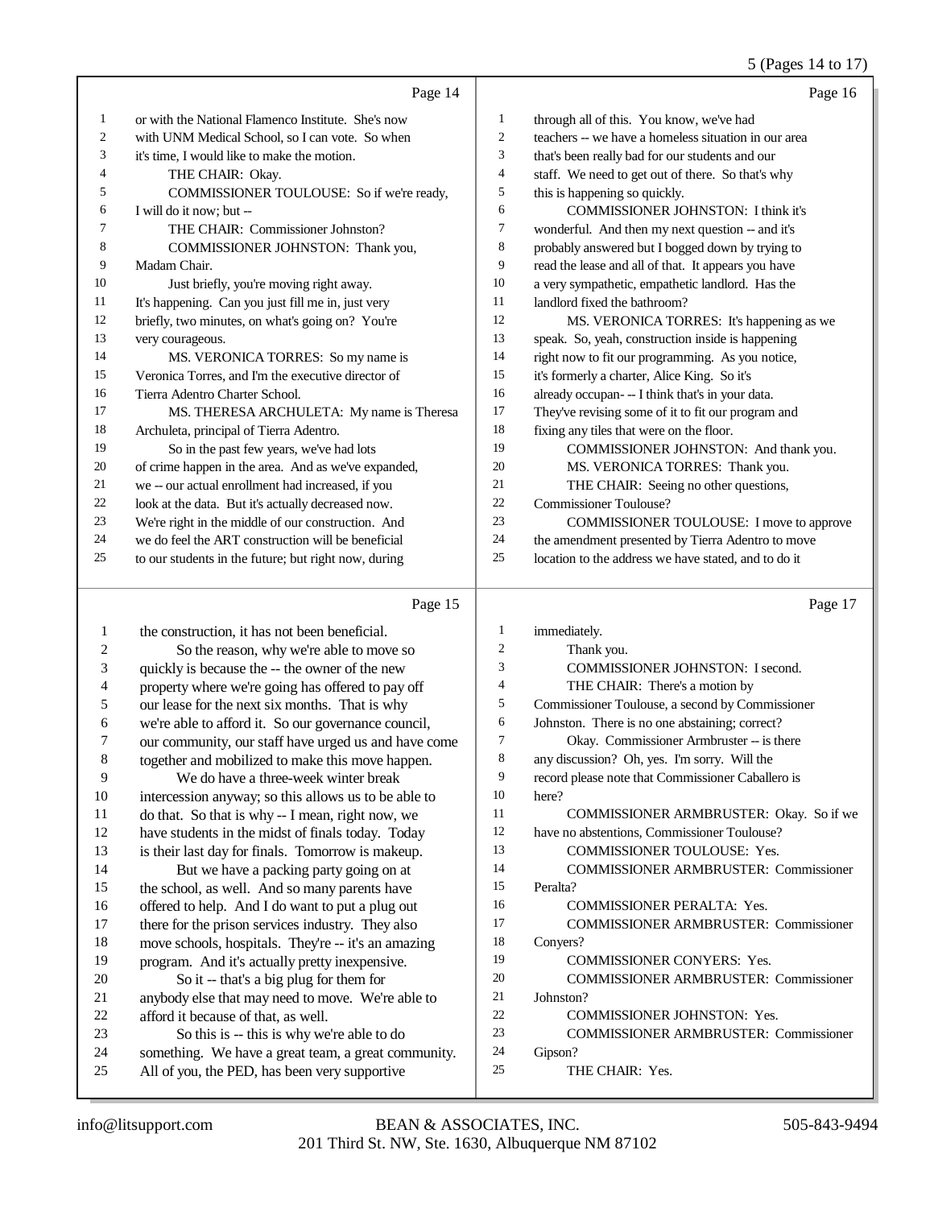Page 14

1 or with the National Flamenco Institute. She's now
2 with UNM Medical School, so I can vote. So when
3 it's time, I would like to make the motion.
4 THE CHAIR: Okay.
5 COMMISSIONER TOULOUSE: So if we're ready,
6 I will do it now; but --
7 THE CHAIR: Commissioner Johnston?
8 COMMISSIONER JOHNSTON: Thank you,
9 Madam Chair.
10 Just briefly, you're moving right away.
11 It's happening. Can you just fill me in, just very
12 briefly, two minutes, on what's going on? You're
13 very courageous.
14 MS. VERONICA TORRES: So my name is
15 Veronica Torres, and I'm the executive director of
16 Tierra Adentro Charter School.
17 MS. THERESA ARCHULETA: My name is Theresa
18 Archuleta, principal of Tierra Adentro.
19 So in the past few years, we've had lots
20 of crime happen in the area. And as we've expanded,
21 we -- our actual enrollment had increased, if you
22 look at the data. But it's actually decreased now.
23 We're right in the middle of our construction. And
24 we do feel the ART construction will be beneficial
25 to our students in the future; but right now, during

Page 15

1 the construction, it has not been beneficial.
2 So the reason, why we're able to move so
3 quickly is because the -- the owner of the new
4 property where we're going has offered to pay off
5 our lease for the next six months. That is why
6 we're able to afford it. So our governance council,
7 our community, our staff have urged us and have come
8 together and mobilized to make this move happen.
9 We do have a three-week winter break
10 intercession anyway; so this allows us to be able to
11 do that. So that is why -- I mean, right now, we
12 have students in the midst of finals today. Today
13 is their last day for finals. Tomorrow is makeup.
14 But we have a packing party going on at
15 the school, as well. And so many parents have
16 offered to help. And I do want to put a plug out
17 there for the prison services industry. They also
18 move schools, hospitals. They're -- it's an amazing
19 program. And it's actually pretty inexpensive.
20 So it -- that's a big plug for them for
21 anybody else that may need to move. We're able to
22 afford it because of that, as well.
23 So this is -- this is why we're able to do
24 something. We have a great team, a great community.
25 All of you, the PED, has been very supportive

Page 16

1 through all of this. You know, we've had
2 teachers -- we have a homeless situation in our area
3 that's been really bad for our students and our
4 staff. We need to get out of there. So that's why
5 this is happening so quickly.
6 COMMISSIONER JOHNSTON: I think it's
7 wonderful. And then my next question -- and it's
8 probably answered but I bogged down by trying to
9 read the lease and all of that. It appears you have
10 a very sympathetic, empathetic landlord. Has the
11 landlord fixed the bathroom?
12 MS. VERONICA TORRES: It's happening as we
13 speak. So, yeah, construction inside is happening
14 right now to fit our programming. As you notice,
15 it's formerly a charter, Alice King. So it's
16 already occupan- -- I think that's in your data.
17 They've revising some of it to fit our program and
18 fixing any tiles that were on the floor.
19 COMMISSIONER JOHNSTON: And thank you.
20 MS. VERONICA TORRES: Thank you.
21 THE CHAIR: Seeing no other questions,
22 Commissioner Toulouse?
23 COMMISSIONER TOULOUSE: I move to approve
24 the amendment presented by Tierra Adentro to move
25 location to the address we have stated, and to do it

Page 17

1 immediately.
2 Thank you.
3 COMMISSIONER JOHNSTON: I second.
4 THE CHAIR: There's a motion by
5 Commissioner Toulouse, a second by Commissioner
6 Johnston. There is no one abstaining; correct?
7 Okay. Commissioner Armbruster -- is there
8 any discussion? Oh, yes. I'm sorry. Will the
9 record please note that Commissioner Caballero is
10 here?
11 COMMISSIONER ARMBRUSTER: Okay. So if we
12 have no abstentions, Commissioner Toulouse?
13 COMMISSIONER TOULOUSE: Yes.
14 COMMISSIONER ARMBRUSTER: Commissioner
15 Peralta?
16 COMMISSIONER PERALTA: Yes.
17 COMMISSIONER ARMBRUSTER: Commissioner
18 Conyers?
19 COMMISSIONER CONYERS: Yes.
20 COMMISSIONER ARMBRUSTER: Commissioner
21 Johnston?
22 COMMISSIONER JOHNSTON: Yes.
23 COMMISSIONER ARMBRUSTER: Commissioner
24 Gipson?
25 THE CHAIR: Yes.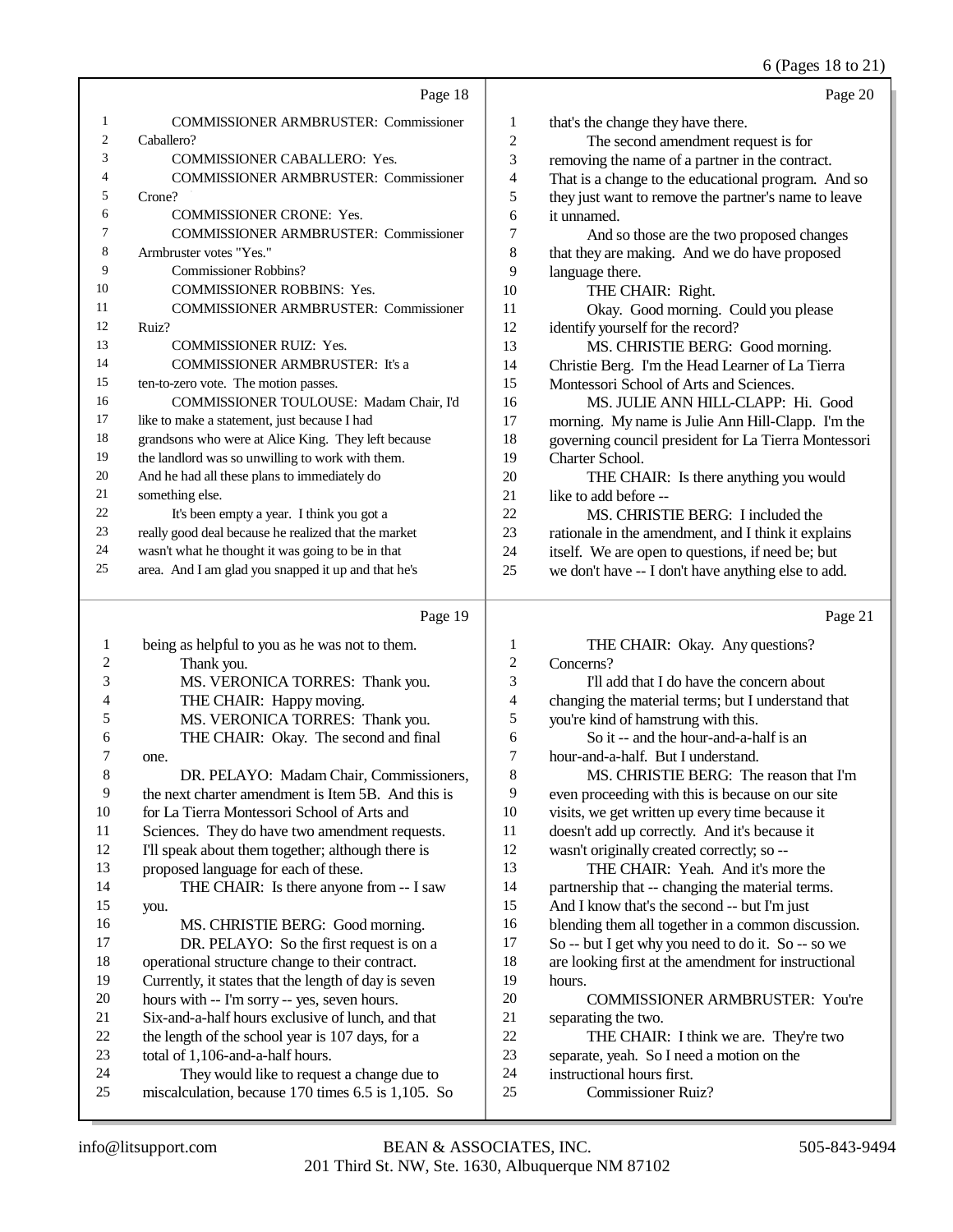Page 18

1 COMMISSIONER ARMBRUSTER: Commissioner
2 Caballero?
3 COMMISSIONER CABALLERO: Yes.
4 COMMISSIONER ARMBRUSTER: Commissioner
5 Crone?
6 COMMISSIONER CRONE: Yes.
7 COMMISSIONER ARMBRUSTER: Commissioner
8 Armbruster votes "Yes."
9 Commissioner Robbins?
10 COMMISSIONER ROBBINS: Yes.
11 COMMISSIONER ARMBRUSTER: Commissioner
12 Ruiz?
13 COMMISSIONER RUIZ: Yes.
14 COMMISSIONER ARMBRUSTER: It's a
15 ten-to-zero vote. The motion passes.
16 COMMISSIONER TOULOUSE: Madam Chair, I'd
17 like to make a statement, just because I had
18 grandsons who were at Alice King. They left because
19 the landlord was so unwilling to work with them.
20 And he had all these plans to immediately do
21 something else.
22 It's been empty a year. I think you got a
23 really good deal because he realized that the market
24 wasn't what he thought it was going to be in that
25 area. And I am glad you snapped it up and that he's

Page 19

1 being as helpful to you as he was not to them.
2 Thank you.
3 MS. VERONICA TORRES: Thank you.
4 THE CHAIR: Happy moving.
5 MS. VERONICA TORRES: Thank you.
6 THE CHAIR: Okay. The second and final
7 one.
8 DR. PELAYO: Madam Chair, Commissioners,
9 the next charter amendment is Item 5B. And this is
10 for La Tierra Montessori School of Arts and
11 Sciences. They do have two amendment requests.
12 I'll speak about them together; although there is
13 proposed language for each of these.
14 THE CHAIR: Is there anyone from -- I saw
15 you.
16 MS. CHRISTIE BERG: Good morning.
17 DR. PELAYO: So the first request is on a
18 operational structure change to their contract.
19 Currently, it states that the length of day is seven
20 hours with -- I'm sorry -- yes, seven hours.
21 Six-and-a-half hours exclusive of lunch, and that
22 the length of the school year is 107 days, for a
23 total of 1,106-and-a-half hours.
24 They would like to request a change due to
25 miscalculation, because 170 times 6.5 is 1,105. So

Page 20

1 that's the change they have there.
2 The second amendment request is for
3 removing the name of a partner in the contract.
4 That is a change to the educational program. And so
5 they just want to remove the partner's name to leave
6 it unnamed.
7 And so those are the two proposed changes
8 that they are making. And we do have proposed
9 language there.
10 THE CHAIR: Right.
11 Okay. Good morning. Could you please
12 identify yourself for the record?
13 MS. CHRISTIE BERG: Good morning.
14 Christie Berg. I'm the Head Learner of La Tierra
15 Montessori School of Arts and Sciences.
16 MS. JULIE ANN HILL-CLAPP: Hi. Good
17 morning. My name is Julie Ann Hill-Clapp. I'm the
18 governing council president for La Tierra Montessori
19 Charter School.
20 THE CHAIR: Is there anything you would
21 like to add before --
22 MS. CHRISTIE BERG: I included the
23 rationale in the amendment, and I think it explains
24 itself. We are open to questions, if need be; but
25 we don't have -- I don't have anything else to add.

Page 21

1 THE CHAIR: Okay. Any questions?
2 Concerns?
3 I'll add that I do have the concern about
4 changing the material terms; but I understand that
5 you're kind of hamstrung with this.
6 So it -- and the hour-and-a-half is an
7 hour-and-a-half. But I understand.
8 MS. CHRISTIE BERG: The reason that I'm
9 even proceeding with this is because on our site
10 visits, we get written up every time because it
11 doesn't add up correctly. And it's because it
12 wasn't originally created correctly; so --
13 THE CHAIR: Yeah. And it's more the
14 partnership that -- changing the material terms.
15 And I know that's the second -- but I'm just
16 blending them all together in a common discussion.
17 So -- but I get why you need to do it. So -- so we
18 are looking first at the amendment for instructional
19 hours.
20 COMMISSIONER ARMBRUSTER: You're
21 separating the two.
22 THE CHAIR: I think we are. They're two
23 separate, yeah. So I need a motion on the
24 instructional hours first.
25 Commissioner Ruiz?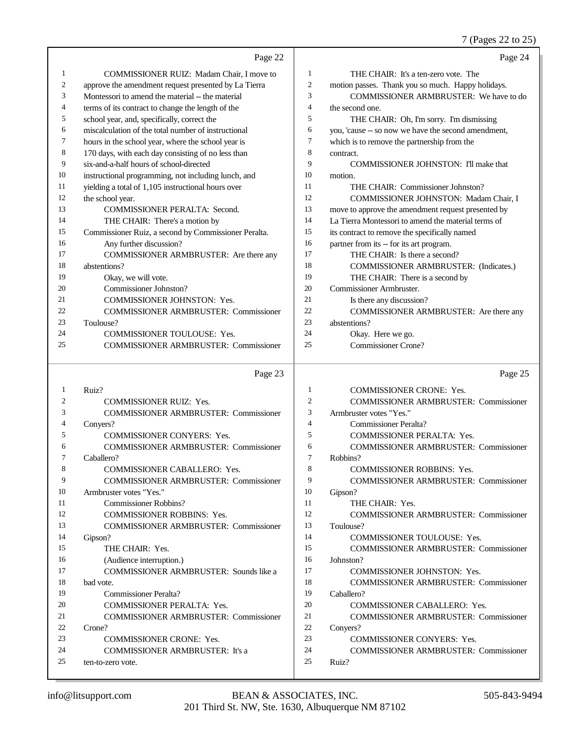Page 22

1 COMMISSIONER RUIZ: Madam Chair, I move to
2 approve the amendment request presented by La Tierra
3 Montessori to amend the material -- the material
4 terms of its contract to change the length of the
5 school year, and, specifically, correct the
6 miscalculation of the total number of instructional
7 hours in the school year, where the school year is
8 170 days, with each day consisting of no less than
9 six-and-a-half hours of school-directed
10 instructional programming, not including lunch, and
11 yielding a total of 1,105 instructional hours over
12 the school year.
13 COMMISSIONER PERALTA: Second.
14 THE CHAIR: There's a motion by
15 Commissioner Ruiz, a second by Commissioner Peralta.
16 Any further discussion?
17 COMMISSIONER ARMBRUSTER: Are there any
18 abstentions?
19 Okay, we will vote.
20 Commissioner Johnston?
21 COMMISSIONER JOHNSTON: Yes.
22 COMMISSIONER ARMBRUSTER: Commissioner
23 Toulouse?
24 COMMISSIONER TOULOUSE: Yes.
25 COMMISSIONER ARMBRUSTER: Commissioner

Page 23

1 Ruiz?
2 COMMISSIONER RUIZ: Yes.
3 COMMISSIONER ARMBRUSTER: Commissioner
4 Conyers?
5 COMMISSIONER CONYERS: Yes.
6 COMMISSIONER ARMBRUSTER: Commissioner
7 Caballero?
8 COMMISSIONER CABALLERO: Yes.
9 COMMISSIONER ARMBRUSTER: Commissioner
10 Armbruster votes "Yes."
11 Commissioner Robbins?
12 COMMISSIONER ROBBINS: Yes.
13 COMMISSIONER ARMBRUSTER: Commissioner
14 Gipson?
15 THE CHAIR: Yes.
16 (Audience interruption.)
17 COMMISSIONER ARMBRUSTER: Sounds like a
18 bad vote.
19 Commissioner Peralta?
20 COMMISSIONER PERALTA: Yes.
21 COMMISSIONER ARMBRUSTER: Commissioner
22 Crone?
23 COMMISSIONER CRONE: Yes.
24 COMMISSIONER ARMBRUSTER: It's a
25 ten-to-zero vote.

Page 24

1 THE CHAIR: It's a ten-zero vote. The
2 motion passes. Thank you so much. Happy holidays.
3 COMMISSIONER ARMBRUSTER: We have to do
4 the second one.
5 THE CHAIR: Oh, I'm sorry. I'm dismissing
6 you, 'cause -- so now we have the second amendment,
7 which is to remove the partnership from the
8 contract.
9 COMMISSIONER JOHNSTON: I'll make that
10 motion.
11 THE CHAIR: Commissioner Johnston?
12 COMMISSIONER JOHNSTON: Madam Chair, I
13 move to approve the amendment request presented by
14 La Tierra Montessori to amend the material terms of
15 its contract to remove the specifically named
16 partner from its -- for its art program.
17 THE CHAIR: Is there a second?
18 COMMISSIONER ARMBRUSTER: (Indicates.)
19 THE CHAIR: There is a second by
20 Commissioner Armbruster.
21 Is there any discussion?
22 COMMISSIONER ARMBRUSTER: Are there any
23 abstentions?
24 Okay. Here we go.
25 Commissioner Crone?

Page 25

1 COMMISSIONER CRONE: Yes.
2 COMMISSIONER ARMBRUSTER: Commissioner
3 Armbruster votes "Yes."
4 Commissioner Peralta?
5 COMMISSIONER PERALTA: Yes.
6 COMMISSIONER ARMBRUSTER: Commissioner
7 Robbins?
8 COMMISSIONER ROBBINS: Yes.
9 COMMISSIONER ARMBRUSTER: Commissioner
10 Gipson?
11 THE CHAIR: Yes.
12 COMMISSIONER ARMBRUSTER: Commissioner
13 Toulouse?
14 COMMISSIONER TOULOUSE: Yes.
15 COMMISSIONER ARMBRUSTER: Commissioner
16 Johnston?
17 COMMISSIONER JOHNSTON: Yes.
18 COMMISSIONER ARMBRUSTER: Commissioner
19 Caballero?
20 COMMISSIONER CABALLERO: Yes.
21 COMMISSIONER ARMBRUSTER: Commissioner
22 Conyers?
23 COMMISSIONER CONYERS: Yes.
24 COMMISSIONER ARMBRUSTER: Commissioner
25 Ruiz?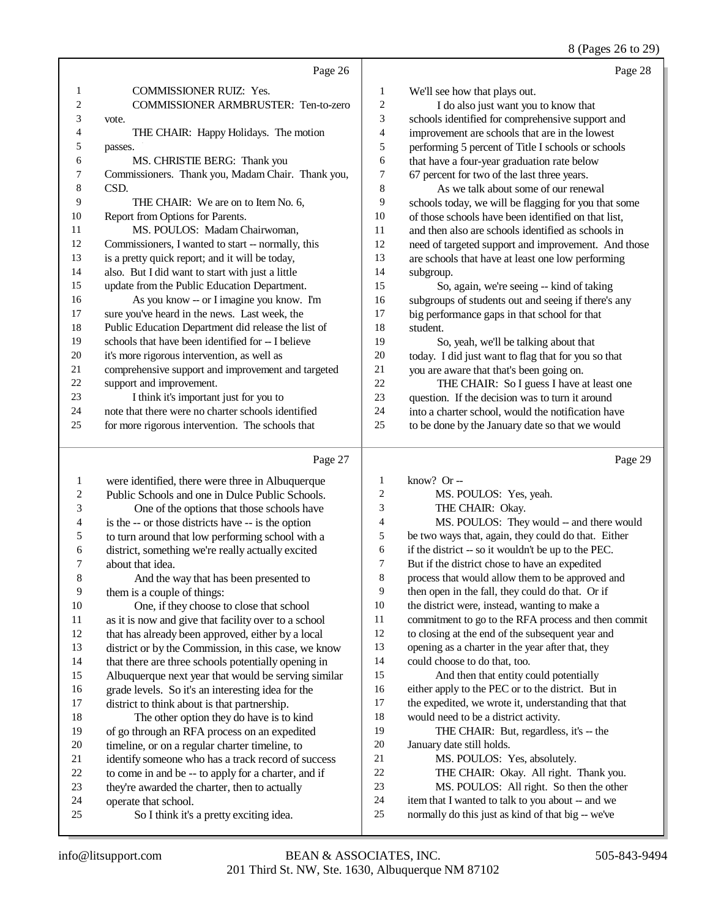Page 26

1 COMMISSIONER RUIZ: Yes.
2 COMMISSIONER ARMBRUSTER: Ten-to-zero
3 vote.
4 THE CHAIR: Happy Holidays. The motion
5 passes.
6 MS. CHRISTIE BERG: Thank you
7 Commissioners. Thank you, Madam Chair. Thank you,
8 CSD.
9 THE CHAIR: We are on to Item No. 6,
10 Report from Options for Parents.
11 MS. POULOS: Madam Chairwoman,
12 Commissioners, I wanted to start -- normally, this
13 is a pretty quick report; and it will be today,
14 also. But I did want to start with just a little
15 update from the Public Education Department.
16 As you know -- or I imagine you know. I'm
17 sure you've heard in the news. Last week, the
18 Public Education Department did release the list of
19 schools that have been identified for -- I believe
20 it's more rigorous intervention, as well as
21 comprehensive support and improvement and targeted
22 support and improvement.
23 I think it's important just for you to
24 note that there were no charter schools identified
25 for more rigorous intervention. The schools that

Page 27

1 were identified, there were three in Albuquerque
2 Public Schools and one in Dulce Public Schools.
3 One of the options that those schools have
4 is the -- or those districts have -- is the option
5 to turn around that low performing school with a
6 district, something we're really actually excited
7 about that idea.
8 And the way that has been presented to
9 them is a couple of things:
10 One, if they choose to close that school
11 as it is now and give that facility over to a school
12 that has already been approved, either by a local
13 district or by the Commission, in this case, we know
14 that there are three schools potentially opening in
15 Albuquerque next year that would be serving similar
16 grade levels. So it's an interesting idea for the
17 district to think about is that partnership.
18 The other option they do have is to kind
19 of go through an RFA process on an expedited
20 timeline, or on a regular charter timeline, to
21 identify someone who has a track record of success
22 to come in and be -- to apply for a charter, and if
23 they're awarded the charter, then to actually
24 operate that school.
25 So I think it's a pretty exciting idea.

Page 28

1 We'll see how that plays out.
2 I do also just want you to know that
3 schools identified for comprehensive support and
4 improvement are schools that are in the lowest
5 performing 5 percent of Title I schools or schools
6 that have a four-year graduation rate below
7 67 percent for two of the last three years.
8 As we talk about some of our renewal
9 schools today, we will be flagging for you that some
10 of those schools have been identified on that list,
11 and then also are schools identified as schools in
12 need of targeted support and improvement. And those
13 are schools that have at least one low performing
14 subgroup.
15 So, again, we're seeing -- kind of taking
16 subgroups of students out and seeing if there's any
17 big performance gaps in that school for that
18 student.
19 So, yeah, we'll be talking about that
20 today. I did just want to flag that for you so that
21 you are aware that that's been going on.
22 THE CHAIR: So I guess I have at least one
23 question. If the decision was to turn it around
24 into a charter school, would the notification have
25 to be done by the January date so that we would

Page 29

1 know? Or --
2 MS. POULOS: Yes, yeah.
3 THE CHAIR: Okay.
4 MS. POULOS: They would -- and there would
5 be two ways that, again, they could do that. Either
6 if the district -- so it wouldn't be up to the PEC.
7 But if the district chose to have an expedited
8 process that would allow them to be approved and
9 then open in the fall, they could do that. Or if
10 the district were, instead, wanting to make a
11 commitment to go to the RFA process and then commit
12 to closing at the end of the subsequent year and
13 opening as a charter in the year after that, they
14 could choose to do that, too.
15 And then that entity could potentially
16 either apply to the PEC or to the district. But in
17 the expedited, we wrote it, understanding that that
18 would need to be a district activity.
19 THE CHAIR: But, regardless, it's -- the
20 January date still holds.
21 MS. POULOS: Yes, absolutely.
22 THE CHAIR: Okay. All right. Thank you.
23 MS. POULOS: All right. So then the other
24 item that I wanted to talk to you about -- and we
25 normally do this just as kind of that big -- we've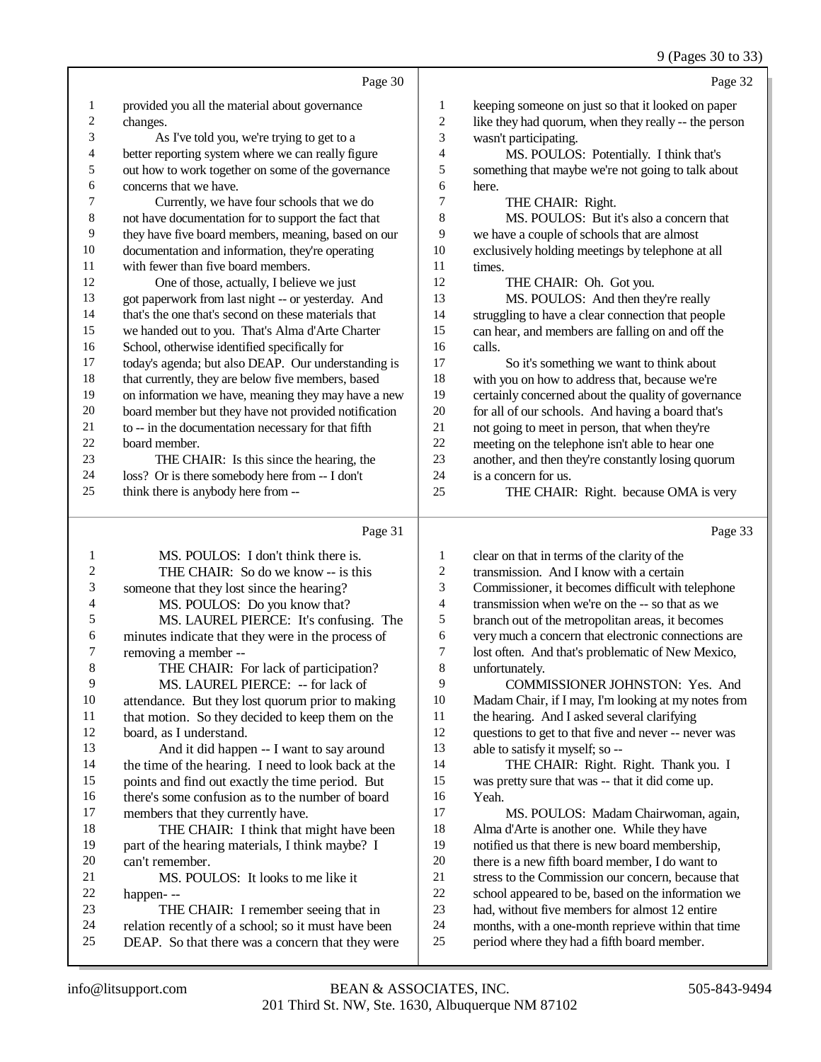Page 30

1 provided you all the material about governance
2 changes.
3 As I've told you, we're trying to get to a
4 better reporting system where we can really figure
5 out how to work together on some of the governance
6 concerns that we have.
7 Currently, we have four schools that we do
8 not have documentation for to support the fact that
9 they have five board members, meaning, based on our
10 documentation and information, they're operating
11 with fewer than five board members.
12 One of those, actually, I believe we just
13 got paperwork from last night -- or yesterday. And
14 that's the one that's second on these materials that
15 we handed out to you. That's Alma d'Arte Charter
16 School, otherwise identified specifically for
17 today's agenda; but also DEAP. Our understanding is
18 that currently, they are below five members, based
19 on information we have, meaning they may have a new
20 board member but they have not provided notification
21 to -- in the documentation necessary for that fifth
22 board member.
23 THE CHAIR: Is this since the hearing, the
24 loss? Or is there somebody here from -- I don't
25 think there is anybody here from --

Page 31

1 MS. POULOS: I don't think there is.
2 THE CHAIR: So do we know -- is this
3 someone that they lost since the hearing?
4 MS. POULOS: Do you know that?
5 MS. LAUREL PIERCE: It's confusing. The
6 minutes indicate that they were in the process of
7 removing a member --
8 THE CHAIR: For lack of participation?
9 MS. LAUREL PIERCE: -- for lack of
10 attendance. But they lost quorum prior to making
11 that motion. So they decided to keep them on the
12 board, as I understand.
13 And it did happen -- I want to say around
14 the time of the hearing. I need to look back at the
15 points and find out exactly the time period. But
16 there's some confusion as to the number of board
17 members that they currently have.
18 THE CHAIR: I think that might have been
19 part of the hearing materials, I think maybe? I
20 can't remember.
21 MS. POULOS: It looks to me like it
22 happen- --
23 THE CHAIR: I remember seeing that in
24 relation recently of a school; so it must have been
25 DEAP. So that there was a concern that they were

Page 32

1 keeping someone on just so that it looked on paper
2 like they had quorum, when they really -- the person
3 wasn't participating.
4 MS. POULOS: Potentially. I think that's
5 something that maybe we're not going to talk about
6 here.
7 THE CHAIR: Right.
8 MS. POULOS: But it's also a concern that
9 we have a couple of schools that are almost
10 exclusively holding meetings by telephone at all
11 times.
12 THE CHAIR: Oh. Got you.
13 MS. POULOS: And then they're really
14 struggling to have a clear connection that people
15 can hear, and members are falling on and off the
16 calls.
17 So it's something we want to think about
18 with you on how to address that, because we're
19 certainly concerned about the quality of governance
20 for all of our schools. And having a board that's
21 not going to meet in person, that when they're
22 meeting on the telephone isn't able to hear one
23 another, and then they're constantly losing quorum
24 is a concern for us.
25 THE CHAIR: Right. because OMA is very

Page 33

1 clear on that in terms of the clarity of the
2 transmission. And I know with a certain
3 Commissioner, it becomes difficult with telephone
4 transmission when we're on the -- so that as we
5 branch out of the metropolitan areas, it becomes
6 very much a concern that electronic connections are
7 lost often. And that's problematic of New Mexico,
8 unfortunately.
9 COMMISSIONER JOHNSTON: Yes. And
10 Madam Chair, if I may, I'm looking at my notes from
11 the hearing. And I asked several clarifying
12 questions to get to that five and never -- never was
13 able to satisfy it myself; so --
14 THE CHAIR: Right. Right. Thank you. I
15 was pretty sure that was -- that it did come up.
16 Yeah.
17 MS. POULOS: Madam Chairwoman, again,
18 Alma d'Arte is another one. While they have
19 notified us that there is new board membership,
20 there is a new fifth board member, I do want to
21 stress to the Commission our concern, because that
22 school appeared to be, based on the information we
23 had, without five members for almost 12 entire
24 months, with a one-month reprieve within that time
25 period where they had a fifth board member.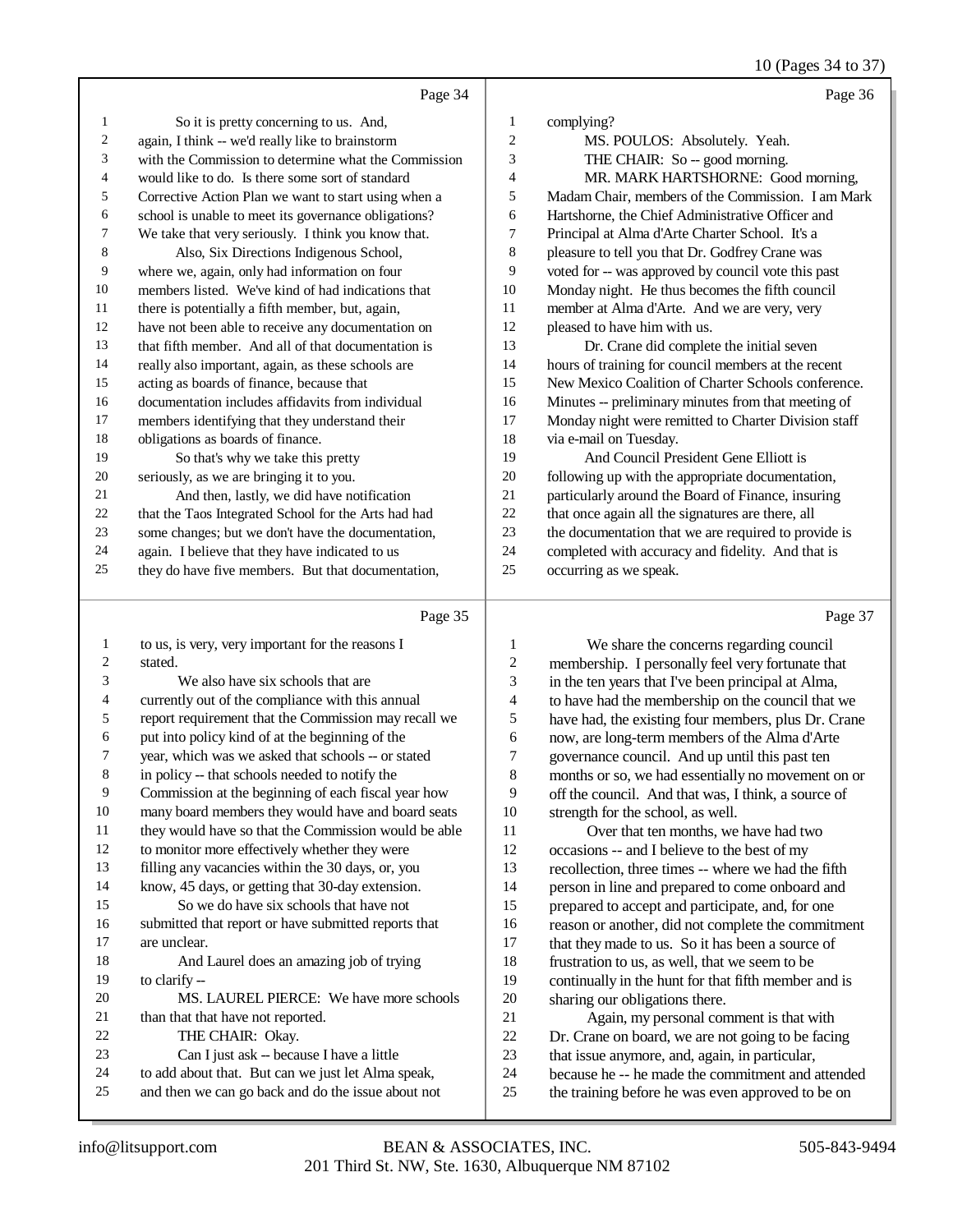Page 34

1 So it is pretty concerning to us. And,
2 again, I think -- we'd really like to brainstorm
3 with the Commission to determine what the Commission
4 would like to do. Is there some sort of standard
5 Corrective Action Plan we want to start using when a
6 school is unable to meet its governance obligations?
7 We take that very seriously. I think you know that.
8 Also, Six Directions Indigenous School,
9 where we, again, only had information on four
10 members listed. We've kind of had indications that
11 there is potentially a fifth member, but, again,
12 have not been able to receive any documentation on
13 that fifth member. And all of that documentation is
14 really also important, again, as these schools are
15 acting as boards of finance, because that
16 documentation includes affidavits from individual
17 members identifying that they understand their
18 obligations as boards of finance.
19 So that's why we take this pretty
20 seriously, as we are bringing it to you.
21 And then, lastly, we did have notification
22 that the Taos Integrated School for the Arts had had
23 some changes; but we don't have the documentation,
24 again. I believe that they have indicated to us
25 they do have five members. But that documentation,

Page 35

1 to us, is very, very important for the reasons I
2 stated.
3 We also have six schools that are
4 currently out of the compliance with this annual
5 report requirement that the Commission may recall we
6 put into policy kind of at the beginning of the
7 year, which was we asked that schools -- or stated
8 in policy -- that schools needed to notify the
9 Commission at the beginning of each fiscal year how
10 many board members they would have and board seats
11 they would have so that the Commission would be able
12 to monitor more effectively whether they were
13 filling any vacancies within the 30 days, or, you
14 know, 45 days, or getting that 30-day extension.
15 So we do have six schools that have not
16 submitted that report or have submitted reports that
17 are unclear.
18 And Laurel does an amazing job of trying
19 to clarify --
20 MS. LAUREL PIERCE: We have more schools
21 than that that have not reported.
22 THE CHAIR: Okay.
23 Can I just ask -- because I have a little
24 to add about that. But can we just let Alma speak,
25 and then we can go back and do the issue about not

Page 36

1 complying?
2 MS. POULOS: Absolutely. Yeah.
3 THE CHAIR: So -- good morning.
4 MR. MARK HARTSHORNE: Good morning,
5 Madam Chair, members of the Commission. I am Mark
6 Hartshorne, the Chief Administrative Officer and
7 Principal at Alma d'Arte Charter School. It's a
8 pleasure to tell you that Dr. Godfrey Crane was
9 voted for -- was approved by council vote this past
10 Monday night. He thus becomes the fifth council
11 member at Alma d'Arte. And we are very, very
12 pleased to have him with us.
13 Dr. Crane did complete the initial seven
14 hours of training for council members at the recent
15 New Mexico Coalition of Charter Schools conference.
16 Minutes -- preliminary minutes from that meeting of
17 Monday night were remitted to Charter Division staff
18 via e-mail on Tuesday.
19 And Council President Gene Elliott is
20 following up with the appropriate documentation,
21 particularly around the Board of Finance, insuring
22 that once again all the signatures are there, all
23 the documentation that we are required to provide is
24 completed with accuracy and fidelity. And that is
25 occurring as we speak.

Page 37

1 We share the concerns regarding council
2 membership. I personally feel very fortunate that
3 in the ten years that I've been principal at Alma,
4 to have had the membership on the council that we
5 have had, the existing four members, plus Dr. Crane
6 now, are long-term members of the Alma d'Arte
7 governance council. And up until this past ten
8 months or so, we had essentially no movement on or
9 off the council. And that was, I think, a source of
10 strength for the school, as well.
11 Over that ten months, we have had two
12 occasions -- and I believe to the best of my
13 recollection, three times -- where we had the fifth
14 person in line and prepared to come onboard and
15 prepared to accept and participate, and, for one
16 reason or another, did not complete the commitment
17 that they made to us. So it has been a source of
18 frustration to us, as well, that we seem to be
19 continually in the hunt for that fifth member and is
20 sharing our obligations there.
21 Again, my personal comment is that with
22 Dr. Crane on board, we are not going to be facing
23 that issue anymore, and, again, in particular,
24 because he -- he made the commitment and attended
25 the training before he was even approved to be on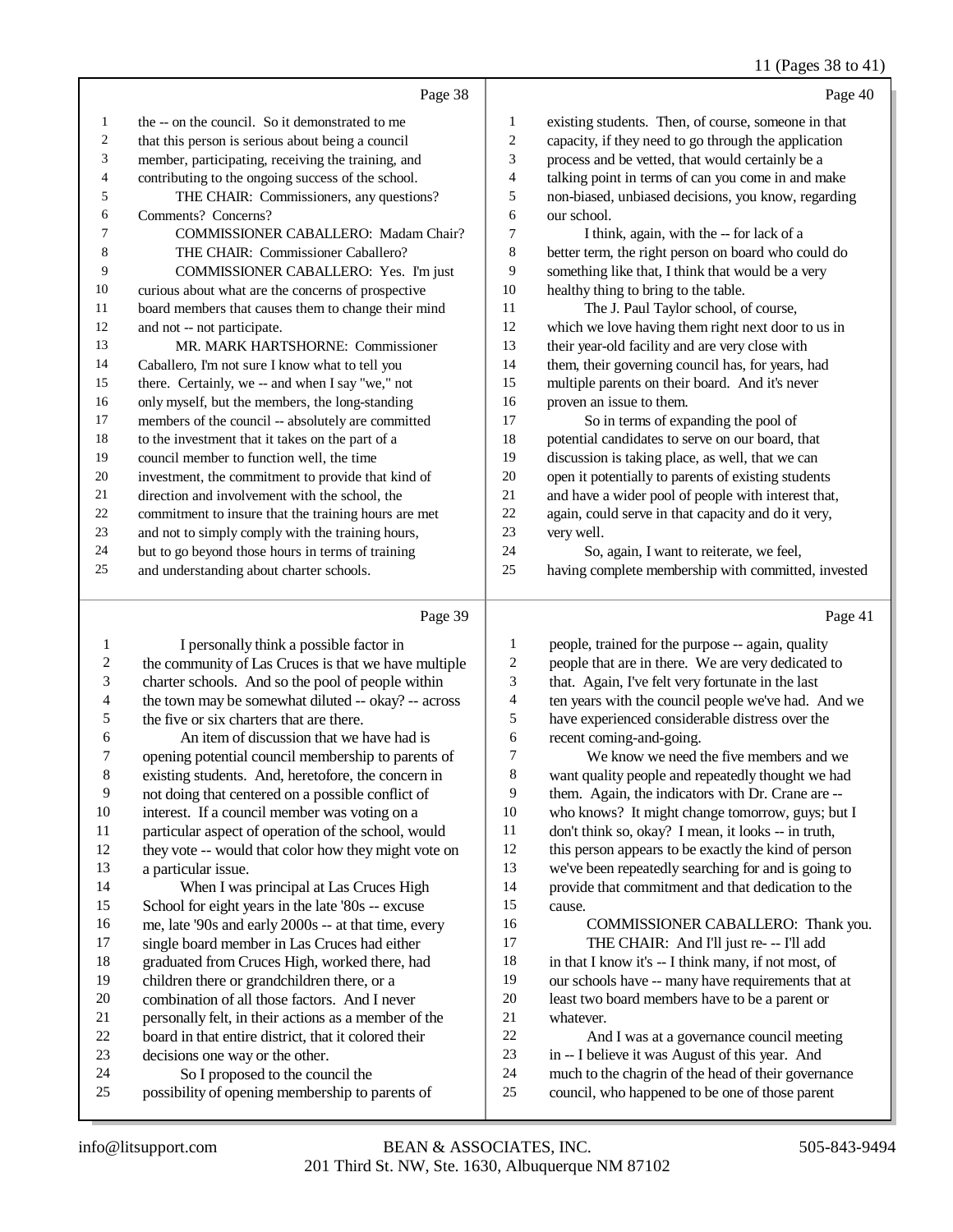Page 38

1 the -- on the council. So it demonstrated to me
2 that this person is serious about being a council
3 member, participating, receiving the training, and
4 contributing to the ongoing success of the school.
5 THE CHAIR: Commissioners, any questions?
6 Comments? Concerns?
7 COMMISSIONER CABALLERO: Madam Chair?
8 THE CHAIR: Commissioner Caballero?
9 COMMISSIONER CABALLERO: Yes. I'm just
10 curious about what are the concerns of prospective
11 board members that causes them to change their mind
12 and not -- not participate.
13 MR. MARK HARTSHORNE: Commissioner
14 Caballero, I'm not sure I know what to tell you
15 there. Certainly, we -- and when I say "we," not
16 only myself, but the members, the long-standing
17 members of the council -- absolutely are committed
18 to the investment that it takes on the part of a
19 council member to function well, the time
20 investment, the commitment to provide that kind of
21 direction and involvement with the school, the
22 commitment to insure that the training hours are met
23 and not to simply comply with the training hours,
24 but to go beyond those hours in terms of training
25 and understanding about charter schools.

Page 39

1 I personally think a possible factor in
2 the community of Las Cruces is that we have multiple
3 charter schools. And so the pool of people within
4 the town may be somewhat diluted -- okay? -- across
5 the five or six charters that are there.
6 An item of discussion that we have had is
7 opening potential council membership to parents of
8 existing students. And, heretofore, the concern in
9 not doing that centered on a possible conflict of
10 interest. If a council member was voting on a
11 particular aspect of operation of the school, would
12 they vote -- would that color how they might vote on
13 a particular issue.
14 When I was principal at Las Cruces High
15 School for eight years in the late '80s -- excuse
16 me, late '90s and early 2000s -- at that time, every
17 single board member in Las Cruces had either
18 graduated from Cruces High, worked there, had
19 children there or grandchildren there, or a
20 combination of all those factors. And I never
21 personally felt, in their actions as a member of the
22 board in that entire district, that it colored their
23 decisions one way or the other.
24 So I proposed to the council the
25 possibility of opening membership to parents of

Page 40

1 existing students. Then, of course, someone in that
2 capacity, if they need to go through the application
3 process and be vetted, that would certainly be a
4 talking point in terms of can you come in and make
5 non-biased, unbiased decisions, you know, regarding
6 our school.
7 I think, again, with the -- for lack of a
8 better term, the right person on board who could do
9 something like that, I think that would be a very
10 healthy thing to bring to the table.
11 The J. Paul Taylor school, of course,
12 which we love having them right next door to us in
13 their year-old facility and are very close with
14 them, their governing council has, for years, had
15 multiple parents on their board. And it's never
16 proven an issue to them.
17 So in terms of expanding the pool of
18 potential candidates to serve on our board, that
19 discussion is taking place, as well, that we can
20 open it potentially to parents of existing students
21 and have a wider pool of people with interest that,
22 again, could serve in that capacity and do it very,
23 very well.
24 So, again, I want to reiterate, we feel,
25 having complete membership with committed, invested

Page 41

1 people, trained for the purpose -- again, quality
2 people that are in there. We are very dedicated to
3 that. Again, I've felt very fortunate in the last
4 ten years with the council people we've had. And we
5 have experienced considerable distress over the
6 recent coming-and-going.
7 We know we need the five members and we
8 want quality people and repeatedly thought we had
9 them. Again, the indicators with Dr. Crane are --
10 who knows? It might change tomorrow, guys; but I
11 don't think so, okay? I mean, it looks -- in truth,
12 this person appears to be exactly the kind of person
13 we've been repeatedly searching for and is going to
14 provide that commitment and that dedication to the
15 cause.
16 COMMISSIONER CABALLERO: Thank you.
17 THE CHAIR: And I'll just re- -- I'll add
18 in that I know it's -- I think many, if not most, of
19 our schools have -- many have requirements that at
20 least two board members have to be a parent or
21 whatever.
22 And I was at a governance council meeting
23 in -- I believe it was August of this year. And
24 much to the chagrin of the head of their governance
25 council, who happened to be one of those parent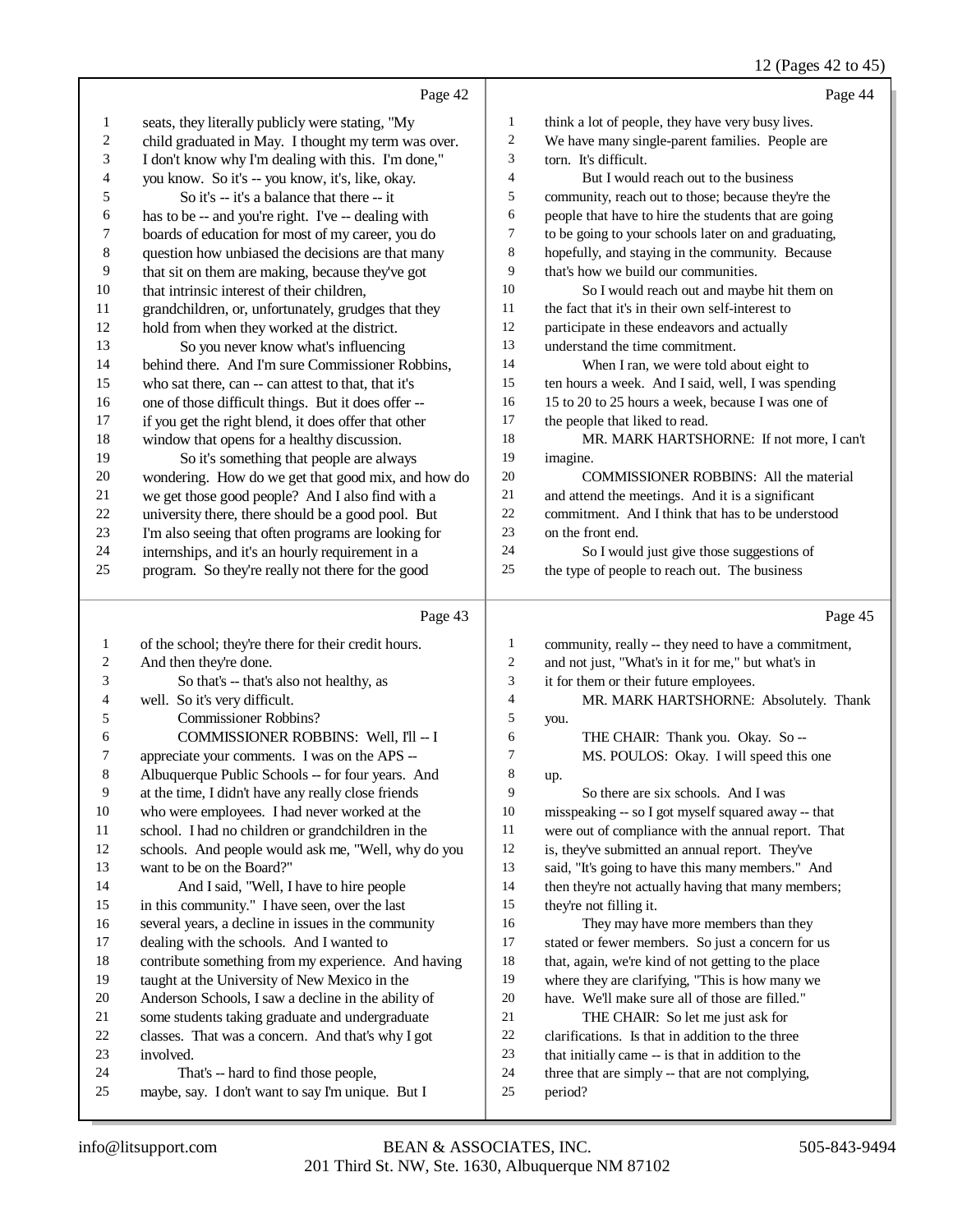Page 42

1 seats, they literally publicly were stating, "My
2 child graduated in May. I thought my term was over.
3 I don't know why I'm dealing with this. I'm done,"
4 you know. So it's -- you know, it's, like, okay.
5 So it's -- it's a balance that there -- it
6 has to be -- and you're right. I've -- dealing with
7 boards of education for most of my career, you do
8 question how unbiased the decisions are that many
9 that sit on them are making, because they've got
10 that intrinsic interest of their children,
11 grandchildren, or, unfortunately, grudges that they
12 hold from when they worked at the district.
13 So you never know what's influencing
14 behind there. And I'm sure Commissioner Robbins,
15 who sat there, can -- can attest to that, that it's
16 one of those difficult things. But it does offer --
17 if you get the right blend, it does offer that other
18 window that opens for a healthy discussion.
19 So it's something that people are always
20 wondering. How do we get that good mix, and how do
21 we get those good people? And I also find with a
22 university there, there should be a good pool. But
23 I'm also seeing that often programs are looking for
24 internships, and it's an hourly requirement in a
25 program. So they're really not there for the good

Page 43

1 of the school; they're there for their credit hours.
2 And then they're done.
3 So that's -- that's also not healthy, as
4 well. So it's very difficult.
5 Commissioner Robbins?
6 COMMISSIONER ROBBINS: Well, I'll -- I
7 appreciate your comments. I was on the APS --
8 Albuquerque Public Schools -- for four years. And
9 at the time, I didn't have any really close friends
10 who were employees. I had never worked at the
11 school. I had no children or grandchildren in the
12 schools. And people would ask me, "Well, why do you
13 want to be on the Board?"
14 And I said, "Well, I have to hire people
15 in this community." I have seen, over the last
16 several years, a decline in issues in the community
17 dealing with the schools. And I wanted to
18 contribute something from my experience. And having
19 taught at the University of New Mexico in the
20 Anderson Schools, I saw a decline in the ability of
21 some students taking graduate and undergraduate
22 classes. That was a concern. And that's why I got
23 involved.
24 That's -- hard to find those people,
25 maybe, say. I don't want to say I'm unique. But I

Page 44

1 think a lot of people, they have very busy lives.
2 We have many single-parent families. People are
3 torn. It's difficult.
4 But I would reach out to the business
5 community, reach out to those; because they're the
6 people that have to hire the students that are going
7 to be going to your schools later on and graduating,
8 hopefully, and staying in the community. Because
9 that's how we build our communities.
10 So I would reach out and maybe hit them on
11 the fact that it's in their own self-interest to
12 participate in these endeavors and actually
13 understand the time commitment.
14 When I ran, we were told about eight to
15 ten hours a week. And I said, well, I was spending
16 15 to 20 to 25 hours a week, because I was one of
17 the people that liked to read.
18 MR. MARK HARTSHORNE: If not more, I can't
19 imagine.
20 COMMISSIONER ROBBINS: All the material
21 and attend the meetings. And it is a significant
22 commitment. And I think that has to be understood
23 on the front end.
24 So I would just give those suggestions of
25 the type of people to reach out. The business

Page 45

1 community, really -- they need to have a commitment,
2 and not just, "What's in it for me," but what's in
3 it for them or their future employees.
4 MR. MARK HARTSHORNE: Absolutely. Thank
5 you.
6 THE CHAIR: Thank you. Okay. So --
7 MS. POULOS: Okay. I will speed this one
8 up.
9 So there are six schools. And I was
10 misspeaking -- so I got myself squared away -- that
11 were out of compliance with the annual report. That
12 is, they've submitted an annual report. They've
13 said, "It's going to have this many members." And
14 then they're not actually having that many members;
15 they're not filling it.
16 They may have more members than they
17 stated or fewer members. So just a concern for us
18 that, again, we're kind of not getting to the place
19 where they are clarifying, "This is how many we
20 have. We'll make sure all of those are filled."
21 THE CHAIR: So let me just ask for
22 clarifications. Is that in addition to the three
23 that initially came -- is that in addition to the
24 three that are simply -- that are not complying,
25 period?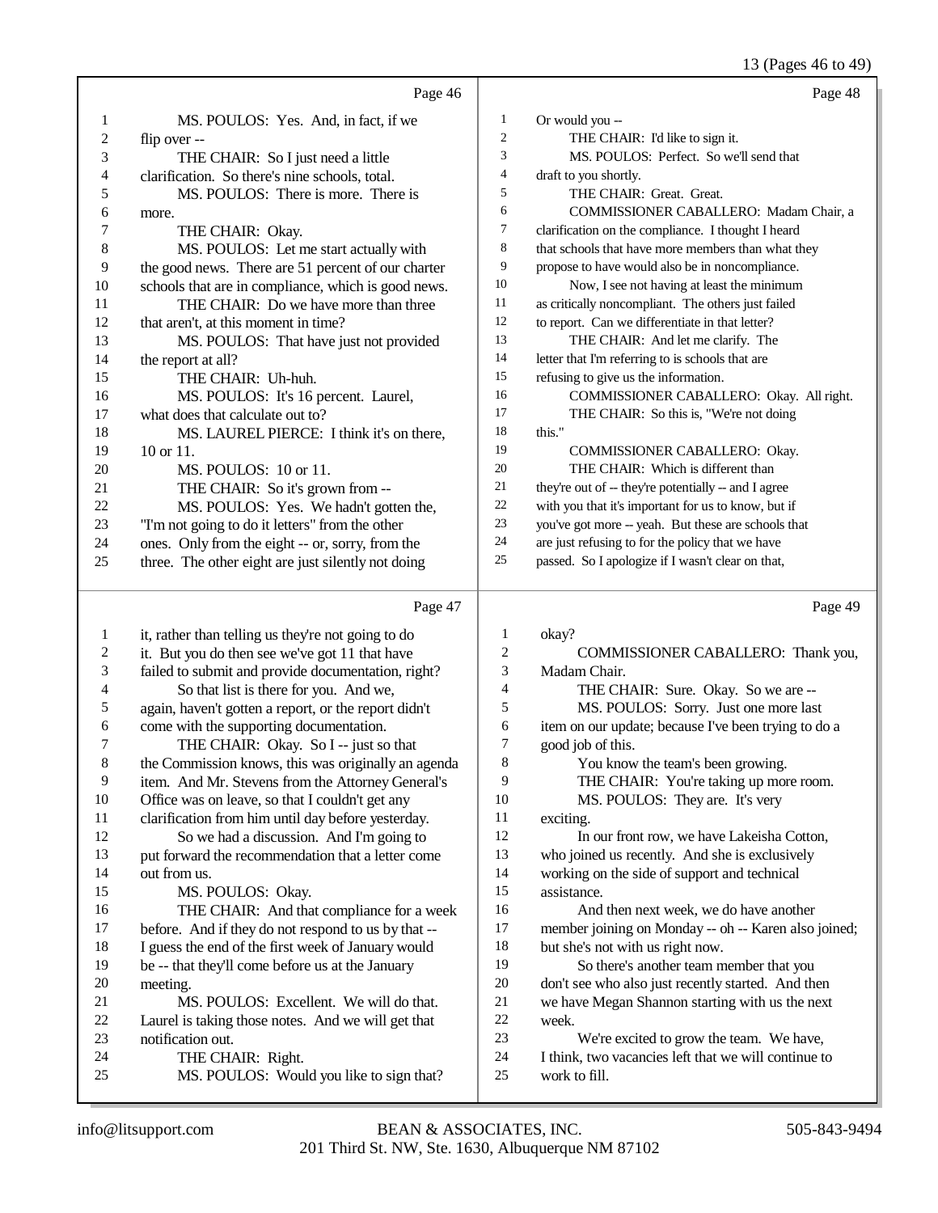Page 46

1 MS. POULOS: Yes. And, in fact, if we
2 flip over --
3 THE CHAIR: So I just need a little
4 clarification. So there's nine schools, total.
5 MS. POULOS: There is more. There is
6 more.
7 THE CHAIR: Okay.
8 MS. POULOS: Let me start actually with
9 the good news. There are 51 percent of our charter
10 schools that are in compliance, which is good news.
11 THE CHAIR: Do we have more than three
12 that aren't, at this moment in time?
13 MS. POULOS: That have just not provided
14 the report at all?
15 THE CHAIR: Uh-huh.
16 MS. POULOS: It's 16 percent. Laurel,
17 what does that calculate out to?
18 MS. LAUREL PIERCE: I think it's on there,
19 10 or 11.
20 MS. POULOS: 10 or 11.
21 THE CHAIR: So it's grown from --
22 MS. POULOS: Yes. We hadn't gotten the,
23 "I'm not going to do it letters" from the other
24 ones. Only from the eight -- or, sorry, from the
25 three. The other eight are just silently not doing

Page 47

1 it, rather than telling us they're not going to do
2 it. But you do then see we've got 11 that have
3 failed to submit and provide documentation, right?
4 So that list is there for you. And we,
5 again, haven't gotten a report, or the report didn't
6 come with the supporting documentation.
7 THE CHAIR: Okay. So I -- just so that
8 the Commission knows, this was originally an agenda
9 item. And Mr. Stevens from the Attorney General's
10 Office was on leave, so that I couldn't get any
11 clarification from him until day before yesterday.
12 So we had a discussion. And I'm going to
13 put forward the recommendation that a letter come
14 out from us.
15 MS. POULOS: Okay.
16 THE CHAIR: And that compliance for a week
17 before. And if they do not respond to us by that --
18 I guess the end of the first week of January would
19 be -- that they'll come before us at the January
20 meeting.
21 MS. POULOS: Excellent. We will do that.
22 Laurel is taking those notes. And we will get that
23 notification out.
24 THE CHAIR: Right.
25 MS. POULOS: Would you like to sign that?

Page 48

1 Or would you --
2 THE CHAIR: I'd like to sign it.
3 MS. POULOS: Perfect. So we'll send that
4 draft to you shortly.
5 THE CHAIR: Great. Great.
6 COMMISSIONER CABALLERO: Madam Chair, a
7 clarification on the compliance. I thought I heard
8 that schools that have more members than what they
9 propose to have would also be in noncompliance.
10 Now, I see not having at least the minimum
11 as critically noncompliant. The others just failed
12 to report. Can we differentiate in that letter?
13 THE CHAIR: And let me clarify. The
14 letter that I'm referring to is schools that are
15 refusing to give us the information.
16 COMMISSIONER CABALLERO: Okay. All right.
17 THE CHAIR: So this is, "We're not doing
18 this."
19 COMMISSIONER CABALLERO: Okay.
20 THE CHAIR: Which is different than
21 they're out of -- they're potentially -- and I agree
22 with you that it's important for us to know, but if
23 you've got more -- yeah. But these are schools that
24 are just refusing to for the policy that we have
25 passed. So I apologize if I wasn't clear on that,

Page 49

1 okay?
2 COMMISSIONER CABALLERO: Thank you,
3 Madam Chair.
4 THE CHAIR: Sure. Okay. So we are --
5 MS. POULOS: Sorry. Just one more last
6 item on our update; because I've been trying to do a
7 good job of this.
8 You know the team's been growing.
9 THE CHAIR: You're taking up more room.
10 MS. POULOS: They are. It's very
11 exciting.
12 In our front row, we have Lakeisha Cotton,
13 who joined us recently. And she is exclusively
14 working on the side of support and technical
15 assistance.
16 And then next week, we do have another
17 member joining on Monday -- oh -- Karen also joined;
18 but she's not with us right now.
19 So there's another team member that you
20 don't see who also just recently started. And then
21 we have Megan Shannon starting with us the next
22 week.
23 We're excited to grow the team. We have,
24 I think, two vacancies left that we will continue to
25 work to fill.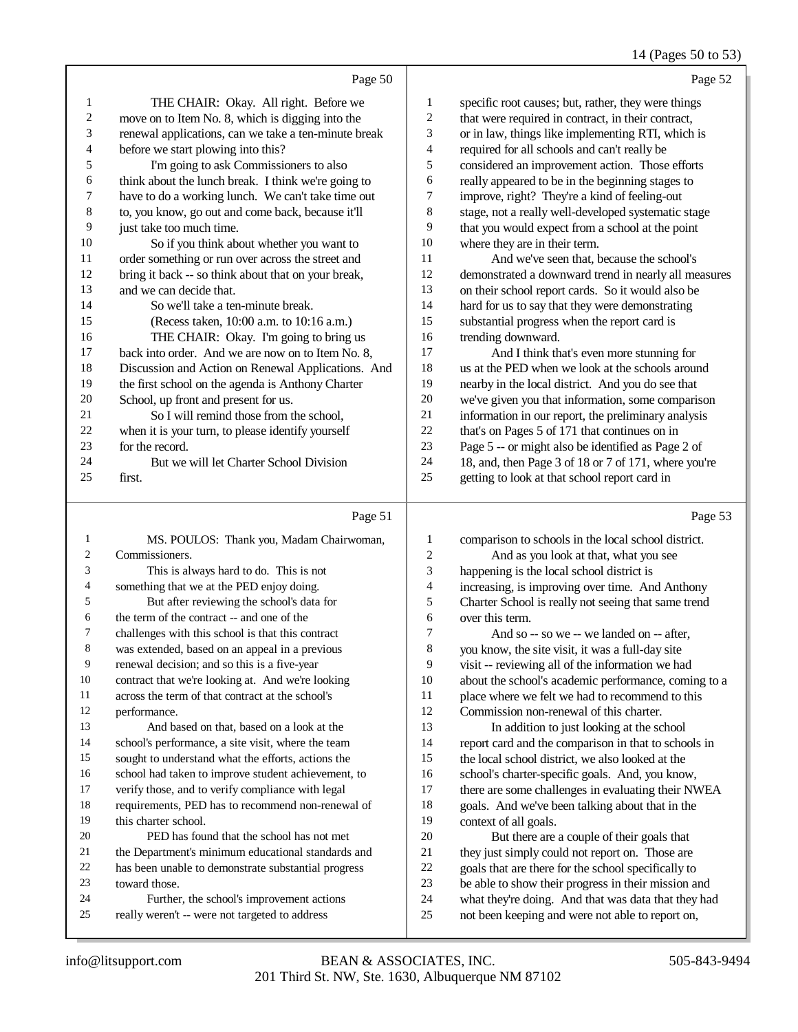Page 50

THE CHAIR: Okay. All right. Before we move on to Item No. 8, which is digging into the renewal applications, can we take a ten-minute break before we start plowing into this?

I'm going to ask Commissioners to also think about the lunch break. I think we're going to have to do a working lunch. We can't take time out to, you know, go out and come back, because it'll just take too much time.

So if you think about whether you want to order something or run over across the street and bring it back -- so think about that on your break, and we can decide that.

So we'll take a ten-minute break.

(Recess taken, 10:00 a.m. to 10:16 a.m.)

THE CHAIR: Okay. I'm going to bring us back into order. And we are now on to Item No. 8, Discussion and Action on Renewal Applications. And the first school on the agenda is Anthony Charter School, up front and present for us.

So I will remind those from the school, when it is your turn, to please identify yourself for the record.

But we will let Charter School Division first.

Page 51

MS. POULOS: Thank you, Madam Chairwoman, Commissioners.

This is always hard to do. This is not something that we at the PED enjoy doing.

But after reviewing the school's data for the term of the contract -- and one of the challenges with this school is that this contract was extended, based on an appeal in a previous renewal decision; and so this is a five-year contract that we're looking at. And we're looking across the term of that contract at the school's performance.

And based on that, based on a look at the school's performance, a site visit, where the team sought to understand what the efforts, actions the school had taken to improve student achievement, to verify those, and to verify compliance with legal requirements, PED has to recommend non-renewal of this charter school.

PED has found that the school has not met the Department's minimum educational standards and has been unable to demonstrate substantial progress toward those.

Further, the school's improvement actions really weren't -- were not targeted to address

Page 52

specific root causes; but, rather, they were things that were required in contract, in their contract, or in law, things like implementing RTI, which is required for all schools and can't really be considered an improvement action. Those efforts really appeared to be in the beginning stages to improve, right? They're a kind of feeling-out stage, not a really well-developed systematic stage that you would expect from a school at the point where they are in their term.

And we've seen that, because the school's demonstrated a downward trend in nearly all measures on their school report cards. So it would also be hard for us to say that they were demonstrating substantial progress when the report card is trending downward.

And I think that's even more stunning for us at the PED when we look at the schools around nearby in the local district. And you do see that we've given you that information, some comparison information in our report, the preliminary analysis that's on Pages 5 of 171 that continues on in Page 5 -- or might also be identified as Page 2 of 18, and, then Page 3 of 18 or 7 of 171, where you're getting to look at that school report card in

Page 53

comparison to schools in the local school district.

And as you look at that, what you see happening is the local school district is increasing, is improving over time. And Anthony Charter School is really not seeing that same trend over this term.

And so -- so we -- we landed on -- after, you know, the site visit, it was a full-day site visit -- reviewing all of the information we had about the school's academic performance, coming to a place where we felt we had to recommend to this Commission non-renewal of this charter.

In addition to just looking at the school report card and the comparison in that to schools in the local school district, we also looked at the school's charter-specific goals. And, you know, there are some challenges in evaluating their NWEA goals. And we've been talking about that in the context of all goals.

But there are a couple of their goals that they just simply could not report on. Those are goals that are there for the school specifically to be able to show their progress in their mission and what they're doing. And that was data that they had not been keeping and were not able to report on,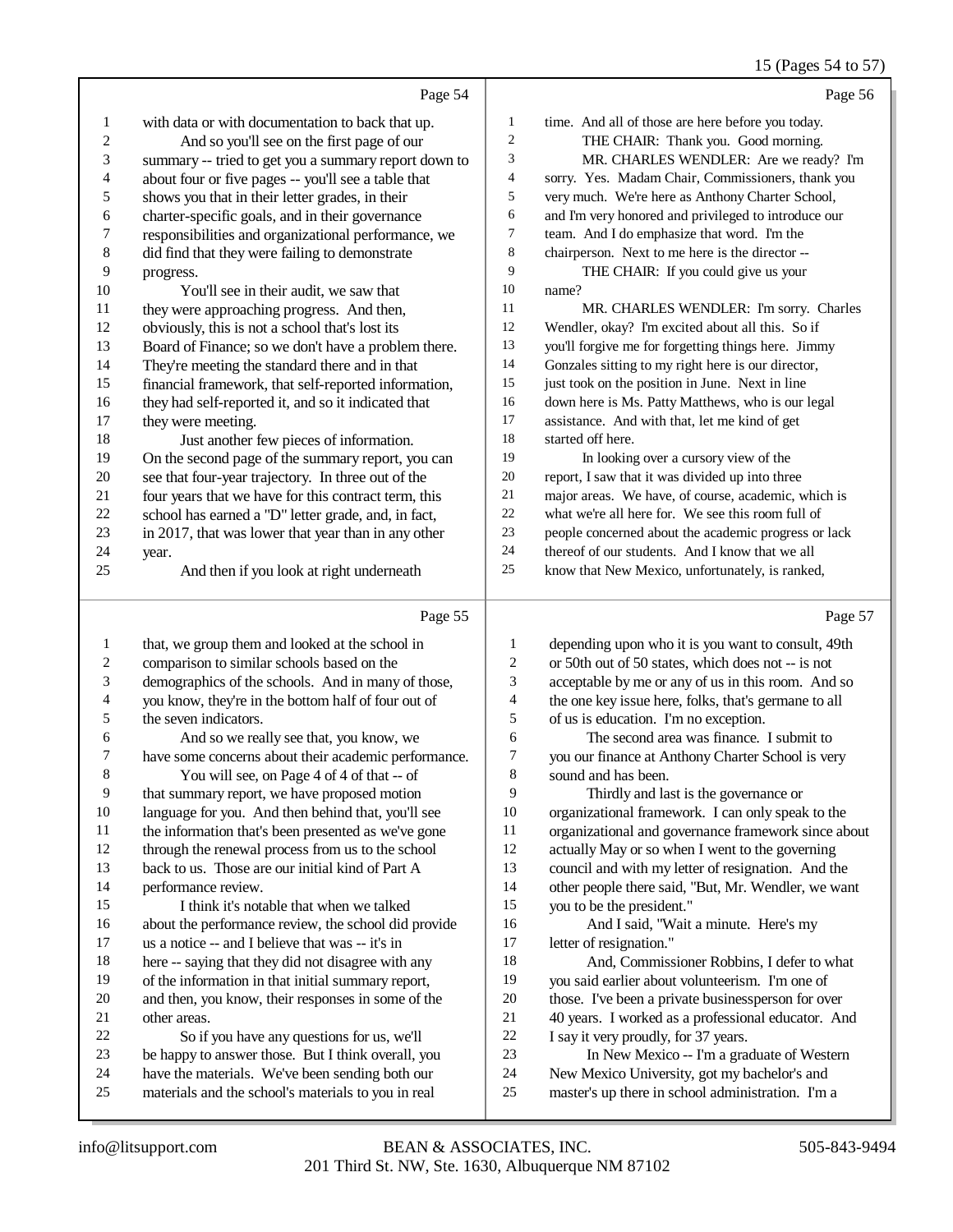Page 54

1 with data or with documentation to back that up.
2 And so you'll see on the first page of our
3 summary -- tried to get you a summary report down to
4 about four or five pages -- you'll see a table that
5 shows you that in their letter grades, in their
6 charter-specific goals, and in their governance
7 responsibilities and organizational performance, we
8 did find that they were failing to demonstrate
9 progress.
10 You'll see in their audit, we saw that
11 they were approaching progress. And then,
12 obviously, this is not a school that's lost its
13 Board of Finance; so we don't have a problem there.
14 They're meeting the standard there and in that
15 financial framework, that self-reported information,
16 they had self-reported it, and so it indicated that
17 they were meeting.
18 Just another few pieces of information.
19 On the second page of the summary report, you can
20 see that four-year trajectory. In three out of the
21 four years that we have for this contract term, this
22 school has earned a "D" letter grade, and, in fact,
23 in 2017, that was lower that year than in any other
24 year.
25 And then if you look at right underneath

Page 55

1 that, we group them and looked at the school in
2 comparison to similar schools based on the
3 demographics of the schools. And in many of those,
4 you know, they're in the bottom half of four out of
5 the seven indicators.
6 And so we really see that, you know, we
7 have some concerns about their academic performance.
8 You will see, on Page 4 of 4 of that -- of
9 that summary report, we have proposed motion
10 language for you. And then behind that, you'll see
11 the information that's been presented as we've gone
12 through the renewal process from us to the school
13 back to us. Those are our initial kind of Part A
14 performance review.
15 I think it's notable that when we talked
16 about the performance review, the school did provide
17 us a notice -- and I believe that was -- it's in
18 here -- saying that they did not disagree with any
19 of the information in that initial summary report,
20 and then, you know, their responses in some of the
21 other areas.
22 So if you have any questions for us, we'll
23 be happy to answer those. But I think overall, you
24 have the materials. We've been sending both our
25 materials and the school's materials to you in real

Page 56

1 time. And all of those are here before you today.
2 THE CHAIR: Thank you. Good morning.
3 MR. CHARLES WENDLER: Are we ready? I'm
4 sorry. Yes. Madam Chair, Commissioners, thank you
5 very much. We're here as Anthony Charter School,
6 and I'm very honored and privileged to introduce our
7 team. And I do emphasize that word. I'm the
8 chairperson. Next to me here is the director --
9 THE CHAIR: If you could give us your
10 name?
11 MR. CHARLES WENDLER: I'm sorry. Charles
12 Wendler, okay? I'm excited about all this. So if
13 you'll forgive me for forgetting things here. Jimmy
14 Gonzales sitting to my right here is our director,
15 just took on the position in June. Next in line
16 down here is Ms. Patty Matthews, who is our legal
17 assistance. And with that, let me kind of get
18 started off here.
19 In looking over a cursory view of the
20 report, I saw that it was divided up into three
21 major areas. We have, of course, academic, which is
22 what we're all here for. We see this room full of
23 people concerned about the academic progress or lack
24 thereof of our students. And I know that we all
25 know that New Mexico, unfortunately, is ranked,

Page 57

1 depending upon who it is you want to consult, 49th
2 or 50th out of 50 states, which does not -- is not
3 acceptable by me or any of us in this room. And so
4 the one key issue here, folks, that's germane to all
5 of us is education. I'm no exception.
6 The second area was finance. I submit to
7 you our finance at Anthony Charter School is very
8 sound and has been.
9 Thirdly and last is the governance or
10 organizational framework. I can only speak to the
11 organizational and governance framework since about
12 actually May or so when I went to the governing
13 council and with my letter of resignation. And the
14 other people there said, "But, Mr. Wendler, we want
15 you to be the president."
16 And I said, "Wait a minute. Here's my
17 letter of resignation."
18 And, Commissioner Robbins, I defer to what
19 you said earlier about volunteerism. I'm one of
20 those. I've been a private businessperson for over
21 40 years. I worked as a professional educator. And
22 I say it very proudly, for 37 years.
23 In New Mexico -- I'm a graduate of Western
24 New Mexico University, got my bachelor's and
25 master's up there in school administration. I'm a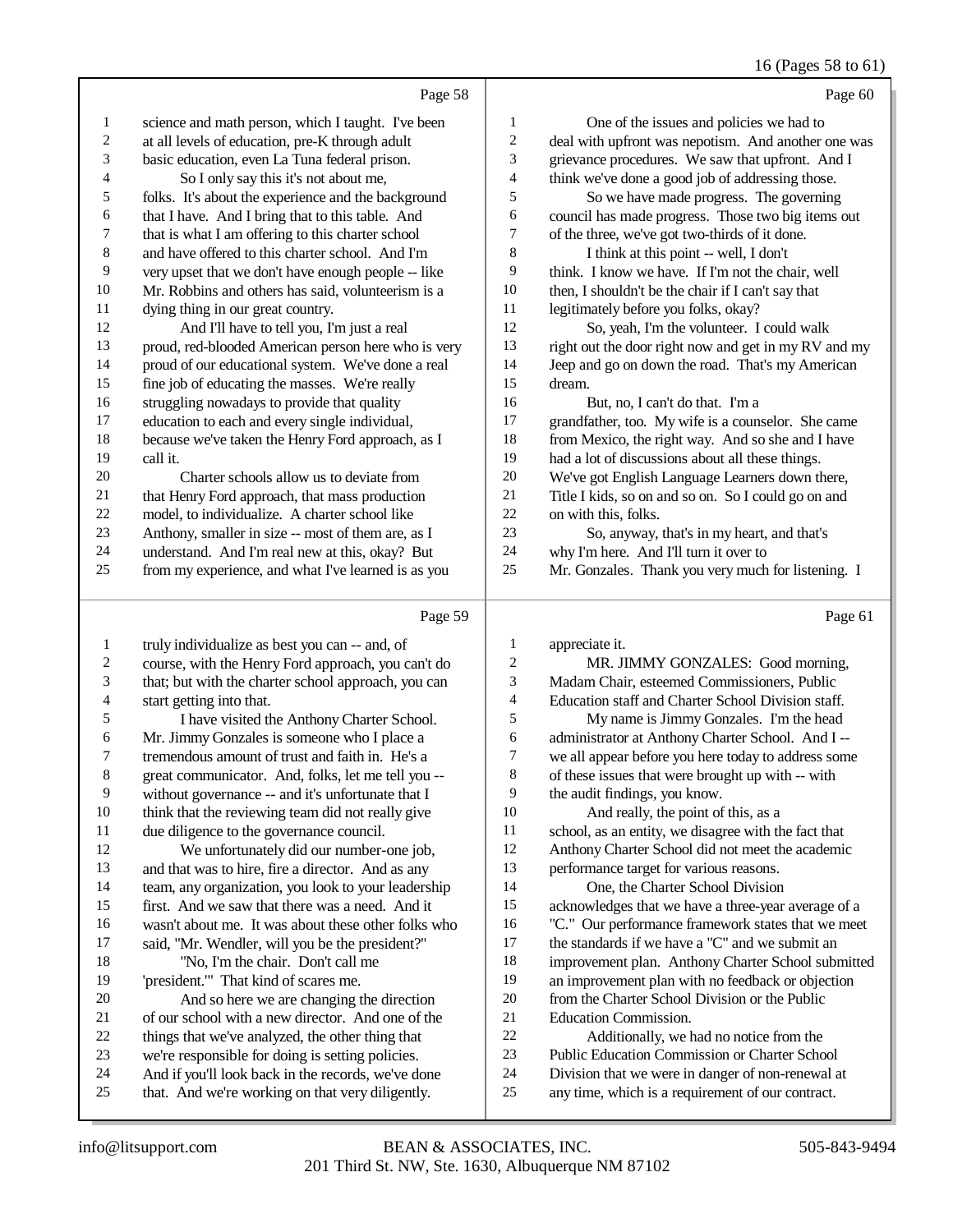Page 58

science and math person, which I taught. I've been at all levels of education, pre-K through adult basic education, even La Tuna federal prison.

So I only say this it's not about me, folks. It's about the experience and the background that I have. And I bring that to this table. And that is what I am offering to this charter school and have offered to this charter school. And I'm very upset that we don't have enough people -- like Mr. Robbins and others has said, volunteerism is a dying thing in our great country.

And I'll have to tell you, I'm just a real proud, red-blooded American person here who is very proud of our educational system. We've done a real fine job of educating the masses. We're really struggling nowadays to provide that quality education to each and every single individual, because we've taken the Henry Ford approach, as I call it.

Charter schools allow us to deviate from that Henry Ford approach, that mass production model, to individualize. A charter school like Anthony, smaller in size -- most of them are, as I understand. And I'm real new at this, okay? But from my experience, and what I've learned is as you

Page 59

truly individualize as best you can -- and, of course, with the Henry Ford approach, you can't do that; but with the charter school approach, you can start getting into that.

I have visited the Anthony Charter School. Mr. Jimmy Gonzales is someone who I place a tremendous amount of trust and faith in. He's a great communicator. And, folks, let me tell you -- without governance -- and it's unfortunate that I think that the reviewing team did not really give due diligence to the governance council.

We unfortunately did our number-one job, and that was to hire, fire a director. And as any team, any organization, you look to your leadership first. And we saw that there was a need. And it wasn't about me. It was about these other folks who said, "Mr. Wendler, will you be the president?"

"No, I'm the chair. Don't call me 'president.'" That kind of scares me.

And so here we are changing the direction of our school with a new director. And one of the things that we've analyzed, the other thing that we're responsible for doing is setting policies. And if you'll look back in the records, we've done that. And we're working on that very diligently.

Page 60

One of the issues and policies we had to deal with upfront was nepotism. And another one was grievance procedures. We saw that upfront. And I think we've done a good job of addressing those.

So we have made progress. The governing council has made progress. Those two big items out of the three, we've got two-thirds of it done.

I think at this point -- well, I don't think. I know we have. If I'm not the chair, well then, I shouldn't be the chair if I can't say that legitimately before you folks, okay?

So, yeah, I'm the volunteer. I could walk right out the door right now and get in my RV and my Jeep and go on down the road. That's my American dream.

But, no, I can't do that. I'm a grandfather, too. My wife is a counselor. She came from Mexico, the right way. And so she and I have had a lot of discussions about all these things. We've got English Language Learners down there, Title I kids, so on and so on. So I could go on and on with this, folks.

So, anyway, that's in my heart, and that's why I'm here. And I'll turn it over to Mr. Gonzales. Thank you very much for listening. I

Page 61

appreciate it.

MR. JIMMY GONZALES: Good morning, Madam Chair, esteemed Commissioners, Public Education staff and Charter School Division staff.

My name is Jimmy Gonzales. I'm the head administrator at Anthony Charter School. And I -- we all appear before you here today to address some of these issues that were brought up with -- with the audit findings, you know.

And really, the point of this, as a school, as an entity, we disagree with the fact that Anthony Charter School did not meet the academic performance target for various reasons.

One, the Charter School Division acknowledges that we have a three-year average of a "C." Our performance framework states that we meet the standards if we have a "C" and we submit an improvement plan. Anthony Charter School submitted an improvement plan with no feedback or objection from the Charter School Division or the Public Education Commission.

Additionally, we had no notice from the Public Education Commission or Charter School Division that we were in danger of non-renewal at any time, which is a requirement of our contract.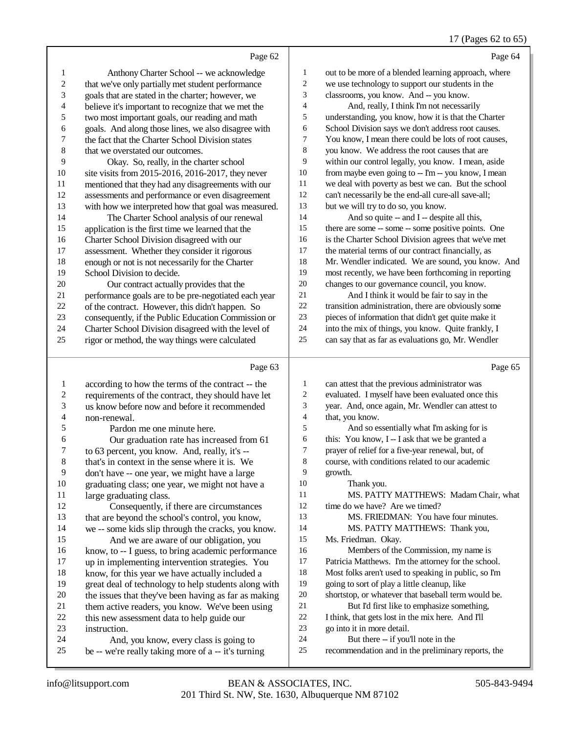Page 62

1 Anthony Charter School -- we acknowledge
2 that we've only partially met student performance
3 goals that are stated in the charter; however, we
4 believe it's important to recognize that we met the
5 two most important goals, our reading and math
6 goals. And along those lines, we also disagree with
7 the fact that the Charter School Division states
8 that we overstated our outcomes.
9 Okay. So, really, in the charter school
10 site visits from 2015-2016, 2016-2017, they never
11 mentioned that they had any disagreements with our
12 assessments and performance or even disagreement
13 with how we interpreted how that goal was measured.
14 The Charter School analysis of our renewal
15 application is the first time we learned that the
16 Charter School Division disagreed with our
17 assessment. Whether they consider it rigorous
18 enough or not is not necessarily for the Charter
19 School Division to decide.
20 Our contract actually provides that the
21 performance goals are to be pre-negotiated each year
22 of the contract. However, this didn't happen. So
23 consequently, if the Public Education Commission or
24 Charter School Division disagreed with the level of
25 rigor or method, the way things were calculated

Page 63

1 according to how the terms of the contract -- the
2 requirements of the contract, they should have let
3 us know before now and before it recommended
4 non-renewal.
5 Pardon me one minute here.
6 Our graduation rate has increased from 61
7 to 63 percent, you know. And, really, it's --
8 that's in context in the sense where it is. We
9 don't have -- one year, we might have a large
10 graduating class; one year, we might not have a
11 large graduating class.
12 Consequently, if there are circumstances
13 that are beyond the school's control, you know,
14 we -- some kids slip through the cracks, you know.
15 And we are aware of our obligation, you
16 know, to -- I guess, to bring academic performance
17 up in implementing intervention strategies. You
18 know, for this year we have actually included a
19 great deal of technology to help students along with
20 the issues that they've been having as far as making
21 them active readers, you know. We've been using
22 this new assessment data to help guide our
23 instruction.
24 And, you know, every class is going to
25 be -- we're really taking more of a -- it's turning

Page 64

1 out to be more of a blended learning approach, where
2 we use technology to support our students in the
3 classrooms, you know. And -- you know.
4 And, really, I think I'm not necessarily
5 understanding, you know, how it is that the Charter
6 School Division says we don't address root causes.
7 You know, I mean there could be lots of root causes,
8 you know. We address the root causes that are
9 within our control legally, you know. I mean, aside
10 from maybe even going to -- I'm -- you know, I mean
11 we deal with poverty as best we can. But the school
12 can't necessarily be the end-all cure-all save-all;
13 but we will try to do so, you know.
14 And so quite -- and I -- despite all this,
15 there are some -- some -- some positive points. One
16 is the Charter School Division agrees that we've met
17 the material terms of our contract financially, as
18 Mr. Wendler indicated. We are sound, you know. And
19 most recently, we have been forthcoming in reporting
20 changes to our governance council, you know.
21 And I think it would be fair to say in the
22 transition administration, there are obviously some
23 pieces of information that didn't get quite make it
24 into the mix of things, you know. Quite frankly, I
25 can say that as far as evaluations go, Mr. Wendler

Page 65

1 can attest that the previous administrator was
2 evaluated. I myself have been evaluated once this
3 year. And, once again, Mr. Wendler can attest to
4 that, you know.
5 And so essentially what I'm asking for is
6 this: You know, I -- I ask that we be granted a
7 prayer of relief for a five-year renewal, but, of
8 course, with conditions related to our academic
9 growth.
10 Thank you.
11 MS. PATTY MATTHEWS: Madam Chair, what
12 time do we have? Are we timed?
13 MS. FRIEDMAN: You have four minutes.
14 MS. PATTY MATTHEWS: Thank you,
15 Ms. Friedman. Okay.
16 Members of the Commission, my name is
17 Patricia Matthews. I'm the attorney for the school.
18 Most folks aren't used to speaking in public, so I'm
19 going to sort of play a little cleanup, like
20 shortstop, or whatever that baseball term would be.
21 But I'd first like to emphasize something,
22 I think, that gets lost in the mix here. And I'll
23 go into it in more detail.
24 But there -- if you'll note in the
25 recommendation and in the preliminary reports, the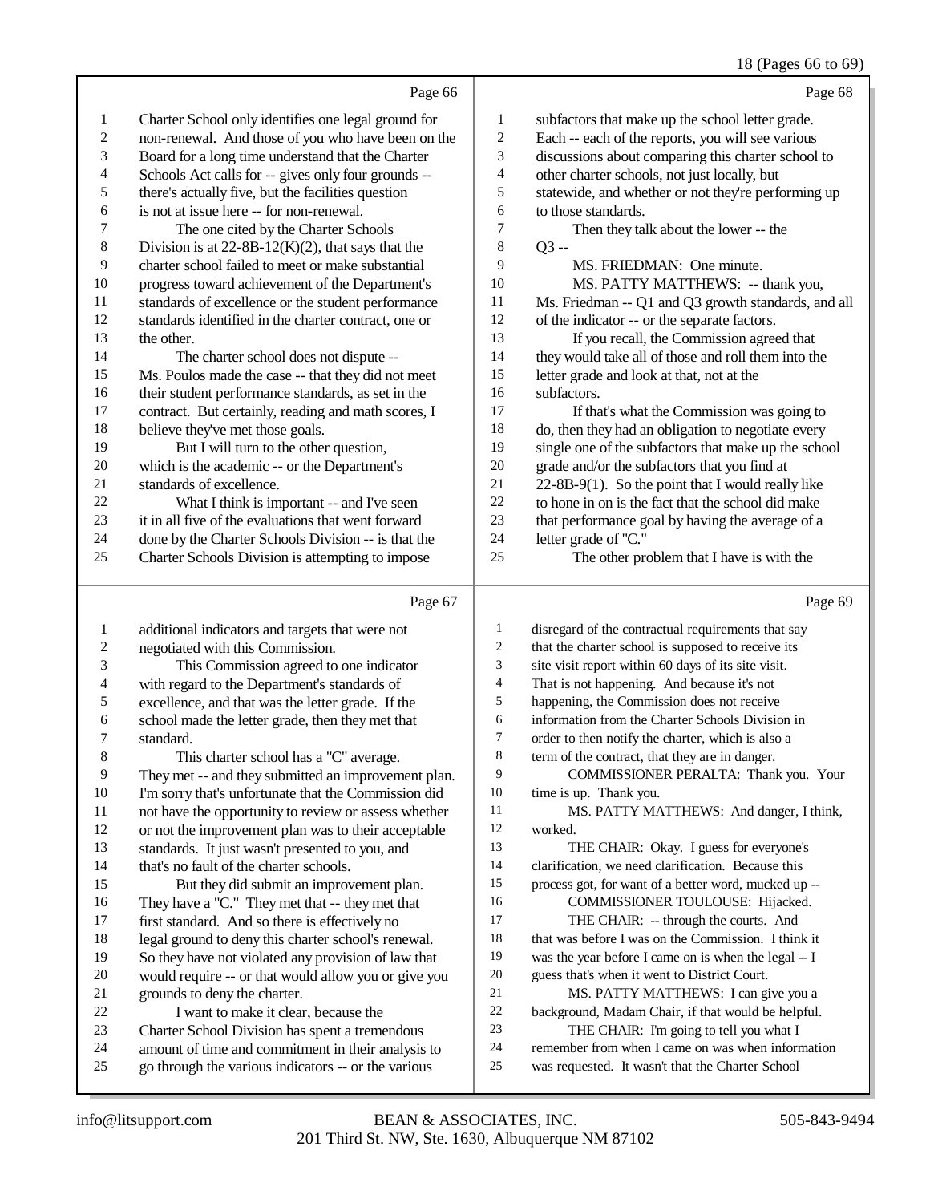Page 66

Charter School only identifies one legal ground for non-renewal. And those of you who have been on the Board for a long time understand that the Charter Schools Act calls for -- gives only four grounds -- there's actually five, but the facilities question is not at issue here -- for non-renewal.

The one cited by the Charter Schools Division is at 22-8B-12(K)(2), that says that the charter school failed to meet or make substantial progress toward achievement of the Department's standards of excellence or the student performance standards identified in the charter contract, one or the other.

The charter school does not dispute -- Ms. Poulos made the case -- that they did not meet their student performance standards, as set in the contract. But certainly, reading and math scores, I believe they've met those goals.

But I will turn to the other question, which is the academic -- or the Department's standards of excellence.

What I think is important -- and I've seen it in all five of the evaluations that went forward done by the Charter Schools Division -- is that the Charter Schools Division is attempting to impose

Page 67

additional indicators and targets that were not negotiated with this Commission.

This Commission agreed to one indicator with regard to the Department's standards of excellence, and that was the letter grade. If the school made the letter grade, then they met that standard.

This charter school has a "C" average. They met -- and they submitted an improvement plan. I'm sorry that's unfortunate that the Commission did not have the opportunity to review or assess whether or not the improvement plan was to their acceptable standards. It just wasn't presented to you, and that's no fault of the charter schools.

But they did submit an improvement plan. They have a "C." They met that -- they met that first standard. And so there is effectively no legal ground to deny this charter school's renewal. So they have not violated any provision of law that would require -- or that would allow you or give you grounds to deny the charter.

I want to make it clear, because the Charter School Division has spent a tremendous amount of time and commitment in their analysis to go through the various indicators -- or the various

Page 68

subfactors that make up the school letter grade. Each -- each of the reports, you will see various discussions about comparing this charter school to other charter schools, not just locally, but statewide, and whether or not they're performing up to those standards.

Then they talk about the lower -- the Q3 --

MS. FRIEDMAN: One minute.

MS. PATTY MATTHEWS: -- thank you, Ms. Friedman -- Q1 and Q3 growth standards, and all of the indicator -- or the separate factors.

If you recall, the Commission agreed that they would take all of those and roll them into the letter grade and look at that, not at the subfactors.

If that's what the Commission was going to do, then they had an obligation to negotiate every single one of the subfactors that make up the school grade and/or the subfactors that you find at 22-8B-9(1). So the point that I would really like to hone in on is the fact that the school did make that performance goal by having the average of a letter grade of "C."

The other problem that I have is with the

Page 69

disregard of the contractual requirements that say that the charter school is supposed to receive its site visit report within 60 days of its site visit. That is not happening. And because it's not happening, the Commission does not receive information from the Charter Schools Division in order to then notify the charter, which is also a term of the contract, that they are in danger.

COMMISSIONER PERALTA: Thank you. Your time is up. Thank you.

MS. PATTY MATTHEWS: And danger, I think, worked.

THE CHAIR: Okay. I guess for everyone's clarification, we need clarification. Because this process got, for want of a better word, mucked up --

COMMISSIONER TOULOUSE: Hijacked.

THE CHAIR: -- through the courts. And that was before I was on the Commission. I think it was the year before I came on is when the legal -- I guess that's when it went to District Court.

MS. PATTY MATTHEWS: I can give you a background, Madam Chair, if that would be helpful.

THE CHAIR: I'm going to tell you what I remember from when I came on was when information was requested. It wasn't that the Charter School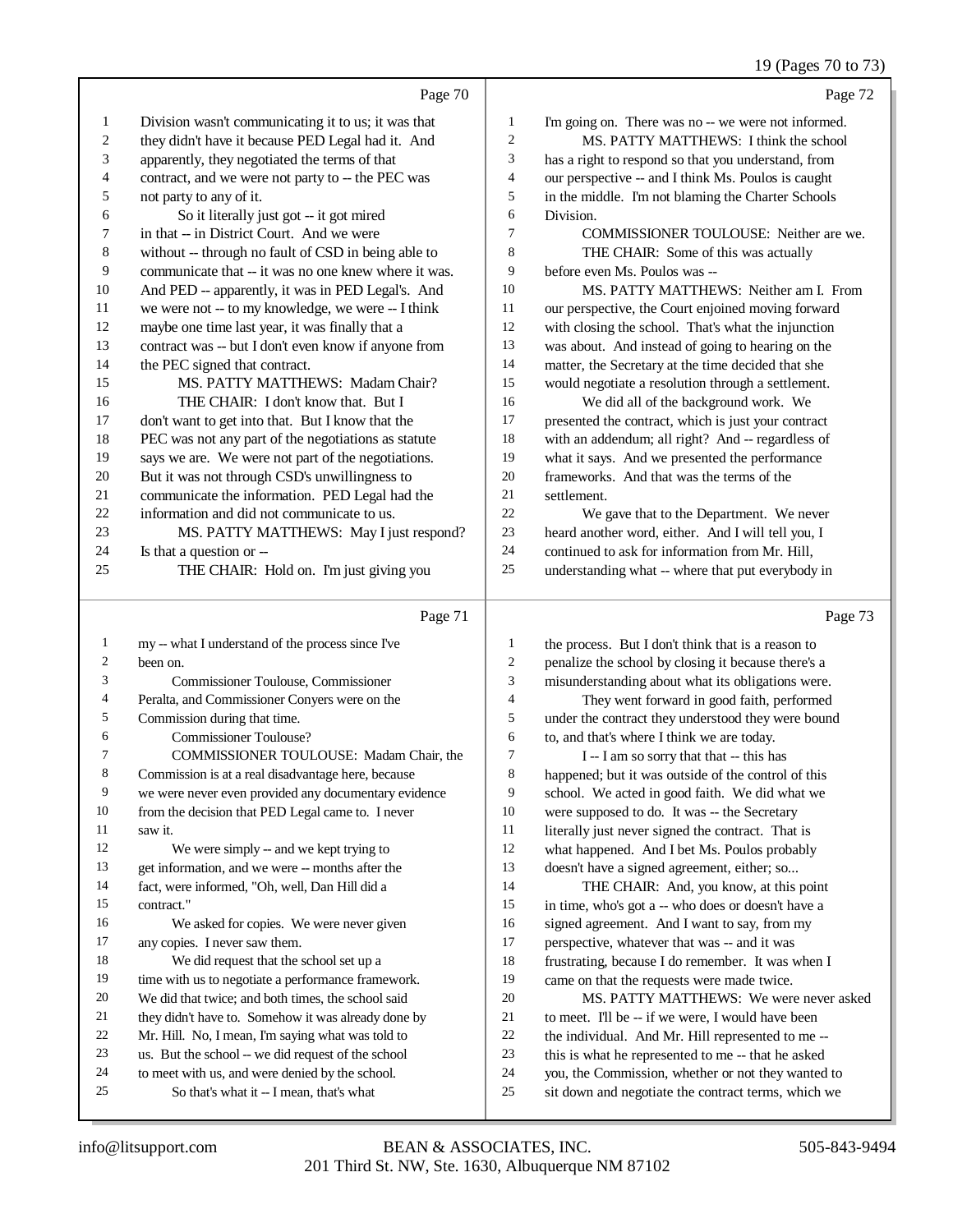Page 70

1 Division wasn't communicating it to us; it was that
2 they didn't have it because PED Legal had it. And
3 apparently, they negotiated the terms of that
4 contract, and we were not party to -- the PEC was
5 not party to any of it.
6 So it literally just got -- it got mired
7 in that -- in District Court. And we were
8 without -- through no fault of CSD in being able to
9 communicate that -- it was no one knew where it was.
10 And PED -- apparently, it was in PED Legal's. And
11 we were not -- to my knowledge, we were -- I think
12 maybe one time last year, it was finally that a
13 contract was -- but I don't even know if anyone from
14 the PEC signed that contract.
15 MS. PATTY MATTHEWS: Madam Chair?
16 THE CHAIR: I don't know that. But I
17 don't want to get into that. But I know that the
18 PEC was not any part of the negotiations as statute
19 says we are. We were not part of the negotiations.
20 But it was not through CSD's unwillingness to
21 communicate the information. PED Legal had the
22 information and did not communicate to us.
23 MS. PATTY MATTHEWS: May I just respond?
24 Is that a question or --
25 THE CHAIR: Hold on. I'm just giving you

Page 71

1 my -- what I understand of the process since I've
2 been on.
3 Commissioner Toulouse, Commissioner
4 Peralta, and Commissioner Conyers were on the
5 Commission during that time.
6 Commissioner Toulouse?
7 COMMISSIONER TOULOUSE: Madam Chair, the
8 Commission is at a real disadvantage here, because
9 we were never even provided any documentary evidence
10 from the decision that PED Legal came to. I never
11 saw it.
12 We were simply -- and we kept trying to
13 get information, and we were -- months after the
14 fact, were informed, "Oh, well, Dan Hill did a
15 contract."
16 We asked for copies. We were never given
17 any copies. I never saw them.
18 We did request that the school set up a
19 time with us to negotiate a performance framework.
20 We did that twice; and both times, the school said
21 they didn't have to. Somehow it was already done by
22 Mr. Hill. No, I mean, I'm saying what was told to
23 us. But the school -- we did request of the school
24 to meet with us, and were denied by the school.
25 So that's what it -- I mean, that's what

Page 72

1 I'm going on. There was no -- we were not informed.
2 MS. PATTY MATTHEWS: I think the school
3 has a right to respond so that you understand, from
4 our perspective -- and I think Ms. Poulos is caught
5 in the middle. I'm not blaming the Charter Schools
6 Division.
7 COMMISSIONER TOULOUSE: Neither are we.
8 THE CHAIR: Some of this was actually
9 before even Ms. Poulos was --
10 MS. PATTY MATTHEWS: Neither am I. From
11 our perspective, the Court enjoined moving forward
12 with closing the school. That's what the injunction
13 was about. And instead of going to hearing on the
14 matter, the Secretary at the time decided that she
15 would negotiate a resolution through a settlement.
16 We did all of the background work. We
17 presented the contract, which is just your contract
18 with an addendum; all right? And -- regardless of
19 what it says. And we presented the performance
20 frameworks. And that was the terms of the
21 settlement.
22 We gave that to the Department. We never
23 heard another word, either. And I will tell you, I
24 continued to ask for information from Mr. Hill,
25 understanding what -- where that put everybody in

Page 73

1 the process. But I don't think that is a reason to
2 penalize the school by closing it because there's a
3 misunderstanding about what its obligations were.
4 They went forward in good faith, performed
5 under the contract they understood they were bound
6 to, and that's where I think we are today.
7 I -- I am so sorry that that -- this has
8 happened; but it was outside of the control of this
9 school. We acted in good faith. We did what we
10 were supposed to do. It was -- the Secretary
11 literally just never signed the contract. That is
12 what happened. And I bet Ms. Poulos probably
13 doesn't have a signed agreement, either; so...
14 THE CHAIR: And, you know, at this point
15 in time, who's got a -- who does or doesn't have a
16 signed agreement. And I want to say, from my
17 perspective, whatever that was -- and it was
18 frustrating, because I do remember. It was when I
19 came on that the requests were made twice.
20 MS. PATTY MATTHEWS: We were never asked
21 to meet. I'll be -- if we were, I would have been
22 the individual. And Mr. Hill represented to me --
23 this is what he represented to me -- that he asked
24 you, the Commission, whether or not they wanted to
25 sit down and negotiate the contract terms, which we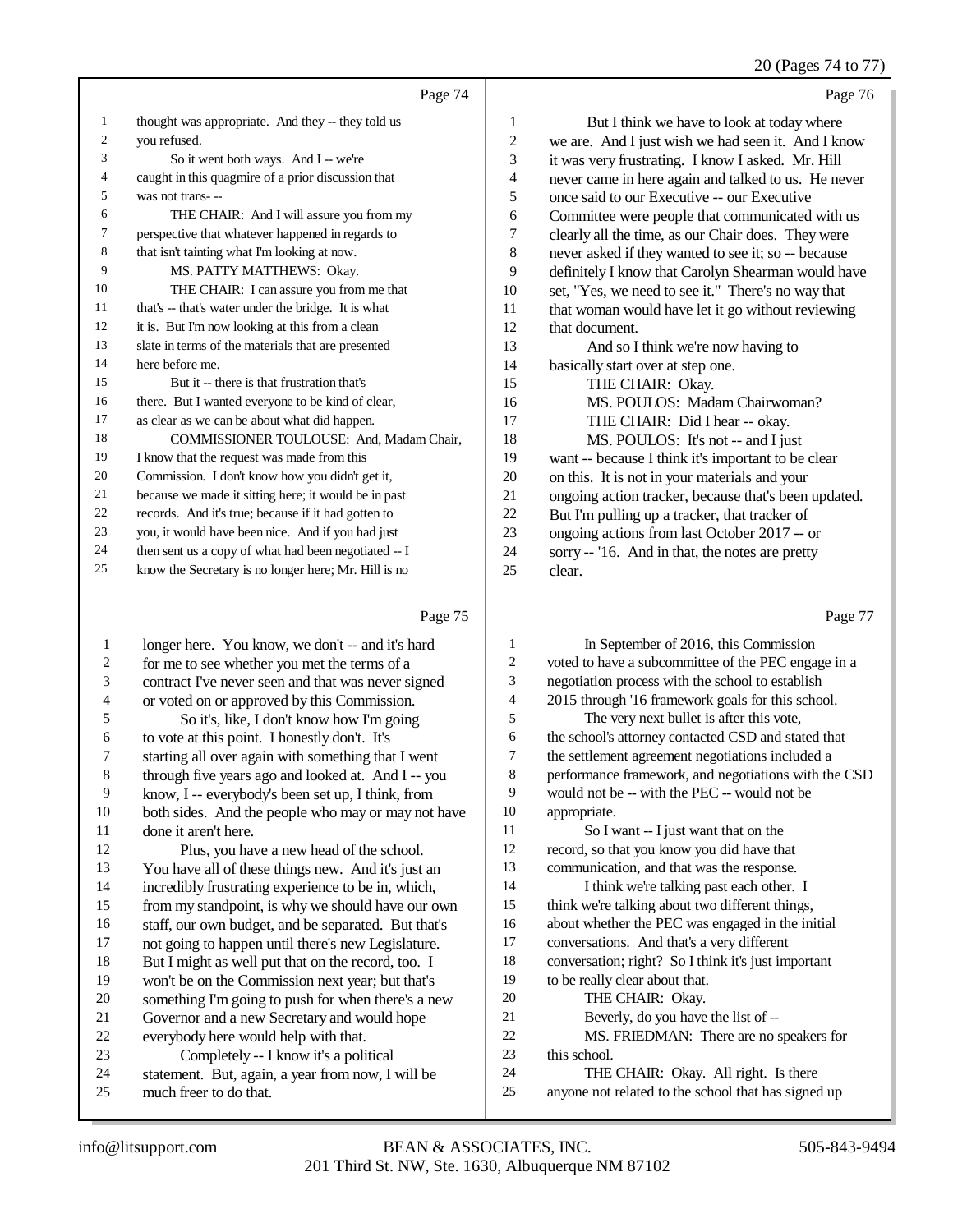Page 74

1 thought was appropriate. And they -- they told us
2 you refused.
3 So it went both ways. And I -- we're
4 caught in this quagmire of a prior discussion that
5 was not trans- --
6 THE CHAIR: And I will assure you from my
7 perspective that whatever happened in regards to
8 that isn't tainting what I'm looking at now.
9 MS. PATTY MATTHEWS: Okay.
10 THE CHAIR: I can assure you from me that
11 that's -- that's water under the bridge. It is what
12 it is. But I'm now looking at this from a clean
13 slate in terms of the materials that are presented
14 here before me.
15 But it -- there is that frustration that's
16 there. But I wanted everyone to be kind of clear,
17 as clear as we can be about what did happen.
18 COMMISSIONER TOULOUSE: And, Madam Chair,
19 I know that the request was made from this
20 Commission. I don't know how you didn't get it,
21 because we made it sitting here; it would be in past
22 records. And it's true; because if it had gotten to
23 you, it would have been nice. And if you had just
24 then sent us a copy of what had been negotiated -- I
25 know the Secretary is no longer here; Mr. Hill is no

Page 75

1 longer here. You know, we don't -- and it's hard
2 for me to see whether you met the terms of a
3 contract I've never seen and that was never signed
4 or voted on or approved by this Commission.
5 So it's, like, I don't know how I'm going
6 to vote at this point. I honestly don't. It's
7 starting all over again with something that I went
8 through five years ago and looked at. And I -- you
9 know, I -- everybody's been set up, I think, from
10 both sides. And the people who may or may not have
11 done it aren't here.
12 Plus, you have a new head of the school.
13 You have all of these things new. And it's just an
14 incredibly frustrating experience to be in, which,
15 from my standpoint, is why we should have our own
16 staff, our own budget, and be separated. But that's
17 not going to happen until there's new Legislature.
18 But I might as well put that on the record, too. I
19 won't be on the Commission next year; but that's
20 something I'm going to push for when there's a new
21 Governor and a new Secretary and would hope
22 everybody here would help with that.
23 Completely -- I know it's a political
24 statement. But, again, a year from now, I will be
25 much freer to do that.

Page 76

1 But I think we have to look at today where
2 we are. And I just wish we had seen it. And I know
3 it was very frustrating. I know I asked. Mr. Hill
4 never came in here again and talked to us. He never
5 once said to our Executive -- our Executive
6 Committee were people that communicated with us
7 clearly all the time, as our Chair does. They were
8 never asked if they wanted to see it; so -- because
9 definitely I know that Carolyn Shearman would have
10 set, "Yes, we need to see it." There's no way that
11 that woman would have let it go without reviewing
12 that document.
13 And so I think we're now having to
14 basically start over at step one.
15 THE CHAIR: Okay.
16 MS. POULOS: Madam Chairwoman?
17 THE CHAIR: Did I hear -- okay.
18 MS. POULOS: It's not -- and I just
19 want -- because I think it's important to be clear
20 on this. It is not in your materials and your
21 ongoing action tracker, because that's been updated.
22 But I'm pulling up a tracker, that tracker of
23 ongoing actions from last October 2017 -- or
24 sorry -- '16. And in that, the notes are pretty
25 clear.

Page 77

1 In September of 2016, this Commission
2 voted to have a subcommittee of the PEC engage in a
3 negotiation process with the school to establish
4 2015 through '16 framework goals for this school.
5 The very next bullet is after this vote,
6 the school's attorney contacted CSD and stated that
7 the settlement agreement negotiations included a
8 performance framework, and negotiations with the CSD
9 would not be -- with the PEC -- would not be
10 appropriate.
11 So I want -- I just want that on the
12 record, so that you know you did have that
13 communication, and that was the response.
14 I think we're talking past each other. I
15 think we're talking about two different things,
16 about whether the PEC was engaged in the initial
17 conversations. And that's a very different
18 conversation; right? So I think it's just important
19 to be really clear about that.
20 THE CHAIR: Okay.
21 Beverly, do you have the list of --
22 MS. FRIEDMAN: There are no speakers for
23 this school.
24 THE CHAIR: Okay. All right. Is there
25 anyone not related to the school that has signed up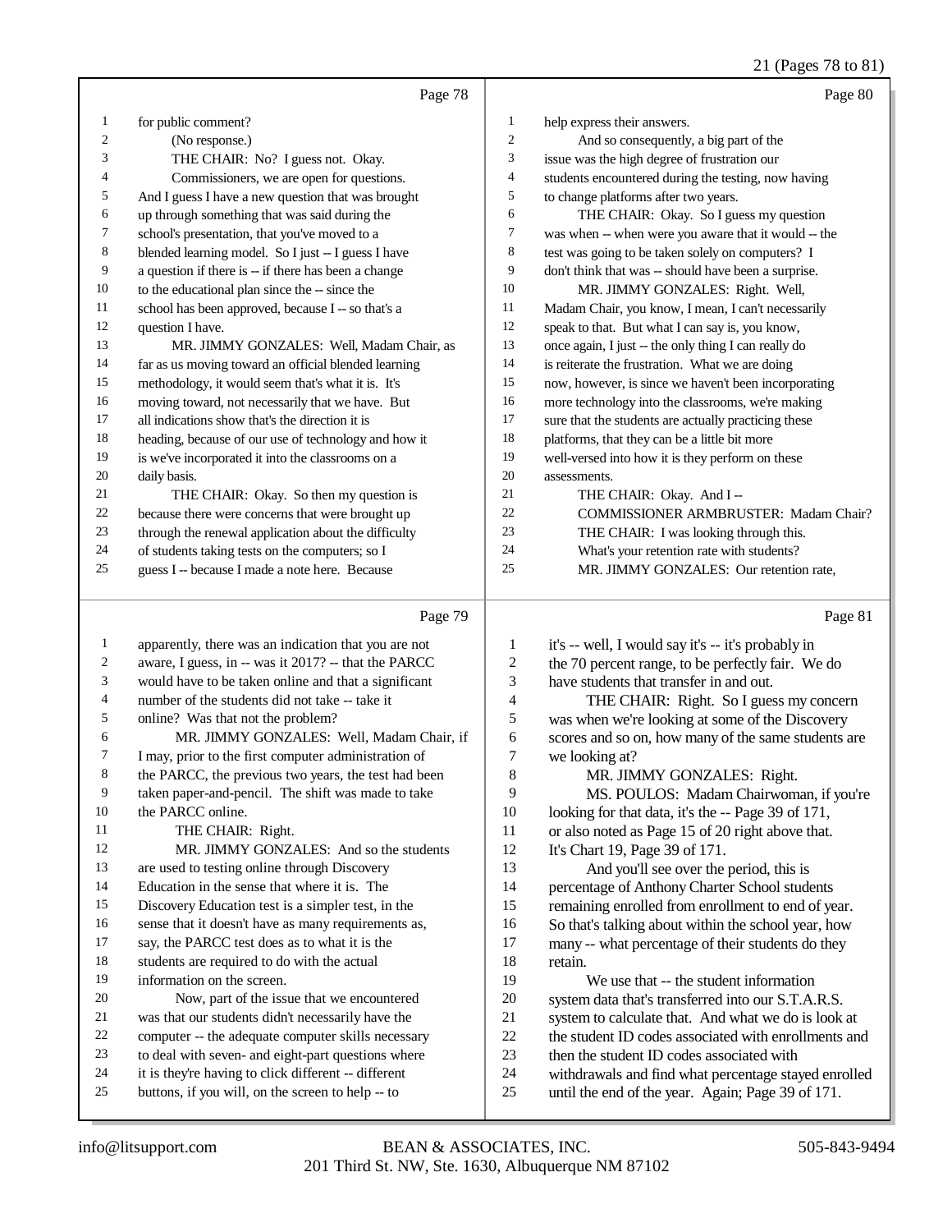Page 78

1 for public comment?
2 (No response.)
3 THE CHAIR: No? I guess not. Okay.
4 Commissioners, we are open for questions.
5 And I guess I have a new question that was brought
6 up through something that was said during the
7 school's presentation, that you've moved to a
8 blended learning model. So I just -- I guess I have
9 a question if there is -- if there has been a change
10 to the educational plan since the -- since the
11 school has been approved, because I -- so that's a
12 question I have.
13 MR. JIMMY GONZALES: Well, Madam Chair, as
14 far as us moving toward an official blended learning
15 methodology, it would seem that's what it is. It's
16 moving toward, not necessarily that we have. But
17 all indications show that's the direction it is
18 heading, because of our use of technology and how it
19 is we've incorporated it into the classrooms on a
20 daily basis.
21 THE CHAIR: Okay. So then my question is
22 because there were concerns that were brought up
23 through the renewal application about the difficulty
24 of students taking tests on the computers; so I
25 guess I -- because I made a note here. Because

Page 79

1 apparently, there was an indication that you are not
2 aware, I guess, in -- was it 2017? -- that the PARCC
3 would have to be taken online and that a significant
4 number of the students did not take -- take it
5 online? Was that not the problem?
6 MR. JIMMY GONZALES: Well, Madam Chair, if
7 I may, prior to the first computer administration of
8 the PARCC, the previous two years, the test had been
9 taken paper-and-pencil. The shift was made to take
10 the PARCC online.
11 THE CHAIR: Right.
12 MR. JIMMY GONZALES: And so the students
13 are used to testing online through Discovery
14 Education in the sense that where it is. The
15 Discovery Education test is a simpler test, in the
16 sense that it doesn't have as many requirements as,
17 say, the PARCC test does as to what it is the
18 students are required to do with the actual
19 information on the screen.
20 Now, part of the issue that we encountered
21 was that our students didn't necessarily have the
22 computer -- the adequate computer skills necessary
23 to deal with seven- and eight-part questions where
24 it is they're having to click different -- different
25 buttons, if you will, on the screen to help -- to

Page 80

1 help express their answers.
2 And so consequently, a big part of the
3 issue was the high degree of frustration our
4 students encountered during the testing, now having
5 to change platforms after two years.
6 THE CHAIR: Okay. So I guess my question
7 was when -- when were you aware that it would -- the
8 test was going to be taken solely on computers? I
9 don't think that was -- should have been a surprise.
10 MR. JIMMY GONZALES: Right. Well,
11 Madam Chair, you know, I mean, I can't necessarily
12 speak to that. But what I can say is, you know,
13 once again, I just -- the only thing I can really do
14 is reiterate the frustration. What we are doing
15 now, however, is since we haven't been incorporating
16 more technology into the classrooms, we're making
17 sure that the students are actually practicing these
18 platforms, that they can be a little bit more
19 well-versed into how it is they perform on these
20 assessments.
21 THE CHAIR: Okay. And I --
22 COMMISSIONER ARMBRUSTER: Madam Chair?
23 THE CHAIR: I was looking through this.
24 What's your retention rate with students?
25 MR. JIMMY GONZALES: Our retention rate,

Page 81

1 it's -- well, I would say it's -- it's probably in
2 the 70 percent range, to be perfectly fair. We do
3 have students that transfer in and out.
4 THE CHAIR: Right. So I guess my concern
5 was when we're looking at some of the Discovery
6 scores and so on, how many of the same students are
7 we looking at?
8 MR. JIMMY GONZALES: Right.
9 MS. POULOS: Madam Chairwoman, if you're
10 looking for that data, it's the -- Page 39 of 171,
11 or also noted as Page 15 of 20 right above that.
12 It's Chart 19, Page 39 of 171.
13 And you'll see over the period, this is
14 percentage of Anthony Charter School students
15 remaining enrolled from enrollment to end of year.
16 So that's talking about within the school year, how
17 many -- what percentage of their students do they
18 retain.
19 We use that -- the student information
20 system data that's transferred into our S.T.A.R.S.
21 system to calculate that. And what we do is look at
22 the student ID codes associated with enrollments and
23 then the student ID codes associated with
24 withdrawals and find what percentage stayed enrolled
25 until the end of the year. Again; Page 39 of 171.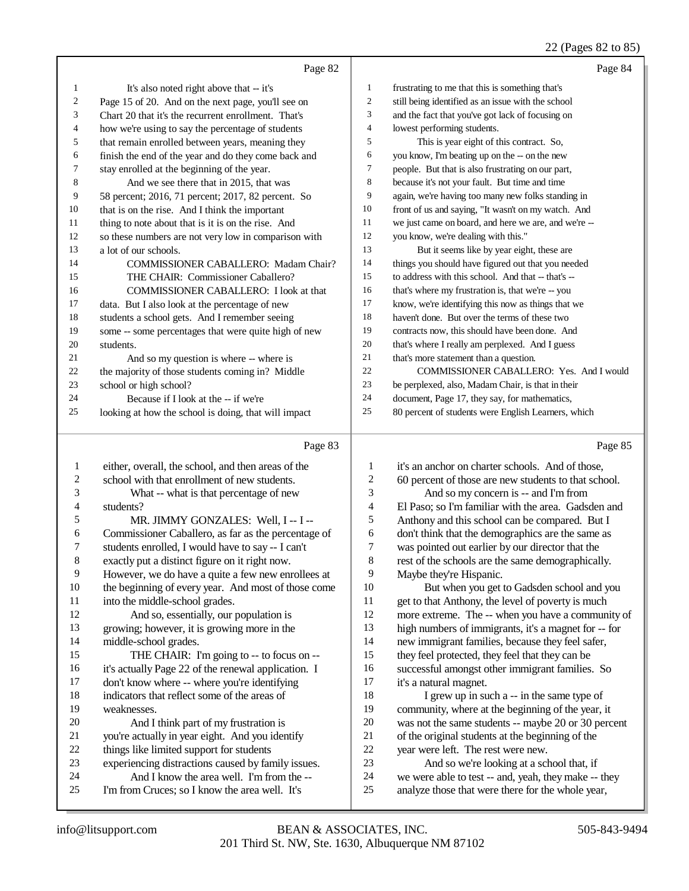Page 82

1 It's also noted right above that -- it's
2 Page 15 of 20. And on the next page, you'll see on
3 Chart 20 that it's the recurrent enrollment. That's
4 how we're using to say the percentage of students
5 that remain enrolled between years, meaning they
6 finish the end of the year and do they come back and
7 stay enrolled at the beginning of the year.
8 And we see there that in 2015, that was
9 58 percent; 2016, 71 percent; 2017, 82 percent. So
10 that is on the rise. And I think the important
11 thing to note about that is it is on the rise. And
12 so these numbers are not very low in comparison with
13 a lot of our schools.
14 COMMISSIONER CABALLERO: Madam Chair?
15 THE CHAIR: Commissioner Caballero?
16 COMMISSIONER CABALLERO: I look at that
17 data. But I also look at the percentage of new
18 students a school gets. And I remember seeing
19 some -- some percentages that were quite high of new
20 students.
21 And so my question is where -- where is
22 the majority of those students coming in? Middle
23 school or high school?
24 Because if I look at the -- if we're
25 looking at how the school is doing, that will impact

Page 83

1 either, overall, the school, and then areas of the
2 school with that enrollment of new students.
3 What -- what is that percentage of new
4 students?
5 MR. JIMMY GONZALES: Well, I -- I --
6 Commissioner Caballero, as far as the percentage of
7 students enrolled, I would have to say -- I can't
8 exactly put a distinct figure on it right now.
9 However, we do have a quite a few new enrollees at
10 the beginning of every year. And most of those come
11 into the middle-school grades.
12 And so, essentially, our population is
13 growing; however, it is growing more in the
14 middle-school grades.
15 THE CHAIR: I'm going to -- to focus on --
16 it's actually Page 22 of the renewal application. I
17 don't know where -- where you're identifying
18 indicators that reflect some of the areas of
19 weaknesses.
20 And I think part of my frustration is
21 you're actually in year eight. And you identify
22 things like limited support for students
23 experiencing distractions caused by family issues.
24 And I know the area well. I'm from the --
25 I'm from Cruces; so I know the area well. It's

Page 84

1 frustrating to me that this is something that's
2 still being identified as an issue with the school
3 and the fact that you've got lack of focusing on
4 lowest performing students.
5 This is year eight of this contract. So,
6 you know, I'm beating up on the -- on the new
7 people. But that is also frustrating on our part,
8 because it's not your fault. But time and time
9 again, we're having too many new folks standing in
10 front of us and saying, "It wasn't on my watch. And
11 we just came on board, and here we are, and we're --
12 you know, we're dealing with this."
13 But it seems like by year eight, these are
14 things you should have figured out that you needed
15 to address with this school. And that -- that's --
16 that's where my frustration is, that we're -- you
17 know, we're identifying this now as things that we
18 haven't done. But over the terms of these two
19 contracts now, this should have been done. And
20 that's where I really am perplexed. And I guess
21 that's more statement than a question.
22 COMMISSIONER CABALLERO: Yes. And I would
23 be perplexed, also, Madam Chair, is that in their
24 document, Page 17, they say, for mathematics,
25 80 percent of students were English Learners, which

Page 85

1 it's an anchor on charter schools. And of those,
2 60 percent of those are new students to that school.
3 And so my concern is -- and I'm from
4 El Paso; so I'm familiar with the area. Gadsden and
5 Anthony and this school can be compared. But I
6 don't think that the demographics are the same as
7 was pointed out earlier by our director that the
8 rest of the schools are the same demographically.
9 Maybe they're Hispanic.
10 But when you get to Gadsden school and you
11 get to that Anthony, the level of poverty is much
12 more extreme. The -- when you have a community of
13 high numbers of immigrants, it's a magnet for -- for
14 new immigrant families, because they feel safer,
15 they feel protected, they feel that they can be
16 successful amongst other immigrant families. So
17 it's a natural magnet.
18 I grew up in such a -- in the same type of
19 community, where at the beginning of the year, it
20 was not the same students -- maybe 20 or 30 percent
21 of the original students at the beginning of the
22 year were left. The rest were new.
23 And so we're looking at a school that, if
24 we were able to test -- and, yeah, they make -- they
25 analyze those that were there for the whole year,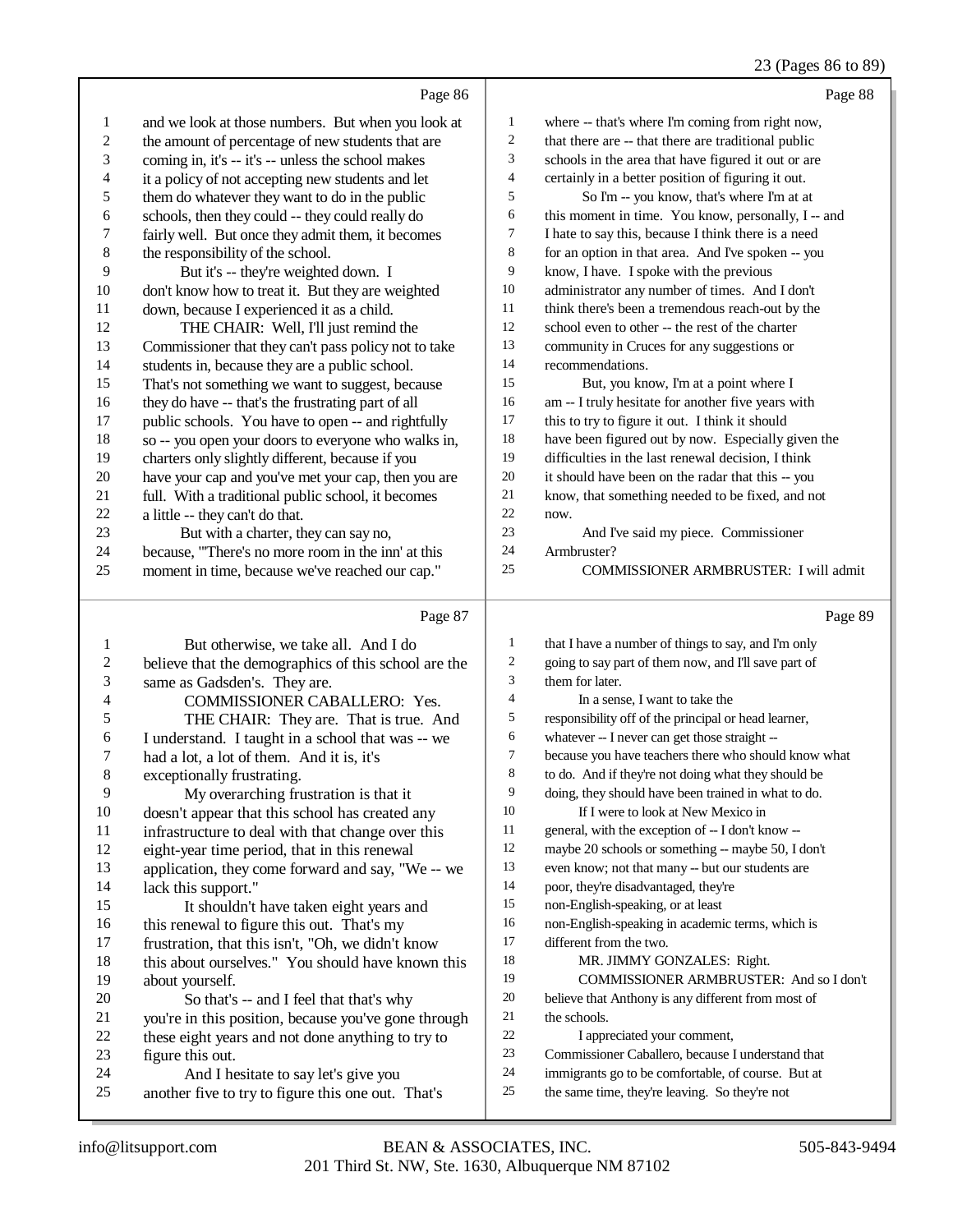Page 86

1 and we look at those numbers. But when you look at
2 the amount of percentage of new students that are
3 coming in, it's -- it's -- unless the school makes
4 it a policy of not accepting new students and let
5 them do whatever they want to do in the public
6 schools, then they could -- they could really do
7 fairly well. But once they admit them, it becomes
8 the responsibility of the school.
9 But it's -- they're weighted down. I
10 don't know how to treat it. But they are weighted
11 down, because I experienced it as a child.
12 THE CHAIR: Well, I'll just remind the
13 Commissioner that they can't pass policy not to take
14 students in, because they are a public school.
15 That's not something we want to suggest, because
16 they do have -- that's the frustrating part of all
17 public schools. You have to open -- and rightfully
18 so -- you open your doors to everyone who walks in,
19 charters only slightly different, because if you
20 have your cap and you've met your cap, then you are
21 full. With a traditional public school, it becomes
22 a little -- they can't do that.
23 But with a charter, they can say no,
24 because, "'There's no more room in the inn' at this
25 moment in time, because we've reached our cap."

Page 87

1 But otherwise, we take all. And I do
2 believe that the demographics of this school are the
3 same as Gadsden's. They are.
4 COMMISSIONER CABALLERO: Yes.
5 THE CHAIR: They are. That is true. And
6 I understand. I taught in a school that was -- we
7 had a lot, a lot of them. And it is, it's
8 exceptionally frustrating.
9 My overarching frustration is that it
10 doesn't appear that this school has created any
11 infrastructure to deal with that change over this
12 eight-year time period, that in this renewal
13 application, they come forward and say, "We -- we
14 lack this support."
15 It shouldn't have taken eight years and
16 this renewal to figure this out. That's my
17 frustration, that this isn't, "Oh, we didn't know
18 this about ourselves." You should have known this
19 about yourself.
20 So that's -- and I feel that that's why
21 you're in this position, because you've gone through
22 these eight years and not done anything to try to
23 figure this out.
24 And I hesitate to say let's give you
25 another five to try to figure this one out. That's

Page 88

1 where -- that's where I'm coming from right now,
2 that there are -- that there are traditional public
3 schools in the area that have figured it out or are
4 certainly in a better position of figuring it out.
5 So I'm -- you know, that's where I'm at at
6 this moment in time. You know, personally, I -- and
7 I hate to say this, because I think there is a need
8 for an option in that area. And I've spoken -- you
9 know, I have. I spoke with the previous
10 administrator any number of times. And I don't
11 think there's been a tremendous reach-out by the
12 school even to other -- the rest of the charter
13 community in Cruces for any suggestions or
14 recommendations.
15 But, you know, I'm at a point where I
16 am -- I truly hesitate for another five years with
17 this to try to figure it out. I think it should
18 have been figured out by now. Especially given the
19 difficulties in the last renewal decision, I think
20 it should have been on the radar that this -- you
21 know, that something needed to be fixed, and not
22 now.
23 And I've said my piece. Commissioner
24 Armbruster?
25 COMMISSIONER ARMBRUSTER: I will admit

Page 89

1 that I have a number of things to say, and I'm only
2 going to say part of them now, and I'll save part of
3 them for later.
4 In a sense, I want to take the
5 responsibility off of the principal or head learner,
6 whatever -- I never can get those straight --
7 because you have teachers there who should know what
8 to do. And if they're not doing what they should be
9 doing, they should have been trained in what to do.
10 If I were to look at New Mexico in
11 general, with the exception of -- I don't know --
12 maybe 20 schools or something -- maybe 50, I don't
13 even know; not that many -- but our students are
14 poor, they're disadvantaged, they're
15 non-English-speaking, or at least
16 non-English-speaking in academic terms, which is
17 different from the two.
18 MR. JIMMY GONZALES: Right.
19 COMMISSIONER ARMBRUSTER: And so I don't
20 believe that Anthony is any different from most of
21 the schools.
22 I appreciated your comment,
23 Commissioner Caballero, because I understand that
24 immigrants go to be comfortable, of course. But at
25 the same time, they're leaving. So they're not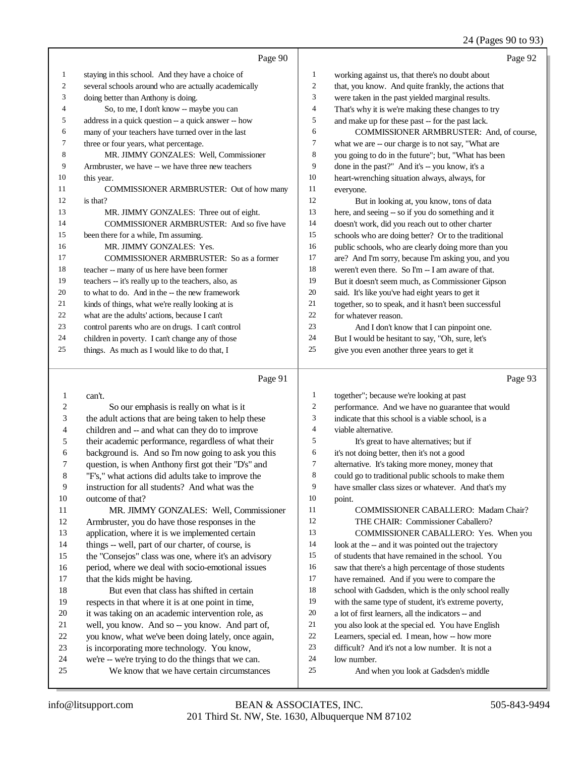## Page 90

1 staying in this school. And they have a choice of
2 several schools around who are actually academically
3 doing better than Anthony is doing.
4 So, to me, I don't know -- maybe you can
5 address in a quick question -- a quick answer -- how
6 many of your teachers have turned over in the last
7 three or four years, what percentage.
8 MR. JIMMY GONZALES: Well, Commissioner
9 Armbruster, we have -- we have three new teachers
10 this year.
11 COMMISSIONER ARMBRUSTER: Out of how many
12 is that?
13 MR. JIMMY GONZALES: Three out of eight.
14 COMMISSIONER ARMBRUSTER: And so five have
15 been there for a while, I'm assuming.
16 MR. JIMMY GONZALES: Yes.
17 COMMISSIONER ARMBRUSTER: So as a former
18 teacher -- many of us here have been former
19 teachers -- it's really up to the teachers, also, as
20 to what to do. And in the -- the new framework
21 kinds of things, what we're really looking at is
22 what are the adults' actions, because I can't
23 control parents who are on drugs. I can't control
24 children in poverty. I can't change any of those
25 things. As much as I would like to do that, I

## Page 91

1 can't.
2 So our emphasis is really on what is it
3 the adult actions that are being taken to help these
4 children and -- and what can they do to improve
5 their academic performance, regardless of what their
6 background is. And so I'm now going to ask you this
7 question, is when Anthony first got their "D's" and
8 "F's," what actions did adults take to improve the
9 instruction for all students? And what was the
10 outcome of that?
11 MR. JIMMY GONZALES: Well, Commissioner
12 Armbruster, you do have those responses in the
13 application, where it is we implemented certain
14 things -- well, part of our charter, of course, is
15 the "Consejos" class was one, where it's an advisory
16 period, where we deal with socio-emotional issues
17 that the kids might be having.
18 But even that class has shifted in certain
19 respects in that where it is at one point in time,
20 it was taking on an academic intervention role, as
21 well, you know. And so -- you know. And part of,
22 you know, what we've been doing lately, once again,
23 is incorporating more technology. You know,
24 we're -- we're trying to do the things that we can.
25 We know that we have certain circumstances

## Page 92

1 working against us, that there's no doubt about
2 that, you know. And quite frankly, the actions that
3 were taken in the past yielded marginal results.
4 That's why it is we're making these changes to try
5 and make up for these past -- for the past lack.
6 COMMISSIONER ARMBRUSTER: And, of course,
7 what we are -- our charge is to not say, "What are
8 you going to do in the future"; but, "What has been
9 done in the past?" And it's -- you know, it's a
10 heart-wrenching situation always, always, for
11 everyone.
12 But in looking at, you know, tons of data
13 here, and seeing -- so if you do something and it
14 doesn't work, did you reach out to other charter
15 schools who are doing better? Or to the traditional
16 public schools, who are clearly doing more than you
17 are? And I'm sorry, because I'm asking you, and you
18 weren't even there. So I'm -- I am aware of that.
19 But it doesn't seem much, as Commissioner Gipson
20 said. It's like you've had eight years to get it
21 together, so to speak, and it hasn't been successful
22 for whatever reason.
23 And I don't know that I can pinpoint one.
24 But I would be hesitant to say, "Oh, sure, let's
25 give you even another three years to get it

## Page 93

1 together"; because we're looking at past
2 performance. And we have no guarantee that would
3 indicate that this school is a viable school, is a
4 viable alternative.
5 It's great to have alternatives; but if
6 it's not doing better, then it's not a good
7 alternative. It's taking more money, money that
8 could go to traditional public schools to make them
9 have smaller class sizes or whatever. And that's my
10 point.
11 COMMISSIONER CABALLERO: Madam Chair?
12 THE CHAIR: Commissioner Caballero?
13 COMMISSIONER CABALLERO: Yes. When you
14 look at the -- and it was pointed out the trajectory
15 of students that have remained in the school. You
16 saw that there's a high percentage of those students
17 have remained. And if you were to compare the
18 school with Gadsden, which is the only school really
19 with the same type of student, it's extreme poverty,
20 a lot of first learners, all the indicators -- and
21 you also look at the special ed. You have English
22 Learners, special ed. I mean, how -- how more
23 difficult? And it's not a low number. It is not a
24 low number.
25 And when you look at Gadsden's middle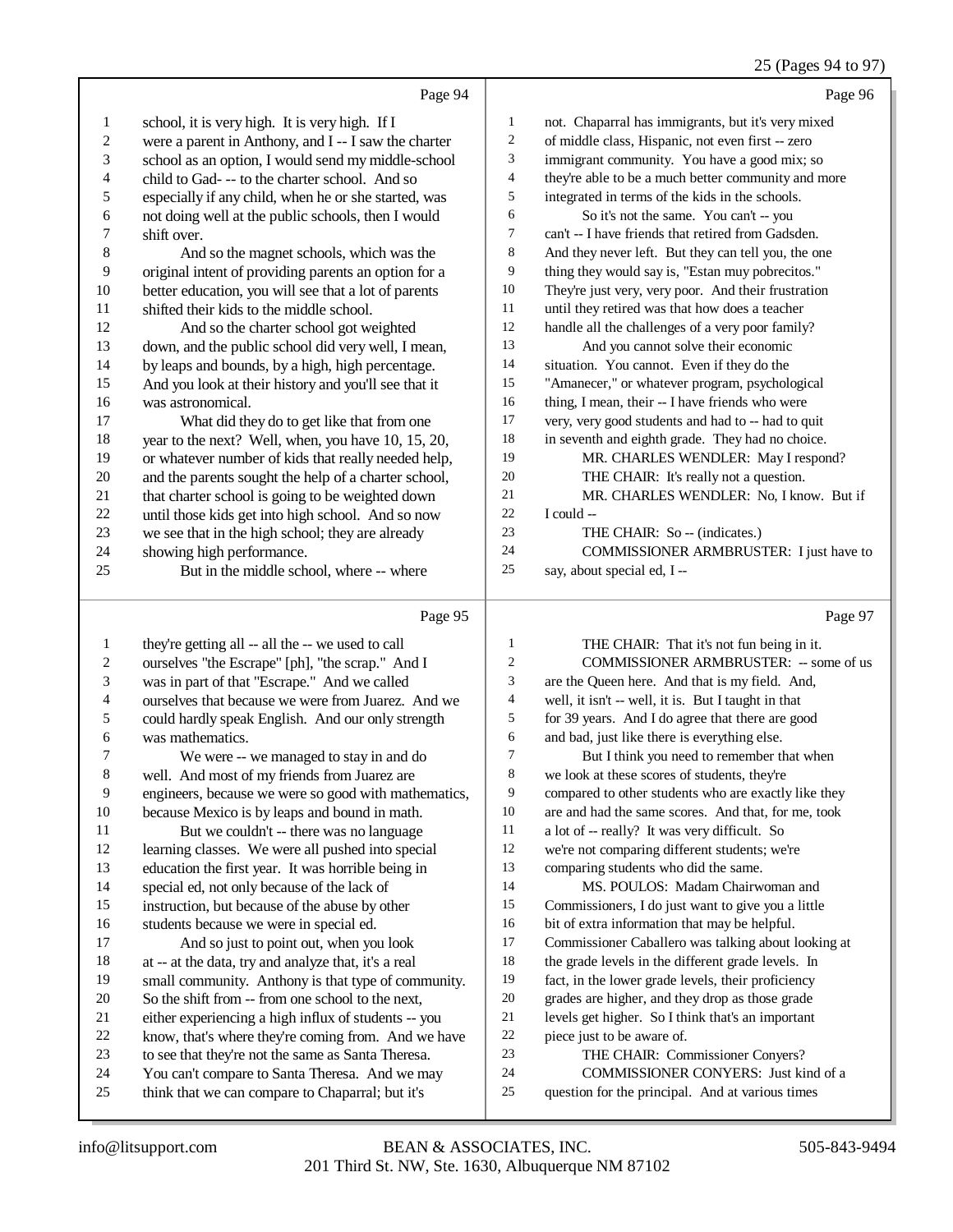Page 94

school, it is very high. It is very high. If I were a parent in Anthony, and I -- I saw the charter school as an option, I would send my middle-school child to Gad- -- to the charter school. And so especially if any child, when he or she started, was not doing well at the public schools, then I would shift over.

And so the magnet schools, which was the original intent of providing parents an option for a better education, you will see that a lot of parents shifted their kids to the middle school.

And so the charter school got weighted down, and the public school did very well, I mean, by leaps and bounds, by a high, high percentage. And you look at their history and you'll see that it was astronomical.

What did they do to get like that from one year to the next? Well, when, you have 10, 15, 20, or whatever number of kids that really needed help, and the parents sought the help of a charter school, that charter school is going to be weighted down until those kids get into high school. And so now we see that in the high school; they are already showing high performance.

But in the middle school, where -- where

Page 95

they're getting all -- all the -- we used to call ourselves "the Escrape" [ph], "the scrap." And I was in part of that "Escrape." And we called ourselves that because we were from Juarez. And we could hardly speak English. And our only strength was mathematics.

We were -- we managed to stay in and do well. And most of my friends from Juarez are engineers, because we were so good with mathematics, because Mexico is by leaps and bound in math.

But we couldn't -- there was no language learning classes. We were all pushed into special education the first year. It was horrible being in special ed, not only because of the lack of instruction, but because of the abuse by other students because we were in special ed.

And so just to point out, when you look at -- at the data, try and analyze that, it's a real small community. Anthony is that type of community. So the shift from -- from one school to the next, either experiencing a high influx of students -- you know, that's where they're coming from. And we have to see that they're not the same as Santa Theresa. You can't compare to Santa Theresa. And we may think that we can compare to Chaparral; but it's

Page 96

not. Chaparral has immigrants, but it's very mixed of middle class, Hispanic, not even first -- zero immigrant community. You have a good mix; so they're able to be a much better community and more integrated in terms of the kids in the schools.

So it's not the same. You can't -- you can't -- I have friends that retired from Gadsden. And they never left. But they can tell you, the one thing they would say is, "Estan muy pobrecitos." They're just very, very poor. And their frustration until they retired was that how does a teacher handle all the challenges of a very poor family?

And you cannot solve their economic situation. You cannot. Even if they do the "Amanecer," or whatever program, psychological thing, I mean, their -- I have friends who were very, very good students and had to -- had to quit in seventh and eighth grade. They had no choice.

MR. CHARLES WENDLER: May I respond?

THE CHAIR: It's really not a question.

MR. CHARLES WENDLER: No, I know. But if I could --

THE CHAIR: So -- (indicates.)

COMMISSIONER ARMBRUSTER: I just have to say, about special ed, I --

Page 97

THE CHAIR: That it's not fun being in it.

COMMISSIONER ARMBRUSTER: -- some of us are the Queen here. And that is my field. And, well, it isn't -- well, it is. But I taught in that for 39 years. And I do agree that there are good and bad, just like there is everything else.

But I think you need to remember that when we look at these scores of students, they're compared to other students who are exactly like they are and had the same scores. And that, for me, took a lot of -- really? It was very difficult. So we're not comparing different students; we're comparing students who did the same.

MS. POULOS: Madam Chairwoman and Commissioners, I do just want to give you a little bit of extra information that may be helpful. Commissioner Caballero was talking about looking at the grade levels in the different grade levels. In fact, in the lower grade levels, their proficiency grades are higher, and they drop as those grade levels get higher. So I think that's an important piece just to be aware of.

THE CHAIR: Commissioner Conyers?

COMMISSIONER CONYERS: Just kind of a question for the principal. And at various times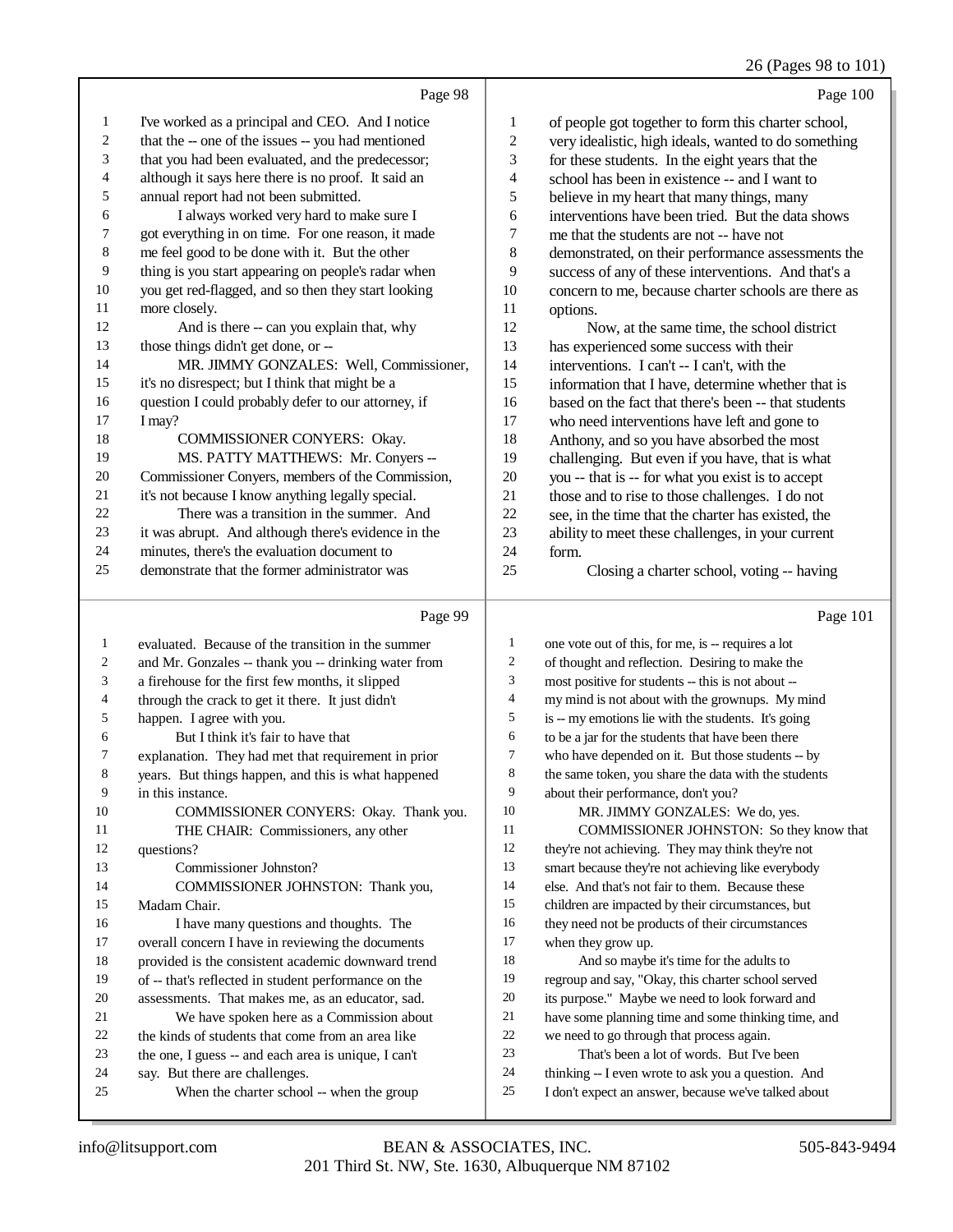Page 98

1 I've worked as a principal and CEO. And I notice
2 that the -- one of the issues -- you had mentioned
3 that you had been evaluated, and the predecessor;
4 although it says here there is no proof. It said an
5 annual report had not been submitted.
6 I always worked very hard to make sure I
7 got everything in on time. For one reason, it made
8 me feel good to be done with it. But the other
9 thing is you start appearing on people's radar when
10 you get red-flagged, and so then they start looking
11 more closely.
12 And is there -- can you explain that, why
13 those things didn't get done, or --
14 MR. JIMMY GONZALES: Well, Commissioner,
15 it's no disrespect; but I think that might be a
16 question I could probably defer to our attorney, if
17 I may?
18 COMMISSIONER CONYERS: Okay.
19 MS. PATTY MATTHEWS: Mr. Conyers --
20 Commissioner Conyers, members of the Commission,
21 it's not because I know anything legally special.
22 There was a transition in the summer. And
23 it was abrupt. And although there's evidence in the
24 minutes, there's the evaluation document to
25 demonstrate that the former administrator was

Page 99

1 evaluated. Because of the transition in the summer
2 and Mr. Gonzales -- thank you -- drinking water from
3 a firehouse for the first few months, it slipped
4 through the crack to get it there. It just didn't
5 happen. I agree with you.
6 But I think it's fair to have that
7 explanation. They had met that requirement in prior
8 years. But things happen, and this is what happened
9 in this instance.
10 COMMISSIONER CONYERS: Okay. Thank you.
11 THE CHAIR: Commissioners, any other
12 questions?
13 Commissioner Johnston?
14 COMMISSIONER JOHNSTON: Thank you,
15 Madam Chair.
16 I have many questions and thoughts. The
17 overall concern I have in reviewing the documents
18 provided is the consistent academic downward trend
19 of -- that's reflected in student performance on the
20 assessments. That makes me, as an educator, sad.
21 We have spoken here as a Commission about
22 the kinds of students that come from an area like
23 the one, I guess -- and each area is unique, I can't
24 say. But there are challenges.
25 When the charter school -- when the group

Page 100

1 of people got together to form this charter school,
2 very idealistic, high ideals, wanted to do something
3 for these students. In the eight years that the
4 school has been in existence -- and I want to
5 believe in my heart that many things, many
6 interventions have been tried. But the data shows
7 me that the students are not -- have not
8 demonstrated, on their performance assessments the
9 success of any of these interventions. And that's a
10 concern to me, because charter schools are there as
11 options.
12 Now, at the same time, the school district
13 has experienced some success with their
14 interventions. I can't -- I can't, with the
15 information that I have, determine whether that is
16 based on the fact that there's been -- that students
17 who need interventions have left and gone to
18 Anthony, and so you have absorbed the most
19 challenging. But even if you have, that is what
20 you -- that is -- for what you exist is to accept
21 those and to rise to those challenges. I do not
22 see, in the time that the charter has existed, the
23 ability to meet these challenges, in your current
24 form.
25 Closing a charter school, voting -- having

Page 101

1 one vote out of this, for me, is -- requires a lot
2 of thought and reflection. Desiring to make the
3 most positive for students -- this is not about --
4 my mind is not about with the grownups. My mind
5 is -- my emotions lie with the students. It's going
6 to be a jar for the students that have been there
7 who have depended on it. But those students -- by
8 the same token, you share the data with the students
9 about their performance, don't you?
10 MR. JIMMY GONZALES: We do, yes.
11 COMMISSIONER JOHNSTON: So they know that
12 they're not achieving. They may think they're not
13 smart because they're not achieving like everybody
14 else. And that's not fair to them. Because these
15 children are impacted by their circumstances, but
16 they need not be products of their circumstances
17 when they grow up.
18 And so maybe it's time for the adults to
19 regroup and say, "Okay, this charter school served
20 its purpose." Maybe we need to look forward and
21 have some planning time and some thinking time, and
22 we need to go through that process again.
23 That's been a lot of words. But I've been
24 thinking -- I even wrote to ask you a question. And
25 I don't expect an answer, because we've talked about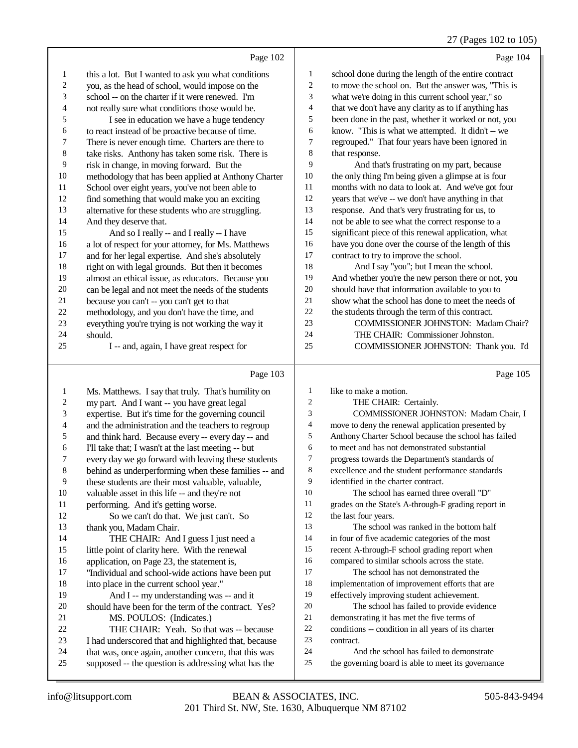Page 102

this a lot. But I wanted to ask you what conditions you, as the head of school, would impose on the school -- on the charter if it were renewed. I'm not really sure what conditions those would be.

I see in education we have a huge tendency to react instead of be proactive because of time. There is never enough time. Charters are there to take risks. Anthony has taken some risk. There is risk in change, in moving forward. But the methodology that has been applied at Anthony Charter School over eight years, you've not been able to find something that would make you an exciting alternative for these students who are struggling. And they deserve that.

And so I really -- and I really -- I have a lot of respect for your attorney, for Ms. Matthews and for her legal expertise. And she's absolutely right on with legal grounds. But then it becomes almost an ethical issue, as educators. Because you can be legal and not meet the needs of the students because you can't -- you can't get to that methodology, and you don't have the time, and everything you're trying is not working the way it should.

I -- and, again, I have great respect for

Page 103

Ms. Matthews. I say that truly. That's humility on my part. And I want -- you have great legal expertise. But it's time for the governing council and the administration and the teachers to regroup and think hard. Because every -- every day -- and I'll take that; I wasn't at the last meeting -- but every day we go forward with leaving these students behind as underperforming when these families -- and these students are their most valuable, valuable, valuable asset in this life -- and they're not performing. And it's getting worse.

So we can't do that. We just can't. So thank you, Madam Chair.

THE CHAIR: And I guess I just need a little point of clarity here. With the renewal application, on Page 23, the statement is, "Individual and school-wide actions have been put into place in the current school year."

And I -- my understanding was -- and it should have been for the term of the contract. Yes?

MS. POULOS: (Indicates.)

THE CHAIR: Yeah. So that was -- because I had underscored that and highlighted that, because that was, once again, another concern, that this was supposed -- the question is addressing what has the

Page 104

school done during the length of the entire contract to move the school on. But the answer was, "This is what we're doing in this current school year," so that we don't have any clarity as to if anything has been done in the past, whether it worked or not, you know. "This is what we attempted. It didn't -- we regrouped." That four years have been ignored in that response.

And that's frustrating on my part, because the only thing I'm being given a glimpse at is four months with no data to look at. And we've got four years that we've -- we don't have anything in that response. And that's very frustrating for us, to not be able to see what the correct response to a significant piece of this renewal application, what have you done over the course of the length of this contract to try to improve the school.

And I say "you"; but I mean the school. And whether you're the new person there or not, you should have that information available to you to show what the school has done to meet the needs of the students through the term of this contract.

COMMISSIONER JOHNSTON: Madam Chair?

THE CHAIR: Commissioner Johnston.

COMMISSIONER JOHNSTON: Thank you. I'd

Page 105

like to make a motion.

THE CHAIR: Certainly.

COMMISSIONER JOHNSTON: Madam Chair, I move to deny the renewal application presented by Anthony Charter School because the school has failed to meet and has not demonstrated substantial progress towards the Department's standards of excellence and the student performance standards identified in the charter contract.

The school has earned three overall "D" grades on the State's A-through-F grading report in the last four years.

The school was ranked in the bottom half in four of five academic categories of the most recent A-through-F school grading report when compared to similar schools across the state.

The school has not demonstrated the implementation of improvement efforts that are effectively improving student achievement.

The school has failed to provide evidence demonstrating it has met the five terms of conditions -- condition in all years of its charter contract.

And the school has failed to demonstrate the governing board is able to meet its governance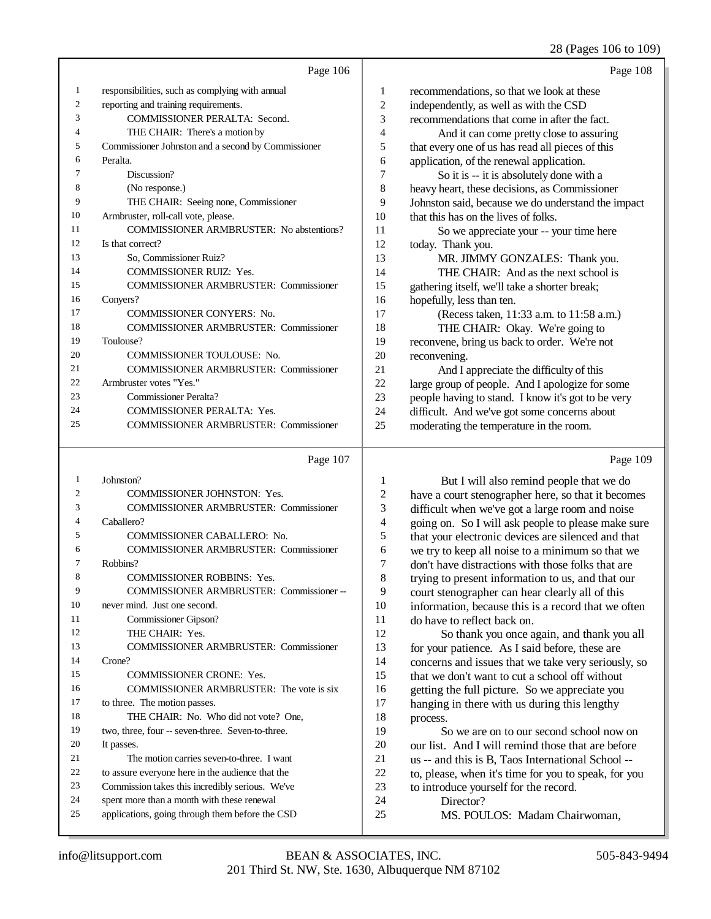Page 106

1 responsibilities, such as complying with annual
2 reporting and training requirements.
3 COMMISSIONER PERALTA: Second.
4 THE CHAIR: There's a motion by
5 Commissioner Johnston and a second by Commissioner
6 Peralta.
7 Discussion?
8 (No response.)
9 THE CHAIR: Seeing none, Commissioner
10 Armbruster, roll-call vote, please.
11 COMMISSIONER ARMBRUSTER: No abstentions?
12 Is that correct?
13 So, Commissioner Ruiz?
14 COMMISSIONER RUIZ: Yes.
15 COMMISSIONER ARMBRUSTER: Commissioner
16 Conyers?
17 COMMISSIONER CONYERS: No.
18 COMMISSIONER ARMBRUSTER: Commissioner
19 Toulouse?
20 COMMISSIONER TOULOUSE: No.
21 COMMISSIONER ARMBRUSTER: Commissioner
22 Armbruster votes "Yes."
23 Commissioner Peralta?
24 COMMISSIONER PERALTA: Yes.
25 COMMISSIONER ARMBRUSTER: Commissioner

Page 107

1 Johnston?
2 COMMISSIONER JOHNSTON: Yes.
3 COMMISSIONER ARMBRUSTER: Commissioner
4 Caballero?
5 COMMISSIONER CABALLERO: No.
6 COMMISSIONER ARMBRUSTER: Commissioner
7 Robbins?
8 COMMISSIONER ROBBINS: Yes.
9 COMMISSIONER ARMBRUSTER: Commissioner --
10 never mind. Just one second.
11 Commissioner Gipson?
12 THE CHAIR: Yes.
13 COMMISSIONER ARMBRUSTER: Commissioner
14 Crone?
15 COMMISSIONER CRONE: Yes.
16 COMMISSIONER ARMBRUSTER: The vote is six
17 to three. The motion passes.
18 THE CHAIR: No. Who did not vote? One,
19 two, three, four -- seven-three. Seven-to-three.
20 It passes.
21 The motion carries seven-to-three. I want
22 to assure everyone here in the audience that the
23 Commission takes this incredibly serious. We've
24 spent more than a month with these renewal
25 applications, going through them before the CSD

Page 108

1 recommendations, so that we look at these
2 independently, as well as with the CSD
3 recommendations that come in after the fact.
4 And it can come pretty close to assuring
5 that every one of us has read all pieces of this
6 application, of the renewal application.
7 So it is -- it is absolutely done with a
8 heavy heart, these decisions, as Commissioner
9 Johnston said, because we do understand the impact
10 that this has on the lives of folks.
11 So we appreciate your -- your time here
12 today. Thank you.
13 MR. JIMMY GONZALES: Thank you.
14 THE CHAIR: And as the next school is
15 gathering itself, we'll take a shorter break;
16 hopefully, less than ten.
17 (Recess taken, 11:33 a.m. to 11:58 a.m.)
18 THE CHAIR: Okay. We're going to
19 reconvene, bring us back to order. We're not
20 reconvening.
21 And I appreciate the difficulty of this
22 large group of people. And I apologize for some
23 people having to stand. I know it's got to be very
24 difficult. And we've got some concerns about
25 moderating the temperature in the room.

Page 109

1 But I will also remind people that we do
2 have a court stenographer here, so that it becomes
3 difficult when we've got a large room and noise
4 going on. So I will ask people to please make sure
5 that your electronic devices are silenced and that
6 we try to keep all noise to a minimum so that we
7 don't have distractions with those folks that are
8 trying to present information to us, and that our
9 court stenographer can hear clearly all of this
10 information, because this is a record that we often
11 do have to reflect back on.
12 So thank you once again, and thank you all
13 for your patience. As I said before, these are
14 concerns and issues that we take very seriously, so
15 that we don't want to cut a school off without
16 getting the full picture. So we appreciate you
17 hanging in there with us during this lengthy
18 process.
19 So we are on to our second school now on
20 our list. And I will remind those that are before
21 us -- and this is B, Taos International School --
22 to, please, when it's time for you to speak, for you
23 to introduce yourself for the record.
24 Director?
25 MS. POULOS: Madam Chairwoman,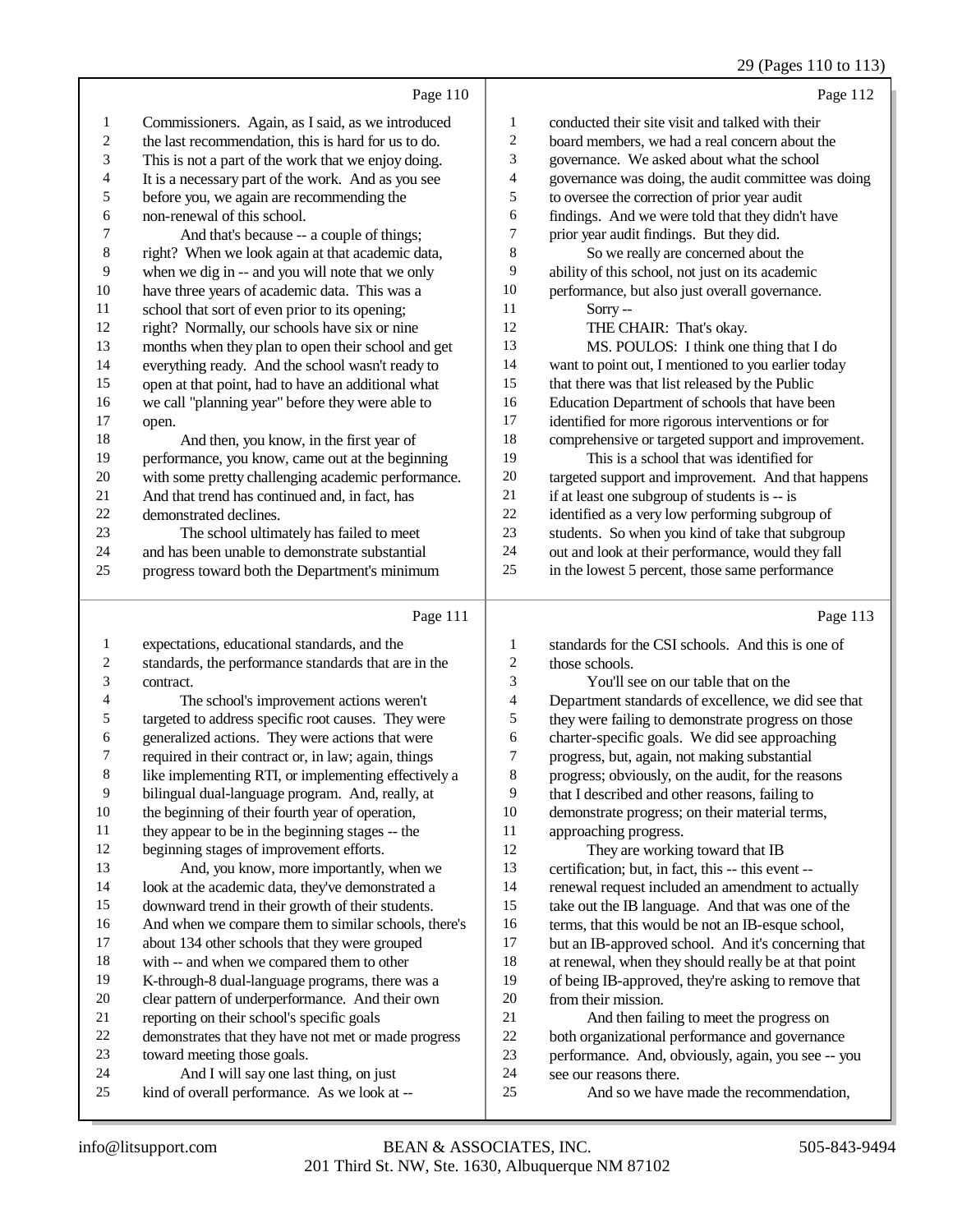Page 110

Commissioners. Again, as I said, as we introduced the last recommendation, this is hard for us to do. This is not a part of the work that we enjoy doing. It is a necessary part of the work. And as you see before you, we again are recommending the non-renewal of this school.

And that's because -- a couple of things; right? When we look again at that academic data, when we dig in -- and you will note that we only have three years of academic data. This was a school that sort of even prior to its opening; right? Normally, our schools have six or nine months when they plan to open their school and get everything ready. And the school wasn't ready to open at that point, had to have an additional what we call "planning year" before they were able to open.

And then, you know, in the first year of performance, you know, came out at the beginning with some pretty challenging academic performance. And that trend has continued and, in fact, has demonstrated declines.

The school ultimately has failed to meet and has been unable to demonstrate substantial progress toward both the Department's minimum

Page 111

expectations, educational standards, and the standards, the performance standards that are in the contract.

The school's improvement actions weren't targeted to address specific root causes. They were generalized actions. They were actions that were required in their contract or, in law; again, things like implementing RTI, or implementing effectively a bilingual dual-language program. And, really, at the beginning of their fourth year of operation, they appear to be in the beginning stages -- the beginning stages of improvement efforts.

And, you know, more importantly, when we look at the academic data, they've demonstrated a downward trend in their growth of their students. And when we compare them to similar schools, there's about 134 other schools that they were grouped with -- and when we compared them to other K-through-8 dual-language programs, there was a clear pattern of underperformance. And their own reporting on their school's specific goals demonstrates that they have not met or made progress toward meeting those goals.

And I will say one last thing, on just kind of overall performance. As we look at --

Page 112

conducted their site visit and talked with their board members, we had a real concern about the governance. We asked about what the school governance was doing, the audit committee was doing to oversee the correction of prior year audit findings. And we were told that they didn't have prior year audit findings. But they did.

So we really are concerned about the ability of this school, not just on its academic performance, but also just overall governance.

Sorry --

THE CHAIR: That's okay.

MS. POULOS: I think one thing that I do want to point out, I mentioned to you earlier today that there was that list released by the Public Education Department of schools that have been identified for more rigorous interventions or for comprehensive or targeted support and improvement.

This is a school that was identified for targeted support and improvement. And that happens if at least one subgroup of students is -- is identified as a very low performing subgroup of students. So when you kind of take that subgroup out and look at their performance, would they fall in the lowest 5 percent, those same performance

Page 113

standards for the CSI schools. And this is one of those schools.

You'll see on our table that on the Department standards of excellence, we did see that they were failing to demonstrate progress on those charter-specific goals. We did see approaching progress, but, again, not making substantial progress; obviously, on the audit, for the reasons that I described and other reasons, failing to demonstrate progress; on their material terms, approaching progress.

They are working toward that IB certification; but, in fact, this -- this event -- renewal request included an amendment to actually take out the IB language. And that was one of the terms, that this would be not an IB-esque school, but an IB-approved school. And it's concerning that at renewal, when they should really be at that point of being IB-approved, they're asking to remove that from their mission.

And then failing to meet the progress on both organizational performance and governance performance. And, obviously, again, you see -- you see our reasons there.

And so we have made the recommendation,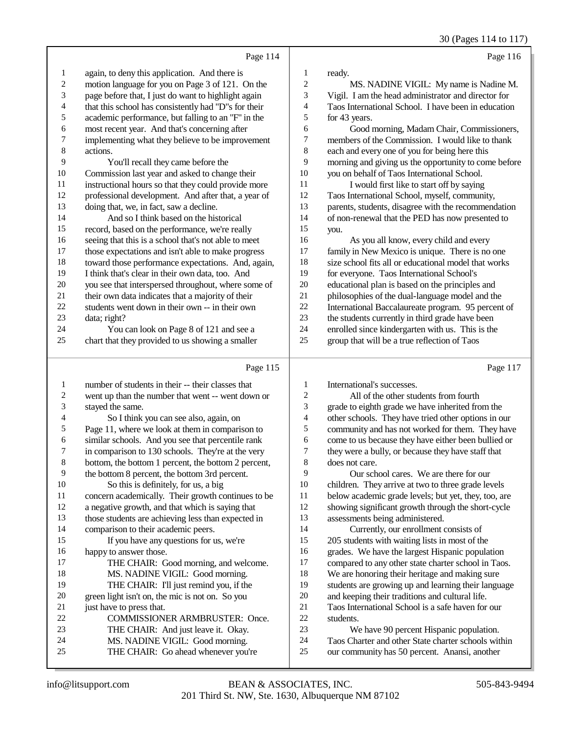Page 114

1 again, to deny this application. And there is
2 motion language for you on Page 3 of 121. On the
3 page before that, I just do want to highlight again
4 that this school has consistently had "D"s for their
5 academic performance, but falling to an "F" in the
6 most recent year. And that's concerning after
7 implementing what they believe to be improvement
8 actions.
9 You'll recall they came before the
10 Commission last year and asked to change their
11 instructional hours so that they could provide more
12 professional development. And after that, a year of
13 doing that, we, in fact, saw a decline.
14 And so I think based on the historical
15 record, based on the performance, we're really
16 seeing that this is a school that's not able to meet
17 those expectations and isn't able to make progress
18 toward those performance expectations. And, again,
19 I think that's clear in their own data, too. And
20 you see that interspersed throughout, where some of
21 their own data indicates that a majority of their
22 students went down in their own -- in their own
23 data; right?
24 You can look on Page 8 of 121 and see a
25 chart that they provided to us showing a smaller

Page 115

1 number of students in their -- their classes that
2 went up than the number that went -- went down or
3 stayed the same.
4 So I think you can see also, again, on
5 Page 11, where we look at them in comparison to
6 similar schools. And you see that percentile rank
7 in comparison to 130 schools. They're at the very
8 bottom, the bottom 1 percent, the bottom 2 percent,
9 the bottom 8 percent, the bottom 3rd percent.
10 So this is definitely, for us, a big
11 concern academically. Their growth continues to be
12 a negative growth, and that which is saying that
13 those students are achieving less than expected in
14 comparison to their academic peers.
15 If you have any questions for us, we're
16 happy to answer those.
17 THE CHAIR: Good morning, and welcome.
18 MS. NADINE VIGIL: Good morning.
19 THE CHAIR: I'll just remind you, if the
20 green light isn't on, the mic is not on. So you
21 just have to press that.
22 COMMISSIONER ARMBRUSTER: Once.
23 THE CHAIR: And just leave it. Okay.
24 MS. NADINE VIGIL: Good morning.
25 THE CHAIR: Go ahead whenever you're

Page 116

1 ready.
2 MS. NADINE VIGIL: My name is Nadine M.
3 Vigil. I am the head administrator and director for
4 Taos International School. I have been in education
5 for 43 years.
6 Good morning, Madam Chair, Commissioners,
7 members of the Commission. I would like to thank
8 each and every one of you for being here this
9 morning and giving us the opportunity to come before
10 you on behalf of Taos International School.
11 I would first like to start off by saying
12 Taos International School, myself, community,
13 parents, students, disagree with the recommendation
14 of non-renewal that the PED has now presented to
15 you.
16 As you all know, every child and every
17 family in New Mexico is unique. There is no one
18 size school fits all or educational model that works
19 for everyone. Taos International School's
20 educational plan is based on the principles and
21 philosophies of the dual-language model and the
22 International Baccalaureate program. 95 percent of
23 the students currently in third grade have been
24 enrolled since kindergarten with us. This is the
25 group that will be a true reflection of Taos

Page 117

1 International's successes.
2 All of the other students from fourth
3 grade to eighth grade we have inherited from the
4 other schools. They have tried other options in our
5 community and has not worked for them. They have
6 come to us because they have either been bullied or
7 they were a bully, or because they have staff that
8 does not care.
9 Our school cares. We are there for our
10 children. They arrive at two to three grade levels
11 below academic grade levels; but yet, they, too, are
12 showing significant growth through the short-cycle
13 assessments being administered.
14 Currently, our enrollment consists of
15 205 students with waiting lists in most of the
16 grades. We have the largest Hispanic population
17 compared to any other state charter school in Taos.
18 We are honoring their heritage and making sure
19 students are growing up and learning their language
20 and keeping their traditions and cultural life.
21 Taos International School is a safe haven for our
22 students.
23 We have 90 percent Hispanic population.
24 Taos Charter and other State charter schools within
25 our community has 50 percent. Anansi, another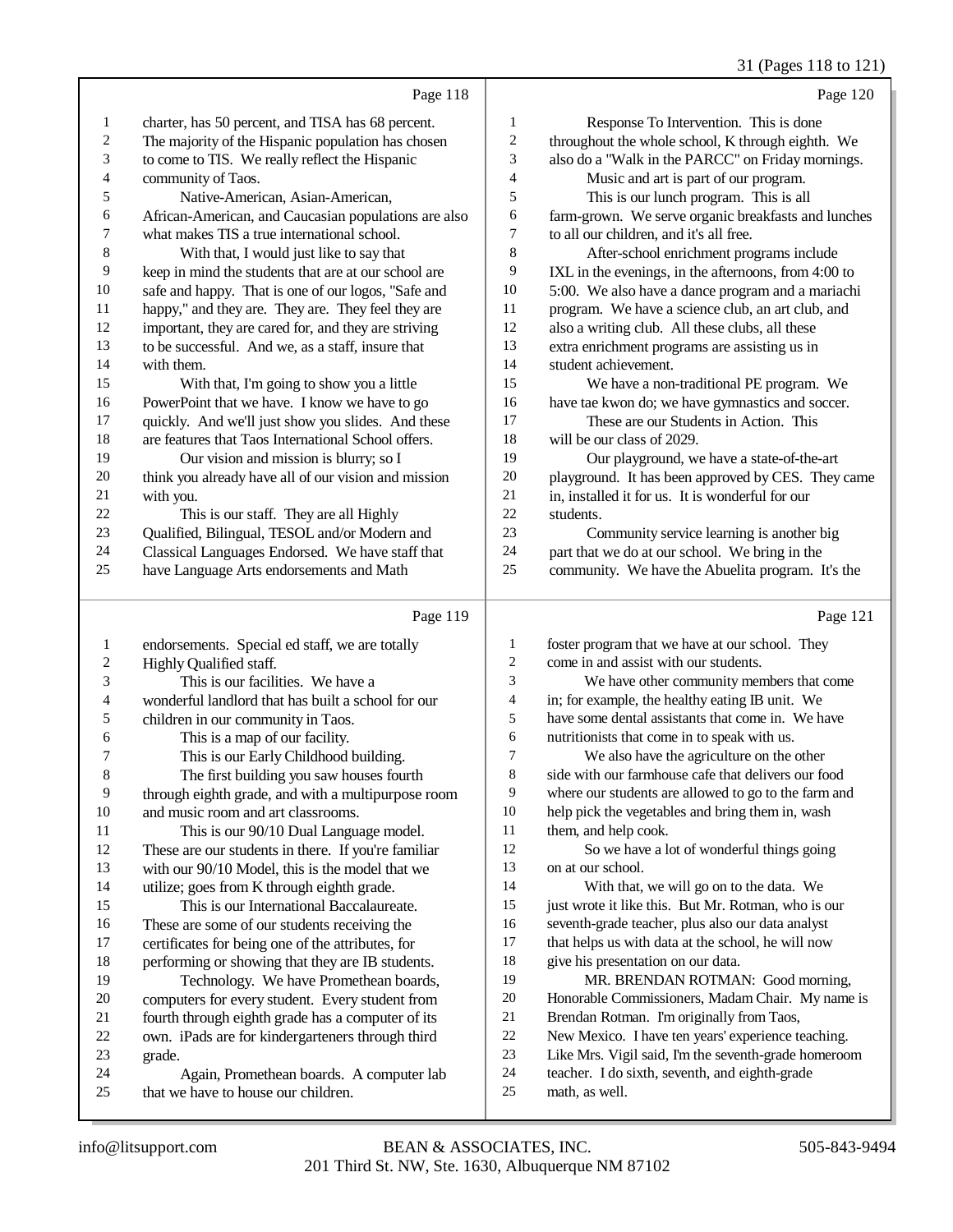Page 118

1 charter, has 50 percent, and TISA has 68 percent.
2 The majority of the Hispanic population has chosen
3 to come to TIS. We really reflect the Hispanic
4 community of Taos.
5 Native-American, Asian-American,
6 African-American, and Caucasian populations are also
7 what makes TIS a true international school.
8 With that, I would just like to say that
9 keep in mind the students that are at our school are
10 safe and happy. That is one of our logos, "Safe and
11 happy," and they are. They are. They feel they are
12 important, they are cared for, and they are striving
13 to be successful. And we, as a staff, insure that
14 with them.
15 With that, I'm going to show you a little
16 PowerPoint that we have. I know we have to go
17 quickly. And we'll just show you slides. And these
18 are features that Taos International School offers.
19 Our vision and mission is blurry; so I
20 think you already have all of our vision and mission
21 with you.
22 This is our staff. They are all Highly
23 Qualified, Bilingual, TESOL and/or Modern and
24 Classical Languages Endorsed. We have staff that
25 have Language Arts endorsements and Math

Page 119

1 endorsements. Special ed staff, we are totally
2 Highly Qualified staff.
3 This is our facilities. We have a
4 wonderful landlord that has built a school for our
5 children in our community in Taos.
6 This is a map of our facility.
7 This is our Early Childhood building.
8 The first building you saw houses fourth
9 through eighth grade, and with a multipurpose room
10 and music room and art classrooms.
11 This is our 90/10 Dual Language model.
12 These are our students in there. If you're familiar
13 with our 90/10 Model, this is the model that we
14 utilize; goes from K through eighth grade.
15 This is our International Baccalaureate.
16 These are some of our students receiving the
17 certificates for being one of the attributes, for
18 performing or showing that they are IB students.
19 Technology. We have Promethean boards,
20 computers for every student. Every student from
21 fourth through eighth grade has a computer of its
22 own. iPads are for kindergarteners through third
23 grade.
24 Again, Promethean boards. A computer lab
25 that we have to house our children.

Page 120

1 Response To Intervention. This is done
2 throughout the whole school, K through eighth. We
3 also do a "Walk in the PARCC" on Friday mornings.
4 Music and art is part of our program.
5 This is our lunch program. This is all
6 farm-grown. We serve organic breakfasts and lunches
7 to all our children, and it's all free.
8 After-school enrichment programs include
9 IXL in the evenings, in the afternoons, from 4:00 to
10 5:00. We also have a dance program and a mariachi
11 program. We have a science club, an art club, and
12 also a writing club. All these clubs, all these
13 extra enrichment programs are assisting us in
14 student achievement.
15 We have a non-traditional PE program. We
16 have tae kwon do; we have gymnastics and soccer.
17 These are our Students in Action. This
18 will be our class of 2029.
19 Our playground, we have a state-of-the-art
20 playground. It has been approved by CES. They came
21 in, installed it for us. It is wonderful for our
22 students.
23 Community service learning is another big
24 part that we do at our school. We bring in the
25 community. We have the Abuelita program. It's the

Page 121

1 foster program that we have at our school. They
2 come in and assist with our students.
3 We have other community members that come
4 in; for example, the healthy eating IB unit. We
5 have some dental assistants that come in. We have
6 nutritionists that come in to speak with us.
7 We also have the agriculture on the other
8 side with our farmhouse cafe that delivers our food
9 where our students are allowed to go to the farm and
10 help pick the vegetables and bring them in, wash
11 them, and help cook.
12 So we have a lot of wonderful things going
13 on at our school.
14 With that, we will go on to the data. We
15 just wrote it like this. But Mr. Rotman, who is our
16 seventh-grade teacher, plus also our data analyst
17 that helps us with data at the school, he will now
18 give his presentation on our data.
19 MR. BRENDAN ROTMAN: Good morning,
20 Honorable Commissioners, Madam Chair. My name is
21 Brendan Rotman. I'm originally from Taos,
22 New Mexico. I have ten years' experience teaching.
23 Like Mrs. Vigil said, I'm the seventh-grade homeroom
24 teacher. I do sixth, seventh, and eighth-grade
25 math, as well.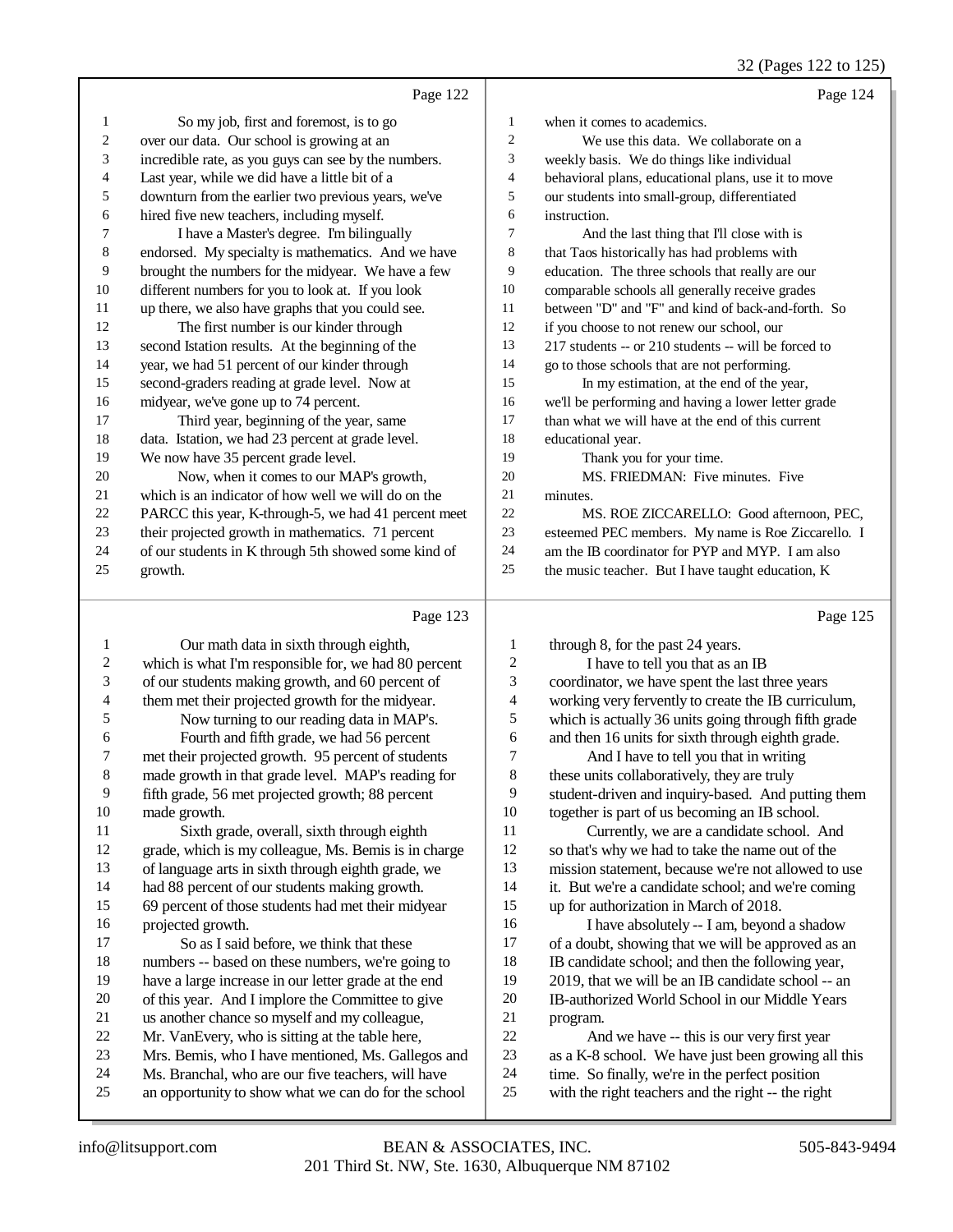Page 122

So my job, first and foremost, is to go over our data. Our school is growing at an incredible rate, as you guys can see by the numbers. Last year, while we did have a little bit of a downturn from the earlier two previous years, we've hired five new teachers, including myself.

I have a Master's degree. I'm bilingually endorsed. My specialty is mathematics. And we have brought the numbers for the midyear. We have a few different numbers for you to look at. If you look up there, we also have graphs that you could see.

The first number is our kinder through second Istation results. At the beginning of the year, we had 51 percent of our kinder through second-graders reading at grade level. Now at midyear, we've gone up to 74 percent.

Third year, beginning of the year, same data. Istation, we had 23 percent at grade level. We now have 35 percent grade level.

Now, when it comes to our MAP's growth, which is an indicator of how well we will do on the PARCC this year, K-through-5, we had 41 percent meet their projected growth in mathematics. 71 percent of our students in K through 5th showed some kind of growth.

Page 123

Our math data in sixth through eighth, which is what I'm responsible for, we had 80 percent of our students making growth, and 60 percent of them met their projected growth for the midyear.

Now turning to our reading data in MAP's.

Fourth and fifth grade, we had 56 percent met their projected growth. 95 percent of students made growth in that grade level. MAP's reading for fifth grade, 56 met projected growth; 88 percent made growth.

Sixth grade, overall, sixth through eighth grade, which is my colleague, Ms. Bemis is in charge of language arts in sixth through eighth grade, we had 88 percent of our students making growth. 69 percent of those students had met their midyear projected growth.

So as I said before, we think that these numbers -- based on these numbers, we're going to have a large increase in our letter grade at the end of this year. And I implore the Committee to give us another chance so myself and my colleague, Mr. VanEvery, who is sitting at the table here, Mrs. Bemis, who I have mentioned, Ms. Gallegos and Ms. Branchal, who are our five teachers, will have an opportunity to show what we can do for the school

Page 124

when it comes to academics.

We use this data. We collaborate on a weekly basis. We do things like individual behavioral plans, educational plans, use it to move our students into small-group, differentiated instruction.

And the last thing that I'll close with is that Taos historically has had problems with education. The three schools that really are our comparable schools all generally receive grades between "D" and "F" and kind of back-and-forth. So if you choose to not renew our school, our 217 students -- or 210 students -- will be forced to go to those schools that are not performing.

In my estimation, at the end of the year, we'll be performing and having a lower letter grade than what we will have at the end of this current educational year.

Thank you for your time.

MS. FRIEDMAN: Five minutes. Five minutes.

MS. ROE ZICCARELLO: Good afternoon, PEC, esteemed PEC members. My name is Roe Ziccarello. I am the IB coordinator for PYP and MYP. I am also the music teacher. But I have taught education, K

Page 125

through 8, for the past 24 years.

I have to tell you that as an IB coordinator, we have spent the last three years working very fervently to create the IB curriculum, which is actually 36 units going through fifth grade and then 16 units for sixth through eighth grade.

And I have to tell you that in writing these units collaboratively, they are truly student-driven and inquiry-based. And putting them together is part of us becoming an IB school.

Currently, we are a candidate school. And so that's why we had to take the name out of the mission statement, because we're not allowed to use it. But we're a candidate school; and we're coming up for authorization in March of 2018.

I have absolutely -- I am, beyond a shadow of a doubt, showing that we will be approved as an IB candidate school; and then the following year, 2019, that we will be an IB candidate school -- an IB-authorized World School in our Middle Years program.

And we have -- this is our very first year as a K-8 school. We have just been growing all this time. So finally, we're in the perfect position with the right teachers and the right -- the right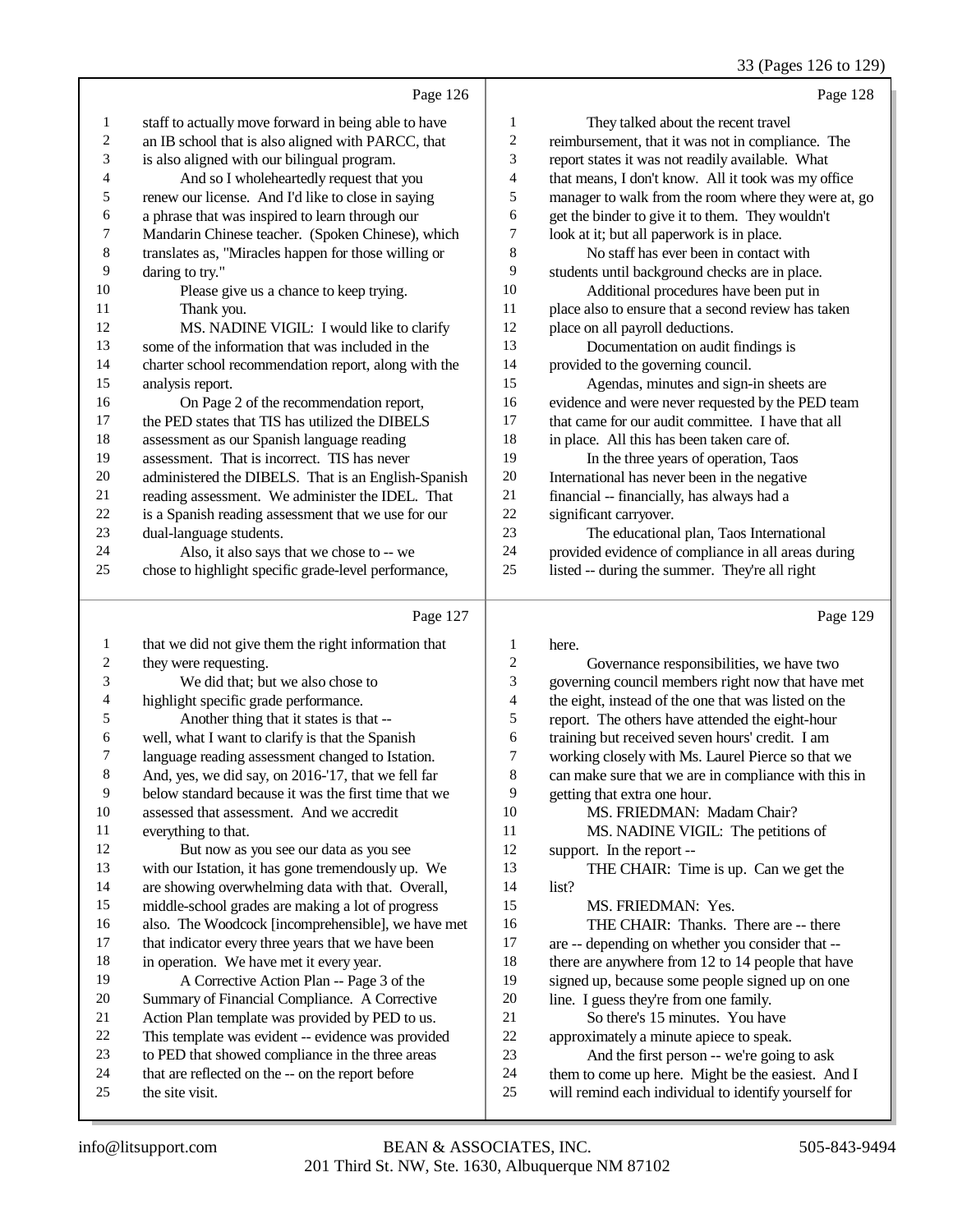Page 126

staff to actually move forward in being able to have an IB school that is also aligned with PARCC, that is also aligned with our bilingual program.

And so I wholeheartedly request that you renew our license. And I'd like to close in saying a phrase that was inspired to learn through our Mandarin Chinese teacher. (Spoken Chinese), which translates as, "Miracles happen for those willing or daring to try."

Please give us a chance to keep trying.

Thank you.

MS. NADINE VIGIL: I would like to clarify some of the information that was included in the charter school recommendation report, along with the analysis report.

On Page 2 of the recommendation report, the PED states that TIS has utilized the DIBELS assessment as our Spanish language reading assessment. That is incorrect. TIS has never administered the DIBELS. That is an English-Spanish reading assessment. We administer the IDEL. That is a Spanish reading assessment that we use for our dual-language students.

Also, it also says that we chose to -- we chose to highlight specific grade-level performance,

Page 127

that we did not give them the right information that they were requesting.

We did that; but we also chose to highlight specific grade performance.

Another thing that it states is that -- well, what I want to clarify is that the Spanish language reading assessment changed to Istation. And, yes, we did say, on 2016-'17, that we fell far below standard because it was the first time that we assessed that assessment. And we accredit everything to that.

But now as you see our data as you see with our Istation, it has gone tremendously up. We are showing overwhelming data with that. Overall, middle-school grades are making a lot of progress also. The Woodcock [incomprehensible], we have met that indicator every three years that we have been in operation. We have met it every year.

A Corrective Action Plan -- Page 3 of the Summary of Financial Compliance. A Corrective Action Plan template was provided by PED to us. This template was evident -- evidence was provided to PED that showed compliance in the three areas that are reflected on the -- on the report before the site visit.

Page 128

They talked about the recent travel reimbursement, that it was not in compliance. The report states it was not readily available. What that means, I don't know. All it took was my office manager to walk from the room where they were at, go get the binder to give it to them. They wouldn't look at it; but all paperwork is in place.

No staff has ever been in contact with students until background checks are in place.

Additional procedures have been put in place also to ensure that a second review has taken place on all payroll deductions.

Documentation on audit findings is provided to the governing council.

Agendas, minutes and sign-in sheets are evidence and were never requested by the PED team that came for our audit committee. I have that all in place. All this has been taken care of.

In the three years of operation, Taos International has never been in the negative financial -- financially, has always had a significant carryover.

The educational plan, Taos International provided evidence of compliance in all areas during listed -- during the summer. They're all right

Page 129

here.

Governance responsibilities, we have two governing council members right now that have met the eight, instead of the one that was listed on the report. The others have attended the eight-hour training but received seven hours' credit. I am working closely with Ms. Laurel Pierce so that we can make sure that we are in compliance with this in getting that extra one hour.

MS. FRIEDMAN: Madam Chair?

MS. NADINE VIGIL: The petitions of support. In the report --

THE CHAIR: Time is up. Can we get the list?

MS. FRIEDMAN: Yes.

THE CHAIR: Thanks. There are -- there are -- depending on whether you consider that -- there are anywhere from 12 to 14 people that have signed up, because some people signed up on one line. I guess they're from one family.

So there's 15 minutes. You have approximately a minute apiece to speak.

And the first person -- we're going to ask them to come up here. Might be the easiest. And I will remind each individual to identify yourself for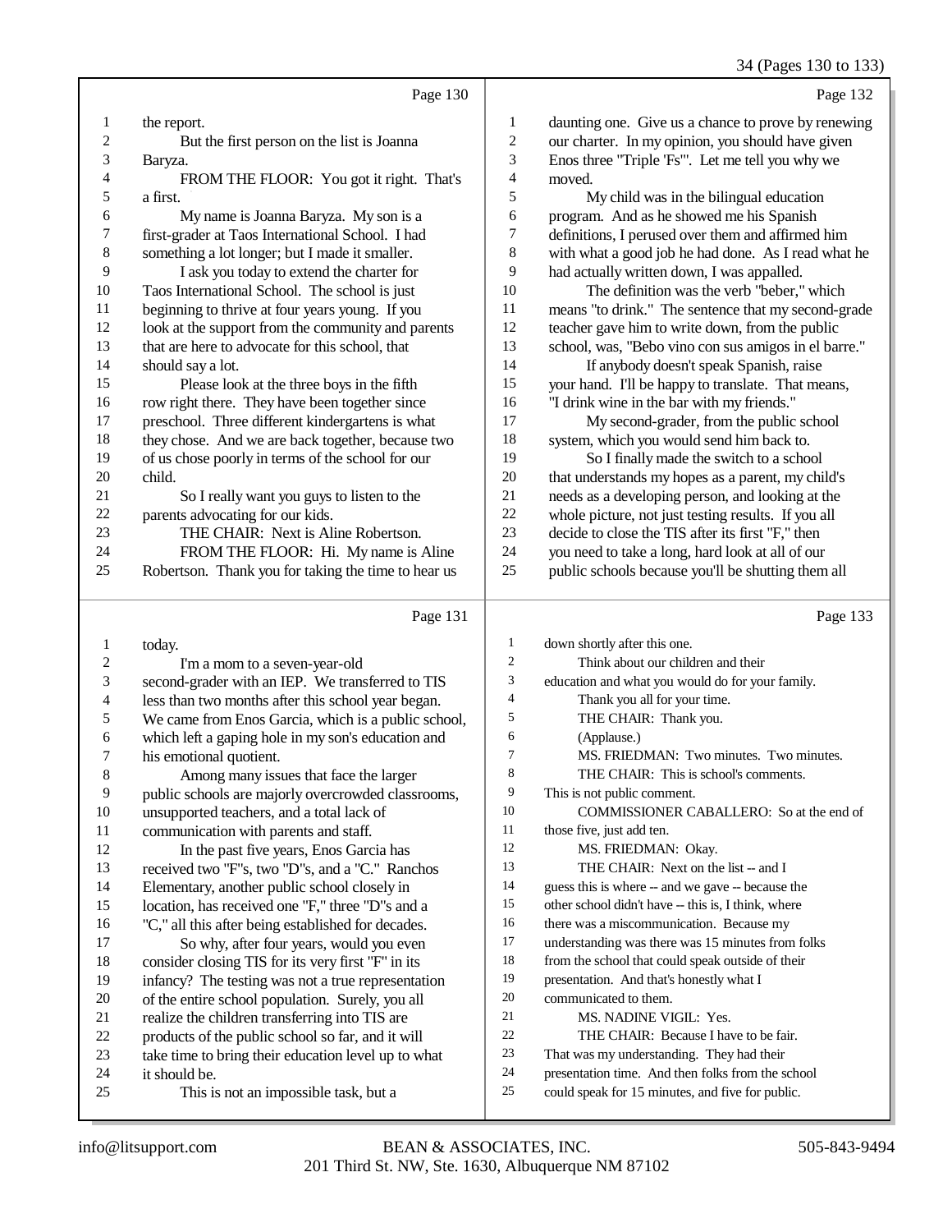Page 130

1 the report.
2 But the first person on the list is Joanna
3 Baryza.
4 FROM THE FLOOR: You got it right. That's
5 a first.
6 My name is Joanna Baryza. My son is a
7 first-grader at Taos International School. I had
8 something a lot longer; but I made it smaller.
9 I ask you today to extend the charter for
10 Taos International School. The school is just
11 beginning to thrive at four years young. If you
12 look at the support from the community and parents
13 that are here to advocate for this school, that
14 should say a lot.
15 Please look at the three boys in the fifth
16 row right there. They have been together since
17 preschool. Three different kindergartens is what
18 they chose. And we are back together, because two
19 of us chose poorly in terms of the school for our
20 child.
21 So I really want you guys to listen to the
22 parents advocating for our kids.
23 THE CHAIR: Next is Aline Robertson.
24 FROM THE FLOOR: Hi. My name is Aline
25 Robertson. Thank you for taking the time to hear us

Page 131

1 today.
2 I'm a mom to a seven-year-old
3 second-grader with an IEP. We transferred to TIS
4 less than two months after this school year began.
5 We came from Enos Garcia, which is a public school,
6 which left a gaping hole in my son's education and
7 his emotional quotient.
8 Among many issues that face the larger
9 public schools are majorly overcrowded classrooms,
10 unsupported teachers, and a total lack of
11 communication with parents and staff.
12 In the past five years, Enos Garcia has
13 received two "F"s, two "D"s, and a "C." Ranchos
14 Elementary, another public school closely in
15 location, has received one "F," three "D"s and a
16 "C," all this after being established for decades.
17 So why, after four years, would you even
18 consider closing TIS for its very first "F" in its
19 infancy? The testing was not a true representation
20 of the entire school population. Surely, you all
21 realize the children transferring into TIS are
22 products of the public school so far, and it will
23 take time to bring their education level up to what
24 it should be.
25 This is not an impossible task, but a

Page 132

1 daunting one. Give us a chance to prove by renewing
2 our charter. In my opinion, you should have given
3 Enos three "Triple 'Fs'". Let me tell you why we
4 moved.
5 My child was in the bilingual education
6 program. And as he showed me his Spanish
7 definitions, I perused over them and affirmed him
8 with what a good job he had done. As I read what he
9 had actually written down, I was appalled.
10 The definition was the verb "beber," which
11 means "to drink." The sentence that my second-grade
12 teacher gave him to write down, from the public
13 school, was, "Bebo vino con sus amigos in el barre."
14 If anybody doesn't speak Spanish, raise
15 your hand. I'll be happy to translate. That means,
16 "I drink wine in the bar with my friends."
17 My second-grader, from the public school
18 system, which you would send him back to.
19 So I finally made the switch to a school
20 that understands my hopes as a parent, my child's
21 needs as a developing person, and looking at the
22 whole picture, not just testing results. If you all
23 decide to close the TIS after its first "F," then
24 you need to take a long, hard look at all of our
25 public schools because you'll be shutting them all

Page 133

1 down shortly after this one.
2 Think about our children and their
3 education and what you would do for your family.
4 Thank you all for your time.
5 THE CHAIR: Thank you.
6 (Applause.)
7 MS. FRIEDMAN: Two minutes. Two minutes.
8 THE CHAIR: This is school's comments.
9 This is not public comment.
10 COMMISSIONER CABALLERO: So at the end of
11 those five, just add ten.
12 MS. FRIEDMAN: Okay.
13 THE CHAIR: Next on the list -- and I
14 guess this is where -- and we gave -- because the
15 other school didn't have -- this is, I think, where
16 there was a miscommunication. Because my
17 understanding was there was 15 minutes from folks
18 from the school that could speak outside of their
19 presentation. And that's honestly what I
20 communicated to them.
21 MS. NADINE VIGIL: Yes.
22 THE CHAIR: Because I have to be fair.
23 That was my understanding. They had their
24 presentation time. And then folks from the school
25 could speak for 15 minutes, and five for public.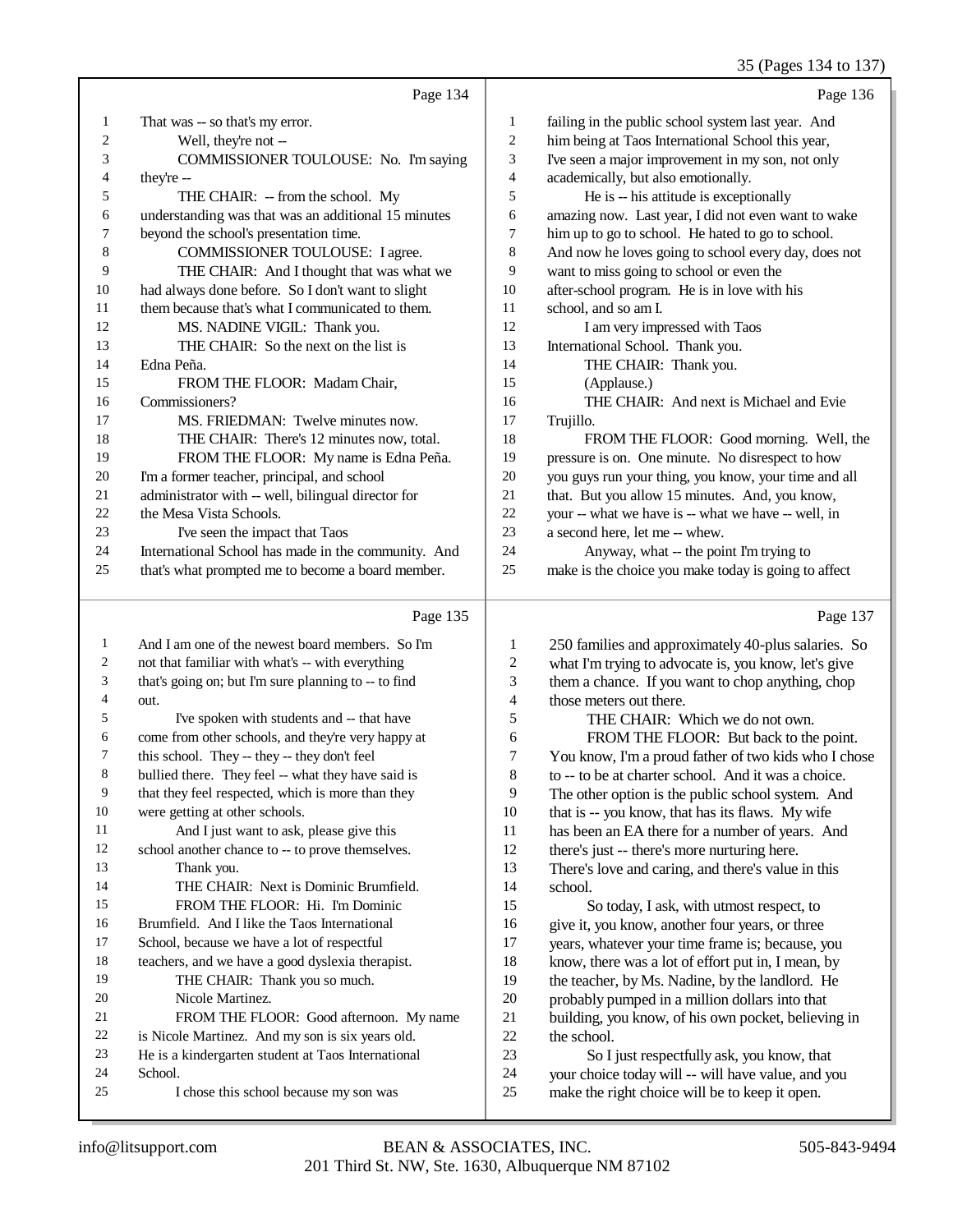Page 134

1 That was -- so that's my error.
2 Well, they're not --
3 COMMISSIONER TOULOUSE: No. I'm saying
4 they're --
5 THE CHAIR: -- from the school. My
6 understanding was that was an additional 15 minutes
7 beyond the school's presentation time.
8 COMMISSIONER TOULOUSE: I agree.
9 THE CHAIR: And I thought that was what we
10 had always done before. So I don't want to slight
11 them because that's what I communicated to them.
12 MS. NADINE VIGIL: Thank you.
13 THE CHAIR: So the next on the list is
14 Edna Peña.
15 FROM THE FLOOR: Madam Chair,
16 Commissioners?
17 MS. FRIEDMAN: Twelve minutes now.
18 THE CHAIR: There's 12 minutes now, total.
19 FROM THE FLOOR: My name is Edna Peña.
20 I'm a former teacher, principal, and school
21 administrator with -- well, bilingual director for
22 the Mesa Vista Schools.
23 I've seen the impact that Taos
24 International School has made in the community. And
25 that's what prompted me to become a board member.

Page 135

1 And I am one of the newest board members. So I'm
2 not that familiar with what's -- with everything
3 that's going on; but I'm sure planning to -- to find
4 out.
5 I've spoken with students and -- that have
6 come from other schools, and they're very happy at
7 this school. They -- they -- they don't feel
8 bullied there. They feel -- what they have said is
9 that they feel respected, which is more than they
10 were getting at other schools.
11 And I just want to ask, please give this
12 school another chance to -- to prove themselves.
13 Thank you.
14 THE CHAIR: Next is Dominic Brumfield.
15 FROM THE FLOOR: Hi. I'm Dominic
16 Brumfield. And I like the Taos International
17 School, because we have a lot of respectful
18 teachers, and we have a good dyslexia therapist.
19 THE CHAIR: Thank you so much.
20 Nicole Martinez.
21 FROM THE FLOOR: Good afternoon. My name
22 is Nicole Martinez. And my son is six years old.
23 He is a kindergarten student at Taos International
24 School.
25 I chose this school because my son was

Page 136

1 failing in the public school system last year. And
2 him being at Taos International School this year,
3 I've seen a major improvement in my son, not only
4 academically, but also emotionally.
5 He is -- his attitude is exceptionally
6 amazing now. Last year, I did not even want to wake
7 him up to go to school. He hated to go to school.
8 And now he loves going to school every day, does not
9 want to miss going to school or even the
10 after-school program. He is in love with his
11 school, and so am I.
12 I am very impressed with Taos
13 International School. Thank you.
14 THE CHAIR: Thank you.
15 (Applause.)
16 THE CHAIR: And next is Michael and Evie
17 Trujillo.
18 FROM THE FLOOR: Good morning. Well, the
19 pressure is on. One minute. No disrespect to how
20 you guys run your thing, you know, your time and all
21 that. But you allow 15 minutes. And, you know,
22 your -- what we have is -- what we have -- well, in
23 a second here, let me -- whew.
24 Anyway, what -- the point I'm trying to
25 make is the choice you make today is going to affect

Page 137

1 250 families and approximately 40-plus salaries. So
2 what I'm trying to advocate is, you know, let's give
3 them a chance. If you want to chop anything, chop
4 those meters out there.
5 THE CHAIR: Which we do not own.
6 FROM THE FLOOR: But back to the point.
7 You know, I'm a proud father of two kids who I chose
8 to -- to be at charter school. And it was a choice.
9 The other option is the public school system. And
10 that is -- you know, that has its flaws. My wife
11 has been an EA there for a number of years. And
12 there's just -- there's more nurturing here.
13 There's love and caring, and there's value in this
14 school.
15 So today, I ask, with utmost respect, to
16 give it, you know, another four years, or three
17 years, whatever your time frame is; because, you
18 know, there was a lot of effort put in, I mean, by
19 the teacher, by Ms. Nadine, by the landlord. He
20 probably pumped in a million dollars into that
21 building, you know, of his own pocket, believing in
22 the school.
23 So I just respectfully ask, you know, that
24 your choice today will -- will have value, and you
25 make the right choice will be to keep it open.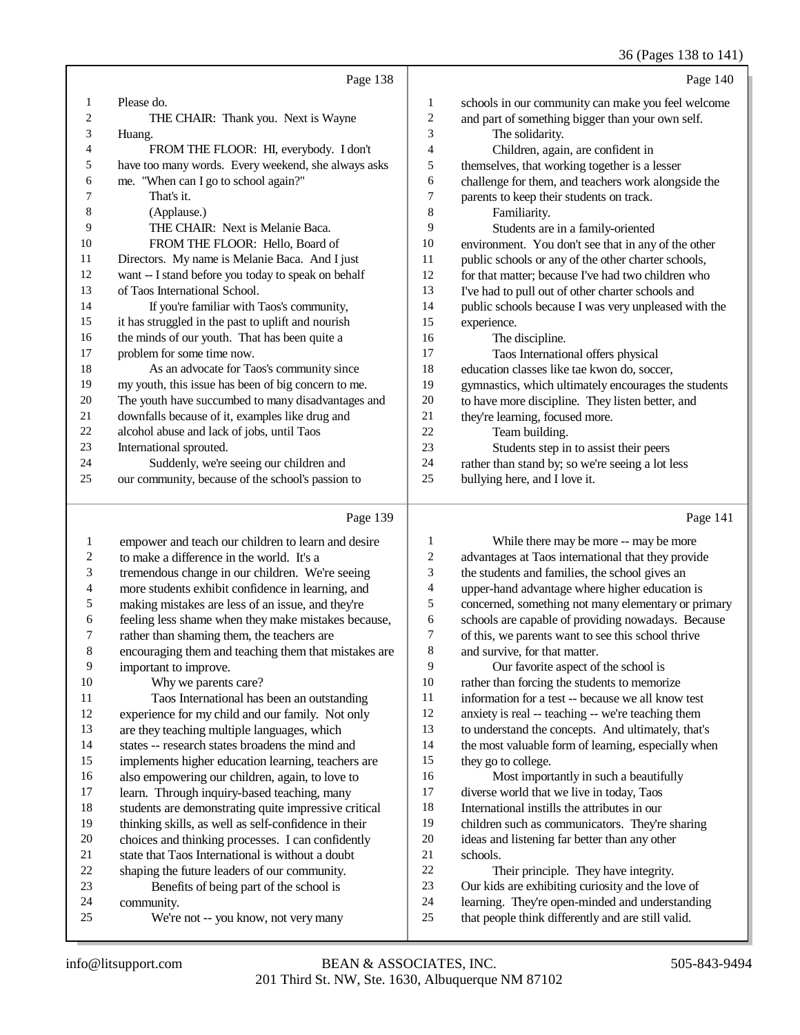Page 138

1 Please do.
2 THE CHAIR: Thank you. Next is Wayne
3 Huang.
4 FROM THE FLOOR: HI, everybody. I don't
5 have too many words. Every weekend, she always asks
6 me. "When can I go to school again?"
7 That's it.
8 (Applause.)
9 THE CHAIR: Next is Melanie Baca.
10 FROM THE FLOOR: Hello, Board of
11 Directors. My name is Melanie Baca. And I just
12 want -- I stand before you today to speak on behalf
13 of Taos International School.
14 If you're familiar with Taos's community,
15 it has struggled in the past to uplift and nourish
16 the minds of our youth. That has been quite a
17 problem for some time now.
18 As an advocate for Taos's community since
19 my youth, this issue has been of big concern to me.
20 The youth have succumbed to many disadvantages and
21 downfalls because of it, examples like drug and
22 alcohol abuse and lack of jobs, until Taos
23 International sprouted.
24 Suddenly, we're seeing our children and
25 our community, because of the school's passion to

Page 139

1 empower and teach our children to learn and desire
2 to make a difference in the world. It's a
3 tremendous change in our children. We're seeing
4 more students exhibit confidence in learning, and
5 making mistakes are less of an issue, and they're
6 feeling less shame when they make mistakes because,
7 rather than shaming them, the teachers are
8 encouraging them and teaching them that mistakes are
9 important to improve.
10 Why we parents care?
11 Taos International has been an outstanding
12 experience for my child and our family. Not only
13 are they teaching multiple languages, which
14 states -- research states broadens the mind and
15 implements higher education learning, teachers are
16 also empowering our children, again, to love to
17 learn. Through inquiry-based teaching, many
18 students are demonstrating quite impressive critical
19 thinking skills, as well as self-confidence in their
20 choices and thinking processes. I can confidently
21 state that Taos International is without a doubt
22 shaping the future leaders of our community.
23 Benefits of being part of the school is
24 community.
25 We're not -- you know, not very many

Page 140

1 schools in our community can make you feel welcome
2 and part of something bigger than your own self.
3 The solidarity.
4 Children, again, are confident in
5 themselves, that working together is a lesser
6 challenge for them, and teachers work alongside the
7 parents to keep their students on track.
8 Familiarity.
9 Students are in a family-oriented
10 environment. You don't see that in any of the other
11 public schools or any of the other charter schools,
12 for that matter; because I've had two children who
13 I've had to pull out of other charter schools and
14 public schools because I was very unpleased with the
15 experience.
16 The discipline.
17 Taos International offers physical
18 education classes like tae kwon do, soccer,
19 gymnastics, which ultimately encourages the students
20 to have more discipline. They listen better, and
21 they're learning, focused more.
22 Team building.
23 Students step in to assist their peers
24 rather than stand by; so we're seeing a lot less
25 bullying here, and I love it.

Page 141

1 While there may be more -- may be more
2 advantages at Taos international that they provide
3 the students and families, the school gives an
4 upper-hand advantage where higher education is
5 concerned, something not many elementary or primary
6 schools are capable of providing nowadays. Because
7 of this, we parents want to see this school thrive
8 and survive, for that matter.
9 Our favorite aspect of the school is
10 rather than forcing the students to memorize
11 information for a test -- because we all know test
12 anxiety is real -- teaching -- we're teaching them
13 to understand the concepts. And ultimately, that's
14 the most valuable form of learning, especially when
15 they go to college.
16 Most importantly in such a beautifully
17 diverse world that we live in today, Taos
18 International instills the attributes in our
19 children such as communicators. They're sharing
20 ideas and listening far better than any other
21 schools.
22 Their principle. They have integrity.
23 Our kids are exhibiting curiosity and the love of
24 learning. They're open-minded and understanding
25 that people think differently and are still valid.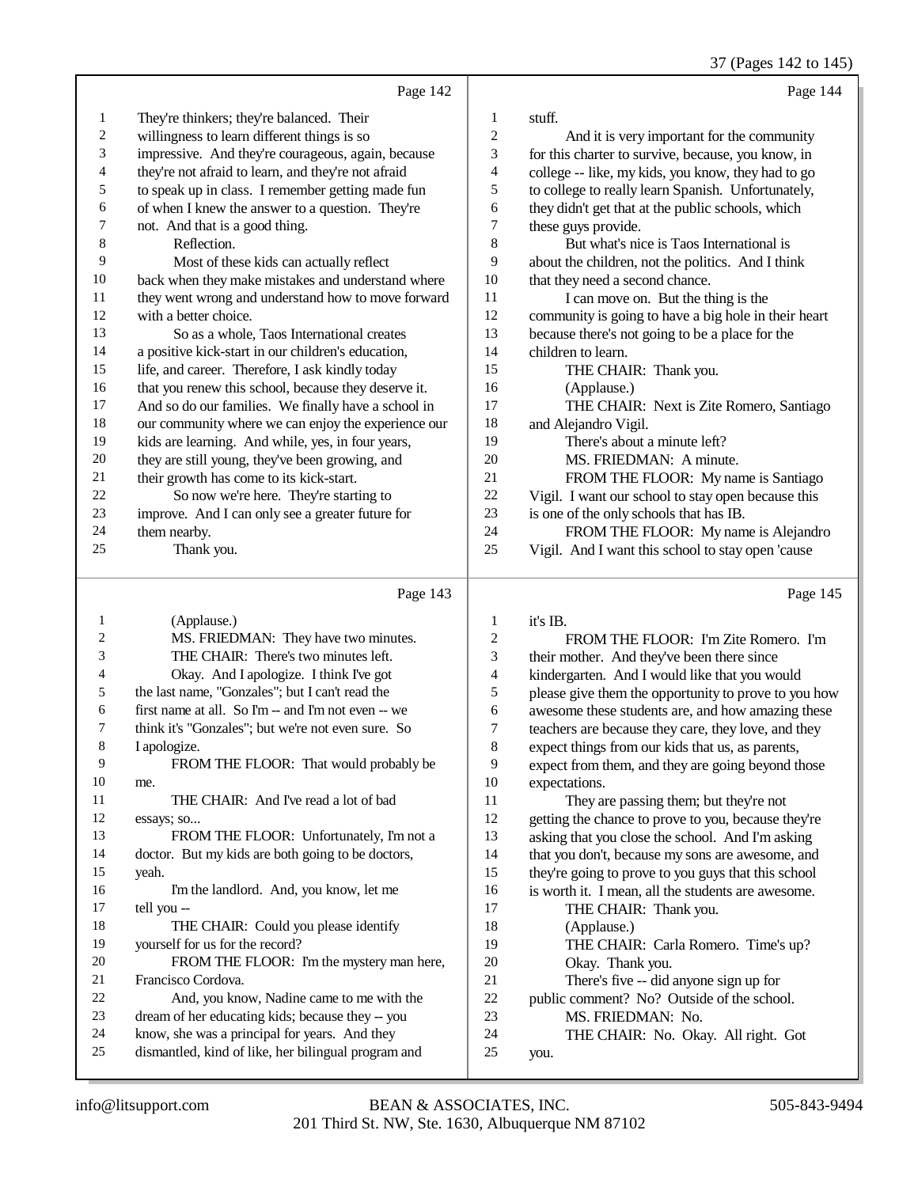Page 142

1 They're thinkers; they're balanced. Their
2 willingness to learn different things is so
3 impressive. And they're courageous, again, because
4 they're not afraid to learn, and they're not afraid
5 to speak up in class. I remember getting made fun
6 of when I knew the answer to a question. They're
7 not. And that is a good thing.
8 Reflection.
9 Most of these kids can actually reflect
10 back when they make mistakes and understand where
11 they went wrong and understand how to move forward
12 with a better choice.
13 So as a whole, Taos International creates
14 a positive kick-start in our children's education,
15 life, and career. Therefore, I ask kindly today
16 that you renew this school, because they deserve it.
17 And so do our families. We finally have a school in
18 our community where we can enjoy the experience our
19 kids are learning. And while, yes, in four years,
20 they are still young, they've been growing, and
21 their growth has come to its kick-start.
22 So now we're here. They're starting to
23 improve. And I can only see a greater future for
24 them nearby.
25 Thank you.

Page 143

1 (Applause.)
2 MS. FRIEDMAN: They have two minutes.
3 THE CHAIR: There's two minutes left.
4 Okay. And I apologize. I think I've got
5 the last name, "Gonzales"; but I can't read the
6 first name at all. So I'm -- and I'm not even -- we
7 think it's "Gonzales"; but we're not even sure. So
8 I apologize.
9 FROM THE FLOOR: That would probably be
10 me.
11 THE CHAIR: And I've read a lot of bad
12 essays; so...
13 FROM THE FLOOR: Unfortunately, I'm not a
14 doctor. But my kids are both going to be doctors,
15 yeah.
16 I'm the landlord. And, you know, let me
17 tell you --
18 THE CHAIR: Could you please identify
19 yourself for us for the record?
20 FROM THE FLOOR: I'm the mystery man here,
21 Francisco Cordova.
22 And, you know, Nadine came to me with the
23 dream of her educating kids; because they -- you
24 know, she was a principal for years. And they
25 dismantled, kind of like, her bilingual program and

Page 144

1 stuff.
2 And it is very important for the community
3 for this charter to survive, because, you know, in
4 college -- like, my kids, you know, they had to go
5 to college to really learn Spanish. Unfortunately,
6 they didn't get that at the public schools, which
7 these guys provide.
8 But what's nice is Taos International is
9 about the children, not the politics. And I think
10 that they need a second chance.
11 I can move on. But the thing is the
12 community is going to have a big hole in their heart
13 because there's not going to be a place for the
14 children to learn.
15 THE CHAIR: Thank you.
16 (Applause.)
17 THE CHAIR: Next is Zite Romero, Santiago
18 and Alejandro Vigil.
19 There's about a minute left?
20 MS. FRIEDMAN: A minute.
21 FROM THE FLOOR: My name is Santiago
22 Vigil. I want our school to stay open because this
23 is one of the only schools that has IB.
24 FROM THE FLOOR: My name is Alejandro
25 Vigil. And I want this school to stay open 'cause

Page 145

1 it's IB.
2 FROM THE FLOOR: I'm Zite Romero. I'm
3 their mother. And they've been there since
4 kindergarten. And I would like that you would
5 please give them the opportunity to prove to you how
6 awesome these students are, and how amazing these
7 teachers are because they care, they love, and they
8 expect things from our kids that us, as parents,
9 expect from them, and they are going beyond those
10 expectations.
11 They are passing them; but they're not
12 getting the chance to prove to you, because they're
13 asking that you close the school. And I'm asking
14 that you don't, because my sons are awesome, and
15 they're going to prove to you guys that this school
16 is worth it. I mean, all the students are awesome.
17 THE CHAIR: Thank you.
18 (Applause.)
19 THE CHAIR: Carla Romero. Time's up?
20 Okay. Thank you.
21 There's five -- did anyone sign up for
22 public comment? No? Outside of the school.
23 MS. FRIEDMAN: No.
24 THE CHAIR: No. Okay. All right. Got
25 you.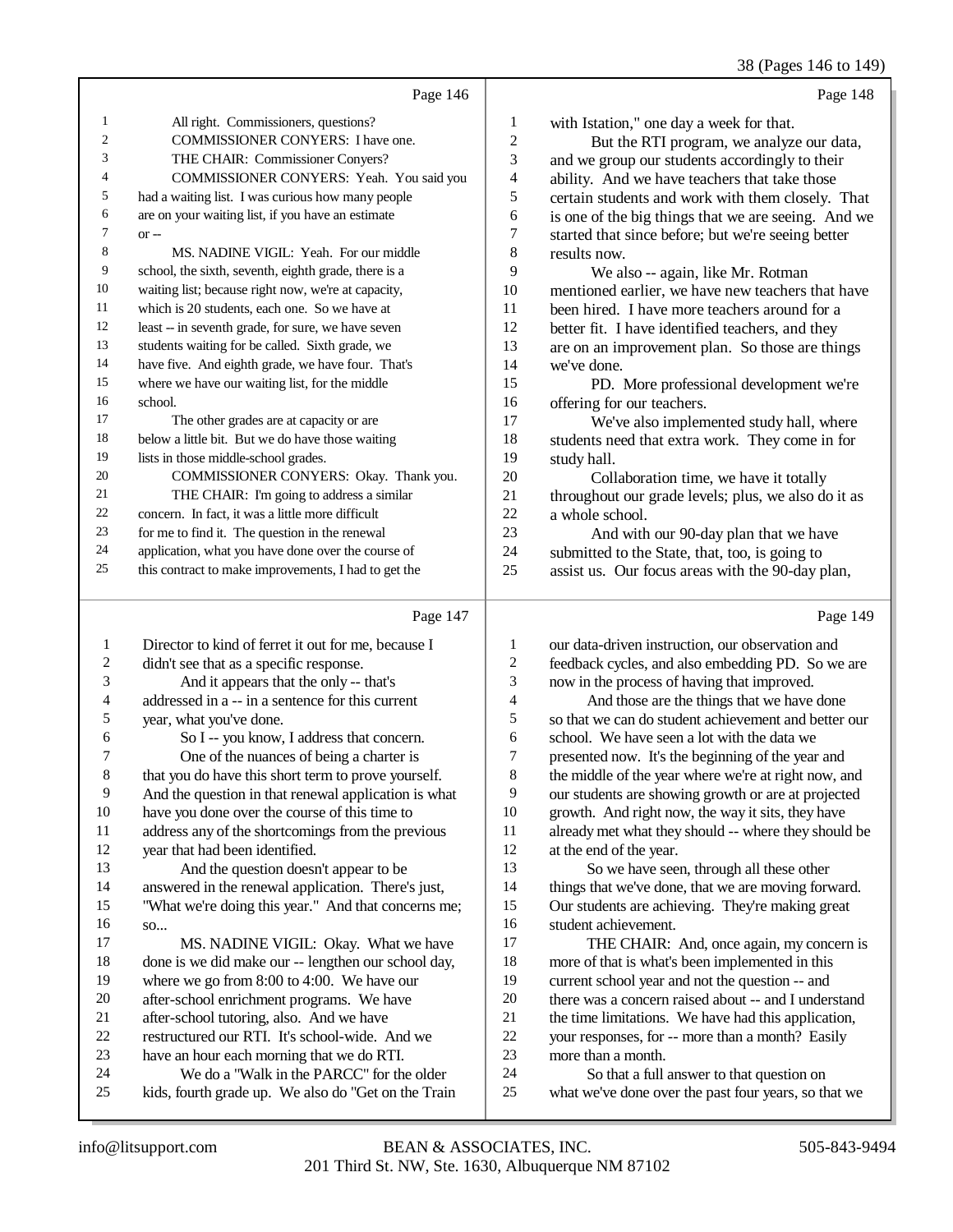Page 146

1 All right. Commissioners, questions?
2 COMMISSIONER CONYERS: I have one.
3 THE CHAIR: Commissioner Conyers?
4 COMMISSIONER CONYERS: Yeah. You said you
5 had a waiting list. I was curious how many people
6 are on your waiting list, if you have an estimate
7 or --
8 MS. NADINE VIGIL: Yeah. For our middle
9 school, the sixth, seventh, eighth grade, there is a
10 waiting list; because right now, we're at capacity,
11 which is 20 students, each one. So we have at
12 least -- in seventh grade, for sure, we have seven
13 students waiting for be called. Sixth grade, we
14 have five. And eighth grade, we have four. That's
15 where we have our waiting list, for the middle
16 school.
17 The other grades are at capacity or are
18 below a little bit. But we do have those waiting
19 lists in those middle-school grades.
20 COMMISSIONER CONYERS: Okay. Thank you.
21 THE CHAIR: I'm going to address a similar
22 concern. In fact, it was a little more difficult
23 for me to find it. The question in the renewal
24 application, what you have done over the course of
25 this contract to make improvements, I had to get the

Page 147

1 Director to kind of ferret it out for me, because I
2 didn't see that as a specific response.
3 And it appears that the only -- that's
4 addressed in a -- in a sentence for this current
5 year, what you've done.
6 So I -- you know, I address that concern.
7 One of the nuances of being a charter is
8 that you do have this short term to prove yourself.
9 And the question in that renewal application is what
10 have you done over the course of this time to
11 address any of the shortcomings from the previous
12 year that had been identified.
13 And the question doesn't appear to be
14 answered in the renewal application. There's just,
15 "What we're doing this year." And that concerns me;
16 so...
17 MS. NADINE VIGIL: Okay. What we have
18 done is we did make our -- lengthen our school day,
19 where we go from 8:00 to 4:00. We have our
20 after-school enrichment programs. We have
21 after-school tutoring, also. And we have
22 restructured our RTI. It's school-wide. And we
23 have an hour each morning that we do RTI.
24 We do a "Walk in the PARCC" for the older
25 kids, fourth grade up. We also do "Get on the Train

Page 148

1 with Istation," one day a week for that.
2 But the RTI program, we analyze our data,
3 and we group our students accordingly to their
4 ability. And we have teachers that take those
5 certain students and work with them closely. That
6 is one of the big things that we are seeing. And we
7 started that since before; but we're seeing better
8 results now.
9 We also -- again, like Mr. Rotman
10 mentioned earlier, we have new teachers that have
11 been hired. I have more teachers around for a
12 better fit. I have identified teachers, and they
13 are on an improvement plan. So those are things
14 we've done.
15 PD. More professional development we're
16 offering for our teachers.
17 We've also implemented study hall, where
18 students need that extra work. They come in for
19 study hall.
20 Collaboration time, we have it totally
21 throughout our grade levels; plus, we also do it as
22 a whole school.
23 And with our 90-day plan that we have
24 submitted to the State, that, too, is going to
25 assist us. Our focus areas with the 90-day plan,

Page 149

1 our data-driven instruction, our observation and
2 feedback cycles, and also embedding PD. So we are
3 now in the process of having that improved.
4 And those are the things that we have done
5 so that we can do student achievement and better our
6 school. We have seen a lot with the data we
7 presented now. It's the beginning of the year and
8 the middle of the year where we're at right now, and
9 our students are showing growth or are at projected
10 growth. And right now, the way it sits, they have
11 already met what they should -- where they should be
12 at the end of the year.
13 So we have seen, through all these other
14 things that we've done, that we are moving forward.
15 Our students are achieving. They're making great
16 student achievement.
17 THE CHAIR: And, once again, my concern is
18 more of that is what's been implemented in this
19 current school year and not the question -- and
20 there was a concern raised about -- and I understand
21 the time limitations. We have had this application,
22 your responses, for -- more than a month? Easily
23 more than a month.
24 So that a full answer to that question on
25 what we've done over the past four years, so that we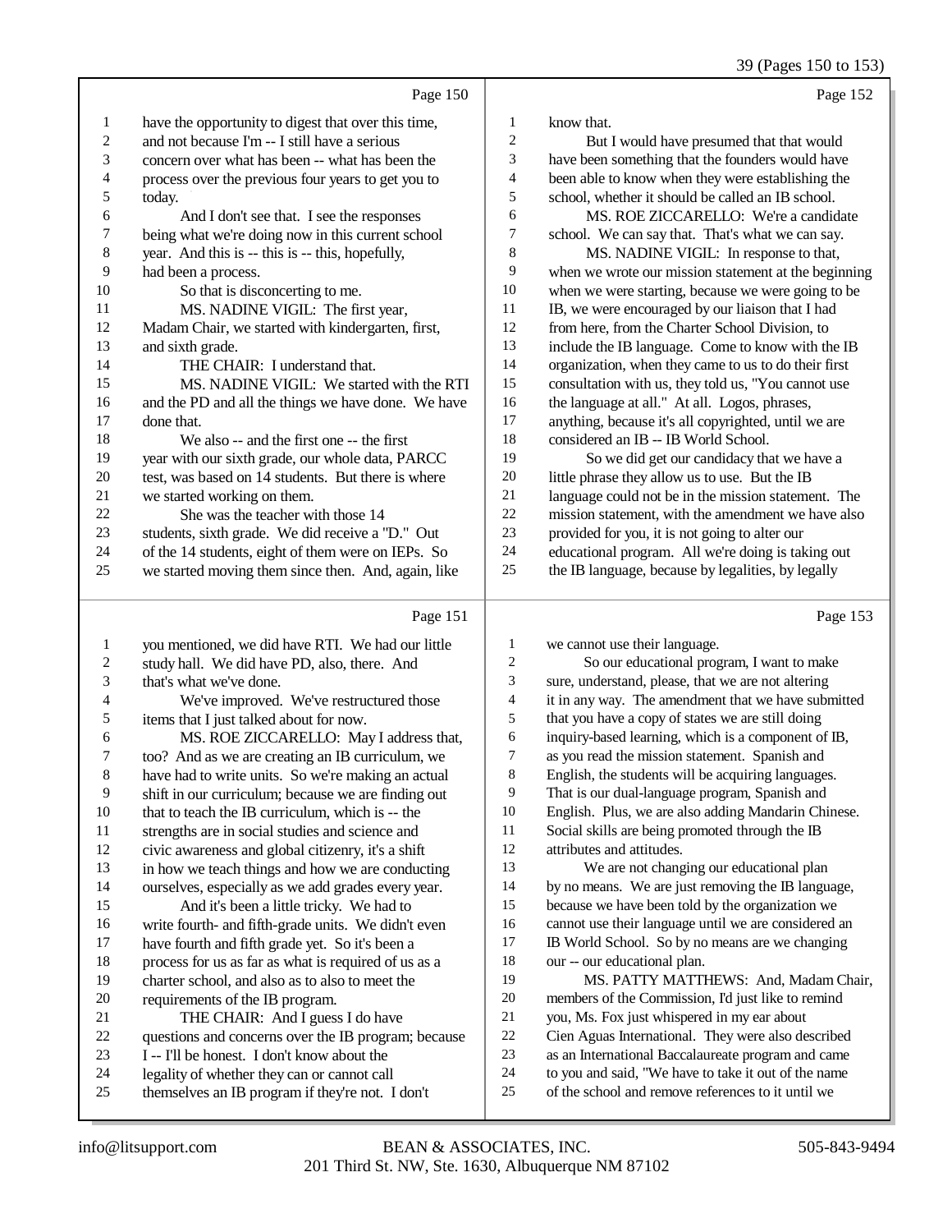39 (Pages 150 to 153)

Page 150

1 have the opportunity to digest that over this time,
2 and not because I'm -- I still have a serious
3 concern over what has been -- what has been the
4 process over the previous four years to get you to
5 today.
6 And I don't see that. I see the responses
7 being what we're doing now in this current school
8 year. And this is -- this is -- this, hopefully,
9 had been a process.
10 So that is disconcerting to me.
11 MS. NADINE VIGIL: The first year,
12 Madam Chair, we started with kindergarten, first,
13 and sixth grade.
14 THE CHAIR: I understand that.
15 MS. NADINE VIGIL: We started with the RTI
16 and the PD and all the things we have done. We have
17 done that.
18 We also -- and the first one -- the first
19 year with our sixth grade, our whole data, PARCC
20 test, was based on 14 students. But there is where
21 we started working on them.
22 She was the teacher with those 14
23 students, sixth grade. We did receive a "D." Out
24 of the 14 students, eight of them were on IEPs. So
25 we started moving them since then. And, again, like

Page 151

1 you mentioned, we did have RTI. We had our little
2 study hall. We did have PD, also, there. And
3 that's what we've done.
4 We've improved. We've restructured those
5 items that I just talked about for now.
6 MS. ROE ZICCARELLO: May I address that,
7 too? And as we are creating an IB curriculum, we
8 have had to write units. So we're making an actual
9 shift in our curriculum; because we are finding out
10 that to teach the IB curriculum, which is -- the
11 strengths are in social studies and science and
12 civic awareness and global citizenry, it's a shift
13 in how we teach things and how we are conducting
14 ourselves, especially as we add grades every year.
15 And it's been a little tricky. We had to
16 write fourth- and fifth-grade units. We didn't even
17 have fourth and fifth grade yet. So it's been a
18 process for us as far as what is required of us as a
19 charter school, and also as to also to meet the
20 requirements of the IB program.
21 THE CHAIR: And I guess I do have
22 questions and concerns over the IB program; because
23 I -- I'll be honest. I don't know about the
24 legality of whether they can or cannot call
25 themselves an IB program if they're not. I don't

Page 152

1 know that.
2 But I would have presumed that that would
3 have been something that the founders would have
4 been able to know when they were establishing the
5 school, whether it should be called an IB school.
6 MS. ROE ZICCARELLO: We're a candidate
7 school. We can say that. That's what we can say.
8 MS. NADINE VIGIL: In response to that,
9 when we wrote our mission statement at the beginning
10 when we were starting, because we were going to be
11 IB, we were encouraged by our liaison that I had
12 from here, from the Charter School Division, to
13 include the IB language. Come to know with the IB
14 organization, when they came to us to do their first
15 consultation with us, they told us, "You cannot use
16 the language at all." At all. Logos, phrases,
17 anything, because it's all copyrighted, until we are
18 considered an IB -- IB World School.
19 So we did get our candidacy that we have a
20 little phrase they allow us to use. But the IB
21 language could not be in the mission statement. The
22 mission statement, with the amendment we have also
23 provided for you, it is not going to alter our
24 educational program. All we're doing is taking out
25 the IB language, because by legalities, by legally

Page 153

1 we cannot use their language.
2 So our educational program, I want to make
3 sure, understand, please, that we are not altering
4 it in any way. The amendment that we have submitted
5 that you have a copy of states we are still doing
6 inquiry-based learning, which is a component of IB,
7 as you read the mission statement. Spanish and
8 English, the students will be acquiring languages.
9 That is our dual-language program, Spanish and
10 English. Plus, we are also adding Mandarin Chinese.
11 Social skills are being promoted through the IB
12 attributes and attitudes.
13 We are not changing our educational plan
14 by no means. We are just removing the IB language,
15 because we have been told by the organization we
16 cannot use their language until we are considered an
17 IB World School. So by no means are we changing
18 our -- our educational plan.
19 MS. PATTY MATTHEWS: And, Madam Chair,
20 members of the Commission, I'd just like to remind
21 you, Ms. Fox just whispered in my ear about
22 Cien Aguas International. They were also described
23 as an International Baccalaureate program and came
24 to you and said, "We have to take it out of the name
25 of the school and remove references to it until we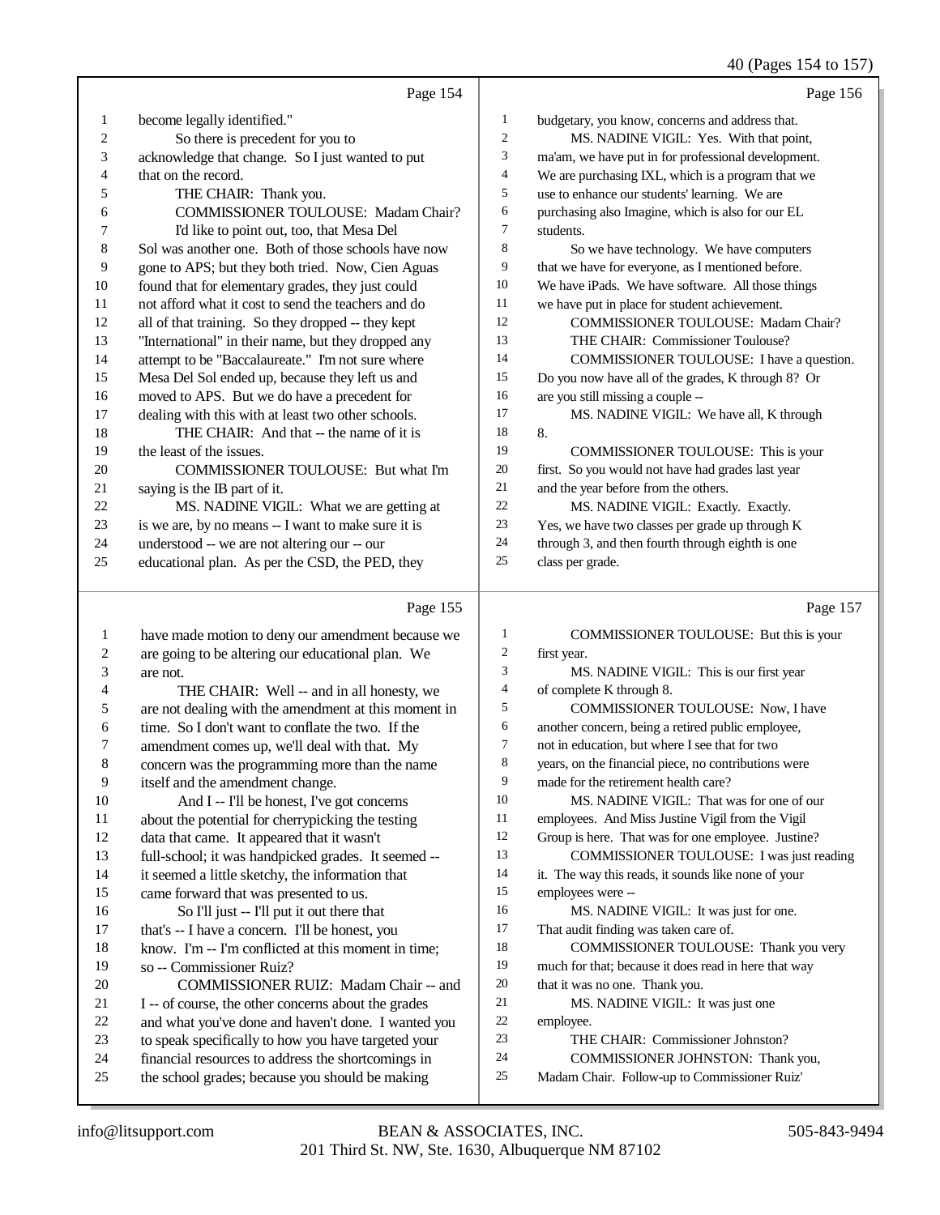Page 154

1 become legally identified."
2 So there is precedent for you to
3 acknowledge that change. So I just wanted to put
4 that on the record.
5 THE CHAIR: Thank you.
6 COMMISSIONER TOULOUSE: Madam Chair?
7 I'd like to point out, too, that Mesa Del
8 Sol was another one. Both of those schools have now
9 gone to APS; but they both tried. Now, Cien Aguas
10 found that for elementary grades, they just could
11 not afford what it cost to send the teachers and do
12 all of that training. So they dropped -- they kept
13 "International" in their name, but they dropped any
14 attempt to be "Baccalaureate." I'm not sure where
15 Mesa Del Sol ended up, because they left us and
16 moved to APS. But we do have a precedent for
17 dealing with this with at least two other schools.
18 THE CHAIR: And that -- the name of it is
19 the least of the issues.
20 COMMISSIONER TOULOUSE: But what I'm
21 saying is the IB part of it.
22 MS. NADINE VIGIL: What we are getting at
23 is we are, by no means -- I want to make sure it is
24 understood -- we are not altering our -- our
25 educational plan. As per the CSD, the PED, they

Page 155

1 have made motion to deny our amendment because we
2 are going to be altering our educational plan. We
3 are not.
4 THE CHAIR: Well -- and in all honesty, we
5 are not dealing with the amendment at this moment in
6 time. So I don't want to conflate the two. If the
7 amendment comes up, we'll deal with that. My
8 concern was the programming more than the name
9 itself and the amendment change.
10 And I -- I'll be honest, I've got concerns
11 about the potential for cherrypicking the testing
12 data that came. It appeared that it wasn't
13 full-school; it was handpicked grades. It seemed --
14 it seemed a little sketchy, the information that
15 came forward that was presented to us.
16 So I'll just -- I'll put it out there that
17 that's -- I have a concern. I'll be honest, you
18 know. I'm -- I'm conflicted at this moment in time;
19 so -- Commissioner Ruiz?
20 COMMISSIONER RUIZ: Madam Chair -- and
21 I -- of course, the other concerns about the grades
22 and what you've done and haven't done. I wanted you
23 to speak specifically to how you have targeted your
24 financial resources to address the shortcomings in
25 the school grades; because you should be making

Page 156

1 budgetary, you know, concerns and address that.
2 MS. NADINE VIGIL: Yes. With that point,
3 ma'am, we have put in for professional development.
4 We are purchasing IXL, which is a program that we
5 use to enhance our students' learning. We are
6 purchasing also Imagine, which is also for our EL
7 students.
8 So we have technology. We have computers
9 that we have for everyone, as I mentioned before.
10 We have iPads. We have software. All those things
11 we have put in place for student achievement.
12 COMMISSIONER TOULOUSE: Madam Chair?
13 THE CHAIR: Commissioner Toulouse?
14 COMMISSIONER TOULOUSE: I have a question.
15 Do you now have all of the grades, K through 8? Or
16 are you still missing a couple --
17 MS. NADINE VIGIL: We have all, K through
18 8.
19 COMMISSIONER TOULOUSE: This is your
20 first. So you would not have had grades last year
21 and the year before from the others.
22 MS. NADINE VIGIL: Exactly. Exactly.
23 Yes, we have two classes per grade up through K
24 through 3, and then fourth through eighth is one
25 class per grade.

Page 157

1 COMMISSIONER TOULOUSE: But this is your
2 first year.
3 MS. NADINE VIGIL: This is our first year
4 of complete K through 8.
5 COMMISSIONER TOULOUSE: Now, I have
6 another concern, being a retired public employee,
7 not in education, but where I see that for two
8 years, on the financial piece, no contributions were
9 made for the retirement health care?
10 MS. NADINE VIGIL: That was for one of our
11 employees. And Miss Justine Vigil from the Vigil
12 Group is here. That was for one employee. Justine?
13 COMMISSIONER TOULOUSE: I was just reading
14 it. The way this reads, it sounds like none of your
15 employees were --
16 MS. NADINE VIGIL: It was just for one.
17 That audit finding was taken care of.
18 COMMISSIONER TOULOUSE: Thank you very
19 much for that; because it does read in here that way
20 that it was no one. Thank you.
21 MS. NADINE VIGIL: It was just one
22 employee.
23 THE CHAIR: Commissioner Johnston?
24 COMMISSIONER JOHNSTON: Thank you,
25 Madam Chair. Follow-up to Commissioner Ruiz'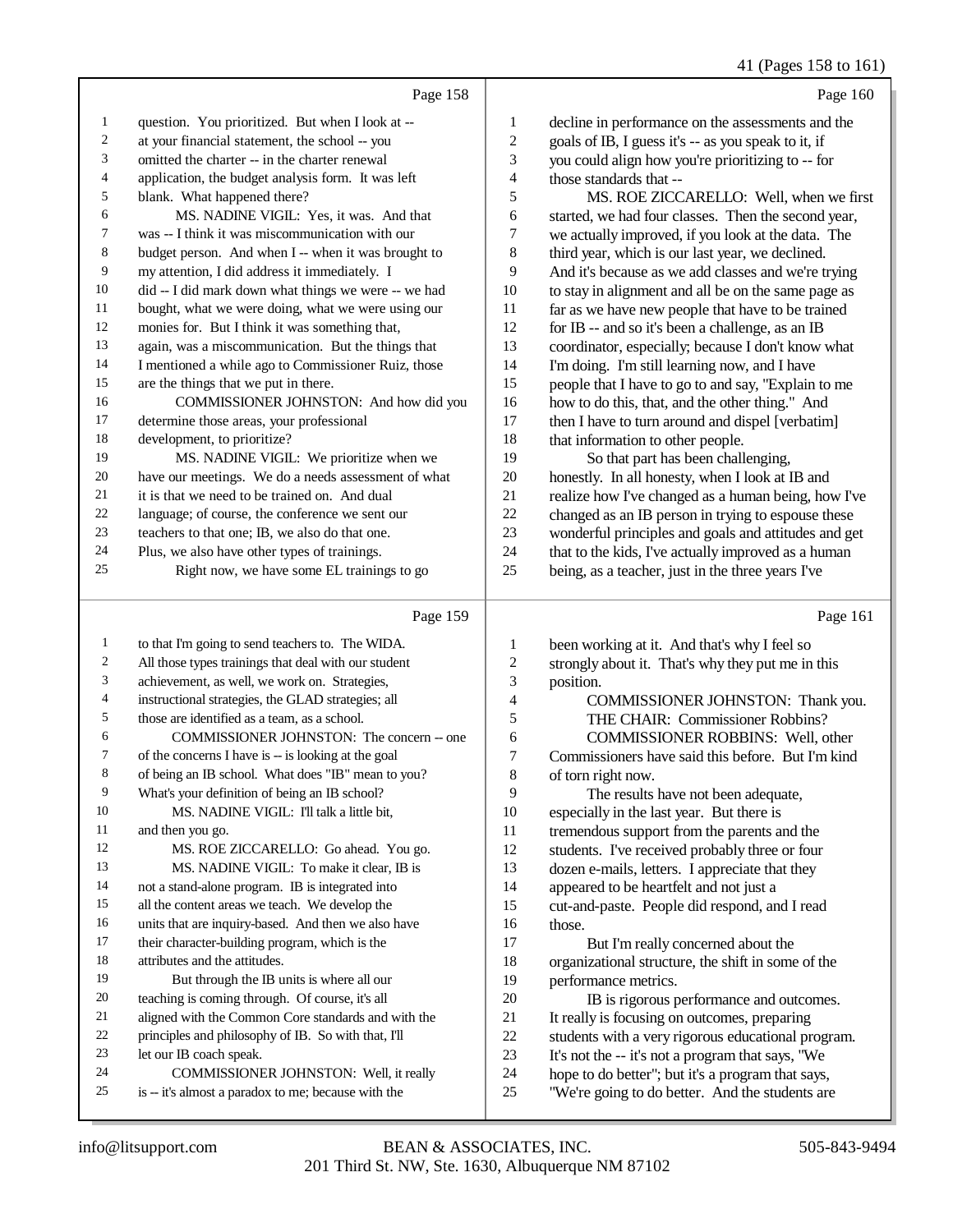Page 158

question. You prioritized. But when I look at -- at your financial statement, the school -- you omitted the charter -- in the charter renewal application, the budget analysis form. It was left blank. What happened there?

MS. NADINE VIGIL: Yes, it was. And that was -- I think it was miscommunication with our budget person. And when I -- when it was brought to my attention, I did address it immediately. I did -- I did mark down what things we were -- we had bought, what we were doing, what we were using our monies for. But I think it was something that, again, was a miscommunication. But the things that I mentioned a while ago to Commissioner Ruiz, those are the things that we put in there.

COMMISSIONER JOHNSTON: And how did you determine those areas, your professional development, to prioritize?

MS. NADINE VIGIL: We prioritize when we have our meetings. We do a needs assessment of what it is that we need to be trained on. And dual language; of course, the conference we sent our teachers to that one; IB, we also do that one. Plus, we also have other types of trainings.

Right now, we have some EL trainings to go

Page 159

to that I'm going to send teachers to. The WIDA. All those types trainings that deal with our student achievement, as well, we work on. Strategies, instructional strategies, the GLAD strategies; all those are identified as a team, as a school.

COMMISSIONER JOHNSTON: The concern -- one of the concerns I have is -- is looking at the goal of being an IB school. What does "IB" mean to you? What's your definition of being an IB school?

MS. NADINE VIGIL: I'll talk a little bit, and then you go.

MS. ROE ZICCARELLO: Go ahead. You go.

MS. NADINE VIGIL: To make it clear, IB is not a stand-alone program. IB is integrated into all the content areas we teach. We develop the units that are inquiry-based. And then we also have their character-building program, which is the attributes and the attitudes.

But through the IB units is where all our teaching is coming through. Of course, it's all aligned with the Common Core standards and with the principles and philosophy of IB. So with that, I'll let our IB coach speak.

COMMISSIONER JOHNSTON: Well, it really is -- it's almost a paradox to me; because with the

Page 160

decline in performance on the assessments and the goals of IB, I guess it's -- as you speak to it, if you could align how you're prioritizing to -- for those standards that --

MS. ROE ZICCARELLO: Well, when we first started, we had four classes. Then the second year, we actually improved, if you look at the data. The third year, which is our last year, we declined. And it's because as we add classes and we're trying to stay in alignment and all be on the same page as far as we have new people that have to be trained for IB -- and so it's been a challenge, as an IB coordinator, especially; because I don't know what I'm doing. I'm still learning now, and I have people that I have to go to and say, "Explain to me how to do this, that, and the other thing." And then I have to turn around and dispel [verbatim] that information to other people.

So that part has been challenging, honestly. In all honesty, when I look at IB and realize how I've changed as a human being, how I've changed as an IB person in trying to espouse these wonderful principles and goals and attitudes and get that to the kids, I've actually improved as a human being, as a teacher, just in the three years I've

Page 161

been working at it. And that's why I feel so strongly about it. That's why they put me in this position.

COMMISSIONER JOHNSTON: Thank you.

THE CHAIR: Commissioner Robbins?

COMMISSIONER ROBBINS: Well, other Commissioners have said this before. But I'm kind of torn right now.

The results have not been adequate, especially in the last year. But there is tremendous support from the parents and the students. I've received probably three or four dozen e-mails, letters. I appreciate that they appeared to be heartfelt and not just a cut-and-paste. People did respond, and I read those.

But I'm really concerned about the organizational structure, the shift in some of the performance metrics.

IB is rigorous performance and outcomes. It really is focusing on outcomes, preparing students with a very rigorous educational program. It's not the -- it's not a program that says, "We hope to do better"; but it's a program that says, "We're going to do better. And the students are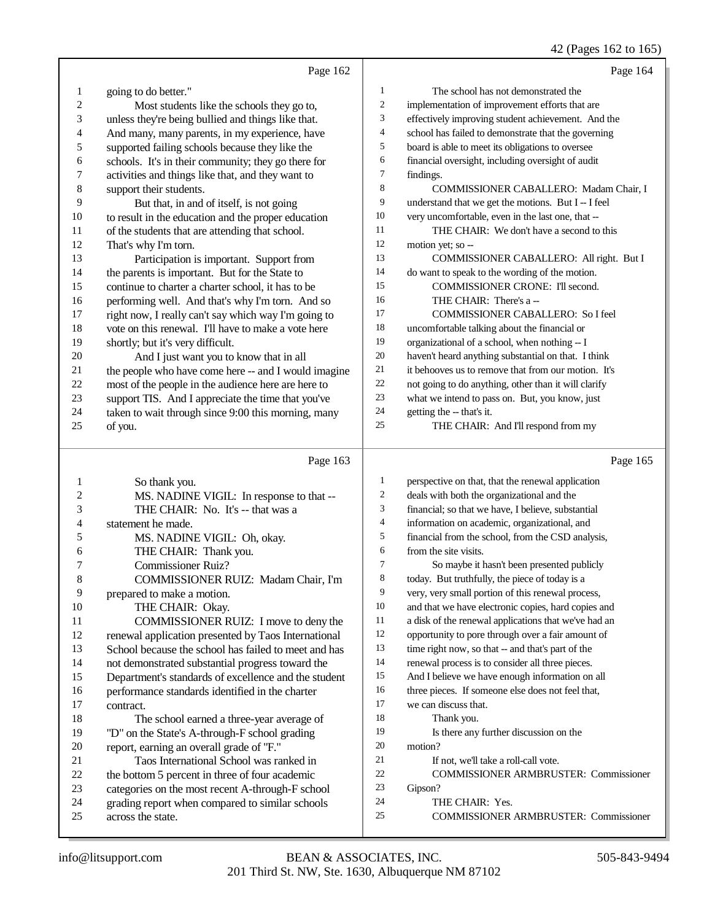Page 162

going to do better."

Most students like the schools they go to, unless they're being bullied and things like that. And many, many parents, in my experience, have supported failing schools because they like the schools. It's in their community; they go there for activities and things like that, and they want to support their students.

But that, in and of itself, is not going to result in the education and the proper education of the students that are attending that school. That's why I'm torn.

Participation is important. Support from the parents is important. But for the State to continue to charter a charter school, it has to be performing well. And that's why I'm torn. And so right now, I really can't say which way I'm going to vote on this renewal. I'll have to make a vote here shortly; but it's very difficult.

And I just want you to know that in all the people who have come here -- and I would imagine most of the people in the audience here are here to support TIS. And I appreciate the time that you've taken to wait through since 9:00 this morning, many of you.

Page 163

So thank you.

MS. NADINE VIGIL: In response to that --

THE CHAIR: No. It's -- that was a statement he made.

MS. NADINE VIGIL: Oh, okay.

THE CHAIR: Thank you.

Commissioner Ruiz?

COMMISSIONER RUIZ: Madam Chair, I'm prepared to make a motion.

THE CHAIR: Okay.

COMMISSIONER RUIZ: I move to deny the renewal application presented by Taos International School because the school has failed to meet and has not demonstrated substantial progress toward the Department's standards of excellence and the student performance standards identified in the charter contract.

The school earned a three-year average of "D" on the State's A-through-F school grading report, earning an overall grade of "F."

Taos International School was ranked in the bottom 5 percent in three of four academic categories on the most recent A-through-F school grading report when compared to similar schools across the state.

Page 164

The school has not demonstrated the implementation of improvement efforts that are effectively improving student achievement. And the school has failed to demonstrate that the governing board is able to meet its obligations to oversee financial oversight, including oversight of audit findings.

COMMISSIONER CABALLERO: Madam Chair, I understand that we get the motions. But I -- I feel very uncomfortable, even in the last one, that --

THE CHAIR: We don't have a second to this motion yet; so --

COMMISSIONER CABALLERO: All right. But I do want to speak to the wording of the motion.

COMMISSIONER CRONE: I'll second.

THE CHAIR: There's a --

COMMISSIONER CABALLERO: So I feel uncomfortable talking about the financial or organizational of a school, when nothing -- I haven't heard anything substantial on that. I think it behooves us to remove that from our motion. It's not going to do anything, other than it will clarify what we intend to pass on. But, you know, just getting the -- that's it.

THE CHAIR: And I'll respond from my

Page 165

perspective on that, that the renewal application deals with both the organizational and the financial; so that we have, I believe, substantial information on academic, organizational, and financial from the school, from the CSD analysis, from the site visits.

So maybe it hasn't been presented publicly today. But truthfully, the piece of today is a very, very small portion of this renewal process, and that we have electronic copies, hard copies and a disk of the renewal applications that we've had an opportunity to pore through over a fair amount of time right now, so that -- and that's part of the renewal process is to consider all three pieces. And I believe we have enough information on all three pieces. If someone else does not feel that, we can discuss that.

Thank you.

Is there any further discussion on the motion?

If not, we'll take a roll-call vote.

COMMISSIONER ARMBRUSTER: Commissioner Gipson?

THE CHAIR: Yes.

COMMISSIONER ARMBRUSTER: Commissioner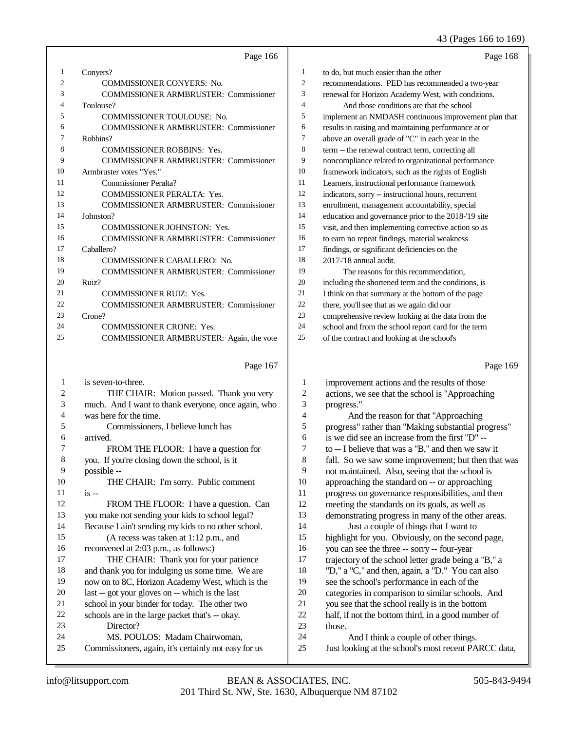Page 166

Conyers?

COMMISSIONER CONYERS: No.

COMMISSIONER ARMBRUSTER: Commissioner Toulouse?

COMMISSIONER TOULOUSE: No.

COMMISSIONER ARMBRUSTER: Commissioner Robbins?

COMMISSIONER ROBBINS: Yes.

COMMISSIONER ARMBRUSTER: Commissioner Armbruster votes "Yes."

Commissioner Peralta?

COMMISSIONER PERALTA: Yes.

COMMISSIONER ARMBRUSTER: Commissioner Johnston?

COMMISSIONER JOHNSTON: Yes.

COMMISSIONER ARMBRUSTER: Commissioner Caballero?

COMMISSIONER CABALLERO: No.

COMMISSIONER ARMBRUSTER: Commissioner Ruiz?

COMMISSIONER RUIZ: Yes.

COMMISSIONER ARMBRUSTER: Commissioner Crone?

COMMISSIONER CRONE: Yes.

COMMISSIONER ARMBRUSTER: Again, the vote

Page 167

is seven-to-three.

THE CHAIR: Motion passed. Thank you very much. And I want to thank everyone, once again, who was here for the time.

Commissioners, I believe lunch has arrived.

FROM THE FLOOR: I have a question for you. If you're closing down the school, is it possible --

THE CHAIR: I'm sorry. Public comment is --

FROM THE FLOOR: I have a question. Can you make not sending your kids to school legal? Because I ain't sending my kids to no other school.

(A recess was taken at 1:12 p.m., and reconvened at 2:03 p.m., as follows:)

THE CHAIR: Thank you for your patience and thank you for indulging us some time. We are now on to 8C, Horizon Academy West, which is the last -- got your gloves on -- which is the last school in your binder for today. The other two schools are in the large packet that's -- okay.

Director?

MS. POULOS: Madam Chairwoman, Commissioners, again, it's certainly not easy for us

Page 168

to do, but much easier than the other recommendations. PED has recommended a two-year renewal for Horizon Academy West, with conditions.

And those conditions are that the school implement an NMDASH continuous improvement plan that results in raising and maintaining performance at or above an overall grade of "C" in each year in the term -- the renewal contract term, correcting all noncompliance related to organizational performance framework indicators, such as the rights of English Learners, instructional performance framework indicators, sorry -- instructional hours, recurrent enrollment, management accountability, special education and governance prior to the 2018-'19 site visit, and then implementing corrective action so as to earn no repeat findings, material weakness findings, or significant deficiencies on the 2017-'18 annual audit.

The reasons for this recommendation, including the shortened term and the conditions, is I think on that summary at the bottom of the page there, you'll see that as we again did our comprehensive review looking at the data from the school and from the school report card for the term of the contract and looking at the school's

Page 169

improvement actions and the results of those actions, we see that the school is "Approaching progress."

And the reason for that "Approaching progress" rather than "Making substantial progress" is we did see an increase from the first "D" -- to -- I believe that was a "B," and then we saw it fall. So we saw some improvement; but then that was not maintained. Also, seeing that the school is approaching the standard on -- or approaching progress on governance responsibilities, and then meeting the standards on its goals, as well as demonstrating progress in many of the other areas.

Just a couple of things that I want to highlight for you. Obviously, on the second page, you can see the three -- sorry -- four-year trajectory of the school letter grade being a "B," a "D," a "C," and then, again, a "D." You can also see the school's performance in each of the categories in comparison to similar schools. And you see that the school really is in the bottom half, if not the bottom third, in a good number of those.

And I think a couple of other things. Just looking at the school's most recent PARCC data,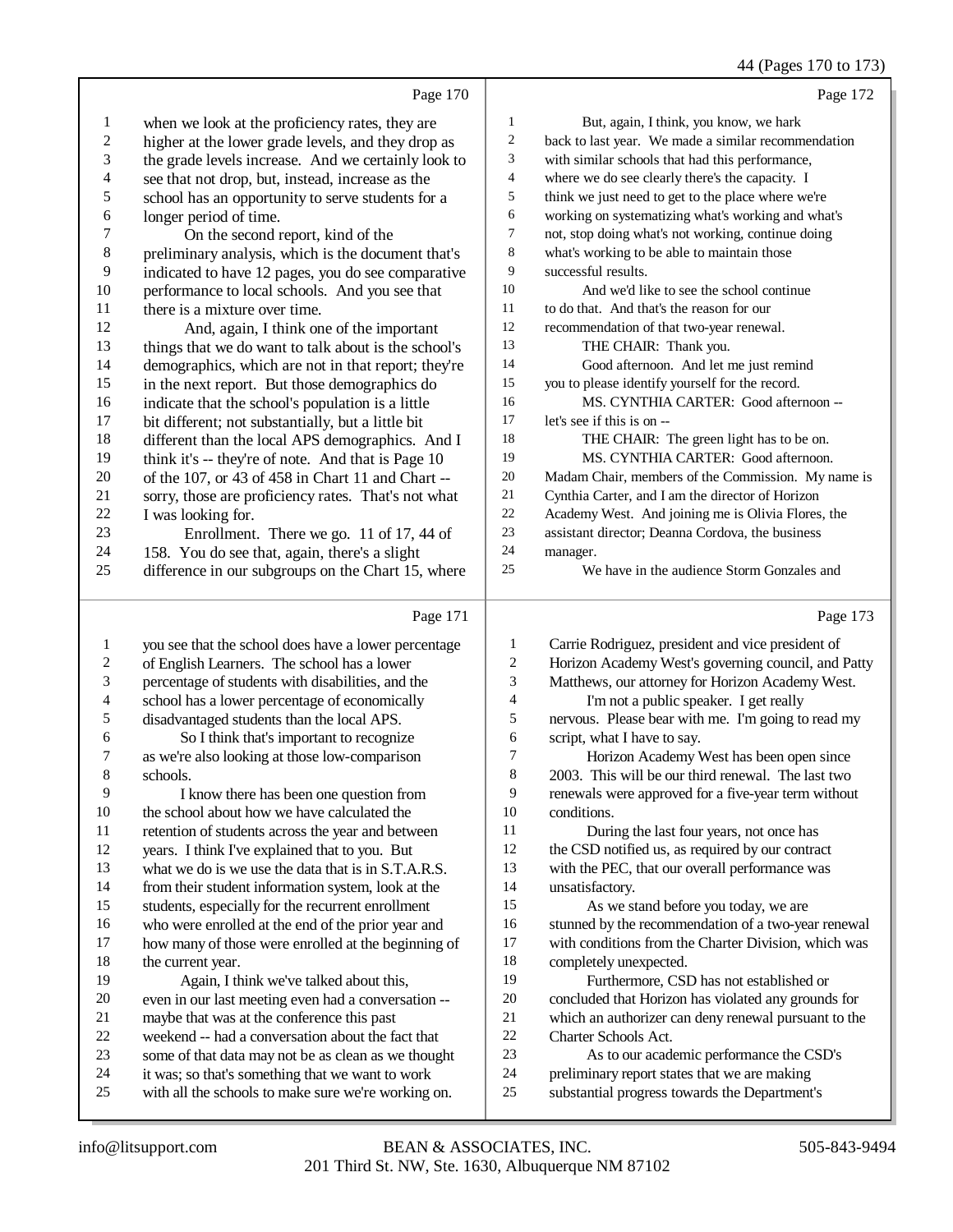Page 170

when we look at the proficiency rates, they are higher at the lower grade levels, and they drop as the grade levels increase. And we certainly look to see that not drop, but, instead, increase as the school has an opportunity to serve students for a longer period of time.

On the second report, kind of the preliminary analysis, which is the document that's indicated to have 12 pages, you do see comparative performance to local schools. And you see that there is a mixture over time.

And, again, I think one of the important things that we do want to talk about is the school's demographics, which are not in that report; they're in the next report. But those demographics do indicate that the school's population is a little bit different; not substantially, but a little bit different than the local APS demographics. And I think it's -- they're of note. And that is Page 10 of the 107, or 43 of 458 in Chart 11 and Chart -- sorry, those are proficiency rates. That's not what I was looking for.

Enrollment. There we go. 11 of 17, 44 of 158. You do see that, again, there's a slight difference in our subgroups on the Chart 15, where

Page 171

you see that the school does have a lower percentage of English Learners. The school has a lower percentage of students with disabilities, and the school has a lower percentage of economically disadvantaged students than the local APS.

So I think that's important to recognize as we're also looking at those low-comparison schools.

I know there has been one question from the school about how we have calculated the retention of students across the year and between years. I think I've explained that to you. But what we do is we use the data that is in S.T.A.R.S. from their student information system, look at the students, especially for the recurrent enrollment who were enrolled at the end of the prior year and how many of those were enrolled at the beginning of the current year.

Again, I think we've talked about this, even in our last meeting even had a conversation -- maybe that was at the conference this past weekend -- had a conversation about the fact that some of that data may not be as clean as we thought it was; so that's something that we want to work with all the schools to make sure we're working on.

Page 172

But, again, I think, you know, we hark back to last year. We made a similar recommendation with similar schools that had this performance, where we do see clearly there's the capacity. I think we just need to get to the place where we're working on systematizing what's working and what's not, stop doing what's not working, continue doing what's working to be able to maintain those successful results.

And we'd like to see the school continue to do that. And that's the reason for our recommendation of that two-year renewal.

THE CHAIR: Thank you.

Good afternoon. And let me just remind you to please identify yourself for the record.

MS. CYNTHIA CARTER: Good afternoon -- let's see if this is on --

THE CHAIR: The green light has to be on.

MS. CYNTHIA CARTER: Good afternoon. Madam Chair, members of the Commission. My name is Cynthia Carter, and I am the director of Horizon Academy West. And joining me is Olivia Flores, the assistant director; Deanna Cordova, the business manager.

We have in the audience Storm Gonzales and

Page 173

Carrie Rodriguez, president and vice president of Horizon Academy West's governing council, and Patty Matthews, our attorney for Horizon Academy West.

I'm not a public speaker. I get really nervous. Please bear with me. I'm going to read my script, what I have to say.

Horizon Academy West has been open since 2003. This will be our third renewal. The last two renewals were approved for a five-year term without conditions.

During the last four years, not once has the CSD notified us, as required by our contract with the PEC, that our overall performance was unsatisfactory.

As we stand before you today, we are stunned by the recommendation of a two-year renewal with conditions from the Charter Division, which was completely unexpected.

Furthermore, CSD has not established or concluded that Horizon has violated any grounds for which an authorizer can deny renewal pursuant to the Charter Schools Act.

As to our academic performance the CSD's preliminary report states that we are making substantial progress towards the Department's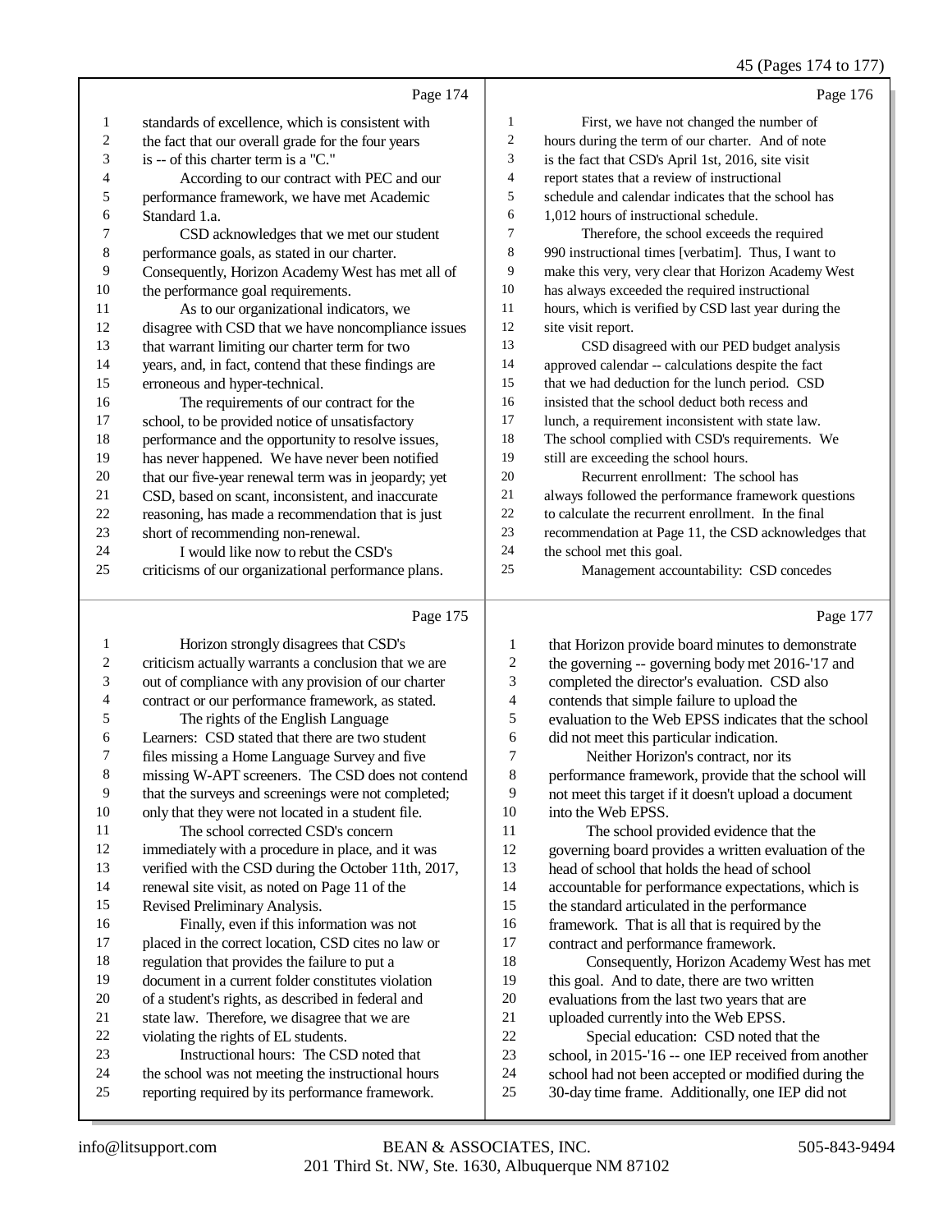Page 174

1 standards of excellence, which is consistent with
2 the fact that our overall grade for the four years
3 is -- of this charter term is a "C."
4 According to our contract with PEC and our
5 performance framework, we have met Academic
6 Standard 1.a.
7 CSD acknowledges that we met our student
8 performance goals, as stated in our charter.
9 Consequently, Horizon Academy West has met all of
10 the performance goal requirements.
11 As to our organizational indicators, we
12 disagree with CSD that we have noncompliance issues
13 that warrant limiting our charter term for two
14 years, and, in fact, contend that these findings are
15 erroneous and hyper-technical.
16 The requirements of our contract for the
17 school, to be provided notice of unsatisfactory
18 performance and the opportunity to resolve issues,
19 has never happened. We have never been notified
20 that our five-year renewal term was in jeopardy; yet
21 CSD, based on scant, inconsistent, and inaccurate
22 reasoning, has made a recommendation that is just
23 short of recommending non-renewal.
24 I would like now to rebut the CSD's
25 criticisms of our organizational performance plans.

Page 175

1 Horizon strongly disagrees that CSD's
2 criticism actually warrants a conclusion that we are
3 out of compliance with any provision of our charter
4 contract or our performance framework, as stated.
5 The rights of the English Language
6 Learners: CSD stated that there are two student
7 files missing a Home Language Survey and five
8 missing W-APT screeners. The CSD does not contend
9 that the surveys and screenings were not completed;
10 only that they were not located in a student file.
11 The school corrected CSD's concern
12 immediately with a procedure in place, and it was
13 verified with the CSD during the October 11th, 2017,
14 renewal site visit, as noted on Page 11 of the
15 Revised Preliminary Analysis.
16 Finally, even if this information was not
17 placed in the correct location, CSD cites no law or
18 regulation that provides the failure to put a
19 document in a current folder constitutes violation
20 of a student's rights, as described in federal and
21 state law. Therefore, we disagree that we are
22 violating the rights of EL students.
23 Instructional hours: The CSD noted that
24 the school was not meeting the instructional hours
25 reporting required by its performance framework.

Page 176

1 First, we have not changed the number of
2 hours during the term of our charter. And of note
3 is the fact that CSD's April 1st, 2016, site visit
4 report states that a review of instructional
5 schedule and calendar indicates that the school has
6 1,012 hours of instructional schedule.
7 Therefore, the school exceeds the required
8 990 instructional times [verbatim]. Thus, I want to
9 make this very, very clear that Horizon Academy West
10 has always exceeded the required instructional
11 hours, which is verified by CSD last year during the
12 site visit report.
13 CSD disagreed with our PED budget analysis
14 approved calendar -- calculations despite the fact
15 that we had deduction for the lunch period. CSD
16 insisted that the school deduct both recess and
17 lunch, a requirement inconsistent with state law.
18 The school complied with CSD's requirements. We
19 still are exceeding the school hours.
20 Recurrent enrollment: The school has
21 always followed the performance framework questions
22 to calculate the recurrent enrollment. In the final
23 recommendation at Page 11, the CSD acknowledges that
24 the school met this goal.
25 Management accountability: CSD concedes

Page 177

1 that Horizon provide board minutes to demonstrate
2 the governing -- governing body met 2016-'17 and
3 completed the director's evaluation. CSD also
4 contends that simple failure to upload the
5 evaluation to the Web EPSS indicates that the school
6 did not meet this particular indication.
7 Neither Horizon's contract, nor its
8 performance framework, provide that the school will
9 not meet this target if it doesn't upload a document
10 into the Web EPSS.
11 The school provided evidence that the
12 governing board provides a written evaluation of the
13 head of school that holds the head of school
14 accountable for performance expectations, which is
15 the standard articulated in the performance
16 framework. That is all that is required by the
17 contract and performance framework.
18 Consequently, Horizon Academy West has met
19 this goal. And to date, there are two written
20 evaluations from the last two years that are
21 uploaded currently into the Web EPSS.
22 Special education: CSD noted that the
23 school, in 2015-'16 -- one IEP received from another
24 school had not been accepted or modified during the
25 30-day time frame. Additionally, one IEP did not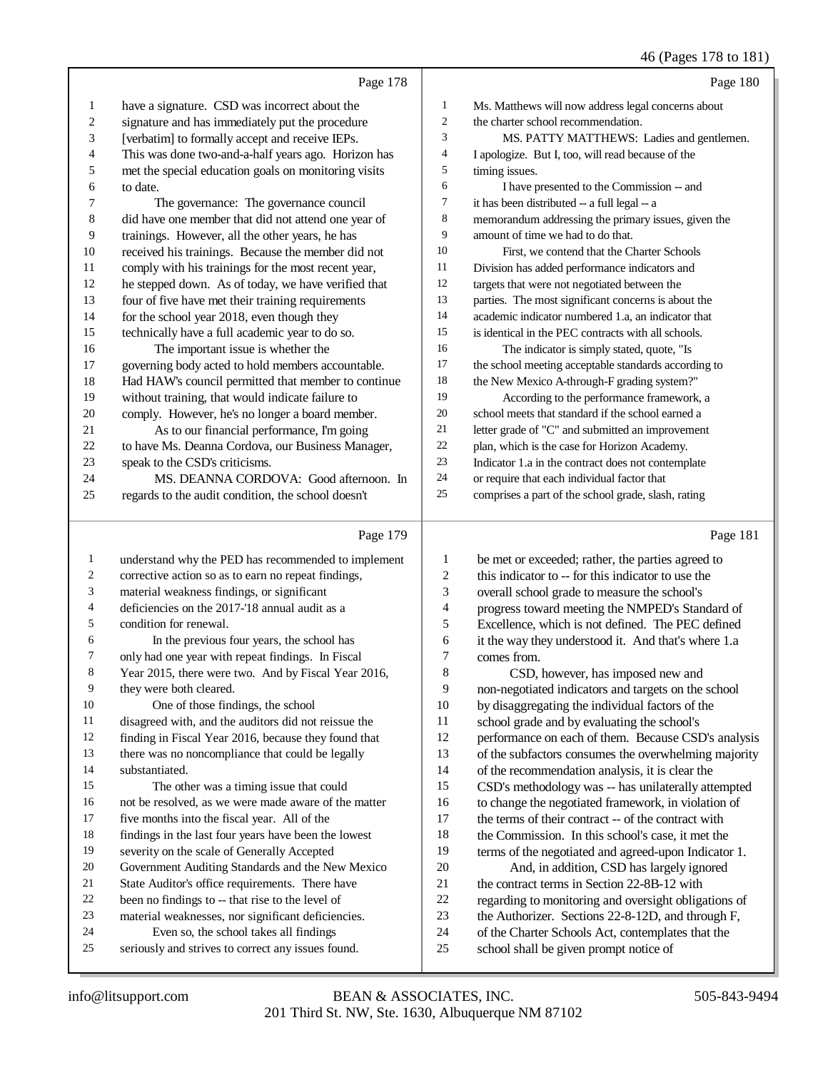Page 178

have a signature. CSD was incorrect about the signature and has immediately put the procedure [verbatim] to formally accept and receive IEPs. This was done two-and-a-half years ago. Horizon has met the special education goals on monitoring visits to date.

The governance: The governance council did have one member that did not attend one year of trainings. However, all the other years, he has received his trainings. Because the member did not comply with his trainings for the most recent year, he stepped down. As of today, we have verified that four of five have met their training requirements for the school year 2018, even though they technically have a full academic year to do so.

The important issue is whether the governing body acted to hold members accountable. Had HAW's council permitted that member to continue without training, that would indicate failure to comply. However, he's no longer a board member.

As to our financial performance, I'm going to have Ms. Deanna Cordova, our Business Manager, speak to the CSD's criticisms.

MS. DEANNA CORDOVA: Good afternoon. In regards to the audit condition, the school doesn't

Page 179

understand why the PED has recommended to implement corrective action so as to earn no repeat findings, material weakness findings, or significant deficiencies on the 2017-'18 annual audit as a condition for renewal.

In the previous four years, the school has only had one year with repeat findings. In Fiscal Year 2015, there were two. And by Fiscal Year 2016, they were both cleared.

One of those findings, the school disagreed with, and the auditors did not reissue the finding in Fiscal Year 2016, because they found that there was no noncompliance that could be legally substantiated.

The other was a timing issue that could not be resolved, as we were made aware of the matter five months into the fiscal year. All of the findings in the last four years have been the lowest severity on the scale of Generally Accepted Government Auditing Standards and the New Mexico State Auditor's office requirements. There have been no findings to -- that rise to the level of material weaknesses, nor significant deficiencies.

Even so, the school takes all findings seriously and strives to correct any issues found.

Page 180

Ms. Matthews will now address legal concerns about the charter school recommendation.

MS. PATTY MATTHEWS: Ladies and gentlemen. I apologize. But I, too, will read because of the timing issues.

I have presented to the Commission -- and it has been distributed -- a full legal -- a memorandum addressing the primary issues, given the amount of time we had to do that.

First, we contend that the Charter Schools Division has added performance indicators and targets that were not negotiated between the parties. The most significant concerns is about the academic indicator numbered 1.a, an indicator that is identical in the PEC contracts with all schools.

The indicator is simply stated, quote, "Is the school meeting acceptable standards according to the New Mexico A-through-F grading system?"

According to the performance framework, a school meets that standard if the school earned a letter grade of "C" and submitted an improvement plan, which is the case for Horizon Academy. Indicator 1.a in the contract does not contemplate or require that each individual factor that comprises a part of the school grade, slash, rating

Page 181

be met or exceeded; rather, the parties agreed to this indicator to -- for this indicator to use the overall school grade to measure the school's progress toward meeting the NMPED's Standard of Excellence, which is not defined. The PEC defined it the way they understood it. And that's where 1.a comes from.

CSD, however, has imposed new and non-negotiated indicators and targets on the school by disaggregating the individual factors of the school grade and by evaluating the school's performance on each of them. Because CSD's analysis of the subfactors consumes the overwhelming majority of the recommendation analysis, it is clear the CSD's methodology was -- has unilaterally attempted to change the negotiated framework, in violation of the terms of their contract -- of the contract with the Commission. In this school's case, it met the terms of the negotiated and agreed-upon Indicator 1.

And, in addition, CSD has largely ignored the contract terms in Section 22-8B-12 with regarding to monitoring and oversight obligations of the Authorizer. Sections 22-8-12D, and through F, of the Charter Schools Act, contemplates that the school shall be given prompt notice of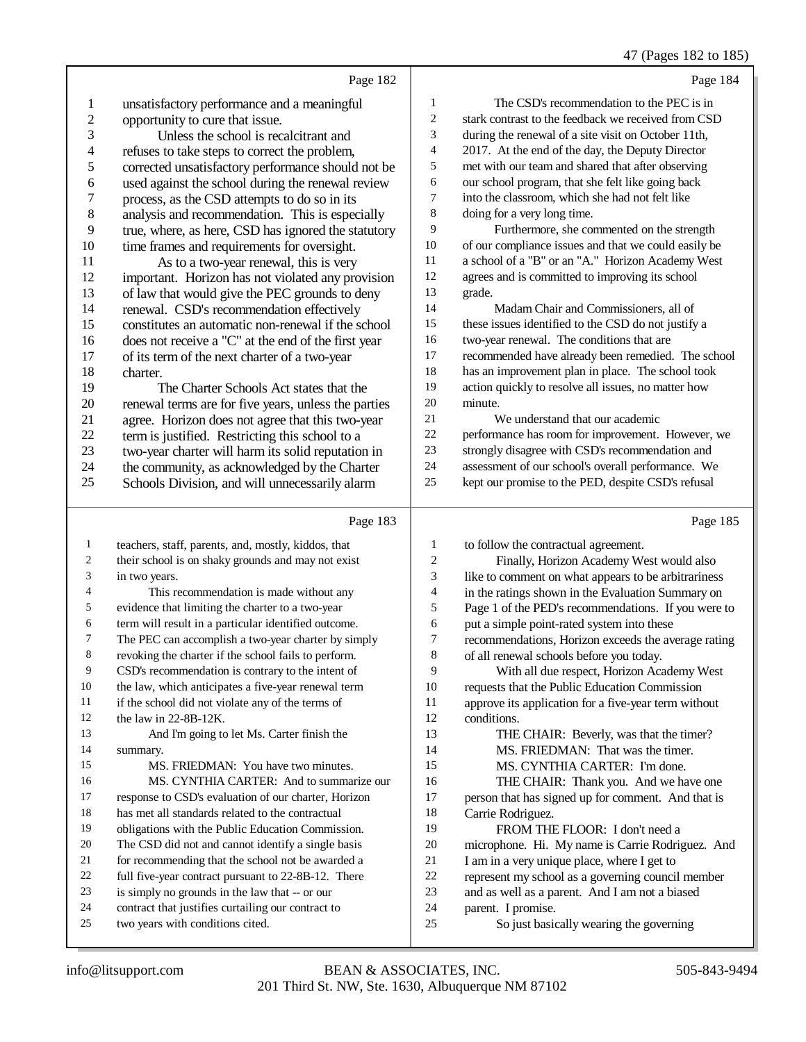Page 182

1 unsatisfactory performance and a meaningful
2 opportunity to cure that issue.
3 Unless the school is recalcitrant and
4 refuses to take steps to correct the problem,
5 corrected unsatisfactory performance should not be
6 used against the school during the renewal review
7 process, as the CSD attempts to do so in its
8 analysis and recommendation. This is especially
9 true, where, as here, CSD has ignored the statutory
10 time frames and requirements for oversight.
11 As to a two-year renewal, this is very
12 important. Horizon has not violated any provision
13 of law that would give the PEC grounds to deny
14 renewal. CSD's recommendation effectively
15 constitutes an automatic non-renewal if the school
16 does not receive a "C" at the end of the first year
17 of its term of the next charter of a two-year
18 charter.
19 The Charter Schools Act states that the
20 renewal terms are for five years, unless the parties
21 agree. Horizon does not agree that this two-year
22 term is justified. Restricting this school to a
23 two-year charter will harm its solid reputation in
24 the community, as acknowledged by the Charter
25 Schools Division, and will unnecessarily alarm

Page 183

1 teachers, staff, parents, and, mostly, kiddos, that
2 their school is on shaky grounds and may not exist
3 in two years.
4 This recommendation is made without any
5 evidence that limiting the charter to a two-year
6 term will result in a particular identified outcome.
7 The PEC can accomplish a two-year charter by simply
8 revoking the charter if the school fails to perform.
9 CSD's recommendation is contrary to the intent of
10 the law, which anticipates a five-year renewal term
11 if the school did not violate any of the terms of
12 the law in 22-8B-12K.
13 And I'm going to let Ms. Carter finish the
14 summary.
15 MS. FRIEDMAN: You have two minutes.
16 MS. CYNTHIA CARTER: And to summarize our
17 response to CSD's evaluation of our charter, Horizon
18 has met all standards related to the contractual
19 obligations with the Public Education Commission.
20 The CSD did not and cannot identify a single basis
21 for recommending that the school not be awarded a
22 full five-year contract pursuant to 22-8B-12. There
23 is simply no grounds in the law that -- or our
24 contract that justifies curtailing our contract to
25 two years with conditions cited.

Page 184

1 The CSD's recommendation to the PEC is in
2 stark contrast to the feedback we received from CSD
3 during the renewal of a site visit on October 11th,
4 2017. At the end of the day, the Deputy Director
5 met with our team and shared that after observing
6 our school program, that she felt like going back
7 into the classroom, which she had not felt like
8 doing for a very long time.
9 Furthermore, she commented on the strength
10 of our compliance issues and that we could easily be
11 a school of a "B" or an "A." Horizon Academy West
12 agrees and is committed to improving its school
13 grade.
14 Madam Chair and Commissioners, all of
15 these issues identified to the CSD do not justify a
16 two-year renewal. The conditions that are
17 recommended have already been remedied. The school
18 has an improvement plan in place. The school took
19 action quickly to resolve all issues, no matter how
20 minute.
21 We understand that our academic
22 performance has room for improvement. However, we
23 strongly disagree with CSD's recommendation and
24 assessment of our school's overall performance. We
25 kept our promise to the PED, despite CSD's refusal

Page 185

1 to follow the contractual agreement.
2 Finally, Horizon Academy West would also
3 like to comment on what appears to be arbitrariness
4 in the ratings shown in the Evaluation Summary on
5 Page 1 of the PED's recommendations. If you were to
6 put a simple point-rated system into these
7 recommendations, Horizon exceeds the average rating
8 of all renewal schools before you today.
9 With all due respect, Horizon Academy West
10 requests that the Public Education Commission
11 approve its application for a five-year term without
12 conditions.
13 THE CHAIR: Beverly, was that the timer?
14 MS. FRIEDMAN: That was the timer.
15 MS. CYNTHIA CARTER: I'm done.
16 THE CHAIR: Thank you. And we have one
17 person that has signed up for comment. And that is
18 Carrie Rodriguez.
19 FROM THE FLOOR: I don't need a
20 microphone. Hi. My name is Carrie Rodriguez. And
21 I am in a very unique place, where I get to
22 represent my school as a governing council member
23 and as well as a parent. And I am not a biased
24 parent. I promise.
25 So just basically wearing the governing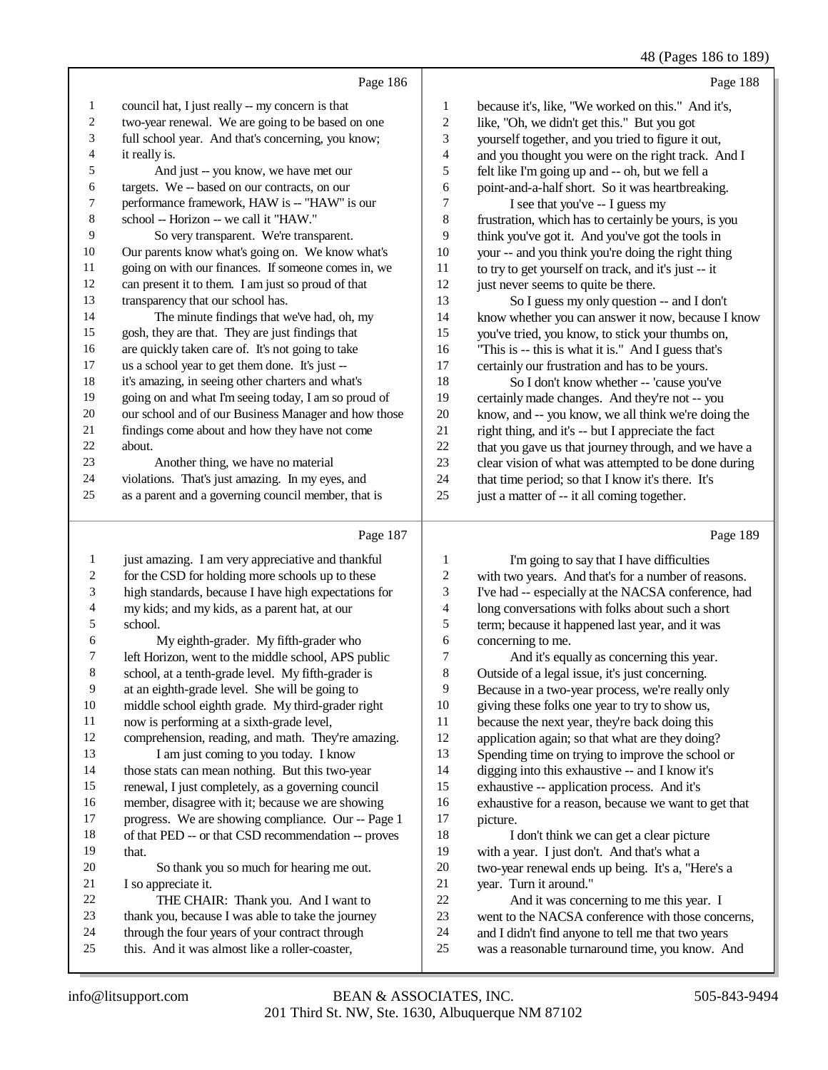Page 186

1 council hat, I just really -- my concern is that
2 two-year renewal. We are going to be based on one
3 full school year. And that's concerning, you know;
4 it really is.
5 And just -- you know, we have met our
6 targets. We -- based on our contracts, on our
7 performance framework, HAW is -- "HAW" is our
8 school -- Horizon -- we call it "HAW."
9 So very transparent. We're transparent.
10 Our parents know what's going on. We know what's
11 going on with our finances. If someone comes in, we
12 can present it to them. I am just so proud of that
13 transparency that our school has.
14 The minute findings that we've had, oh, my
15 gosh, they are that. They are just findings that
16 are quickly taken care of. It's not going to take
17 us a school year to get them done. It's just --
18 it's amazing, in seeing other charters and what's
19 going on and what I'm seeing today, I am so proud of
20 our school and of our Business Manager and how those
21 findings come about and how they have not come
22 about.
23 Another thing, we have no material
24 violations. That's just amazing. In my eyes, and
25 as a parent and a governing council member, that is

Page 187

1 just amazing. I am very appreciative and thankful
2 for the CSD for holding more schools up to these
3 high standards, because I have high expectations for
4 my kids; and my kids, as a parent hat, at our
5 school.
6 My eighth-grader. My fifth-grader who
7 left Horizon, went to the middle school, APS public
8 school, at a tenth-grade level. My fifth-grader is
9 at an eighth-grade level. She will be going to
10 middle school eighth grade. My third-grader right
11 now is performing at a sixth-grade level,
12 comprehension, reading, and math. They're amazing.
13 I am just coming to you today. I know
14 those stats can mean nothing. But this two-year
15 renewal, I just completely, as a governing council
16 member, disagree with it; because we are showing
17 progress. We are showing compliance. Our -- Page 1
18 of that PED -- or that CSD recommendation -- proves
19 that.
20 So thank you so much for hearing me out.
21 I so appreciate it.
22 THE CHAIR: Thank you. And I want to
23 thank you, because I was able to take the journey
24 through the four years of your contract through
25 this. And it was almost like a roller-coaster,

Page 188

1 because it's, like, "We worked on this." And it's,
2 like, "Oh, we didn't get this." But you got
3 yourself together, and you tried to figure it out,
4 and you thought you were on the right track. And I
5 felt like I'm going up and -- oh, but we fell a
6 point-and-a-half short. So it was heartbreaking.
7 I see that you've -- I guess my
8 frustration, which has to certainly be yours, is you
9 think you've got it. And you've got the tools in
10 your -- and you think you're doing the right thing
11 to try to get yourself on track, and it's just -- it
12 just never seems to quite be there.
13 So I guess my only question -- and I don't
14 know whether you can answer it now, because I know
15 you've tried, you know, to stick your thumbs on,
16 "This is -- this is what it is." And I guess that's
17 certainly our frustration and has to be yours.
18 So I don't know whether -- 'cause you've
19 certainly made changes. And they're not -- you
20 know, and -- you know, we all think we're doing the
21 right thing, and it's -- but I appreciate the fact
22 that you gave us that journey through, and we have a
23 clear vision of what was attempted to be done during
24 that time period; so that I know it's there. It's
25 just a matter of -- it all coming together.

Page 189

1 I'm going to say that I have difficulties
2 with two years. And that's for a number of reasons.
3 I've had -- especially at the NACSA conference, had
4 long conversations with folks about such a short
5 term; because it happened last year, and it was
6 concerning to me.
7 And it's equally as concerning this year.
8 Outside of a legal issue, it's just concerning.
9 Because in a two-year process, we're really only
10 giving these folks one year to try to show us,
11 because the next year, they're back doing this
12 application again; so that what are they doing?
13 Spending time on trying to improve the school or
14 digging into this exhaustive -- and I know it's
15 exhaustive -- application process. And it's
16 exhaustive for a reason, because we want to get that
17 picture.
18 I don't think we can get a clear picture
19 with a year. I just don't. And that's what a
20 two-year renewal ends up being. It's a, "Here's a
21 year. Turn it around."
22 And it was concerning to me this year. I
23 went to the NACSA conference with those concerns,
24 and I didn't find anyone to tell me that two years
25 was a reasonable turnaround time, you know. And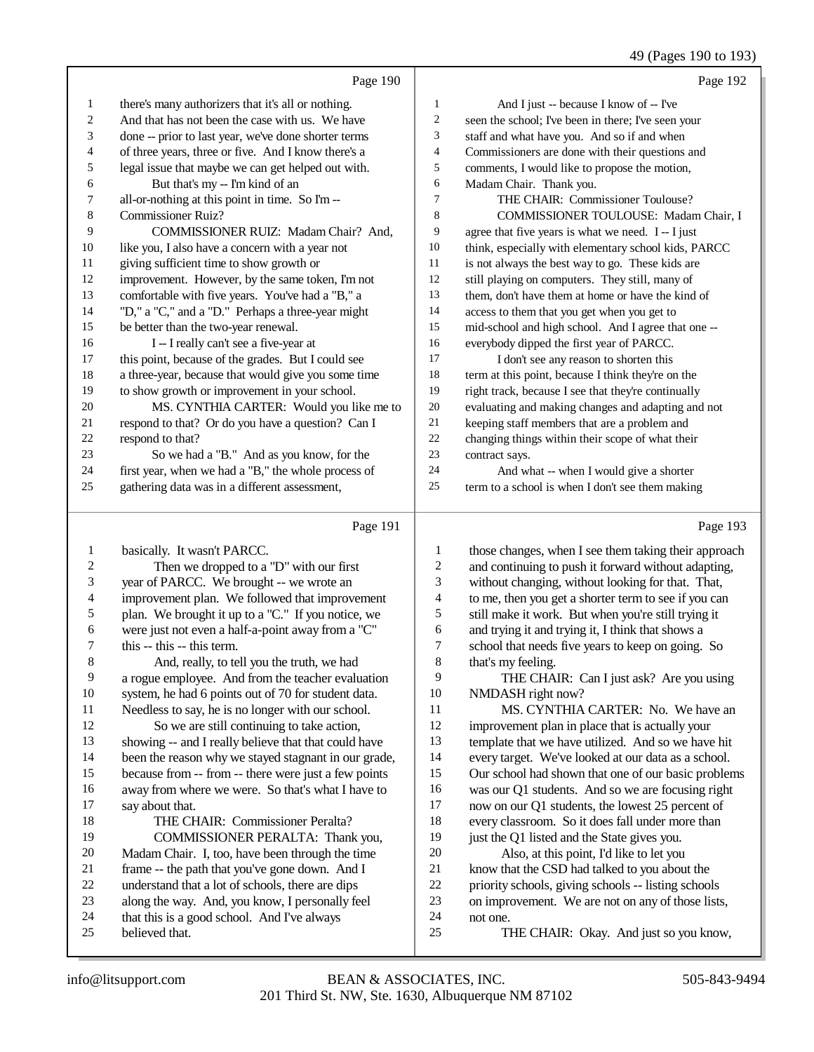Page 190

there's many authorizers that it's all or nothing. And that has not been the case with us. We have done -- prior to last year, we've done shorter terms of three years, three or five. And I know there's a legal issue that maybe we can get helped out with.

But that's my -- I'm kind of an all-or-nothing at this point in time. So I'm -- Commissioner Ruiz?

COMMISSIONER RUIZ: Madam Chair? And, like you, I also have a concern with a year not giving sufficient time to show growth or improvement. However, by the same token, I'm not comfortable with five years. You've had a "B," a "D," a "C," and a "D." Perhaps a three-year might be better than the two-year renewal.

I -- I really can't see a five-year at this point, because of the grades. But I could see a three-year, because that would give you some time to show growth or improvement in your school.

MS. CYNTHIA CARTER: Would you like me to respond to that? Or do you have a question? Can I respond to that?

So we had a "B." And as you know, for the first year, when we had a "B," the whole process of gathering data was in a different assessment,

Page 191

basically. It wasn't PARCC.

Then we dropped to a "D" with our first year of PARCC. We brought -- we wrote an improvement plan. We followed that improvement plan. We brought it up to a "C." If you notice, we were just not even a half-a-point away from a "C" this -- this -- this term.

And, really, to tell you the truth, we had a rogue employee. And from the teacher evaluation system, he had 6 points out of 70 for student data. Needless to say, he is no longer with our school.

So we are still continuing to take action, showing -- and I really believe that that could have been the reason why we stayed stagnant in our grade, because from -- from -- there were just a few points away from where we were. So that's what I have to say about that.

THE CHAIR: Commissioner Peralta?

COMMISSIONER PERALTA: Thank you, Madam Chair. I, too, have been through the time frame -- the path that you've gone down. And I understand that a lot of schools, there are dips along the way. And, you know, I personally feel that this is a good school. And I've always believed that.

Page 192

And I just -- because I know of -- I've seen the school; I've been in there; I've seen your staff and what have you. And so if and when Commissioners are done with their questions and comments, I would like to propose the motion, Madam Chair. Thank you.

THE CHAIR: Commissioner Toulouse?

COMMISSIONER TOULOUSE: Madam Chair, I agree that five years is what we need. I -- I just think, especially with elementary school kids, PARCC is not always the best way to go. These kids are still playing on computers. They still, many of them, don't have them at home or have the kind of access to them that you get when you get to mid-school and high school. And I agree that one -- everybody dipped the first year of PARCC.

I don't see any reason to shorten this term at this point, because I think they're on the right track, because I see that they're continually evaluating and making changes and adapting and not keeping staff members that are a problem and changing things within their scope of what their contract says.

And what -- when I would give a shorter term to a school is when I don't see them making

Page 193

those changes, when I see them taking their approach and continuing to push it forward without adapting, without changing, without looking for that. That, to me, then you get a shorter term to see if you can still make it work. But when you're still trying it and trying it and trying it, I think that shows a school that needs five years to keep on going. So that's my feeling.

THE CHAIR: Can I just ask? Are you using NMDASH right now?

MS. CYNTHIA CARTER: No. We have an improvement plan in place that is actually your template that we have utilized. And so we have hit every target. We've looked at our data as a school. Our school had shown that one of our basic problems was our Q1 students. And so we are focusing right now on our Q1 students, the lowest 25 percent of every classroom. So it does fall under more than just the Q1 listed and the State gives you.

Also, at this point, I'd like to let you know that the CSD had talked to you about the priority schools, giving schools -- listing schools on improvement. We are not on any of those lists, not one.

THE CHAIR: Okay. And just so you know,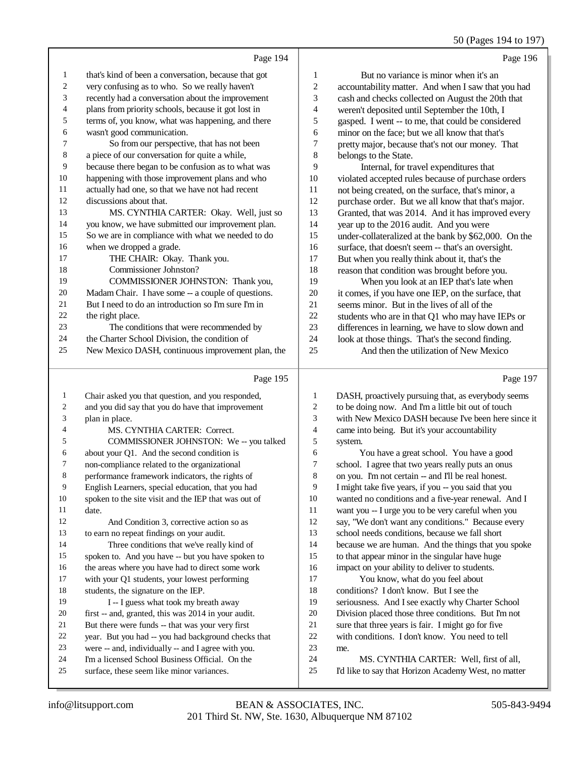Page 194

1 that's kind of been a conversation, because that got
2 very confusing as to who. So we really haven't
3 recently had a conversation about the improvement
4 plans from priority schools, because it got lost in
5 terms of, you know, what was happening, and there
6 wasn't good communication.
7 So from our perspective, that has not been
8 a piece of our conversation for quite a while,
9 because there began to be confusion as to what was
10 happening with those improvement plans and who
11 actually had one, so that we have not had recent
12 discussions about that.
13 MS. CYNTHIA CARTER: Okay. Well, just so
14 you know, we have submitted our improvement plan.
15 So we are in compliance with what we needed to do
16 when we dropped a grade.
17 THE CHAIR: Okay. Thank you.
18 Commissioner Johnston?
19 COMMISSIONER JOHNSTON: Thank you,
20 Madam Chair. I have some -- a couple of questions.
21 But I need to do an introduction so I'm sure I'm in
22 the right place.
23 The conditions that were recommended by
24 the Charter School Division, the condition of
25 New Mexico DASH, continuous improvement plan, the

Page 195

1 Chair asked you that question, and you responded,
2 and you did say that you do have that improvement
3 plan in place.
4 MS. CYNTHIA CARTER: Correct.
5 COMMISSIONER JOHNSTON: We -- you talked
6 about your Q1. And the second condition is
7 non-compliance related to the organizational
8 performance framework indicators, the rights of
9 English Learners, special education, that you had
10 spoken to the site visit and the IEP that was out of
11 date.
12 And Condition 3, corrective action so as
13 to earn no repeat findings on your audit.
14 Three conditions that we've really kind of
15 spoken to. And you have -- but you have spoken to
16 the areas where you have had to direct some work
17 with your Q1 students, your lowest performing
18 students, the signature on the IEP.
19 I -- I guess what took my breath away
20 first -- and, granted, this was 2014 in your audit.
21 But there were funds -- that was your very first
22 year. But you had -- you had background checks that
23 were -- and, individually -- and I agree with you.
24 I'm a licensed School Business Official. On the
25 surface, these seem like minor variances.

Page 196

1 But no variance is minor when it's an
2 accountability matter. And when I saw that you had
3 cash and checks collected on August the 20th that
4 weren't deposited until September the 10th, I
5 gasped. I went -- to me, that could be considered
6 minor on the face; but we all know that that's
7 pretty major, because that's not our money. That
8 belongs to the State.
9 Internal, for travel expenditures that
10 violated accepted rules because of purchase orders
11 not being created, on the surface, that's minor, a
12 purchase order. But we all know that that's major.
13 Granted, that was 2014. And it has improved every
14 year up to the 2016 audit. And you were
15 under-collateralized at the bank by $62,000. On the
16 surface, that doesn't seem -- that's an oversight.
17 But when you really think about it, that's the
18 reason that condition was brought before you.
19 When you look at an IEP that's late when
20 it comes, if you have one IEP, on the surface, that
21 seems minor. But in the lives of all of the
22 students who are in that Q1 who may have IEPs or
23 differences in learning, we have to slow down and
24 look at those things. That's the second finding.
25 And then the utilization of New Mexico

Page 197

1 DASH, proactively pursuing that, as everybody seems
2 to be doing now. And I'm a little bit out of touch
3 with New Mexico DASH because I've been here since it
4 came into being. But it's your accountability
5 system.
6 You have a great school. You have a good
7 school. I agree that two years really puts an onus
8 on you. I'm not certain -- and I'll be real honest.
9 I might take five years, if you -- you said that you
10 wanted no conditions and a five-year renewal. And I
11 want you -- I urge you to be very careful when you
12 say, "We don't want any conditions." Because every
13 school needs conditions, because we fall short
14 because we are human. And the things that you spoke
15 to that appear minor in the singular have huge
16 impact on your ability to deliver to students.
17 You know, what do you feel about
18 conditions? I don't know. But I see the
19 seriousness. And I see exactly why Charter School
20 Division placed those three conditions. But I'm not
21 sure that three years is fair. I might go for five
22 with conditions. I don't know. You need to tell
23 me.
24 MS. CYNTHIA CARTER: Well, first of all,
25 I'd like to say that Horizon Academy West, no matter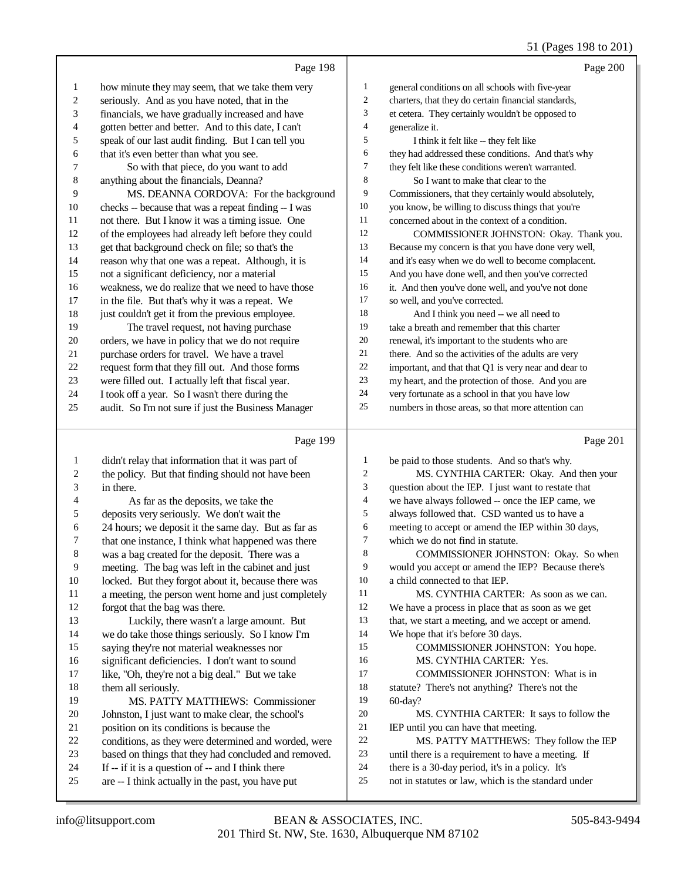Page 198

1 how minute they may seem, that we take them very
2 seriously. And as you have noted, that in the
3 financials, we have gradually increased and have
4 gotten better and better. And to this date, I can't
5 speak of our last audit finding. But I can tell you
6 that it's even better than what you see.
7 So with that piece, do you want to add
8 anything about the financials, Deanna?
9 MS. DEANNA CORDOVA: For the background
10 checks -- because that was a repeat finding -- I was
11 not there. But I know it was a timing issue. One
12 of the employees had already left before they could
13 get that background check on file; so that's the
14 reason why that one was a repeat. Although, it is
15 not a significant deficiency, nor a material
16 weakness, we do realize that we need to have those
17 in the file. But that's why it was a repeat. We
18 just couldn't get it from the previous employee.
19 The travel request, not having purchase
20 orders, we have in policy that we do not require
21 purchase orders for travel. We have a travel
22 request form that they fill out. And those forms
23 were filled out. I actually left that fiscal year.
24 I took off a year. So I wasn't there during the
25 audit. So I'm not sure if just the Business Manager

Page 199

1 didn't relay that information that it was part of
2 the policy. But that finding should not have been
3 in there.
4 As far as the deposits, we take the
5 deposits very seriously. We don't wait the
6 24 hours; we deposit it the same day. But as far as
7 that one instance, I think what happened was there
8 was a bag created for the deposit. There was a
9 meeting. The bag was left in the cabinet and just
10 locked. But they forgot about it, because there was
11 a meeting, the person went home and just completely
12 forgot that the bag was there.
13 Luckily, there wasn't a large amount. But
14 we do take those things seriously. So I know I'm
15 saying they're not material weaknesses nor
16 significant deficiencies. I don't want to sound
17 like, "Oh, they're not a big deal." But we take
18 them all seriously.
19 MS. PATTY MATTHEWS: Commissioner
20 Johnston, I just want to make clear, the school's
21 position on its conditions is because the
22 conditions, as they were determined and worded, were
23 based on things that they had concluded and removed.
24 If -- if it is a question of -- and I think there
25 are -- I think actually in the past, you have put

Page 200

1 general conditions on all schools with five-year
2 charters, that they do certain financial standards,
3 et cetera. They certainly wouldn't be opposed to
4 generalize it.
5 I think it felt like -- they felt like
6 they had addressed these conditions. And that's why
7 they felt like these conditions weren't warranted.
8 So I want to make that clear to the
9 Commissioners, that they certainly would absolutely,
10 you know, be willing to discuss things that you're
11 concerned about in the context of a condition.
12 COMMISSIONER JOHNSTON: Okay. Thank you.
13 Because my concern is that you have done very well,
14 and it's easy when we do well to become complacent.
15 And you have done well, and then you've corrected
16 it. And then you've done well, and you've not done
17 so well, and you've corrected.
18 And I think you need -- we all need to
19 take a breath and remember that this charter
20 renewal, it's important to the students who are
21 there. And so the activities of the adults are very
22 important, and that that Q1 is very near and dear to
23 my heart, and the protection of those. And you are
24 very fortunate as a school in that you have low
25 numbers in those areas, so that more attention can

Page 201

1 be paid to those students. And so that's why.
2 MS. CYNTHIA CARTER: Okay. And then your
3 question about the IEP. I just want to restate that
4 we have always followed -- once the IEP came, we
5 always followed that. CSD wanted us to have a
6 meeting to accept or amend the IEP within 30 days,
7 which we do not find in statute.
8 COMMISSIONER JOHNSTON: Okay. So when
9 would you accept or amend the IEP? Because there's
10 a child connected to that IEP.
11 MS. CYNTHIA CARTER: As soon as we can.
12 We have a process in place that as soon as we get
13 that, we start a meeting, and we accept or amend.
14 We hope that it's before 30 days.
15 COMMISSIONER JOHNSTON: You hope.
16 MS. CYNTHIA CARTER: Yes.
17 COMMISSIONER JOHNSTON: What is in
18 statute? There's not anything? There's not the
19 60-day?
20 MS. CYNTHIA CARTER: It says to follow the
21 IEP until you can have that meeting.
22 MS. PATTY MATTHEWS: They follow the IEP
23 until there is a requirement to have a meeting. If
24 there is a 30-day period, it's in a policy. It's
25 not in statutes or law, which is the standard under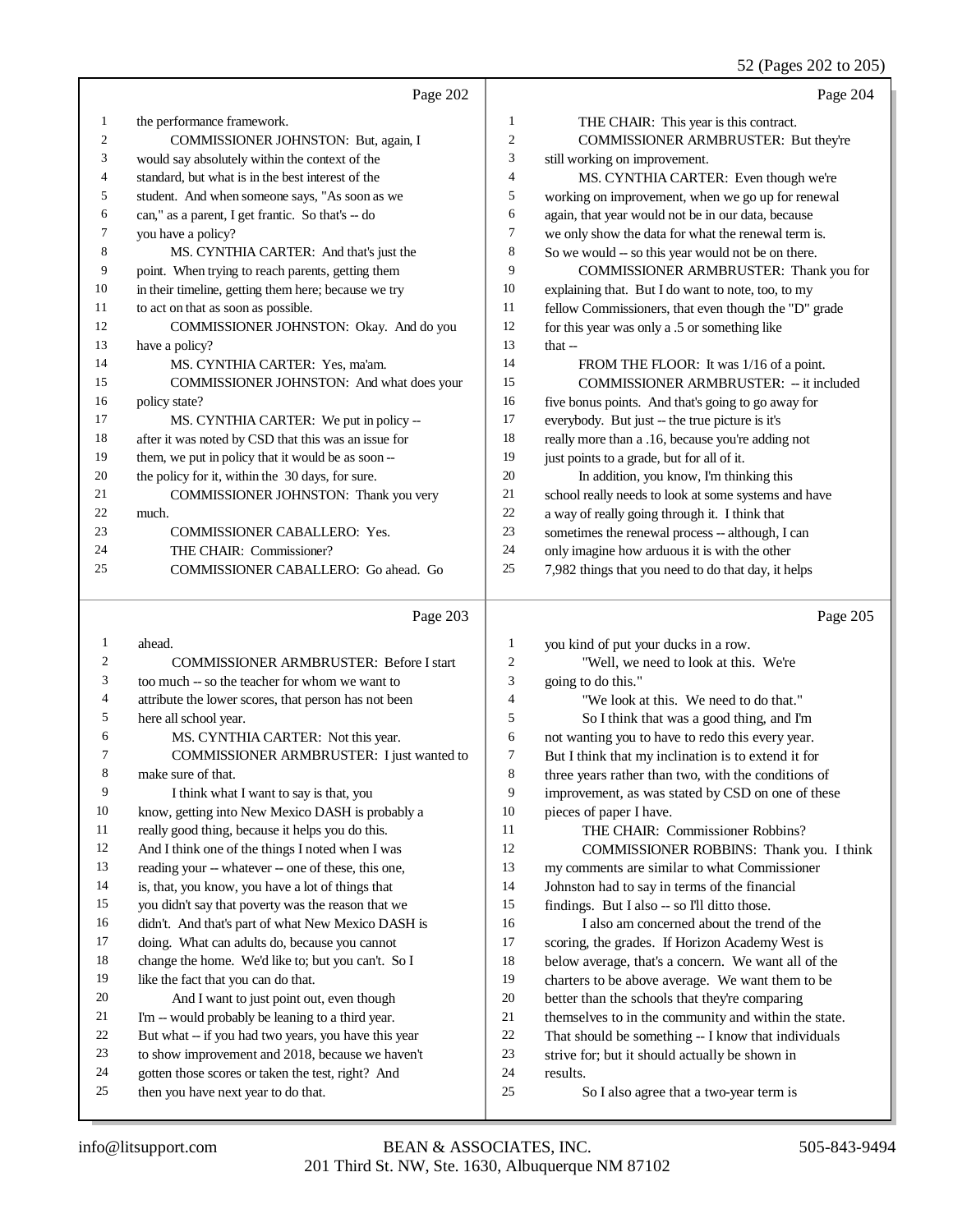Page 202

1 the performance framework.
2 COMMISSIONER JOHNSTON: But, again, I
3 would say absolutely within the context of the
4 standard, but what is in the best interest of the
5 student. And when someone says, "As soon as we
6 can," as a parent, I get frantic. So that's -- do
7 you have a policy?
8 MS. CYNTHIA CARTER: And that's just the
9 point. When trying to reach parents, getting them
10 in their timeline, getting them here; because we try
11 to act on that as soon as possible.
12 COMMISSIONER JOHNSTON: Okay. And do you
13 have a policy?
14 MS. CYNTHIA CARTER: Yes, ma'am.
15 COMMISSIONER JOHNSTON: And what does your
16 policy state?
17 MS. CYNTHIA CARTER: We put in policy --
18 after it was noted by CSD that this was an issue for
19 them, we put in policy that it would be as soon --
20 the policy for it, within the 30 days, for sure.
21 COMMISSIONER JOHNSTON: Thank you very
22 much.
23 COMMISSIONER CABALLERO: Yes.
24 THE CHAIR: Commissioner?
25 COMMISSIONER CABALLERO: Go ahead. Go

Page 203

1 ahead.
2 COMMISSIONER ARMBRUSTER: Before I start
3 too much -- so the teacher for whom we want to
4 attribute the lower scores, that person has not been
5 here all school year.
6 MS. CYNTHIA CARTER: Not this year.
7 COMMISSIONER ARMBRUSTER: I just wanted to
8 make sure of that.
9 I think what I want to say is that, you
10 know, getting into New Mexico DASH is probably a
11 really good thing, because it helps you do this.
12 And I think one of the things I noted when I was
13 reading your -- whatever -- one of these, this one,
14 is, that, you know, you have a lot of things that
15 you didn't say that poverty was the reason that we
16 didn't. And that's part of what New Mexico DASH is
17 doing. What can adults do, because you cannot
18 change the home. We'd like to; but you can't. So I
19 like the fact that you can do that.
20 And I want to just point out, even though
21 I'm -- would probably be leaning to a third year.
22 But what -- if you had two years, you have this year
23 to show improvement and 2018, because we haven't
24 gotten those scores or taken the test, right? And
25 then you have next year to do that.

Page 204

1 THE CHAIR: This year is this contract.
2 COMMISSIONER ARMBRUSTER: But they're
3 still working on improvement.
4 MS. CYNTHIA CARTER: Even though we're
5 working on improvement, when we go up for renewal
6 again, that year would not be in our data, because
7 we only show the data for what the renewal term is.
8 So we would -- so this year would not be on there.
9 COMMISSIONER ARMBRUSTER: Thank you for
10 explaining that. But I do want to note, too, to my
11 fellow Commissioners, that even though the "D" grade
12 for this year was only a .5 or something like
13 that --
14 FROM THE FLOOR: It was 1/16 of a point.
15 COMMISSIONER ARMBRUSTER: -- it included
16 five bonus points. And that's going to go away for
17 everybody. But just -- the true picture is it's
18 really more than a .16, because you're adding not
19 just points to a grade, but for all of it.
20 In addition, you know, I'm thinking this
21 school really needs to look at some systems and have
22 a way of really going through it. I think that
23 sometimes the renewal process -- although, I can
24 only imagine how arduous it is with the other
25 7,982 things that you need to do that day, it helps

Page 205

1 you kind of put your ducks in a row.
2 "Well, we need to look at this. We're
3 going to do this."
4 "We look at this. We need to do that."
5 So I think that was a good thing, and I'm
6 not wanting you to have to redo this every year.
7 But I think that my inclination is to extend it for
8 three years rather than two, with the conditions of
9 improvement, as was stated by CSD on one of these
10 pieces of paper I have.
11 THE CHAIR: Commissioner Robbins?
12 COMMISSIONER ROBBINS: Thank you. I think
13 my comments are similar to what Commissioner
14 Johnston had to say in terms of the financial
15 findings. But I also -- so I'll ditto those.
16 I also am concerned about the trend of the
17 scoring, the grades. If Horizon Academy West is
18 below average, that's a concern. We want all of the
19 charters to be above average. We want them to be
20 better than the schools that they're comparing
21 themselves to in the community and within the state.
22 That should be something -- I know that individuals
23 strive for; but it should actually be shown in
24 results.
25 So I also agree that a two-year term is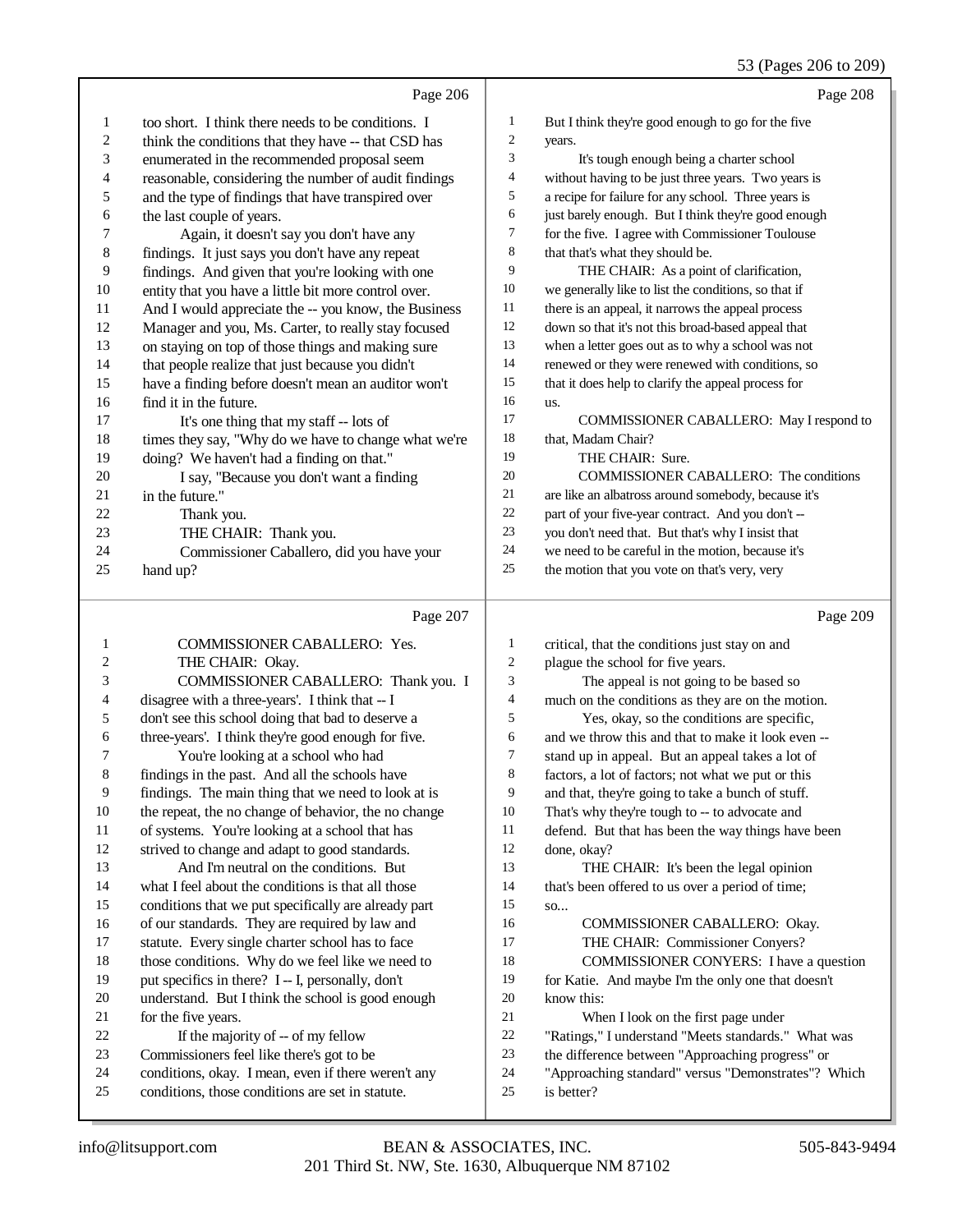Page 206

1 too short. I think there needs to be conditions. I
2 think the conditions that they have -- that CSD has
3 enumerated in the recommended proposal seem
4 reasonable, considering the number of audit findings
5 and the type of findings that have transpired over
6 the last couple of years.
7 Again, it doesn't say you don't have any
8 findings. It just says you don't have any repeat
9 findings. And given that you're looking with one
10 entity that you have a little bit more control over.
11 And I would appreciate the -- you know, the Business
12 Manager and you, Ms. Carter, to really stay focused
13 on staying on top of those things and making sure
14 that people realize that just because you didn't
15 have a finding before doesn't mean an auditor won't
16 find it in the future.
17 It's one thing that my staff -- lots of
18 times they say, "Why do we have to change what we're
19 doing? We haven't had a finding on that."
20 I say, "Because you don't want a finding
21 in the future."
22 Thank you.
23 THE CHAIR: Thank you.
24 Commissioner Caballero, did you have your
25 hand up?

Page 207

1 COMMISSIONER CABALLERO: Yes.
2 THE CHAIR: Okay.
3 COMMISSIONER CABALLERO: Thank you. I
4 disagree with a three-years'. I think that -- I
5 don't see this school doing that bad to deserve a
6 three-years'. I think they're good enough for five.
7 You're looking at a school who had
8 findings in the past. And all the schools have
9 findings. The main thing that we need to look at is
10 the repeat, the no change of behavior, the no change
11 of systems. You're looking at a school that has
12 strived to change and adapt to good standards.
13 And I'm neutral on the conditions. But
14 what I feel about the conditions is that all those
15 conditions that we put specifically are already part
16 of our standards. They are required by law and
17 statute. Every single charter school has to face
18 those conditions. Why do we feel like we need to
19 put specifics in there? I -- I, personally, don't
20 understand. But I think the school is good enough
21 for the five years.
22 If the majority of -- of my fellow
23 Commissioners feel like there's got to be
24 conditions, okay. I mean, even if there weren't any
25 conditions, those conditions are set in statute.

Page 208

1 But I think they're good enough to go for the five
2 years.
3 It's tough enough being a charter school
4 without having to be just three years. Two years is
5 a recipe for failure for any school. Three years is
6 just barely enough. But I think they're good enough
7 for the five. I agree with Commissioner Toulouse
8 that that's what they should be.
9 THE CHAIR: As a point of clarification,
10 we generally like to list the conditions, so that if
11 there is an appeal, it narrows the appeal process
12 down so that it's not this broad-based appeal that
13 when a letter goes out as to why a school was not
14 renewed or they were renewed with conditions, so
15 that it does help to clarify the appeal process for
16 us.
17 COMMISSIONER CABALLERO: May I respond to
18 that, Madam Chair?
19 THE CHAIR: Sure.
20 COMMISSIONER CABALLERO: The conditions
21 are like an albatross around somebody, because it's
22 part of your five-year contract. And you don't --
23 you don't need that. But that's why I insist that
24 we need to be careful in the motion, because it's
25 the motion that you vote on that's very, very

Page 209

1 critical, that the conditions just stay on and
2 plague the school for five years.
3 The appeal is not going to be based so
4 much on the conditions as they are on the motion.
5 Yes, okay, so the conditions are specific,
6 and we throw this and that to make it look even --
7 stand up in appeal. But an appeal takes a lot of
8 factors, a lot of factors; not what we put or this
9 and that, they're going to take a bunch of stuff.
10 That's why they're tough to -- to advocate and
11 defend. But that has been the way things have been
12 done, okay?
13 THE CHAIR: It's been the legal opinion
14 that's been offered to us over a period of time;
15 so...
16 COMMISSIONER CABALLERO: Okay.
17 THE CHAIR: Commissioner Conyers?
18 COMMISSIONER CONYERS: I have a question
19 for Katie. And maybe I'm the only one that doesn't
20 know this:
21 When I look on the first page under
22 "Ratings," I understand "Meets standards." What was
23 the difference between "Approaching progress" or
24 "Approaching standard" versus "Demonstrates"? Which
25 is better?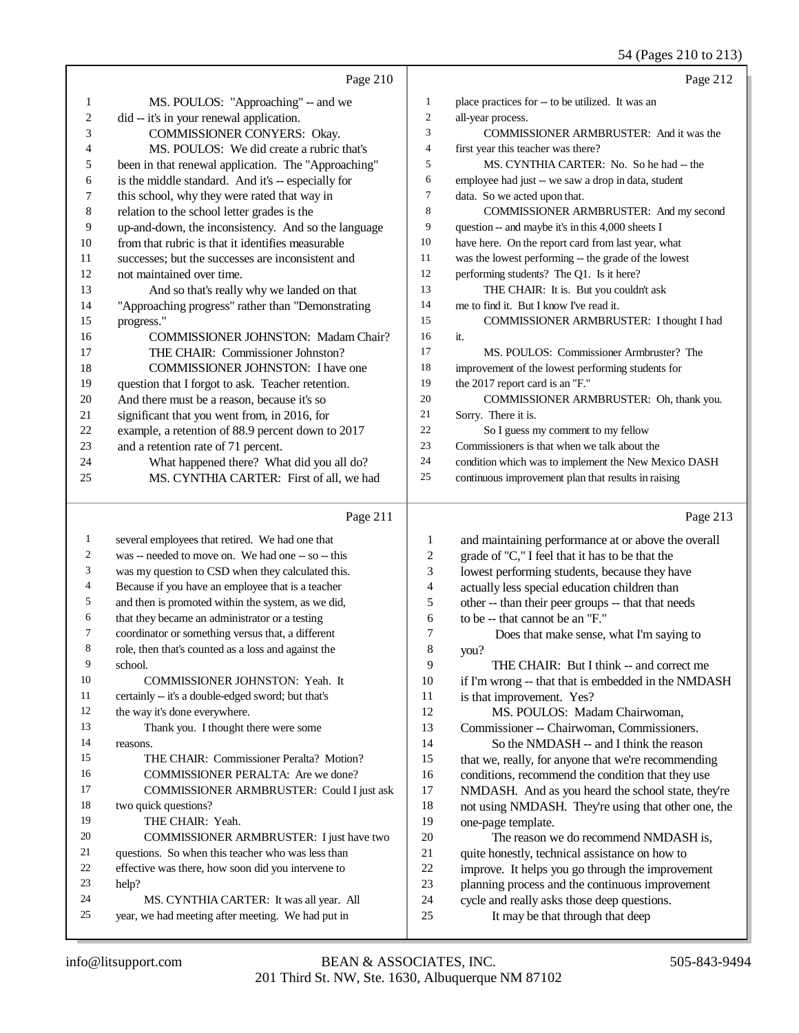Page 210

MS. POULOS: "Approaching" -- and we did -- it's in your renewal application.

COMMISSIONER CONYERS: Okay.

MS. POULOS: We did create a rubric that's been in that renewal application. The "Approaching" is the middle standard. And it's -- especially for this school, why they were rated that way in relation to the school letter grades is the up-and-down, the inconsistency. And so the language from that rubric is that it identifies measurable successes; but the successes are inconsistent and not maintained over time.

And so that's really why we landed on that "Approaching progress" rather than "Demonstrating progress."

COMMISSIONER JOHNSTON: Madam Chair?

THE CHAIR: Commissioner Johnston?

COMMISSIONER JOHNSTON: I have one question that I forgot to ask. Teacher retention. And there must be a reason, because it's so significant that you went from, in 2016, for example, a retention of 88.9 percent down to 2017 and a retention rate of 71 percent.

What happened there? What did you all do?

MS. CYNTHIA CARTER: First of all, we had

Page 211

several employees that retired. We had one that was -- needed to move on. We had one -- so -- this was my question to CSD when they calculated this. Because if you have an employee that is a teacher and then is promoted within the system, as we did, that they became an administrator or a testing coordinator or something versus that, a different role, then that's counted as a loss and against the school.

COMMISSIONER JOHNSTON: Yeah. It certainly -- it's a double-edged sword; but that's the way it's done everywhere.

Thank you. I thought there were some reasons.

THE CHAIR: Commissioner Peralta? Motion?

COMMISSIONER PERALTA: Are we done?

COMMISSIONER ARMBRUSTER: Could I just ask two quick questions?

THE CHAIR: Yeah.

COMMISSIONER ARMBRUSTER: I just have two questions. So when this teacher who was less than effective was there, how soon did you intervene to help?

MS. CYNTHIA CARTER: It was all year. All year, we had meeting after meeting. We had put in

Page 212

place practices for -- to be utilized. It was an all-year process.

COMMISSIONER ARMBRUSTER: And it was the first year this teacher was there?

MS. CYNTHIA CARTER: No. So he had -- the employee had just -- we saw a drop in data, student data. So we acted upon that.

COMMISSIONER ARMBRUSTER: And my second question -- and maybe it's in this 4,000 sheets I have here. On the report card from last year, what was the lowest performing -- the grade of the lowest performing students? The Q1. Is it here?

THE CHAIR: It is. But you couldn't ask me to find it. But I know I've read it.

COMMISSIONER ARMBRUSTER: I thought I had it.

MS. POULOS: Commissioner Armbruster? The improvement of the lowest performing students for the 2017 report card is an "F."

COMMISSIONER ARMBRUSTER: Oh, thank you. Sorry. There it is.

So I guess my comment to my fellow Commissioners is that when we talk about the condition which was to implement the New Mexico DASH continuous improvement plan that results in raising

Page 213

and maintaining performance at or above the overall grade of "C," I feel that it has to be that the lowest performing students, because they have actually less special education children than other -- than their peer groups -- that that needs to be -- that cannot be an "F."

Does that make sense, what I'm saying to you?

THE CHAIR: But I think -- and correct me if I'm wrong -- that that is embedded in the NMDASH is that improvement. Yes?

MS. POULOS: Madam Chairwoman, Commissioner -- Chairwoman, Commissioners.

So the NMDASH -- and I think the reason that we, really, for anyone that we're recommending conditions, recommend the condition that they use NMDASH. And as you heard the school state, they're not using NMDASH. They're using that other one, the one-page template.

The reason we do recommend NMDASH is, quite honestly, technical assistance on how to improve. It helps you go through the improvement planning process and the continuous improvement cycle and really asks those deep questions.

It may be that through that deep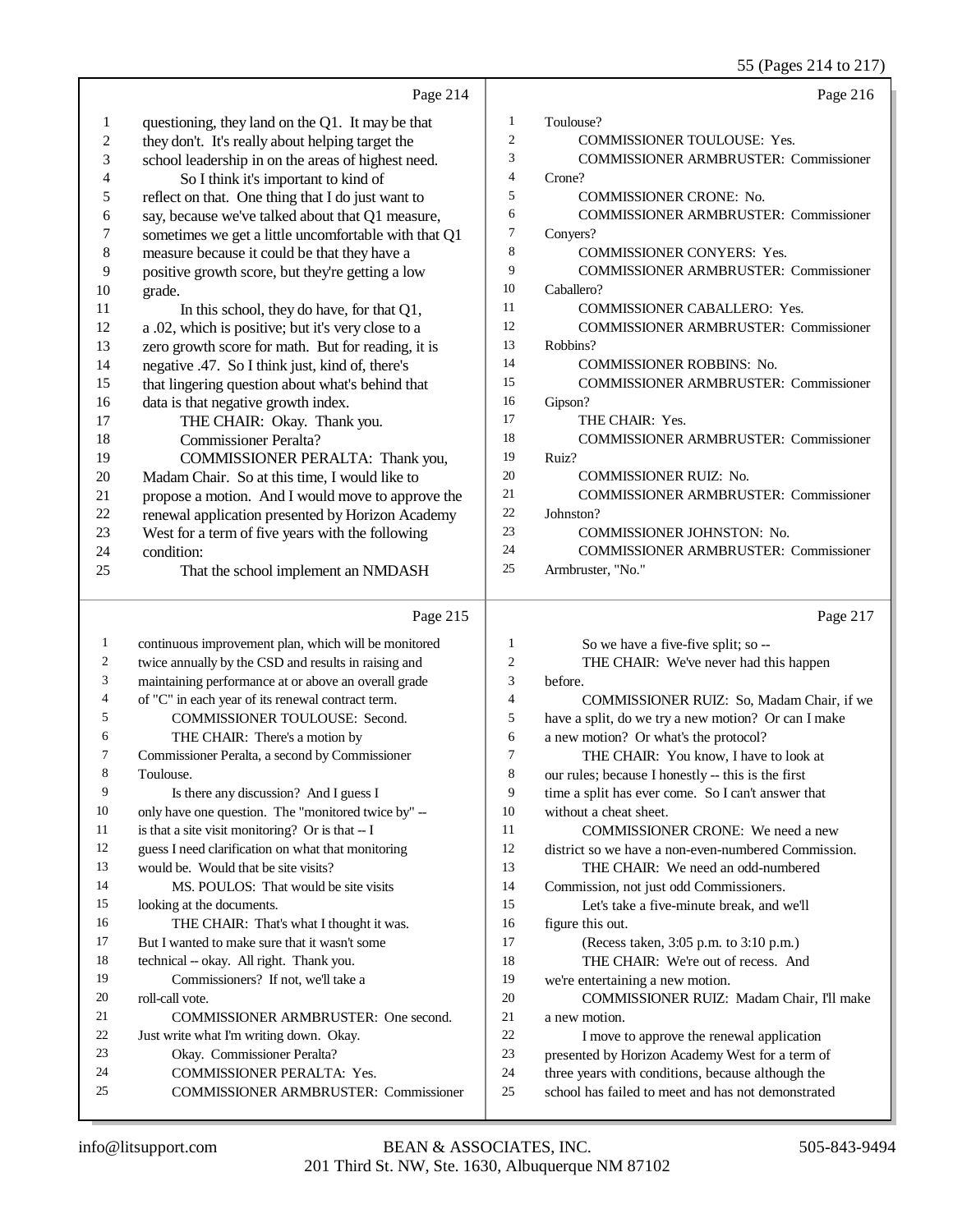Page 214

1 questioning, they land on the Q1. It may be that
2 they don't. It's really about helping target the
3 school leadership in on the areas of highest need.
4 So I think it's important to kind of
5 reflect on that. One thing that I do just want to
6 say, because we've talked about that Q1 measure,
7 sometimes we get a little uncomfortable with that Q1
8 measure because it could be that they have a
9 positive growth score, but they're getting a low
10 grade.
11 In this school, they do have, for that Q1,
12 a .02, which is positive; but it's very close to a
13 zero growth score for math. But for reading, it is
14 negative .47. So I think just, kind of, there's
15 that lingering question about what's behind that
16 data is that negative growth index.
17 THE CHAIR: Okay. Thank you.
18 Commissioner Peralta?
19 COMMISSIONER PERALTA: Thank you,
20 Madam Chair. So at this time, I would like to
21 propose a motion. And I would move to approve the
22 renewal application presented by Horizon Academy
23 West for a term of five years with the following
24 condition:
25 That the school implement an NMDASH

Page 215

1 continuous improvement plan, which will be monitored
2 twice annually by the CSD and results in raising and
3 maintaining performance at or above an overall grade
4 of "C" in each year of its renewal contract term.
5 COMMISSIONER TOULOUSE: Second.
6 THE CHAIR: There's a motion by
7 Commissioner Peralta, a second by Commissioner
8 Toulouse.
9 Is there any discussion? And I guess I
10 only have one question. The "monitored twice by" --
11 is that a site visit monitoring? Or is that -- I
12 guess I need clarification on what that monitoring
13 would be. Would that be site visits?
14 MS. POULOS: That would be site visits
15 looking at the documents.
16 THE CHAIR: That's what I thought it was.
17 But I wanted to make sure that it wasn't some
18 technical -- okay. All right. Thank you.
19 Commissioners? If not, we'll take a
20 roll-call vote.
21 COMMISSIONER ARMBRUSTER: One second.
22 Just write what I'm writing down. Okay.
23 Okay. Commissioner Peralta?
24 COMMISSIONER PERALTA: Yes.
25 COMMISSIONER ARMBRUSTER: Commissioner

Page 216

1 Toulouse?
2 COMMISSIONER TOULOUSE: Yes.
3 COMMISSIONER ARMBRUSTER: Commissioner
4 Crone?
5 COMMISSIONER CRONE: No.
6 COMMISSIONER ARMBRUSTER: Commissioner
7 Conyers?
8 COMMISSIONER CONYERS: Yes.
9 COMMISSIONER ARMBRUSTER: Commissioner
10 Caballero?
11 COMMISSIONER CABALLERO: Yes.
12 COMMISSIONER ARMBRUSTER: Commissioner
13 Robbins?
14 COMMISSIONER ROBBINS: No.
15 COMMISSIONER ARMBRUSTER: Commissioner
16 Gipson?
17 THE CHAIR: Yes.
18 COMMISSIONER ARMBRUSTER: Commissioner
19 Ruiz?
20 COMMISSIONER RUIZ: No.
21 COMMISSIONER ARMBRUSTER: Commissioner
22 Johnston?
23 COMMISSIONER JOHNSTON: No.
24 COMMISSIONER ARMBRUSTER: Commissioner
25 Armbruster, "No."

Page 217

1 So we have a five-five split; so --
2 THE CHAIR: We've never had this happen
3 before.
4 COMMISSIONER RUIZ: So, Madam Chair, if we
5 have a split, do we try a new motion? Or can I make
6 a new motion? Or what's the protocol?
7 THE CHAIR: You know, I have to look at
8 our rules; because I honestly -- this is the first
9 time a split has ever come. So I can't answer that
10 without a cheat sheet.
11 COMMISSIONER CRONE: We need a new
12 district so we have a non-even-numbered Commission.
13 THE CHAIR: We need an odd-numbered
14 Commission, not just odd Commissioners.
15 Let's take a five-minute break, and we'll
16 figure this out.
17 (Recess taken, 3:05 p.m. to 3:10 p.m.)
18 THE CHAIR: We're out of recess. And
19 we're entertaining a new motion.
20 COMMISSIONER RUIZ: Madam Chair, I'll make
21 a new motion.
22 I move to approve the renewal application
23 presented by Horizon Academy West for a term of
24 three years with conditions, because although the
25 school has failed to meet and has not demonstrated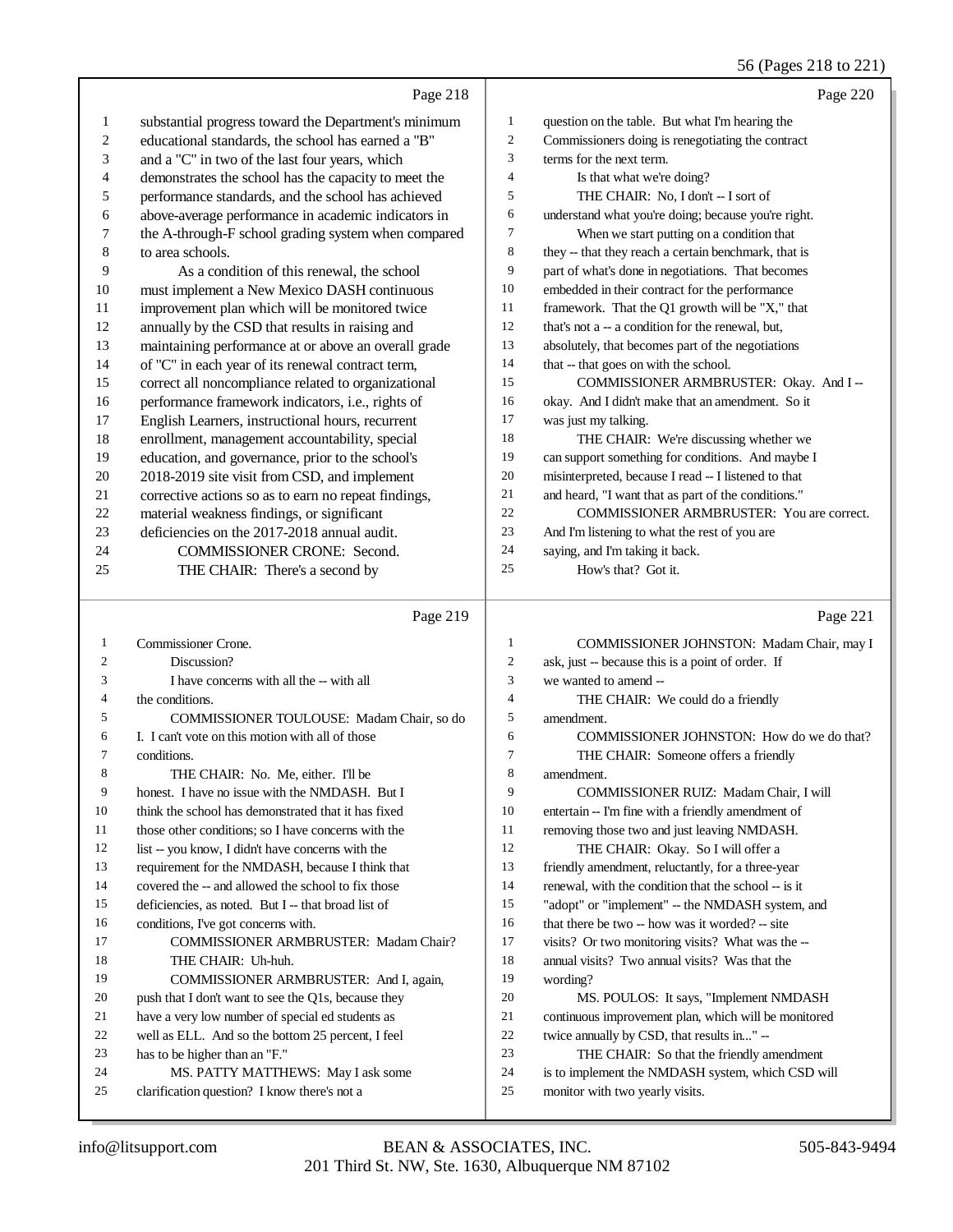Page 218

1 substantial progress toward the Department's minimum
2 educational standards, the school has earned a "B"
3 and a "C" in two of the last four years, which
4 demonstrates the school has the capacity to meet the
5 performance standards, and the school has achieved
6 above-average performance in academic indicators in
7 the A-through-F school grading system when compared
8 to area schools.
9 As a condition of this renewal, the school
10 must implement a New Mexico DASH continuous
11 improvement plan which will be monitored twice
12 annually by the CSD that results in raising and
13 maintaining performance at or above an overall grade
14 of "C" in each year of its renewal contract term,
15 correct all noncompliance related to organizational
16 performance framework indicators, i.e., rights of
17 English Learners, instructional hours, recurrent
18 enrollment, management accountability, special
19 education, and governance, prior to the school's
20 2018-2019 site visit from CSD, and implement
21 corrective actions so as to earn no repeat findings,
22 material weakness findings, or significant
23 deficiencies on the 2017-2018 annual audit.
24 COMMISSIONER CRONE: Second.
25 THE CHAIR: There's a second by

Page 219

1 Commissioner Crone.
2 Discussion?
3 I have concerns with all the -- with all
4 the conditions.
5 COMMISSIONER TOULOUSE: Madam Chair, so do
6 I. I can't vote on this motion with all of those
7 conditions.
8 THE CHAIR: No. Me, either. I'll be
9 honest. I have no issue with the NMDASH. But I
10 think the school has demonstrated that it has fixed
11 those other conditions; so I have concerns with the
12 list -- you know, I didn't have concerns with the
13 requirement for the NMDASH, because I think that
14 covered the -- and allowed the school to fix those
15 deficiencies, as noted. But I -- that broad list of
16 conditions, I've got concerns with.
17 COMMISSIONER ARMBRUSTER: Madam Chair?
18 THE CHAIR: Uh-huh.
19 COMMISSIONER ARMBRUSTER: And I, again,
20 push that I don't want to see the Q1s, because they
21 have a very low number of special ed students as
22 well as ELL. And so the bottom 25 percent, I feel
23 has to be higher than an "F."
24 MS. PATTY MATTHEWS: May I ask some
25 clarification question? I know there's not a

Page 220

1 question on the table. But what I'm hearing the
2 Commissioners doing is renegotiating the contract
3 terms for the next term.
4 Is that what we're doing?
5 THE CHAIR: No, I don't -- I sort of
6 understand what you're doing; because you're right.
7 When we start putting on a condition that
8 they -- that they reach a certain benchmark, that is
9 part of what's done in negotiations. That becomes
10 embedded in their contract for the performance
11 framework. That the Q1 growth will be "X," that
12 that's not a -- a condition for the renewal, but,
13 absolutely, that becomes part of the negotiations
14 that -- that goes on with the school.
15 COMMISSIONER ARMBRUSTER: Okay. And I --
16 okay. And I didn't make that an amendment. So it
17 was just my talking.
18 THE CHAIR: We're discussing whether we
19 can support something for conditions. And maybe I
20 misinterpreted, because I read -- I listened to that
21 and heard, "I want that as part of the conditions."
22 COMMISSIONER ARMBRUSTER: You are correct.
23 And I'm listening to what the rest of you are
24 saying, and I'm taking it back.
25 How's that? Got it.

Page 221

1 COMMISSIONER JOHNSTON: Madam Chair, may I
2 ask, just -- because this is a point of order. If
3 we wanted to amend --
4 THE CHAIR: We could do a friendly
5 amendment.
6 COMMISSIONER JOHNSTON: How do we do that?
7 THE CHAIR: Someone offers a friendly
8 amendment.
9 COMMISSIONER RUIZ: Madam Chair, I will
10 entertain -- I'm fine with a friendly amendment of
11 removing those two and just leaving NMDASH.
12 THE CHAIR: Okay. So I will offer a
13 friendly amendment, reluctantly, for a three-year
14 renewal, with the condition that the school -- is it
15 "adopt" or "implement" -- the NMDASH system, and
16 that there be two -- how was it worded? -- site
17 visits? Or two monitoring visits? What was the --
18 annual visits? Two annual visits? Was that the
19 wording?
20 MS. POULOS: It says, "Implement NMDASH
21 continuous improvement plan, which will be monitored
22 twice annually by CSD, that results in..." --
23 THE CHAIR: So that the friendly amendment
24 is to implement the NMDASH system, which CSD will
25 monitor with two yearly visits.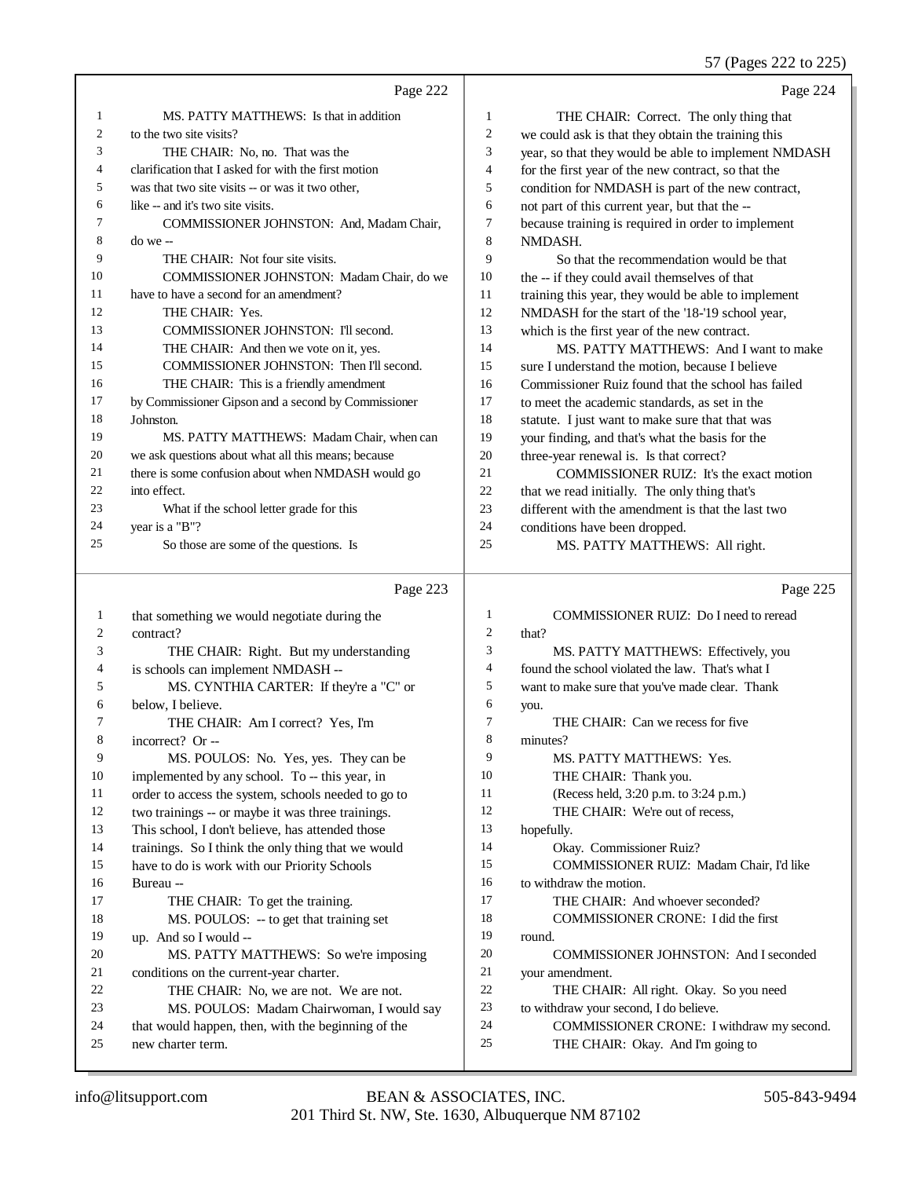Page 222

1 MS. PATTY MATTHEWS: Is that in addition
2 to the two site visits?
3 THE CHAIR: No, no. That was the
4 clarification that I asked for with the first motion
5 was that two site visits -- or was it two other,
6 like -- and it's two site visits.
7 COMMISSIONER JOHNSTON: And, Madam Chair,
8 do we --
9 THE CHAIR: Not four site visits.
10 COMMISSIONER JOHNSTON: Madam Chair, do we
11 have to have a second for an amendment?
12 THE CHAIR: Yes.
13 COMMISSIONER JOHNSTON: I'll second.
14 THE CHAIR: And then we vote on it, yes.
15 COMMISSIONER JOHNSTON: Then I'll second.
16 THE CHAIR: This is a friendly amendment
17 by Commissioner Gipson and a second by Commissioner
18 Johnston.
19 MS. PATTY MATTHEWS: Madam Chair, when can
20 we ask questions about what all this means; because
21 there is some confusion about when NMDASH would go
22 into effect.
23 What if the school letter grade for this
24 year is a "B"?
25 So those are some of the questions. Is

Page 223

1 that something we would negotiate during the
2 contract?
3 THE CHAIR: Right. But my understanding
4 is schools can implement NMDASH --
5 MS. CYNTHIA CARTER: If they're a "C" or
6 below, I believe.
7 THE CHAIR: Am I correct? Yes, I'm
8 incorrect? Or --
9 MS. POULOS: No. Yes, yes. They can be
10 implemented by any school. To -- this year, in
11 order to access the system, schools needed to go to
12 two trainings -- or maybe it was three trainings.
13 This school, I don't believe, has attended those
14 trainings. So I think the only thing that we would
15 have to do is work with our Priority Schools
16 Bureau --
17 THE CHAIR: To get the training.
18 MS. POULOS: -- to get that training set
19 up. And so I would --
20 MS. PATTY MATTHEWS: So we're imposing
21 conditions on the current-year charter.
22 THE CHAIR: No, we are not. We are not.
23 MS. POULOS: Madam Chairwoman, I would say
24 that would happen, then, with the beginning of the
25 new charter term.

Page 224

1 THE CHAIR: Correct. The only thing that
2 we could ask is that they obtain the training this
3 year, so that they would be able to implement NMDASH
4 for the first year of the new contract, so that the
5 condition for NMDASH is part of the new contract,
6 not part of this current year, but that the --
7 because training is required in order to implement
8 NMDASH.
9 So that the recommendation would be that
10 the -- if they could avail themselves of that
11 training this year, they would be able to implement
12 NMDASH for the start of the '18-'19 school year,
13 which is the first year of the new contract.
14 MS. PATTY MATTHEWS: And I want to make
15 sure I understand the motion, because I believe
16 Commissioner Ruiz found that the school has failed
17 to meet the academic standards, as set in the
18 statute. I just want to make sure that that was
19 your finding, and that's what the basis for the
20 three-year renewal is. Is that correct?
21 COMMISSIONER RUIZ: It's the exact motion
22 that we read initially. The only thing that's
23 different with the amendment is that the last two
24 conditions have been dropped.
25 MS. PATTY MATTHEWS: All right.

Page 225

1 COMMISSIONER RUIZ: Do I need to reread
2 that?
3 MS. PATTY MATTHEWS: Effectively, you
4 found the school violated the law. That's what I
5 want to make sure that you've made clear. Thank
6 you.
7 THE CHAIR: Can we recess for five
8 minutes?
9 MS. PATTY MATTHEWS: Yes.
10 THE CHAIR: Thank you.
11 (Recess held, 3:20 p.m. to 3:24 p.m.)
12 THE CHAIR: We're out of recess,
13 hopefully.
14 Okay. Commissioner Ruiz?
15 COMMISSIONER RUIZ: Madam Chair, I'd like
16 to withdraw the motion.
17 THE CHAIR: And whoever seconded?
18 COMMISSIONER CRONE: I did the first
19 round.
20 COMMISSIONER JOHNSTON: And I seconded
21 your amendment.
22 THE CHAIR: All right. Okay. So you need
23 to withdraw your second, I do believe.
24 COMMISSIONER CRONE: I withdraw my second.
25 THE CHAIR: Okay. And I'm going to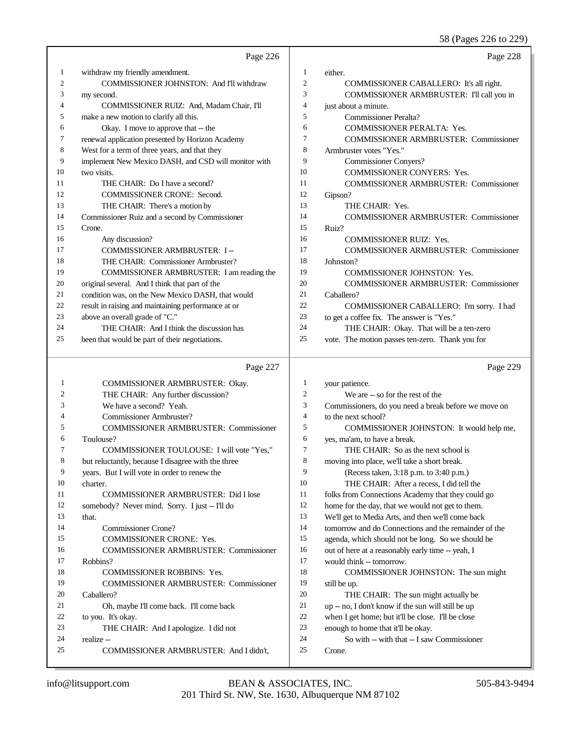Page 226

1 withdraw my friendly amendment.
2 COMMISSIONER JOHNSTON: And I'll withdraw
3 my second.
4 COMMISSIONER RUIZ: And, Madam Chair, I'll
5 make a new motion to clarify all this.
6 Okay. I move to approve that -- the
7 renewal application presented by Horizon Academy
8 West for a term of three years, and that they
9 implement New Mexico DASH, and CSD will monitor with
10 two visits.
11 THE CHAIR: Do I have a second?
12 COMMISSIONER CRONE: Second.
13 THE CHAIR: There's a motion by
14 Commissioner Ruiz and a second by Commissioner
15 Crone.
16 Any discussion?
17 COMMISSIONER ARMBRUSTER: I --
18 THE CHAIR: Commissioner Armbruster?
19 COMMISSIONER ARMBRUSTER: I am reading the
20 original several. And I think that part of the
21 condition was, on the New Mexico DASH, that would
22 result in raising and maintaining performance at or
23 above an overall grade of "C."
24 THE CHAIR: And I think the discussion has
25 been that would be part of their negotiations.

Page 227

1 COMMISSIONER ARMBRUSTER: Okay.
2 THE CHAIR: Any further discussion?
3 We have a second? Yeah.
4 Commissioner Armbruster?
5 COMMISSIONER ARMBRUSTER: Commissioner
6 Toulouse?
7 COMMISSIONER TOULOUSE: I will vote "Yes,"
8 but reluctantly, because I disagree with the three
9 years. But I will vote in order to renew the
10 charter.
11 COMMISSIONER ARMBRUSTER: Did I lose
12 somebody? Never mind. Sorry. I just -- I'll do
13 that.
14 Commissioner Crone?
15 COMMISSIONER CRONE: Yes.
16 COMMISSIONER ARMBRUSTER: Commissioner
17 Robbins?
18 COMMISSIONER ROBBINS: Yes.
19 COMMISSIONER ARMBRUSTER: Commissioner
20 Caballero?
21 Oh, maybe I'll come back. I'll come back
22 to you. It's okay.
23 THE CHAIR: And I apologize. I did not
24 realize --
25 COMMISSIONER ARMBRUSTER: And I didn't,

Page 228

1 either.
2 COMMISSIONER CABALLERO: It's all right.
3 COMMISSIONER ARMBRUSTER: I'll call you in
4 just about a minute.
5 Commissioner Peralta?
6 COMMISSIONER PERALTA: Yes.
7 COMMISSIONER ARMBRUSTER: Commissioner
8 Armbruster votes "Yes."
9 Commissioner Conyers?
10 COMMISSIONER CONYERS: Yes.
11 COMMISSIONER ARMBRUSTER: Commissioner
12 Gipson?
13 THE CHAIR: Yes.
14 COMMISSIONER ARMBRUSTER: Commissioner
15 Ruiz?
16 COMMISSIONER RUIZ: Yes.
17 COMMISSIONER ARMBRUSTER: Commissioner
18 Johnston?
19 COMMISSIONER JOHNSTON: Yes.
20 COMMISSIONER ARMBRUSTER: Commissioner
21 Caballero?
22 COMMISSIONER CABALLERO: I'm sorry. I had
23 to get a coffee fix. The answer is "Yes."
24 THE CHAIR: Okay. That will be a ten-zero
25 vote. The motion passes ten-zero. Thank you for

Page 229

1 your patience.
2 We are -- so for the rest of the
3 Commissioners, do you need a break before we move on
4 to the next school?
5 COMMISSIONER JOHNSTON: It would help me,
6 yes, ma'am, to have a break.
7 THE CHAIR: So as the next school is
8 moving into place, we'll take a short break.
9 (Recess taken, 3:18 p.m. to 3:40 p.m.)
10 THE CHAIR: After a recess, I did tell the
11 folks from Connections Academy that they could go
12 home for the day, that we would not get to them.
13 We'll get to Media Arts, and then we'll come back
14 tomorrow and do Connections and the remainder of the
15 agenda, which should not be long. So we should be
16 out of here at a reasonably early time -- yeah, I
17 would think -- tomorrow.
18 COMMISSIONER JOHNSTON: The sun might
19 still be up.
20 THE CHAIR: The sun might actually be
21 up -- no, I don't know if the sun will still be up
22 when I get home; but it'll be close. I'll be close
23 enough to home that it'll be okay.
24 So with -- with that -- I saw Commissioner
25 Crone.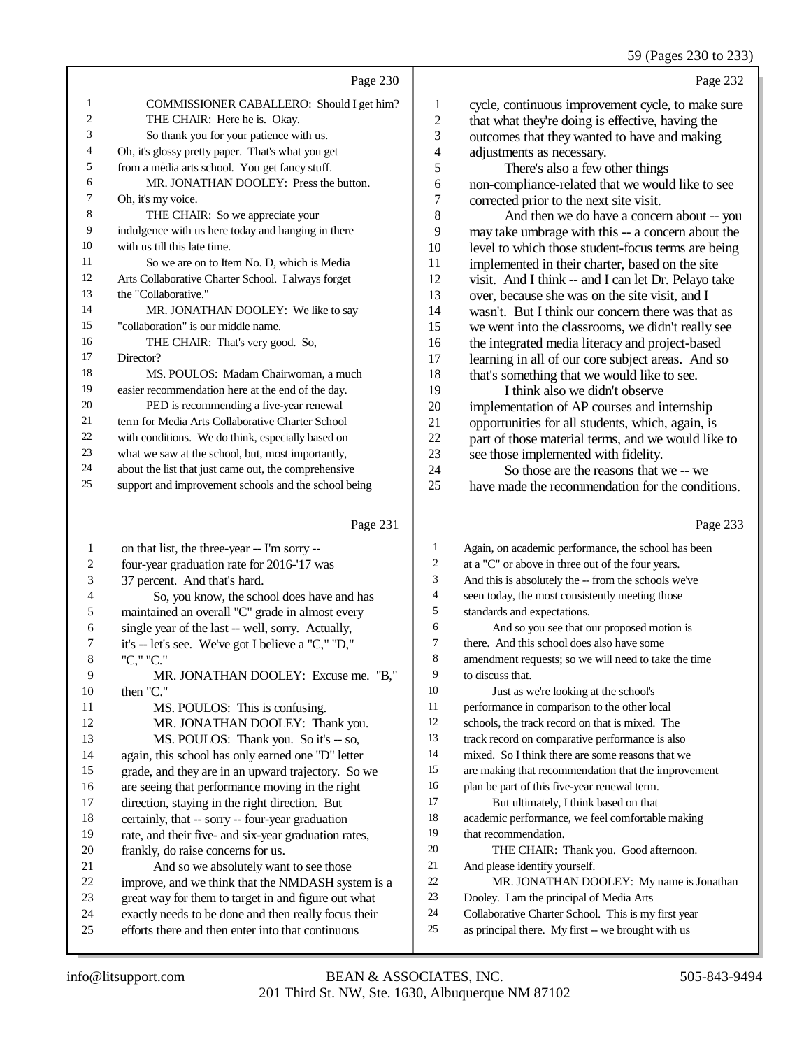Page 230

1 COMMISSIONER CABALLERO: Should I get him?
2 THE CHAIR: Here he is. Okay.
3 So thank you for your patience with us.
4 Oh, it's glossy pretty paper. That's what you get
5 from a media arts school. You get fancy stuff.
6 MR. JONATHAN DOOLEY: Press the button.
7 Oh, it's my voice.
8 THE CHAIR: So we appreciate your
9 indulgence with us here today and hanging in there
10 with us till this late time.
11 So we are on to Item No. D, which is Media
12 Arts Collaborative Charter School. I always forget
13 the "Collaborative."
14 MR. JONATHAN DOOLEY: We like to say
15 "collaboration" is our middle name.
16 THE CHAIR: That's very good. So,
17 Director?
18 MS. POULOS: Madam Chairwoman, a much
19 easier recommendation here at the end of the day.
20 PED is recommending a five-year renewal
21 term for Media Arts Collaborative Charter School
22 with conditions. We do think, especially based on
23 what we saw at the school, but, most importantly,
24 about the list that just came out, the comprehensive
25 support and improvement schools and the school being

Page 231

1 on that list, the three-year -- I'm sorry --
2 four-year graduation rate for 2016-'17 was
3 37 percent. And that's hard.
4 So, you know, the school does have and has
5 maintained an overall "C" grade in almost every
6 single year of the last -- well, sorry. Actually,
7 it's -- let's see. We've got I believe a "C," "D,"
8 "C," "C."
9 MR. JONATHAN DOOLEY: Excuse me. "B,"
10 then "C."
11 MS. POULOS: This is confusing.
12 MR. JONATHAN DOOLEY: Thank you.
13 MS. POULOS: Thank you. So it's -- so,
14 again, this school has only earned one "D" letter
15 grade, and they are in an upward trajectory. So we
16 are seeing that performance moving in the right
17 direction, staying in the right direction. But
18 certainly, that -- sorry -- four-year graduation
19 rate, and their five- and six-year graduation rates,
20 frankly, do raise concerns for us.
21 And so we absolutely want to see those
22 improve, and we think that the NMDASH system is a
23 great way for them to target in and figure out what
24 exactly needs to be done and then really focus their
25 efforts there and then enter into that continuous

Page 232

1 cycle, continuous improvement cycle, to make sure
2 that what they're doing is effective, having the
3 outcomes that they wanted to have and making
4 adjustments as necessary.
5 There's also a few other things
6 non-compliance-related that we would like to see
7 corrected prior to the next site visit.
8 And then we do have a concern about -- you
9 may take umbrage with this -- a concern about the
10 level to which those student-focus terms are being
11 implemented in their charter, based on the site
12 visit. And I think -- and I can let Dr. Pelayo take
13 over, because she was on the site visit, and I
14 wasn't. But I think our concern there was that as
15 we went into the classrooms, we didn't really see
16 the integrated media literacy and project-based
17 learning in all of our core subject areas. And so
18 that's something that we would like to see.
19 I think also we didn't observe
20 implementation of AP courses and internship
21 opportunities for all students, which, again, is
22 part of those material terms, and we would like to
23 see those implemented with fidelity.
24 So those are the reasons that we -- we
25 have made the recommendation for the conditions.

Page 233

1 Again, on academic performance, the school has been
2 at a "C" or above in three out of the four years.
3 And this is absolutely the -- from the schools we've
4 seen today, the most consistently meeting those
5 standards and expectations.
6 And so you see that our proposed motion is
7 there. And this school does also have some
8 amendment requests; so we will need to take the time
9 to discuss that.
10 Just as we're looking at the school's
11 performance in comparison to the other local
12 schools, the track record on that is mixed. The
13 track record on comparative performance is also
14 mixed. So I think there are some reasons that we
15 are making that recommendation that the improvement
16 plan be part of this five-year renewal term.
17 But ultimately, I think based on that
18 academic performance, we feel comfortable making
19 that recommendation.
20 THE CHAIR: Thank you. Good afternoon.
21 And please identify yourself.
22 MR. JONATHAN DOOLEY: My name is Jonathan
23 Dooley. I am the principal of Media Arts
24 Collaborative Charter School. This is my first year
25 as principal there. My first -- we brought with us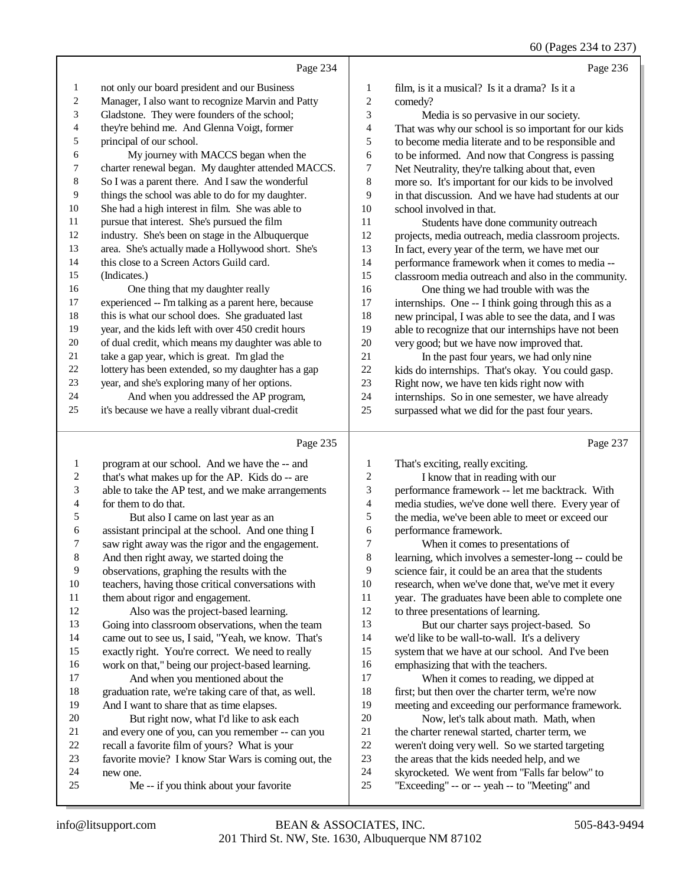Page 234

1 not only our board president and our Business
2 Manager, I also want to recognize Marvin and Patty
3 Gladstone. They were founders of the school;
4 they're behind me. And Glenna Voigt, former
5 principal of our school.
6 My journey with MACCS began when the
7 charter renewal began. My daughter attended MACCS.
8 So I was a parent there. And I saw the wonderful
9 things the school was able to do for my daughter.
10 She had a high interest in film. She was able to
11 pursue that interest. She's pursued the film
12 industry. She's been on stage in the Albuquerque
13 area. She's actually made a Hollywood short. She's
14 this close to a Screen Actors Guild card.
15 (Indicates.)
16 One thing that my daughter really
17 experienced -- I'm talking as a parent here, because
18 this is what our school does. She graduated last
19 year, and the kids left with over 450 credit hours
20 of dual credit, which means my daughter was able to
21 take a gap year, which is great. I'm glad the
22 lottery has been extended, so my daughter has a gap
23 year, and she's exploring many of her options.
24 And when you addressed the AP program,
25 it's because we have a really vibrant dual-credit

Page 235

1 program at our school. And we have the -- and
2 that's what makes up for the AP. Kids do -- are
3 able to take the AP test, and we make arrangements
4 for them to do that.
5 But also I came on last year as an
6 assistant principal at the school. And one thing I
7 saw right away was the rigor and the engagement.
8 And then right away, we started doing the
9 observations, graphing the results with the
10 teachers, having those critical conversations with
11 them about rigor and engagement.
12 Also was the project-based learning.
13 Going into classroom observations, when the team
14 came out to see us, I said, "Yeah, we know. That's
15 exactly right. You're correct. We need to really
16 work on that," being our project-based learning.
17 And when you mentioned about the
18 graduation rate, we're taking care of that, as well.
19 And I want to share that as time elapses.
20 But right now, what I'd like to ask each
21 and every one of you, can you remember -- can you
22 recall a favorite film of yours? What is your
23 favorite movie? I know Star Wars is coming out, the
24 new one.
25 Me -- if you think about your favorite

Page 236

1 film, is it a musical? Is it a drama? Is it a
2 comedy?
3 Media is so pervasive in our society.
4 That was why our school is so important for our kids
5 to become media literate and to be responsible and
6 to be informed. And now that Congress is passing
7 Net Neutrality, they're talking about that, even
8 more so. It's important for our kids to be involved
9 in that discussion. And we have had students at our
10 school involved in that.
11 Students have done community outreach
12 projects, media outreach, media classroom projects.
13 In fact, every year of the term, we have met our
14 performance framework when it comes to media --
15 classroom media outreach and also in the community.
16 One thing we had trouble with was the
17 internships. One -- I think going through this as a
18 new principal, I was able to see the data, and I was
19 able to recognize that our internships have not been
20 very good; but we have now improved that.
21 In the past four years, we had only nine
22 kids do internships. That's okay. You could gasp.
23 Right now, we have ten kids right now with
24 internships. So in one semester, we have already
25 surpassed what we did for the past four years.

Page 237

1 That's exciting, really exciting.
2 I know that in reading with our
3 performance framework -- let me backtrack. With
4 media studies, we've done well there. Every year of
5 the media, we've been able to meet or exceed our
6 performance framework.
7 When it comes to presentations of
8 learning, which involves a semester-long -- could be
9 science fair, it could be an area that the students
10 research, when we've done that, we've met it every
11 year. The graduates have been able to complete one
12 to three presentations of learning.
13 But our charter says project-based. So
14 we'd like to be wall-to-wall. It's a delivery
15 system that we have at our school. And I've been
16 emphasizing that with the teachers.
17 When it comes to reading, we dipped at
18 first; but then over the charter term, we're now
19 meeting and exceeding our performance framework.
20 Now, let's talk about math. Math, when
21 the charter renewal started, charter term, we
22 weren't doing very well. So we started targeting
23 the areas that the kids needed help, and we
24 skyrocketed. We went from "Falls far below" to
25 "Exceeding" -- or -- yeah -- to "Meeting" and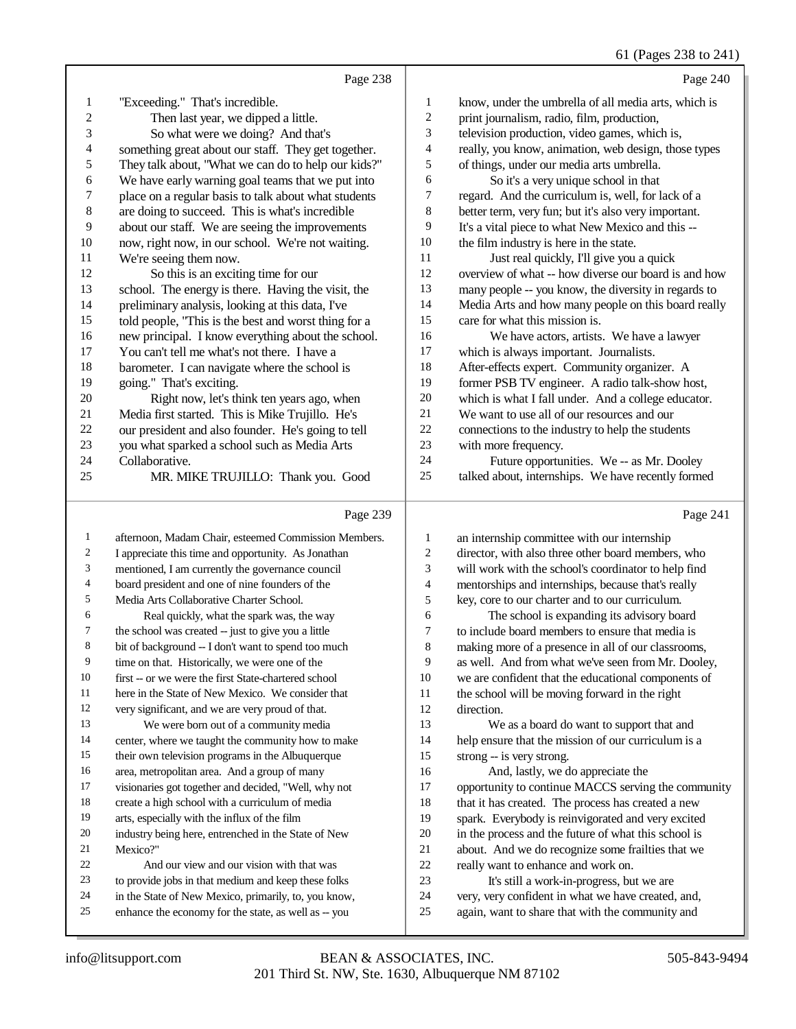Page 238

1 "Exceeding." That's incredible.
2 Then last year, we dipped a little.
3 So what were we doing? And that's
4 something great about our staff. They get together.
5 They talk about, "What we can do to help our kids?"
6 We have early warning goal teams that we put into
7 place on a regular basis to talk about what students
8 are doing to succeed. This is what's incredible
9 about our staff. We are seeing the improvements
10 now, right now, in our school. We're not waiting.
11 We're seeing them now.
12 So this is an exciting time for our
13 school. The energy is there. Having the visit, the
14 preliminary analysis, looking at this data, I've
15 told people, "This is the best and worst thing for a
16 new principal. I know everything about the school.
17 You can't tell me what's not there. I have a
18 barometer. I can navigate where the school is
19 going." That's exciting.
20 Right now, let's think ten years ago, when
21 Media first started. This is Mike Trujillo. He's
22 our president and also founder. He's going to tell
23 you what sparked a school such as Media Arts
24 Collaborative.
25 MR. MIKE TRUJILLO: Thank you. Good

Page 239

1 afternoon, Madam Chair, esteemed Commission Members.
2 I appreciate this time and opportunity. As Jonathan
3 mentioned, I am currently the governance council
4 board president and one of nine founders of the
5 Media Arts Collaborative Charter School.
6 Real quickly, what the spark was, the way
7 the school was created -- just to give you a little
8 bit of background -- I don't want to spend too much
9 time on that. Historically, we were one of the
10 first -- or we were the first State-chartered school
11 here in the State of New Mexico. We consider that
12 very significant, and we are very proud of that.
13 We were born out of a community media
14 center, where we taught the community how to make
15 their own television programs in the Albuquerque
16 area, metropolitan area. And a group of many
17 visionaries got together and decided, "Well, why not
18 create a high school with a curriculum of media
19 arts, especially with the influx of the film
20 industry being here, entrenched in the State of New
21 Mexico?"
22 And our view and our vision with that was
23 to provide jobs in that medium and keep these folks
24 in the State of New Mexico, primarily, to, you know,
25 enhance the economy for the state, as well as -- you

Page 240

1 know, under the umbrella of all media arts, which is
2 print journalism, radio, film, production,
3 television production, video games, which is,
4 really, you know, animation, web design, those types
5 of things, under our media arts umbrella.
6 So it's a very unique school in that
7 regard. And the curriculum is, well, for lack of a
8 better term, very fun; but it's also very important.
9 It's a vital piece to what New Mexico and this --
10 the film industry is here in the state.
11 Just real quickly, I'll give you a quick
12 overview of what -- how diverse our board is and how
13 many people -- you know, the diversity in regards to
14 Media Arts and how many people on this board really
15 care for what this mission is.
16 We have actors, artists. We have a lawyer
17 which is always important. Journalists.
18 After-effects expert. Community organizer. A
19 former PSB TV engineer. A radio talk-show host,
20 which is what I fall under. And a college educator.
21 We want to use all of our resources and our
22 connections to the industry to help the students
23 with more frequency.
24 Future opportunities. We -- as Mr. Dooley
25 talked about, internships. We have recently formed

Page 241

1 an internship committee with our internship
2 director, with also three other board members, who
3 will work with the school's coordinator to help find
4 mentorships and internships, because that's really
5 key, core to our charter and to our curriculum.
6 The school is expanding its advisory board
7 to include board members to ensure that media is
8 making more of a presence in all of our classrooms,
9 as well. And from what we've seen from Mr. Dooley,
10 we are confident that the educational components of
11 the school will be moving forward in the right
12 direction.
13 We as a board do want to support that and
14 help ensure that the mission of our curriculum is a
15 strong -- is very strong.
16 And, lastly, we do appreciate the
17 opportunity to continue MACCS serving the community
18 that it has created. The process has created a new
19 spark. Everybody is reinvigorated and very excited
20 in the process and the future of what this school is
21 about. And we do recognize some frailties that we
22 really want to enhance and work on.
23 It's still a work-in-progress, but we are
24 very, very confident in what we have created, and,
25 again, want to share that with the community and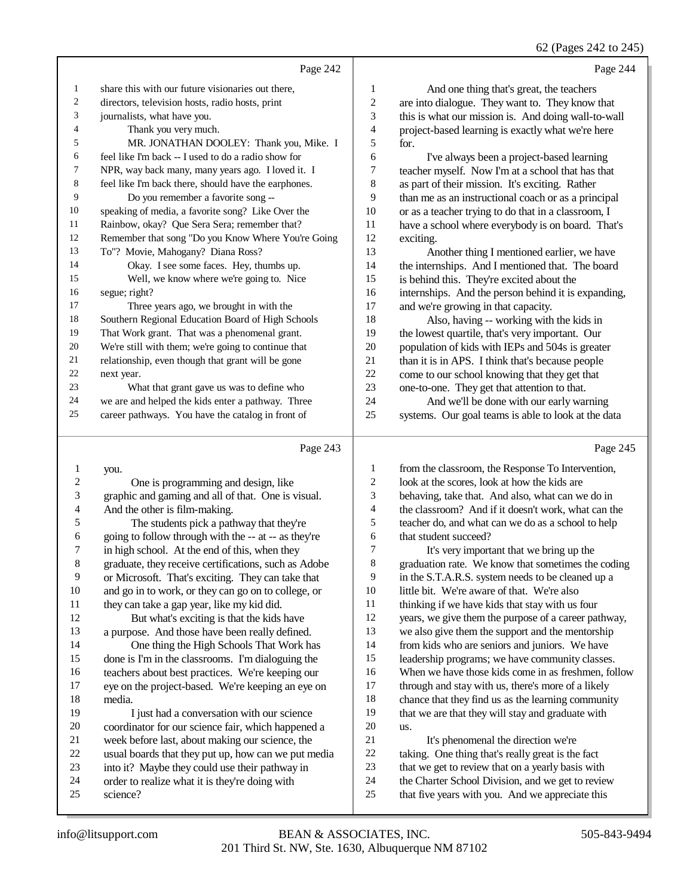Page 242

share this with our future visionaries out there, directors, television hosts, radio hosts, print journalists, what have you.

Thank you very much.

MR. JONATHAN DOOLEY: Thank you, Mike. I feel like I'm back -- I used to do a radio show for NPR, way back many, many years ago. I loved it. I feel like I'm back there, should have the earphones.

Do you remember a favorite song -- speaking of media, a favorite song? Like Over the Rainbow, okay? Que Sera Sera; remember that? Remember that song "Do you Know Where You're Going To"? Movie, Mahogany? Diana Ross?

Okay. I see some faces. Hey, thumbs up.

Well, we know where we're going to. Nice segue; right?

Three years ago, we brought in with the Southern Regional Education Board of High Schools That Work grant. That was a phenomenal grant. We're still with them; we're going to continue that relationship, even though that grant will be gone next year.

What that grant gave us was to define who we are and helped the kids enter a pathway. Three career pathways. You have the catalog in front of

Page 243

you.

One is programming and design, like graphic and gaming and all of that. One is visual. And the other is film-making.

The students pick a pathway that they're going to follow through with the -- at -- as they're in high school. At the end of this, when they graduate, they receive certifications, such as Adobe or Microsoft. That's exciting. They can take that and go in to work, or they can go on to college, or they can take a gap year, like my kid did.

But what's exciting is that the kids have a purpose. And those have been really defined.

One thing the High Schools That Work has done is I'm in the classrooms. I'm dialoguing the teachers about best practices. We're keeping our eye on the project-based. We're keeping an eye on media.

I just had a conversation with our science coordinator for our science fair, which happened a week before last, about making our science, the usual boards that they put up, how can we put media into it? Maybe they could use their pathway in order to realize what it is they're doing with science?

Page 244

And one thing that's great, the teachers are into dialogue. They want to. They know that this is what our mission is. And doing wall-to-wall project-based learning is exactly what we're here for.

I've always been a project-based learning teacher myself. Now I'm at a school that has that as part of their mission. It's exciting. Rather than me as an instructional coach or as a principal or as a teacher trying to do that in a classroom, I have a school where everybody is on board. That's exciting.

Another thing I mentioned earlier, we have the internships. And I mentioned that. The board is behind this. They're excited about the internships. And the person behind it is expanding, and we're growing in that capacity.

Also, having -- working with the kids in the lowest quartile, that's very important. Our population of kids with IEPs and 504s is greater than it is in APS. I think that's because people come to our school knowing that they get that one-to-one. They get that attention to that.

And we'll be done with our early warning systems. Our goal teams is able to look at the data

Page 245

from the classroom, the Response To Intervention, look at the scores, look at how the kids are behaving, take that. And also, what can we do in the classroom? And if it doesn't work, what can the teacher do, and what can we do as a school to help that student succeed?

It's very important that we bring up the graduation rate. We know that sometimes the coding in the S.T.A.R.S. system needs to be cleaned up a little bit. We're aware of that. We're also thinking if we have kids that stay with us four years, we give them the purpose of a career pathway, we also give them the support and the mentorship from kids who are seniors and juniors. We have leadership programs; we have community classes. When we have those kids come in as freshmen, follow through and stay with us, there's more of a likely chance that they find us as the learning community that we are that they will stay and graduate with us.

It's phenomenal the direction we're taking. One thing that's really great is the fact that we get to review that on a yearly basis with the Charter School Division, and we get to review that five years with you. And we appreciate this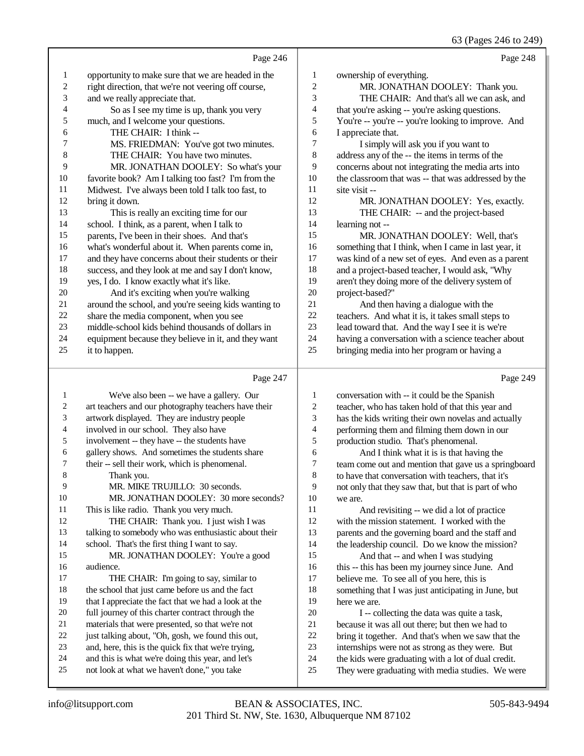Page 246

1 opportunity to make sure that we are headed in the
2 right direction, that we're not veering off course,
3 and we really appreciate that.
4 So as I see my time is up, thank you very
5 much, and I welcome your questions.
6 THE CHAIR: I think --
7 MS. FRIEDMAN: You've got two minutes.
8 THE CHAIR: You have two minutes.
9 MR. JONATHAN DOOLEY: So what's your
10 favorite book? Am I talking too fast? I'm from the
11 Midwest. I've always been told I talk too fast, to
12 bring it down.
13 This is really an exciting time for our
14 school. I think, as a parent, when I talk to
15 parents, I've been in their shoes. And that's
16 what's wonderful about it. When parents come in,
17 and they have concerns about their students or their
18 success, and they look at me and say I don't know,
19 yes, I do. I know exactly what it's like.
20 And it's exciting when you're walking
21 around the school, and you're seeing kids wanting to
22 share the media component, when you see
23 middle-school kids behind thousands of dollars in
24 equipment because they believe in it, and they want
25 it to happen.

Page 247

1 We've also been -- we have a gallery. Our
2 art teachers and our photography teachers have their
3 artwork displayed. They are industry people
4 involved in our school. They also have
5 involvement -- they have -- the students have
6 gallery shows. And sometimes the students share
7 their -- sell their work, which is phenomenal.
8 Thank you.
9 MR. MIKE TRUJILLO: 30 seconds.
10 MR. JONATHAN DOOLEY: 30 more seconds?
11 This is like radio. Thank you very much.
12 THE CHAIR: Thank you. I just wish I was
13 talking to somebody who was enthusiastic about their
14 school. That's the first thing I want to say.
15 MR. JONATHAN DOOLEY: You're a good
16 audience.
17 THE CHAIR: I'm going to say, similar to
18 the school that just came before us and the fact
19 that I appreciate the fact that we had a look at the
20 full journey of this charter contract through the
21 materials that were presented, so that we're not
22 just talking about, "Oh, gosh, we found this out,
23 and, here, this is the quick fix that we're trying,
24 and this is what we're doing this year, and let's
25 not look at what we haven't done," you take

Page 248

1 ownership of everything.
2 MR. JONATHAN DOOLEY: Thank you.
3 THE CHAIR: And that's all we can ask, and
4 that you're asking -- you're asking questions.
5 You're -- you're -- you're looking to improve. And
6 I appreciate that.
7 I simply will ask you if you want to
8 address any of the -- the items in terms of the
9 concerns about not integrating the media arts into
10 the classroom that was -- that was addressed by the
11 site visit --
12 MR. JONATHAN DOOLEY: Yes, exactly.
13 THE CHAIR: -- and the project-based
14 learning not --
15 MR. JONATHAN DOOLEY: Well, that's
16 something that I think, when I came in last year, it
17 was kind of a new set of eyes. And even as a parent
18 and a project-based teacher, I would ask, "Why
19 aren't they doing more of the delivery system of
20 project-based?"
21 And then having a dialogue with the
22 teachers. And what it is, it takes small steps to
23 lead toward that. And the way I see it is we're
24 having a conversation with a science teacher about
25 bringing media into her program or having a

Page 249

1 conversation with -- it could be the Spanish
2 teacher, who has taken hold of that this year and
3 has the kids writing their own novelas and actually
4 performing them and filming them down in our
5 production studio. That's phenomenal.
6 And I think what it is is that having the
7 team come out and mention that gave us a springboard
8 to have that conversation with teachers, that it's
9 not only that they saw that, but that is part of who
10 we are.
11 And revisiting -- we did a lot of practice
12 with the mission statement. I worked with the
13 parents and the governing board and the staff and
14 the leadership council. Do we know the mission?
15 And that -- and when I was studying
16 this -- this has been my journey since June. And
17 believe me. To see all of you here, this is
18 something that I was just anticipating in June, but
19 here we are.
20 I -- collecting the data was quite a task,
21 because it was all out there; but then we had to
22 bring it together. And that's when we saw that the
23 internships were not as strong as they were. But
24 the kids were graduating with a lot of dual credit.
25 They were graduating with media studies. We were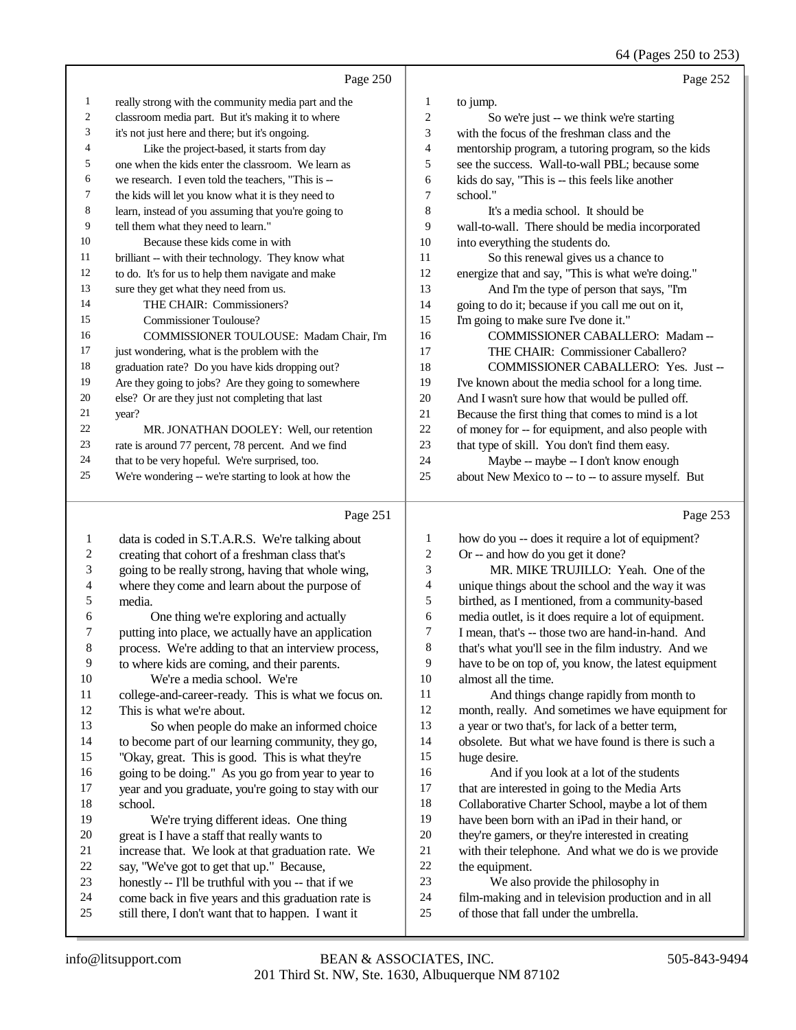Page 250

really strong with the community media part and the classroom media part. But it's making it to where it's not just here and there; but it's ongoing.

Like the project-based, it starts from day one when the kids enter the classroom. We learn as we research. I even told the teachers, "This is -- the kids will let you know what it is they need to learn, instead of you assuming that you're going to tell them what they need to learn."

Because these kids come in with brilliant -- with their technology. They know what to do. It's for us to help them navigate and make sure they get what they need from us.

THE CHAIR: Commissioners?

Commissioner Toulouse?

COMMISSIONER TOULOUSE: Madam Chair, I'm just wondering, what is the problem with the graduation rate? Do you have kids dropping out? Are they going to jobs? Are they going to somewhere else? Or are they just not completing that last year?

MR. JONATHAN DOOLEY: Well, our retention rate is around 77 percent, 78 percent. And we find that to be very hopeful. We're surprised, too. We're wondering -- we're starting to look at how the

Page 251

data is coded in S.T.A.R.S. We're talking about creating that cohort of a freshman class that's going to be really strong, having that whole wing, where they come and learn about the purpose of media.

One thing we're exploring and actually putting into place, we actually have an application process. We're adding to that an interview process, to where kids are coming, and their parents.

We're a media school. We're college-and-career-ready. This is what we focus on. This is what we're about.

So when people do make an informed choice to become part of our learning community, they go, "Okay, great. This is good. This is what they're going to be doing." As you go from year to year to year and you graduate, you're going to stay with our school.

We're trying different ideas. One thing great is I have a staff that really wants to increase that. We look at that graduation rate. We say, "We've got to get that up." Because, honestly -- I'll be truthful with you -- that if we come back in five years and this graduation rate is still there, I don't want that to happen. I want it

Page 252

to jump.

So we're just -- we think we're starting with the focus of the freshman class and the mentorship program, a tutoring program, so the kids see the success. Wall-to-wall PBL; because some kids do say, "This is -- this feels like another school."

It's a media school. It should be wall-to-wall. There should be media incorporated into everything the students do.

So this renewal gives us a chance to energize that and say, "This is what we're doing."

And I'm the type of person that says, "I'm going to do it; because if you call me out on it, I'm going to make sure I've done it."

COMMISSIONER CABALLERO: Madam --

THE CHAIR: Commissioner Caballero?

COMMISSIONER CABALLERO: Yes. Just -- I've known about the media school for a long time. And I wasn't sure how that would be pulled off. Because the first thing that comes to mind is a lot of money for -- for equipment, and also people with that type of skill. You don't find them easy.

Maybe -- maybe -- I don't know enough about New Mexico to -- to -- to assure myself. But

Page 253

how do you -- does it require a lot of equipment? Or -- and how do you get it done?

MR. MIKE TRUJILLO: Yeah. One of the unique things about the school and the way it was birthed, as I mentioned, from a community-based media outlet, is it does require a lot of equipment. I mean, that's -- those two are hand-in-hand. And that's what you'll see in the film industry. And we have to be on top of, you know, the latest equipment almost all the time.

And things change rapidly from month to month, really. And sometimes we have equipment for a year or two that's, for lack of a better term, obsolete. But what we have found is there is such a huge desire.

And if you look at a lot of the students that are interested in going to the Media Arts Collaborative Charter School, maybe a lot of them have been born with an iPad in their hand, or they're gamers, or they're interested in creating with their telephone. And what we do is we provide the equipment.

We also provide the philosophy in film-making and in television production and in all of those that fall under the umbrella.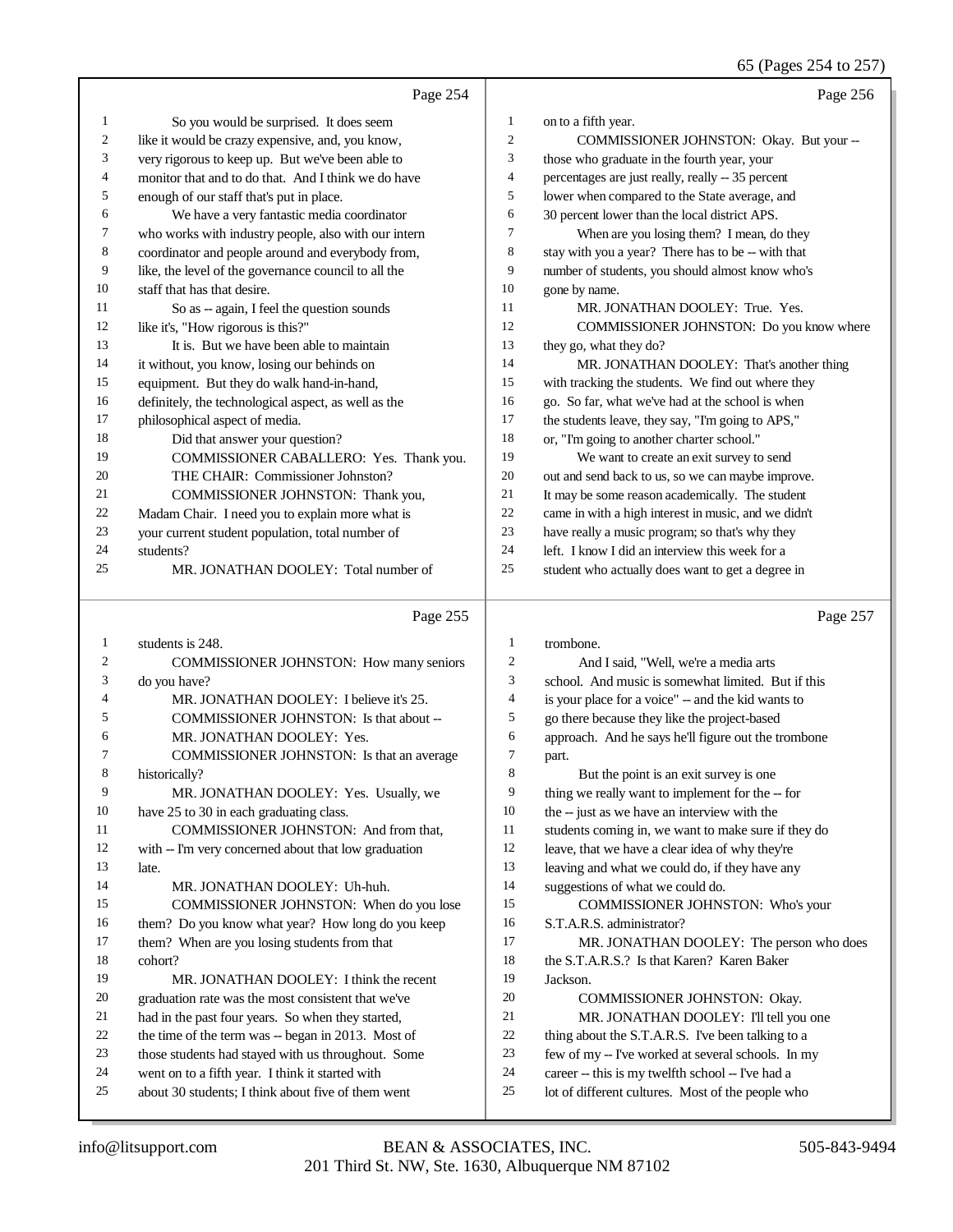Page 254

1 So you would be surprised. It does seem
2 like it would be crazy expensive, and, you know,
3 very rigorous to keep up. But we've been able to
4 monitor that and to do that. And I think we do have
5 enough of our staff that's put in place.
6 We have a very fantastic media coordinator
7 who works with industry people, also with our intern
8 coordinator and people around and everybody from,
9 like, the level of the governance council to all the
10 staff that has that desire.
11 So as -- again, I feel the question sounds
12 like it's, "How rigorous is this?"
13 It is. But we have been able to maintain
14 it without, you know, losing our behinds on
15 equipment. But they do walk hand-in-hand,
16 definitely, the technological aspect, as well as the
17 philosophical aspect of media.
18 Did that answer your question?
19 COMMISSIONER CABALLERO: Yes. Thank you.
20 THE CHAIR: Commissioner Johnston?
21 COMMISSIONER JOHNSTON: Thank you,
22 Madam Chair. I need you to explain more what is
23 your current student population, total number of
24 students?
25 MR. JONATHAN DOOLEY: Total number of

Page 255

1 students is 248.
2 COMMISSIONER JOHNSTON: How many seniors
3 do you have?
4 MR. JONATHAN DOOLEY: I believe it's 25.
5 COMMISSIONER JOHNSTON: Is that about --
6 MR. JONATHAN DOOLEY: Yes.
7 COMMISSIONER JOHNSTON: Is that an average
8 historically?
9 MR. JONATHAN DOOLEY: Yes. Usually, we
10 have 25 to 30 in each graduating class.
11 COMMISSIONER JOHNSTON: And from that,
12 with -- I'm very concerned about that low graduation
13 late.
14 MR. JONATHAN DOOLEY: Uh-huh.
15 COMMISSIONER JOHNSTON: When do you lose
16 them? Do you know what year? How long do you keep
17 them? When are you losing students from that
18 cohort?
19 MR. JONATHAN DOOLEY: I think the recent
20 graduation rate was the most consistent that we've
21 had in the past four years. So when they started,
22 the time of the term was -- began in 2013. Most of
23 those students had stayed with us throughout. Some
24 went on to a fifth year. I think it started with
25 about 30 students; I think about five of them went

Page 256

1 on to a fifth year.
2 COMMISSIONER JOHNSTON: Okay. But your --
3 those who graduate in the fourth year, your
4 percentages are just really, really -- 35 percent
5 lower when compared to the State average, and
6 30 percent lower than the local district APS.
7 When are you losing them? I mean, do they
8 stay with you a year? There has to be -- with that
9 number of students, you should almost know who's
10 gone by name.
11 MR. JONATHAN DOOLEY: True. Yes.
12 COMMISSIONER JOHNSTON: Do you know where
13 they go, what they do?
14 MR. JONATHAN DOOLEY: That's another thing
15 with tracking the students. We find out where they
16 go. So far, what we've had at the school is when
17 the students leave, they say, "I'm going to APS,"
18 or, "I'm going to another charter school."
19 We want to create an exit survey to send
20 out and send back to us, so we can maybe improve.
21 It may be some reason academically. The student
22 came in with a high interest in music, and we didn't
23 have really a music program; so that's why they
24 left. I know I did an interview this week for a
25 student who actually does want to get a degree in

Page 257

1 trombone.
2 And I said, "Well, we're a media arts
3 school. And music is somewhat limited. But if this
4 is your place for a voice" -- and the kid wants to
5 go there because they like the project-based
6 approach. And he says he'll figure out the trombone
7 part.
8 But the point is an exit survey is one
9 thing we really want to implement for the -- for
10 the -- just as we have an interview with the
11 students coming in, we want to make sure if they do
12 leave, that we have a clear idea of why they're
13 leaving and what we could do, if they have any
14 suggestions of what we could do.
15 COMMISSIONER JOHNSTON: Who's your
16 S.T.A.R.S. administrator?
17 MR. JONATHAN DOOLEY: The person who does
18 the S.T.A.R.S.? Is that Karen? Karen Baker
19 Jackson.
20 COMMISSIONER JOHNSTON: Okay.
21 MR. JONATHAN DOOLEY: I'll tell you one
22 thing about the S.T.A.R.S. I've been talking to a
23 few of my -- I've worked at several schools. In my
24 career -- this is my twelfth school -- I've had a
25 lot of different cultures. Most of the people who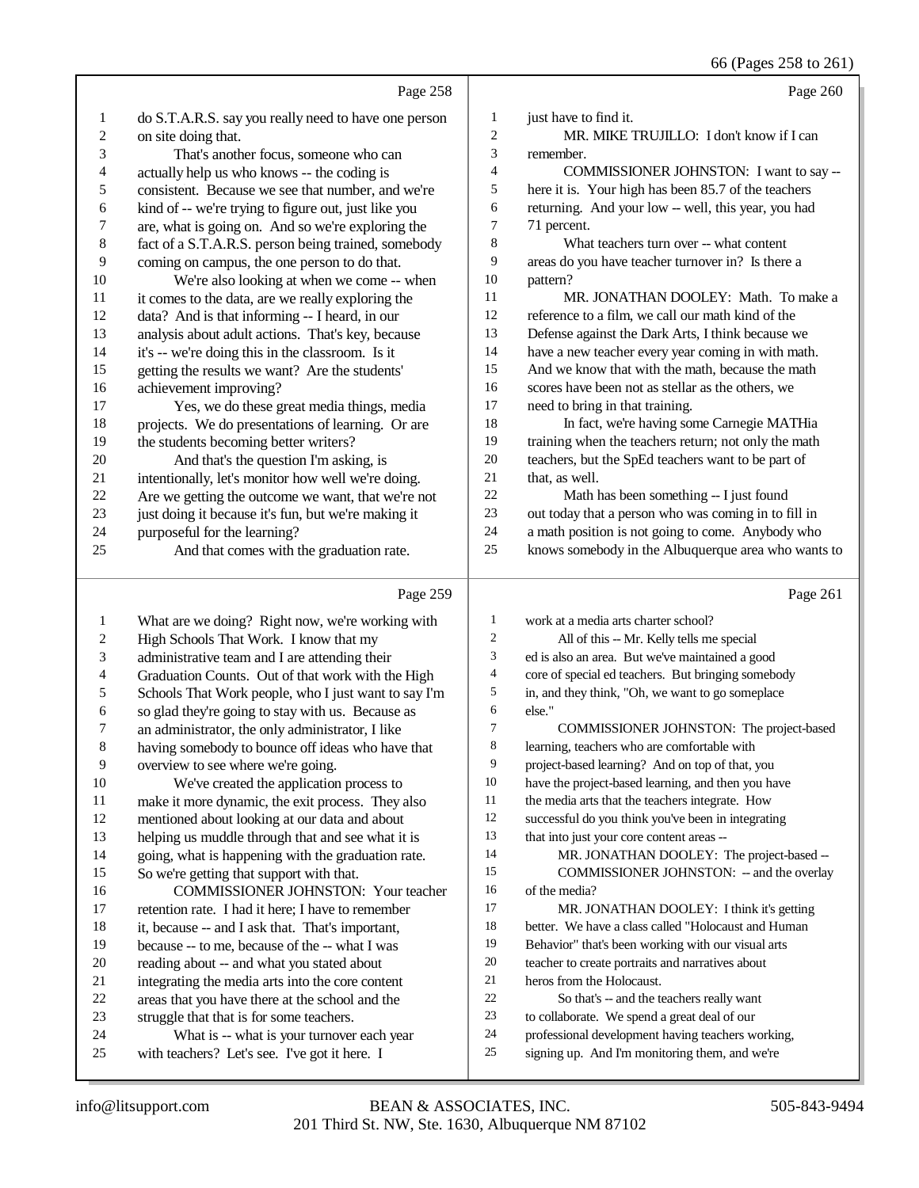Page 258

1 do S.T.A.R.S. say you really need to have one person
2 on site doing that.
3 That's another focus, someone who can
4 actually help us who knows -- the coding is
5 consistent. Because we see that number, and we're
6 kind of -- we're trying to figure out, just like you
7 are, what is going on. And so we're exploring the
8 fact of a S.T.A.R.S. person being trained, somebody
9 coming on campus, the one person to do that.
10 We're also looking at when we come -- when
11 it comes to the data, are we really exploring the
12 data? And is that informing -- I heard, in our
13 analysis about adult actions. That's key, because
14 it's -- we're doing this in the classroom. Is it
15 getting the results we want? Are the students'
16 achievement improving?
17 Yes, we do these great media things, media
18 projects. We do presentations of learning. Or are
19 the students becoming better writers?
20 And that's the question I'm asking, is
21 intentionally, let's monitor how well we're doing.
22 Are we getting the outcome we want, that we're not
23 just doing it because it's fun, but we're making it
24 purposeful for the learning?
25 And that comes with the graduation rate.

Page 259

1 What are we doing? Right now, we're working with
2 High Schools That Work. I know that my
3 administrative team and I are attending their
4 Graduation Counts. Out of that work with the High
5 Schools That Work people, who I just want to say I'm
6 so glad they're going to stay with us. Because as
7 an administrator, the only administrator, I like
8 having somebody to bounce off ideas who have that
9 overview to see where we're going.
10 We've created the application process to
11 make it more dynamic, the exit process. They also
12 mentioned about looking at our data and about
13 helping us muddle through that and see what it is
14 going, what is happening with the graduation rate.
15 So we're getting that support with that.
16 COMMISSIONER JOHNSTON: Your teacher
17 retention rate. I had it here; I have to remember
18 it, because -- and I ask that. That's important,
19 because -- to me, because of the -- what I was
20 reading about -- and what you stated about
21 integrating the media arts into the core content
22 areas that you have there at the school and the
23 struggle that that is for some teachers.
24 What is -- what is your turnover each year
25 with teachers? Let's see. I've got it here. I

Page 260

1 just have to find it.
2 MR. MIKE TRUJILLO: I don't know if I can
3 remember.
4 COMMISSIONER JOHNSTON: I want to say --
5 here it is. Your high has been 85.7 of the teachers
6 returning. And your low -- well, this year, you had
7 71 percent.
8 What teachers turn over -- what content
9 areas do you have teacher turnover in? Is there a
10 pattern?
11 MR. JONATHAN DOOLEY: Math. To make a
12 reference to a film, we call our math kind of the
13 Defense against the Dark Arts, I think because we
14 have a new teacher every year coming in with math.
15 And we know that with the math, because the math
16 scores have been not as stellar as the others, we
17 need to bring in that training.
18 In fact, we're having some Carnegie MATHia
19 training when the teachers return; not only the math
20 teachers, but the SpEd teachers want to be part of
21 that, as well.
22 Math has been something -- I just found
23 out today that a person who was coming to fill in
24 a math position is not going to come. Anybody who
25 knows somebody in the Albuquerque area who wants to

Page 261

1 work at a media arts charter school?
2 All of this -- Mr. Kelly tells me special
3 ed is also an area. But we've maintained a good
4 core of special ed teachers. But bringing somebody
5 in, and they think, "Oh, we want to go someplace
6 else."
7 COMMISSIONER JOHNSTON: The project-based
8 learning, teachers who are comfortable with
9 project-based learning? And on top of that, you
10 have the project-based learning, and then you have
11 the media arts that the teachers integrate. How
12 successful do you think you've been in integrating
13 that into just your core content areas --
14 MR. JONATHAN DOOLEY: The project-based --
15 COMMISSIONER JOHNSTON: -- and the overlay
16 of the media?
17 MR. JONATHAN DOOLEY: I think it's getting
18 better. We have a class called "Holocaust and Human
19 Behavior" that's been working with our visual arts
20 teacher to create portraits and narratives about
21 heros from the Holocaust.
22 So that's -- and the teachers really want
23 to collaborate. We spend a great deal of our
24 professional development having teachers working,
25 signing up. And I'm monitoring them, and we're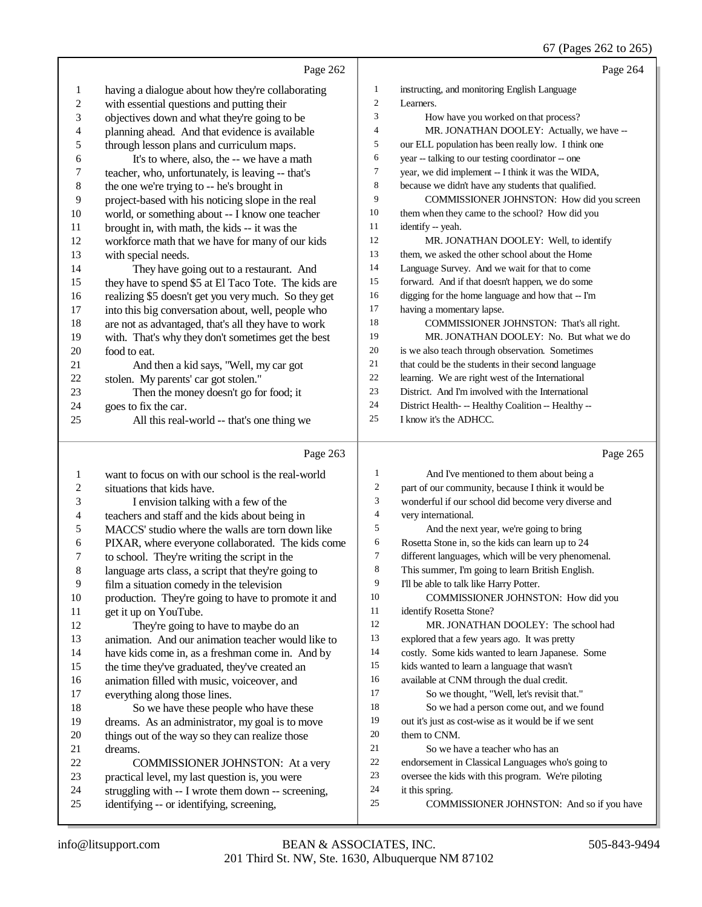Page 262

1 having a dialogue about how they're collaborating
2 with essential questions and putting their
3 objectives down and what they're going to be
4 planning ahead. And that evidence is available
5 through lesson plans and curriculum maps.
6 It's to where, also, the -- we have a math
7 teacher, who, unfortunately, is leaving -- that's
8 the one we're trying to -- he's brought in
9 project-based with his noticing slope in the real
10 world, or something about -- I know one teacher
11 brought in, with math, the kids -- it was the
12 workforce math that we have for many of our kids
13 with special needs.
14 They have going out to a restaurant. And
15 they have to spend $5 at El Taco Tote. The kids are
16 realizing $5 doesn't get you very much. So they get
17 into this big conversation about, well, people who
18 are not as advantaged, that's all they have to work
19 with. That's why they don't sometimes get the best
20 food to eat.
21 And then a kid says, "Well, my car got
22 stolen. My parents' car got stolen."
23 Then the money doesn't go for food; it
24 goes to fix the car.
25 All this real-world -- that's one thing we

Page 263

1 want to focus on with our school is the real-world
2 situations that kids have.
3 I envision talking with a few of the
4 teachers and staff and the kids about being in
5 MACCS' studio where the walls are torn down like
6 PIXAR, where everyone collaborated. The kids come
7 to school. They're writing the script in the
8 language arts class, a script that they're going to
9 film a situation comedy in the television
10 production. They're going to have to promote it and
11 get it up on YouTube.
12 They're going to have to maybe do an
13 animation. And our animation teacher would like to
14 have kids come in, as a freshman come in. And by
15 the time they've graduated, they've created an
16 animation filled with music, voiceover, and
17 everything along those lines.
18 So we have these people who have these
19 dreams. As an administrator, my goal is to move
20 things out of the way so they can realize those
21 dreams.
22 COMMISSIONER JOHNSTON: At a very
23 practical level, my last question is, you were
24 struggling with -- I wrote them down -- screening,
25 identifying -- or identifying, screening,

Page 264

1 instructing, and monitoring English Language
2 Learners.
3 How have you worked on that process?
4 MR. JONATHAN DOOLEY: Actually, we have --
5 our ELL population has been really low. I think one
6 year -- talking to our testing coordinator -- one
7 year, we did implement -- I think it was the WIDA,
8 because we didn't have any students that qualified.
9 COMMISSIONER JOHNSTON: How did you screen
10 them when they came to the school? How did you
11 identify -- yeah.
12 MR. JONATHAN DOOLEY: Well, to identify
13 them, we asked the other school about the Home
14 Language Survey. And we wait for that to come
15 forward. And if that doesn't happen, we do some
16 digging for the home language and how that -- I'm
17 having a momentary lapse.
18 COMMISSIONER JOHNSTON: That's all right.
19 MR. JONATHAN DOOLEY: No. But what we do
20 is we also teach through observation. Sometimes
21 that could be the students in their second language
22 learning. We are right west of the International
23 District. And I'm involved with the International
24 District Health- -- Healthy Coalition -- Healthy --
25 I know it's the ADHCC.

Page 265

1 And I've mentioned to them about being a
2 part of our community, because I think it would be
3 wonderful if our school did become very diverse and
4 very international.
5 And the next year, we're going to bring
6 Rosetta Stone in, so the kids can learn up to 24
7 different languages, which will be very phenomenal.
8 This summer, I'm going to learn British English.
9 I'll be able to talk like Harry Potter.
10 COMMISSIONER JOHNSTON: How did you
11 identify Rosetta Stone?
12 MR. JONATHAN DOOLEY: The school had
13 explored that a few years ago. It was pretty
14 costly. Some kids wanted to learn Japanese. Some
15 kids wanted to learn a language that wasn't
16 available at CNM through the dual credit.
17 So we thought, "Well, let's revisit that."
18 So we had a person come out, and we found
19 out it's just as cost-wise as it would be if we sent
20 them to CNM.
21 So we have a teacher who has an
22 endorsement in Classical Languages who's going to
23 oversee the kids with this program. We're piloting
24 it this spring.
25 COMMISSIONER JOHNSTON: And so if you have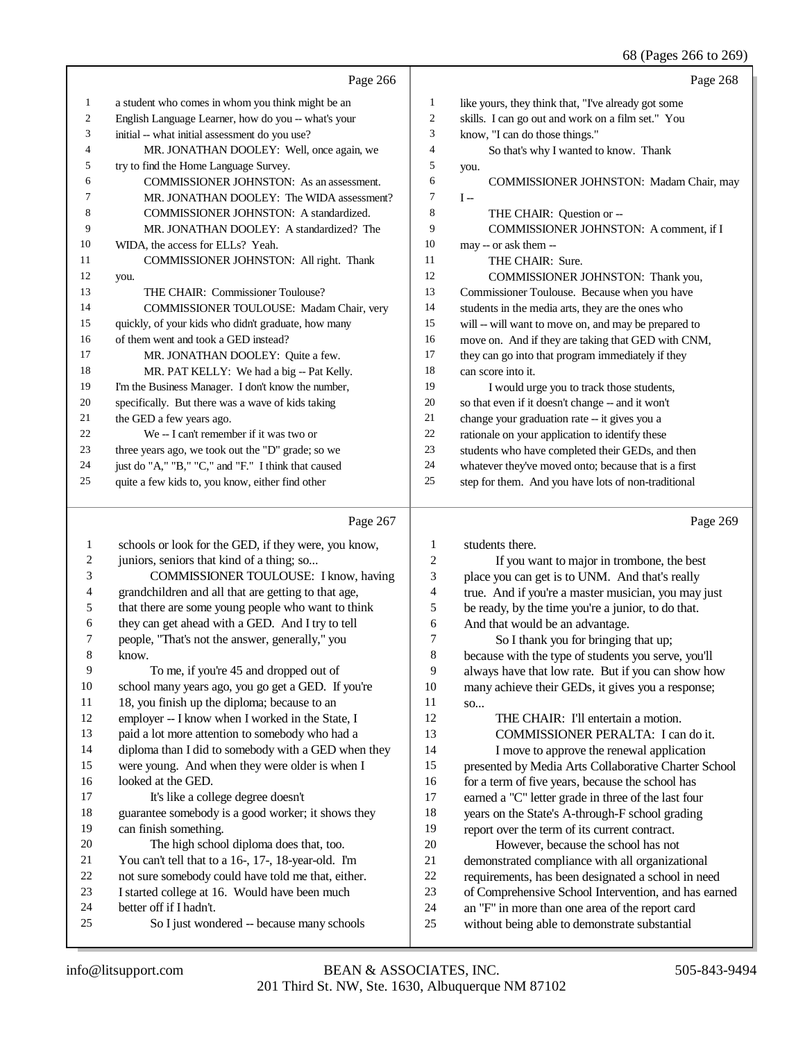Page 266

1 a student who comes in whom you think might be an
2 English Language Learner, how do you -- what's your
3 initial -- what initial assessment do you use?
4 MR. JONATHAN DOOLEY: Well, once again, we
5 try to find the Home Language Survey.
6 COMMISSIONER JOHNSTON: As an assessment.
7 MR. JONATHAN DOOLEY: The WIDA assessment?
8 COMMISSIONER JOHNSTON: A standardized.
9 MR. JONATHAN DOOLEY: A standardized? The
10 WIDA, the access for ELLs? Yeah.
11 COMMISSIONER JOHNSTON: All right. Thank
12 you.
13 THE CHAIR: Commissioner Toulouse?
14 COMMISSIONER TOULOUSE: Madam Chair, very
15 quickly, of your kids who didn't graduate, how many
16 of them went and took a GED instead?
17 MR. JONATHAN DOOLEY: Quite a few.
18 MR. PAT KELLY: We had a big -- Pat Kelly.
19 I'm the Business Manager. I don't know the number,
20 specifically. But there was a wave of kids taking
21 the GED a few years ago.
22 We -- I can't remember if it was two or
23 three years ago, we took out the "D" grade; so we
24 just do "A," "B," "C," and "F." I think that caused
25 quite a few kids to, you know, either find other

Page 267

1 schools or look for the GED, if they were, you know,
2 juniors, seniors that kind of a thing; so...
3 COMMISSIONER TOULOUSE: I know, having
4 grandchildren and all that are getting to that age,
5 that there are some young people who want to think
6 they can get ahead with a GED. And I try to tell
7 people, "That's not the answer, generally," you
8 know.
9 To me, if you're 45 and dropped out of
10 school many years ago, you go get a GED. If you're
11 18, you finish up the diploma; because to an
12 employer -- I know when I worked in the State, I
13 paid a lot more attention to somebody who had a
14 diploma than I did to somebody with a GED when they
15 were young. And when they were older is when I
16 looked at the GED.
17 It's like a college degree doesn't
18 guarantee somebody is a good worker; it shows they
19 can finish something.
20 The high school diploma does that, too.
21 You can't tell that to a 16-, 17-, 18-year-old. I'm
22 not sure somebody could have told me that, either.
23 I started college at 16. Would have been much
24 better off if I hadn't.
25 So I just wondered -- because many schools

Page 268

1 like yours, they think that, "I've already got some
2 skills. I can go out and work on a film set." You
3 know, "I can do those things."
4 So that's why I wanted to know. Thank
5 you.
6 COMMISSIONER JOHNSTON: Madam Chair, may
7 I --
8 THE CHAIR: Question or --
9 COMMISSIONER JOHNSTON: A comment, if I
10 may -- or ask them --
11 THE CHAIR: Sure.
12 COMMISSIONER JOHNSTON: Thank you,
13 Commissioner Toulouse. Because when you have
14 students in the media arts, they are the ones who
15 will -- will want to move on, and may be prepared to
16 move on. And if they are taking that GED with CNM,
17 they can go into that program immediately if they
18 can score into it.
19 I would urge you to track those students,
20 so that even if it doesn't change -- and it won't
21 change your graduation rate -- it gives you a
22 rationale on your application to identify these
23 students who have completed their GEDs, and then
24 whatever they've moved onto; because that is a first
25 step for them. And you have lots of non-traditional

Page 269

1 students there.
2 If you want to major in trombone, the best
3 place you can get is to UNM. And that's really
4 true. And if you're a master musician, you may just
5 be ready, by the time you're a junior, to do that.
6 And that would be an advantage.
7 So I thank you for bringing that up;
8 because with the type of students you serve, you'll
9 always have that low rate. But if you can show how
10 many achieve their GEDs, it gives you a response;
11 so...
12 THE CHAIR: I'll entertain a motion.
13 COMMISSIONER PERALTA: I can do it.
14 I move to approve the renewal application
15 presented by Media Arts Collaborative Charter School
16 for a term of five years, because the school has
17 earned a "C" letter grade in three of the last four
18 years on the State's A-through-F school grading
19 report over the term of its current contract.
20 However, because the school has not
21 demonstrated compliance with all organizational
22 requirements, has been designated a school in need
23 of Comprehensive School Intervention, and has earned
24 an "F" in more than one area of the report card
25 without being able to demonstrate substantial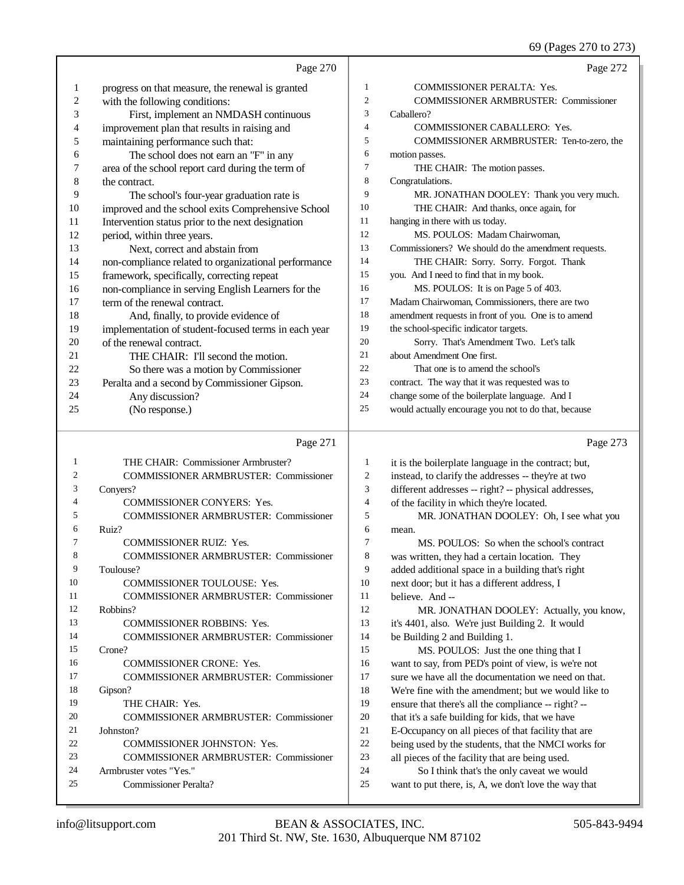Page 270

1 progress on that measure, the renewal is granted
2 with the following conditions:
3 First, implement an NMDASH continuous
4 improvement plan that results in raising and
5 maintaining performance such that:
6 The school does not earn an "F" in any
7 area of the school report card during the term of
8 the contract.
9 The school's four-year graduation rate is
10 improved and the school exits Comprehensive School
11 Intervention status prior to the next designation
12 period, within three years.
13 Next, correct and abstain from
14 non-compliance related to organizational performance
15 framework, specifically, correcting repeat
16 non-compliance in serving English Learners for the
17 term of the renewal contract.
18 And, finally, to provide evidence of
19 implementation of student-focused terms in each year
20 of the renewal contract.
21 THE CHAIR: I'll second the motion.
22 So there was a motion by Commissioner
23 Peralta and a second by Commissioner Gipson.
24 Any discussion?
25 (No response.)

Page 271

1 THE CHAIR: Commissioner Armbruster?
2 COMMISSIONER ARMBRUSTER: Commissioner
3 Conyers?
4 COMMISSIONER CONYERS: Yes.
5 COMMISSIONER ARMBRUSTER: Commissioner
6 Ruiz?
7 COMMISSIONER RUIZ: Yes.
8 COMMISSIONER ARMBRUSTER: Commissioner
9 Toulouse?
10 COMMISSIONER TOULOUSE: Yes.
11 COMMISSIONER ARMBRUSTER: Commissioner
12 Robbins?
13 COMMISSIONER ROBBINS: Yes.
14 COMMISSIONER ARMBRUSTER: Commissioner
15 Crone?
16 COMMISSIONER CRONE: Yes.
17 COMMISSIONER ARMBRUSTER: Commissioner
18 Gipson?
19 THE CHAIR: Yes.
20 COMMISSIONER ARMBRUSTER: Commissioner
21 Johnston?
22 COMMISSIONER JOHNSTON: Yes.
23 COMMISSIONER ARMBRUSTER: Commissioner
24 Armbruster votes "Yes."
25 Commissioner Peralta?

Page 272

1 COMMISSIONER PERALTA: Yes.
2 COMMISSIONER ARMBRUSTER: Commissioner
3 Caballero?
4 COMMISSIONER CABALLERO: Yes.
5 COMMISSIONER ARMBRUSTER: Ten-to-zero, the
6 motion passes.
7 THE CHAIR: The motion passes.
8 Congratulations.
9 MR. JONATHAN DOOLEY: Thank you very much.
10 THE CHAIR: And thanks, once again, for
11 hanging in there with us today.
12 MS. POULOS: Madam Chairwoman,
13 Commissioners? We should do the amendment requests.
14 THE CHAIR: Sorry. Sorry. Forgot. Thank
15 you. And I need to find that in my book.
16 MS. POULOS: It is on Page 5 of 403.
17 Madam Chairwoman, Commissioners, there are two
18 amendment requests in front of you. One is to amend
19 the school-specific indicator targets.
20 Sorry. That's Amendment Two. Let's talk
21 about Amendment One first.
22 That one is to amend the school's
23 contract. The way that it was requested was to
24 change some of the boilerplate language. And I
25 would actually encourage you not to do that, because

Page 273

1 it is the boilerplate language in the contract; but,
2 instead, to clarify the addresses -- they're at two
3 different addresses -- right? -- physical addresses,
4 of the facility in which they're located.
5 MR. JONATHAN DOOLEY: Oh, I see what you
6 mean.
7 MS. POULOS: So when the school's contract
8 was written, they had a certain location. They
9 added additional space in a building that's right
10 next door; but it has a different address, I
11 believe. And --
12 MR. JONATHAN DOOLEY: Actually, you know,
13 it's 4401, also. We're just Building 2. It would
14 be Building 2 and Building 1.
15 MS. POULOS: Just the one thing that I
16 want to say, from PED's point of view, is we're not
17 sure we have all the documentation we need on that.
18 We're fine with the amendment; but we would like to
19 ensure that there's all the compliance -- right? --
20 that it's a safe building for kids, that we have
21 E-Occupancy on all pieces of that facility that are
22 being used by the students, that the NMCI works for
23 all pieces of the facility that are being used.
24 So I think that's the only caveat we would
25 want to put there, is, A, we don't love the way that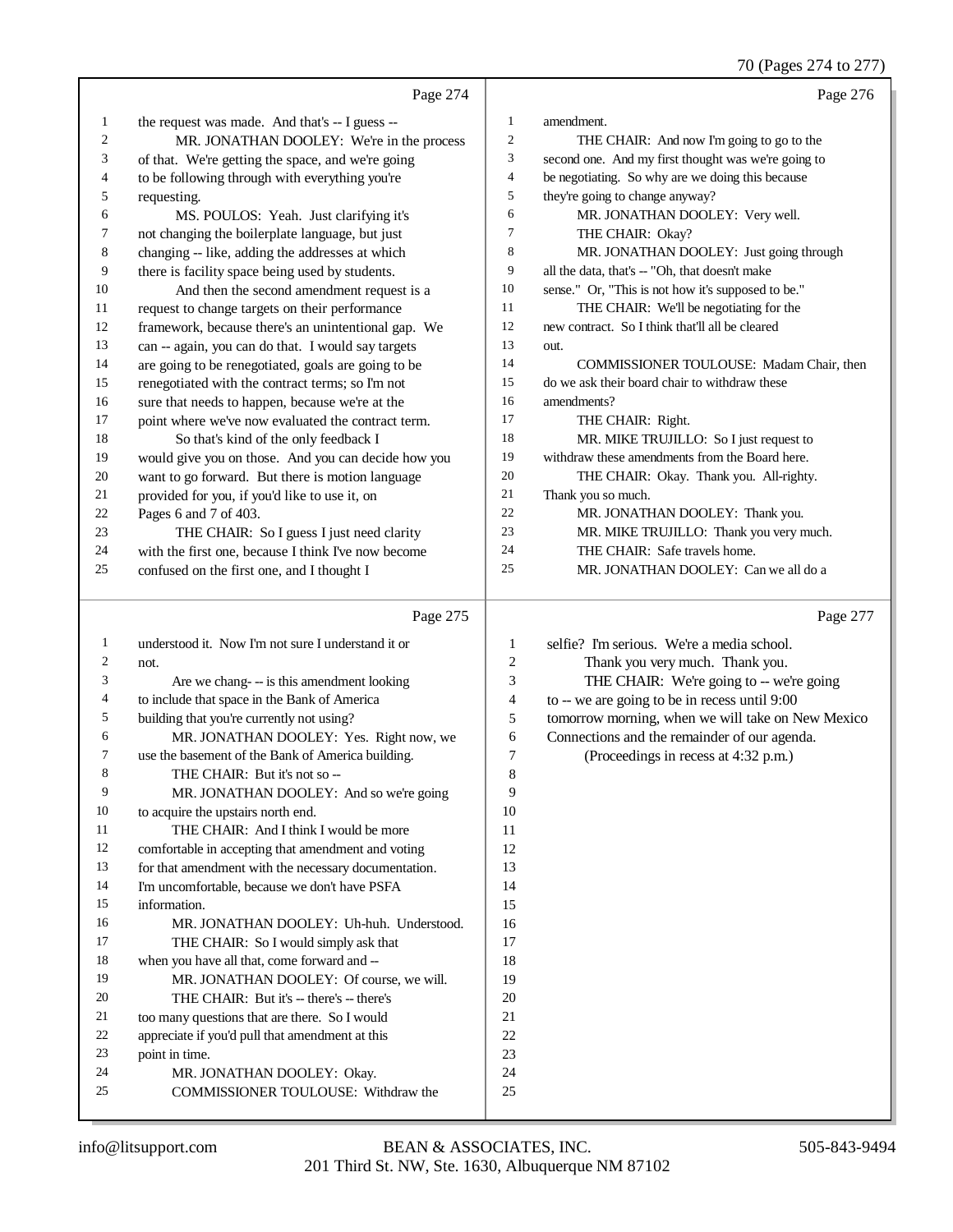Page 274

1 the request was made. And that's -- I guess --
2 MR. JONATHAN DOOLEY: We're in the process
3 of that. We're getting the space, and we're going
4 to be following through with everything you're
5 requesting.
6 MS. POULOS: Yeah. Just clarifying it's
7 not changing the boilerplate language, but just
8 changing -- like, adding the addresses at which
9 there is facility space being used by students.
10 And then the second amendment request is a
11 request to change targets on their performance
12 framework, because there's an unintentional gap. We
13 can -- again, you can do that. I would say targets
14 are going to be renegotiated, goals are going to be
15 renegotiated with the contract terms; so I'm not
16 sure that needs to happen, because we're at the
17 point where we've now evaluated the contract term.
18 So that's kind of the only feedback I
19 would give you on those. And you can decide how you
20 want to go forward. But there is motion language
21 provided for you, if you'd like to use it, on
22 Pages 6 and 7 of 403.
23 THE CHAIR: So I guess I just need clarity
24 with the first one, because I think I've now become
25 confused on the first one, and I thought I

Page 275

1 understood it. Now I'm not sure I understand it or
2 not.
3 Are we chang- -- is this amendment looking
4 to include that space in the Bank of America
5 building that you're currently not using?
6 MR. JONATHAN DOOLEY: Yes. Right now, we
7 use the basement of the Bank of America building.
8 THE CHAIR: But it's not so --
9 MR. JONATHAN DOOLEY: And so we're going
10 to acquire the upstairs north end.
11 THE CHAIR: And I think I would be more
12 comfortable in accepting that amendment and voting
13 for that amendment with the necessary documentation.
14 I'm uncomfortable, because we don't have PSFA
15 information.
16 MR. JONATHAN DOOLEY: Uh-huh. Understood.
17 THE CHAIR: So I would simply ask that
18 when you have all that, come forward and --
19 MR. JONATHAN DOOLEY: Of course, we will.
20 THE CHAIR: But it's -- there's -- there's
21 too many questions that are there. So I would
22 appreciate if you'd pull that amendment at this
23 point in time.
24 MR. JONATHAN DOOLEY: Okay.
25 COMMISSIONER TOULOUSE: Withdraw the

Page 276

1 amendment.
2 THE CHAIR: And now I'm going to go to the
3 second one. And my first thought was we're going to
4 be negotiating. So why are we doing this because
5 they're going to change anyway?
6 MR. JONATHAN DOOLEY: Very well.
7 THE CHAIR: Okay?
8 MR. JONATHAN DOOLEY: Just going through
9 all the data, that's -- "Oh, that doesn't make
10 sense." Or, "This is not how it's supposed to be."
11 THE CHAIR: We'll be negotiating for the
12 new contract. So I think that'll all be cleared
13 out.
14 COMMISSIONER TOULOUSE: Madam Chair, then
15 do we ask their board chair to withdraw these
16 amendments?
17 THE CHAIR: Right.
18 MR. MIKE TRUJILLO: So I just request to
19 withdraw these amendments from the Board here.
20 THE CHAIR: Okay. Thank you. All-righty.
21 Thank you so much.
22 MR. JONATHAN DOOLEY: Thank you.
23 MR. MIKE TRUJILLO: Thank you very much.
24 THE CHAIR: Safe travels home.
25 MR. JONATHAN DOOLEY: Can we all do a

Page 277

1 selfie? I'm serious. We're a media school.
2 Thank you very much. Thank you.
3 THE CHAIR: We're going to -- we're going
4 to -- we are going to be in recess until 9:00
5 tomorrow morning, when we will take on New Mexico
6 Connections and the remainder of our agenda.
7 (Proceedings in recess at 4:32 p.m.)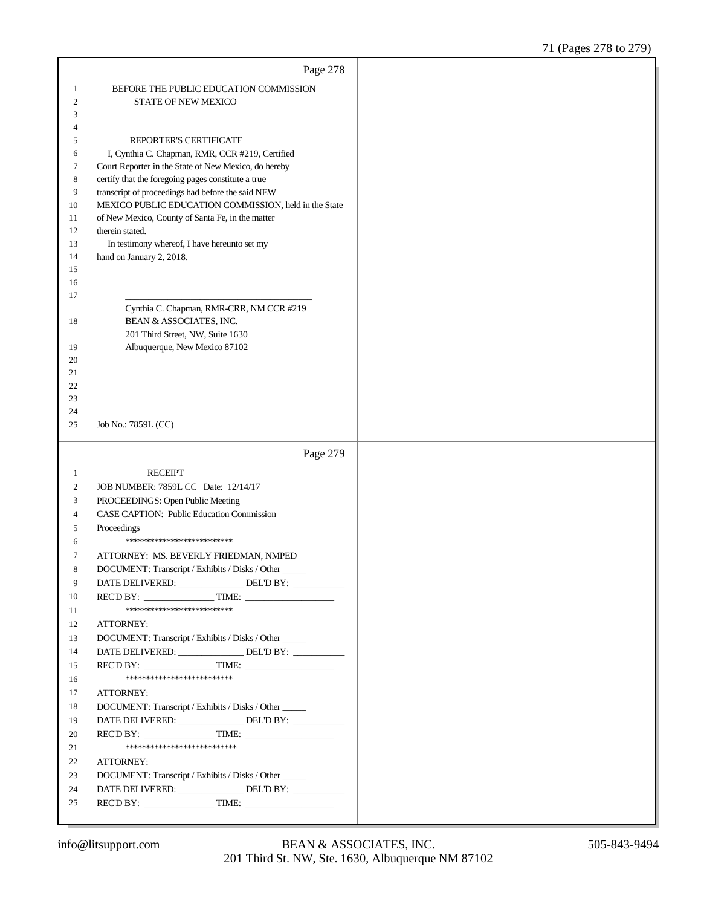BEFORE THE PUBLIC EDUCATION COMMISSION
STATE OF NEW MEXICO

REPORTER'S CERTIFICATE

I, Cynthia C. Chapman, RMR, CCR #219, Certified Court Reporter in the State of New Mexico, do hereby certify that the foregoing pages constitute a true transcript of proceedings had before the said NEW MEXICO PUBLIC EDUCATION COMMISSION, held in the State of New Mexico, County of Santa Fe, in the matter therein stated.

In testimony whereof, I have hereunto set my hand on January 2, 2018.

______________________________________

Cynthia C. Chapman, RMR-CRR, NM CCR #219
BEAN & ASSOCIATES, INC.
201 Third Street, NW, Suite 1630
Albuquerque, New Mexico 87102

Job No.: 7859L (CC)

RECEIPT

JOB NUMBER: 7859L CC Date: 12/14/17
PROCEEDINGS: Open Public Meeting
CASE CAPTION: Public Education Commission Proceedings

**************************

ATTORNEY: MS. BEVERLY FRIEDMAN, NMPED
DOCUMENT: Transcript / Exhibits / Disks / Other _____
DATE DELIVERED: ______________ DEL'D BY: ___________
REC'D BY: _______________ TIME: ___________________

**************************

ATTORNEY:
DOCUMENT: Transcript / Exhibits / Disks / Other _____
DATE DELIVERED: ______________ DEL'D BY: ___________
REC'D BY: _______________ TIME: ___________________

**************************

ATTORNEY:
DOCUMENT: Transcript / Exhibits / Disks / Other _____
DATE DELIVERED: ______________ DEL'D BY: ___________
REC'D BY: _______________ TIME: ___________________

***************************

ATTORNEY:
DOCUMENT: Transcript / Exhibits / Disks / Other _____
DATE DELIVERED: ______________ DEL'D BY: ___________
REC'D BY: _______________ TIME: ___________________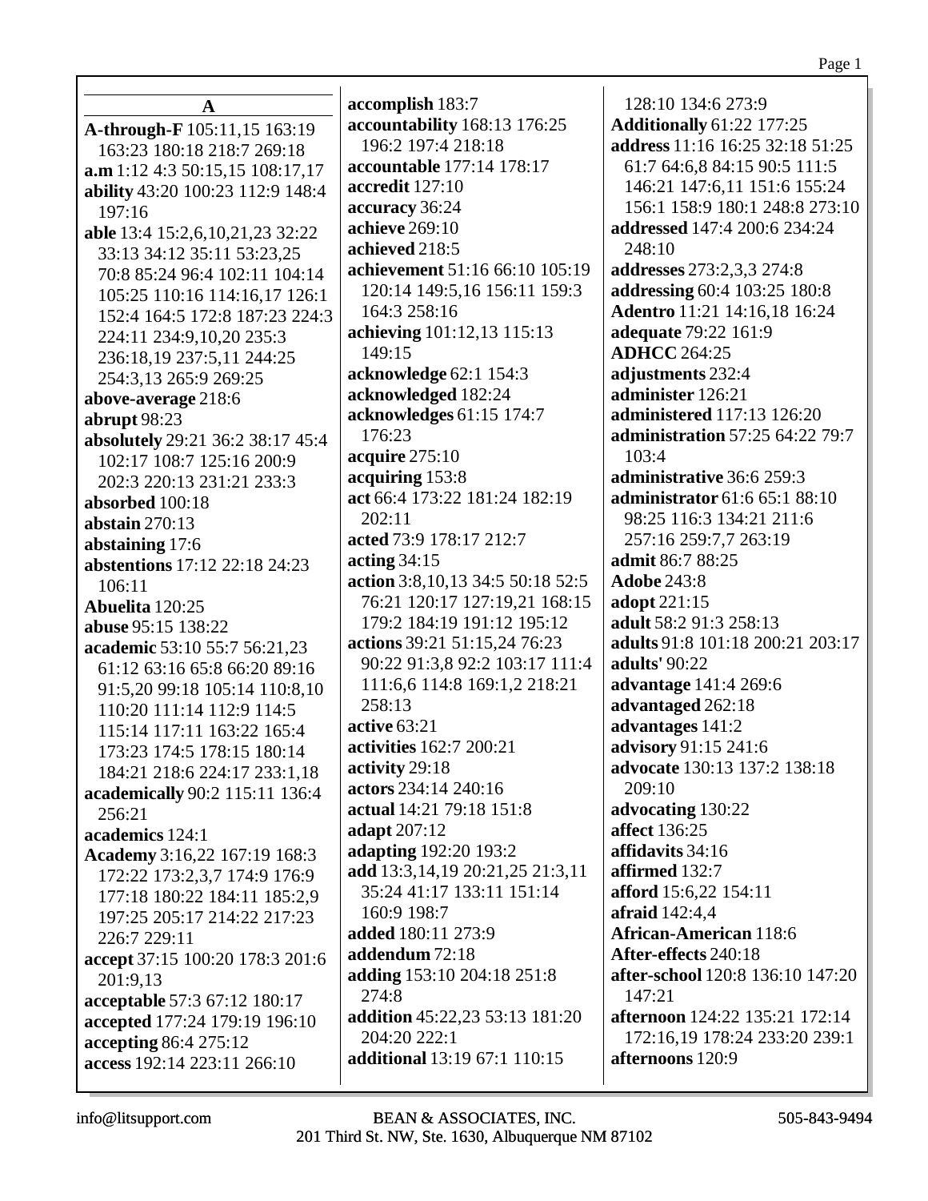## A

**A-through-F** 105:11,15 163:19 163:23 180:18 218:7 269:18
**a.m** 1:12 4:3 50:15,15 108:17,17
**ability** 43:20 100:23 112:9 148:4 197:16
**able** 13:4 15:2,6,10,21,23 32:22 33:13 34:12 35:11 53:23,25 70:8 85:24 96:4 102:11 104:14 105:25 110:16 114:16,17 126:1 152:4 164:5 172:8 187:23 224:3 224:11 234:9,10,20 235:3 236:18,19 237:5,11 244:25 254:3,13 265:9 269:25
**above-average** 218:6
**abrupt** 98:23
**absolutely** 29:21 36:2 38:17 45:4 102:17 108:7 125:16 200:9 202:3 220:13 231:21 233:3
**absorbed** 100:18
**abstain** 270:13
**abstaining** 17:6
**abstentions** 17:12 22:18 24:23 106:11
**Abuelita** 120:25
**abuse** 95:15 138:22
**academic** 53:10 55:7 56:21,23 61:12 63:16 65:8 66:20 89:16 91:5,20 99:18 105:14 110:8,10 110:20 111:14 112:9 114:5 115:14 117:11 163:22 165:4 173:23 174:5 178:15 180:14 184:21 218:6 224:17 233:1,18
**academically** 90:2 115:11 136:4 256:21
**academics** 124:1
**Academy** 3:16,22 167:19 168:3 172:22 173:2,3,7 174:9 176:9 177:18 180:22 184:11 185:2,9 197:25 205:17 214:22 217:23 226:7 229:11
**accept** 37:15 100:20 178:3 201:6 201:9,13
**acceptable** 57:3 67:12 180:17
**accepted** 177:24 179:19 196:10
**accepting** 86:4 275:12
**access** 192:14 223:11 266:10
**accomplish** 183:7
**accountability** 168:13 176:25 196:2 197:4 218:18
**accountable** 177:14 178:17
**accredit** 127:10
**accuracy** 36:24
**achieve** 269:10
**achieved** 218:5
**achievement** 51:16 66:10 105:19 120:14 149:5,16 156:11 159:3 164:3 258:16
**achieving** 101:12,13 115:13 149:15
**acknowledge** 62:1 154:3
**acknowledged** 182:24
**acknowledges** 61:15 174:7 176:23
**acquire** 275:10
**acquiring** 153:8
**act** 66:4 173:22 181:24 182:19 202:11
**acted** 73:9 178:17 212:7
**acting** 34:15
**action** 3:8,10,13 34:5 50:18 52:5 76:21 120:17 127:19,21 168:15 179:2 184:19 191:12 195:12
**actions** 39:21 51:15,24 76:23 90:22 91:3,8 92:2 103:17 111:4 111:6,6 114:8 169:1,2 218:21 258:13
**active** 63:21
**activities** 162:7 200:21
**activity** 29:18
**actors** 234:14 240:16
**actual** 14:21 79:18 151:8
**adapt** 207:12
**adapting** 192:20 193:2
**add** 13:3,14,19 20:21,25 21:3,11 35:24 41:17 133:11 151:14 160:9 198:7
**added** 180:11 273:9
**addendum** 72:18
**adding** 153:10 204:18 251:8 274:8
**addition** 45:22,23 53:13 181:20 204:20 222:1
**additional** 13:19 67:1 110:15 128:10 134:6 273:9
**Additionally** 61:22 177:25
**address** 11:16 16:25 32:18 51:25 61:7 64:6,8 84:15 90:5 111:5 146:21 147:6,11 151:6 155:24 156:1 158:9 180:1 248:8 273:10
**addressed** 147:4 200:6 234:24 248:10
**addresses** 273:2,3,3 274:8
**addressing** 60:4 103:25 180:8
**Adentro** 11:21 14:16,18 16:24
**adequate** 79:22 161:9
**ADHCC** 264:25
**adjustments** 232:4
**administer** 126:21
**administered** 117:13 126:20
**administration** 57:25 64:22 79:7 103:4
**administrative** 36:6 259:3
**administrator** 61:6 65:1 88:10 98:25 116:3 134:21 211:6 257:16 259:7,7 263:19
**admit** 86:7 88:25
**Adobe** 243:8
**adopt** 221:15
**adult** 58:2 91:3 258:13
**adults** 91:8 101:18 200:21 203:17
**adults'** 90:22
**advantage** 141:4 269:6
**advantaged** 262:18
**advantages** 141:2
**advisory** 91:15 241:6
**advocate** 130:13 137:2 138:18 209:10
**advocating** 130:22
**affect** 136:25
**affidavits** 34:16
**affirmed** 132:7
**afford** 15:6,22 154:11
**afraid** 142:4,4
**African-American** 118:6
**After-effects** 240:18
**after-school** 120:8 136:10 147:20 147:21
**afternoon** 124:22 135:21 172:14 172:16,19 178:24 233:20 239:1
**afternoons** 120:9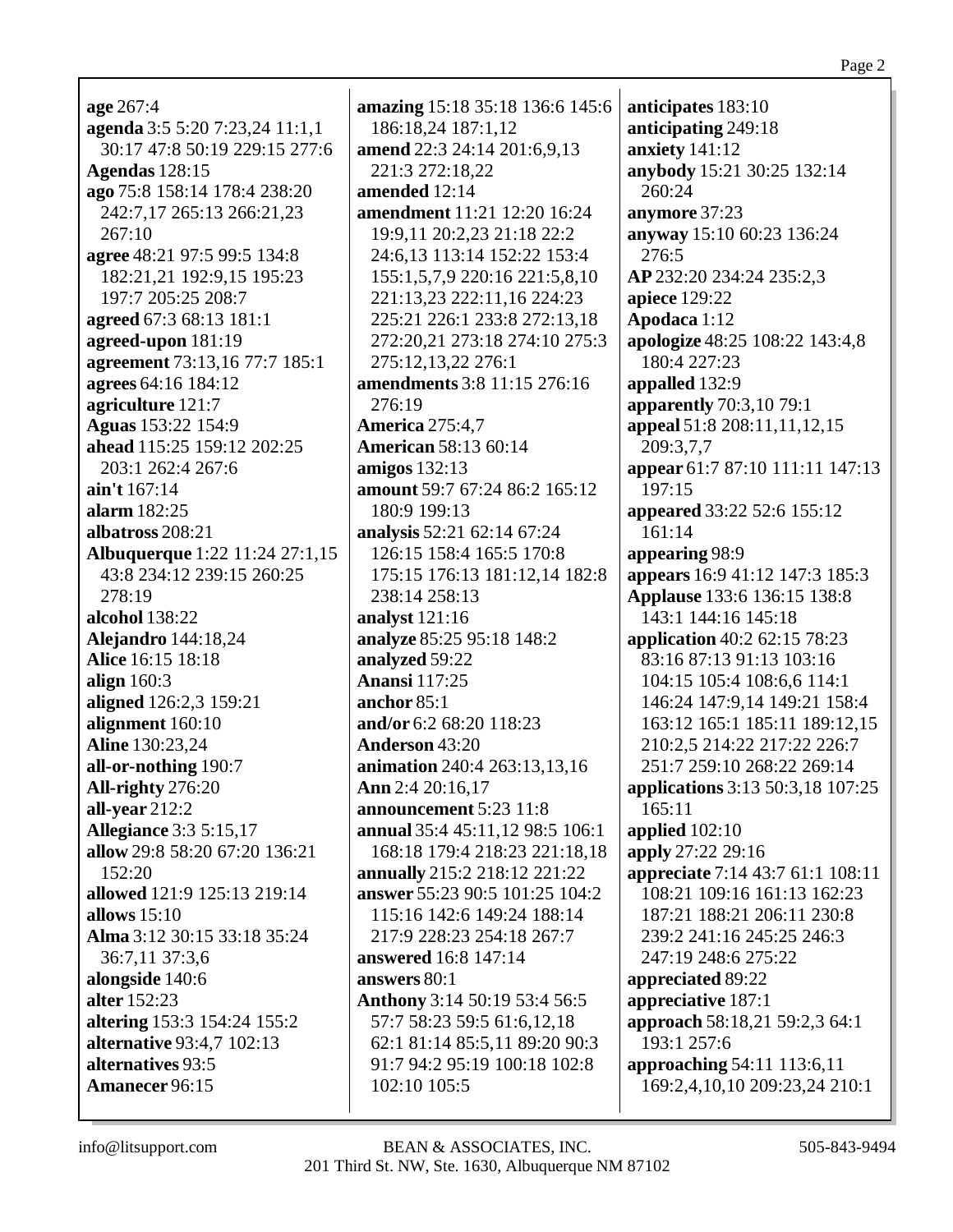**age** 267:4
**agenda** 3:5 5:20 7:23,24 11:1,1 30:17 47:8 50:19 229:15 277:6
**Agendas** 128:15
**ago** 75:8 158:14 178:4 238:20 242:7,17 265:13 266:21,23 267:10
**agree** 48:21 97:5 99:5 134:8 182:21,21 192:9,15 195:23 197:7 205:25 208:7
**agreed** 67:3 68:13 181:1
**agreed-upon** 181:19
**agreement** 73:13,16 77:7 185:1
**agrees** 64:16 184:12
**agriculture** 121:7
**Aguas** 153:22 154:9
**ahead** 115:25 159:12 202:25 203:1 262:4 267:6
**ain't** 167:14
**alarm** 182:25
**albatross** 208:21
**Albuquerque** 1:22 11:24 27:1,15 43:8 234:12 239:15 260:25 278:19
**alcohol** 138:22
**Alejandro** 144:18,24
**Alice** 16:15 18:18
**align** 160:3
**aligned** 126:2,3 159:21
**alignment** 160:10
**Aline** 130:23,24
**all-or-nothing** 190:7
**All-righty** 276:20
**all-year** 212:2
**Allegiance** 3:3 5:15,17
**allow** 29:8 58:20 67:20 136:21 152:20
**allowed** 121:9 125:13 219:14
**allows** 15:10
**Alma** 3:12 30:15 33:18 35:24 36:7,11 37:3,6
**alongside** 140:6
**alter** 152:23
**altering** 153:3 154:24 155:2
**alternative** 93:4,7 102:13
**alternatives** 93:5
**Amanecer** 96:15
**amazing** 15:18 35:18 136:6 145:6 186:18,24 187:1,12
**amend** 22:3 24:14 201:6,9,13 221:3 272:18,22
**amended** 12:14
**amendment** 11:21 12:20 16:24 19:9,11 20:2,23 21:18 22:2 24:6,13 113:14 152:22 153:4 155:1,5,7,9 220:16 221:5,8,10 221:13,23 222:11,16 224:23 225:21 226:1 233:8 272:13,18 272:20,21 273:18 274:10 275:3 275:12,13,22 276:1
**amendments** 3:8 11:15 276:16 276:19
**America** 275:4,7
**American** 58:13 60:14
**amigos** 132:13
**amount** 59:7 67:24 86:2 165:12 180:9 199:13
**analysis** 52:21 62:14 67:24 126:15 158:4 165:5 170:8 175:15 176:13 181:12,14 182:8 238:14 258:13
**analyst** 121:16
**analyze** 85:25 95:18 148:2
**analyzed** 59:22
**Anansi** 117:25
**anchor** 85:1
**and/or** 6:2 68:20 118:23
**Anderson** 43:20
**animation** 240:4 263:13,13,16
**Ann** 2:4 20:16,17
**announcement** 5:23 11:8
**annual** 35:4 45:11,12 98:5 106:1 168:18 179:4 218:23 221:18,18
**annually** 215:2 218:12 221:22
**answer** 55:23 90:5 101:25 104:2 115:16 142:6 149:24 188:14 217:9 228:23 254:18 267:7
**answered** 16:8 147:14
**answers** 80:1
**Anthony** 3:14 50:19 53:4 56:5 57:7 58:23 59:5 61:6,12,18 62:1 81:14 85:5,11 89:20 90:3 91:7 94:2 95:19 100:18 102:8 102:10 105:5
**anticipates** 183:10
**anticipating** 249:18
**anxiety** 141:12
**anybody** 15:21 30:25 132:14 260:24
**anymore** 37:23
**anyway** 15:10 60:23 136:24 276:5
**AP** 232:20 234:24 235:2,3
**apiece** 129:22
**Apodaca** 1:12
**apologize** 48:25 108:22 143:4,8 180:4 227:23
**appalled** 132:9
**apparently** 70:3,10 79:1
**appeal** 51:8 208:11,11,12,15 209:3,7,7
**appear** 61:7 87:10 111:11 147:13 197:15
**appeared** 33:22 52:6 155:12 161:14
**appearing** 98:9
**appears** 16:9 41:12 147:3 185:3
**Applause** 133:6 136:15 138:8 143:1 144:16 145:18
**application** 40:2 62:15 78:23 83:16 87:13 91:13 103:16 104:15 105:4 108:6,6 114:1 146:24 147:9,14 149:21 158:4 163:12 165:1 185:11 189:12,15 210:2,5 214:22 217:22 226:7 251:7 259:10 268:22 269:14
**applications** 3:13 50:3,18 107:25 165:11
**applied** 102:10
**apply** 27:22 29:16
**appreciate** 7:14 43:7 61:1 108:11 108:21 109:16 161:13 162:23 187:21 188:21 206:11 230:8 239:2 241:16 245:25 246:3 247:19 248:6 275:22
**appreciated** 89:22
**appreciative** 187:1
**approach** 58:18,21 59:2,3 64:1 193:1 257:6
**approaching** 54:11 113:6,11 169:2,4,10,10 209:23,24 210:1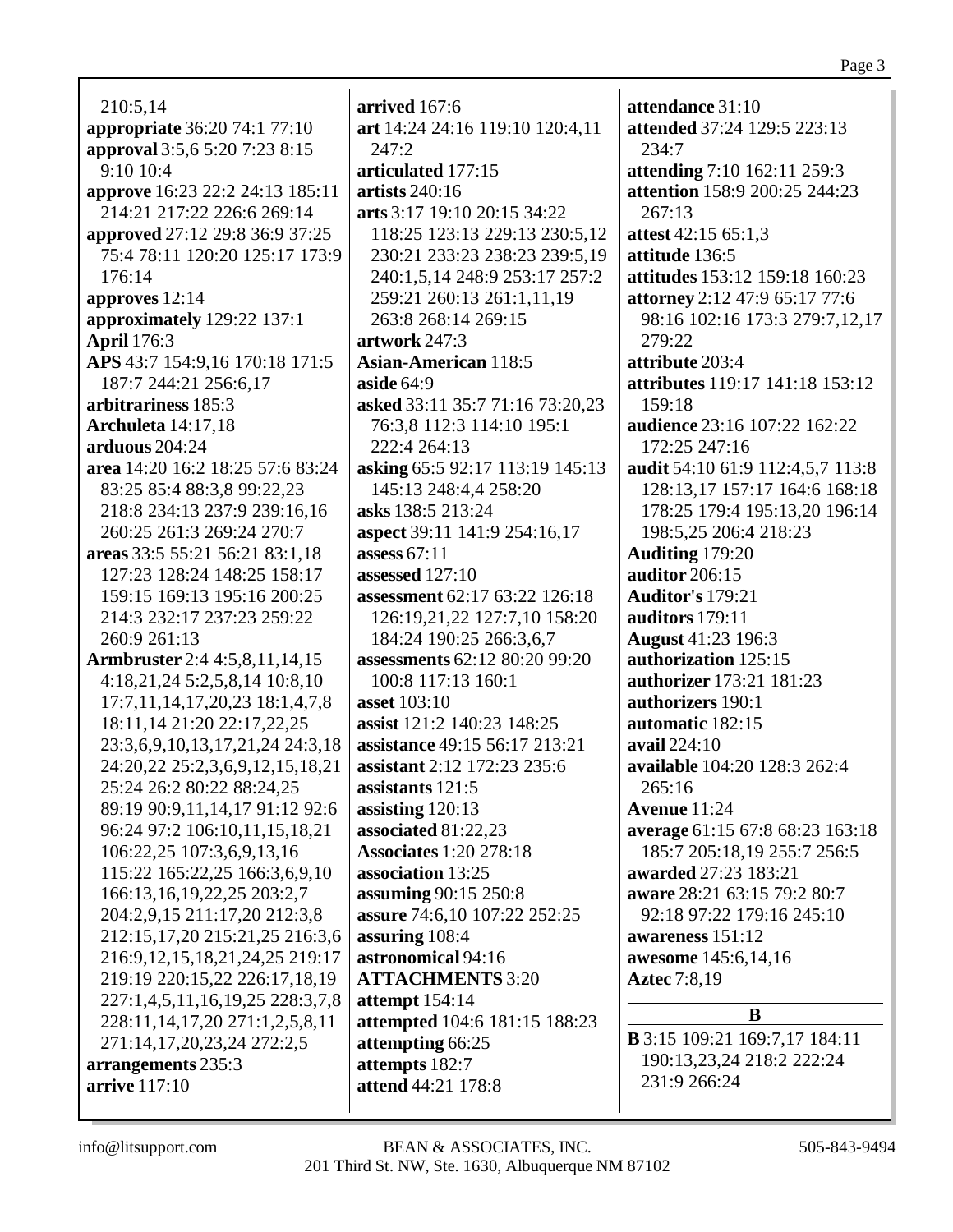210:5,14
**appropriate** 36:20 74:1 77:10
**approval** 3:5,6 5:20 7:23 8:15 9:10 10:4
**approve** 16:23 22:2 24:13 185:11 214:21 217:22 226:6 269:14
**approved** 27:12 29:8 36:9 37:25 75:4 78:11 120:20 125:17 173:9 176:14
**approves** 12:14
**approximately** 129:22 137:1
**April** 176:3
**APS** 43:7 154:9,16 170:18 171:5 187:7 244:21 256:6,17
**arbitrariness** 185:3
**Archuleta** 14:17,18
**arduous** 204:24
**area** 14:20 16:2 18:25 57:6 83:24 83:25 85:4 88:3,8 99:22,23 218:8 234:13 237:9 239:16,16 260:25 261:3 269:24 270:7
**areas** 33:5 55:21 56:21 83:1,18 127:23 128:24 148:25 158:17 159:15 169:13 195:16 200:25 214:3 232:17 237:23 259:22 260:9 261:13
**Armbruster** 2:4 4:5,8,11,14,15 4:18,21,24 5:2,5,8,14 10:8,10 17:7,11,14,17,20,23 18:1,4,7,8 18:11,14 21:20 22:17,22,25 23:3,6,9,10,13,17,21,24 24:3,18 24:20,22 25:2,3,6,9,12,15,18,21 25:24 26:2 80:22 88:24,25 89:19 90:9,11,14,17 91:12 92:6 96:24 97:2 106:10,11,15,18,21 106:22,25 107:3,6,9,13,16 115:22 165:22,25 166:3,6,9,10 166:13,16,19,22,25 203:2,7 204:2,9,15 211:17,20 212:3,8 212:15,17,20 215:21,25 216:3,6 216:9,12,15,18,21,24,25 219:17 219:19 220:15,22 226:17,18,19 227:1,4,5,11,16,19,25 228:3,7,8 228:11,14,17,20 271:1,2,5,8,11 271:14,17,20,23,24 272:2,5
**arrangements** 235:3
**arrive** 117:10
**arrived** 167:6
**art** 14:24 24:16 119:10 120:4,11 247:2
**articulated** 177:15
**artists** 240:16
**arts** 3:17 19:10 20:15 34:22 118:25 123:13 229:13 230:5,12 230:21 233:23 238:23 239:5,19 240:1,5,14 248:9 253:17 257:2 259:21 260:13 261:1,11,19 263:8 268:14 269:15
**artwork** 247:3
**Asian-American** 118:5
**aside** 64:9
**asked** 33:11 35:7 71:16 73:20,23 76:3,8 112:3 114:10 195:1 222:4 264:13
**asking** 65:5 92:17 113:19 145:13 145:13 248:4,4 258:20
**asks** 138:5 213:24
**aspect** 39:11 141:9 254:16,17
**assess** 67:11
**assessed** 127:10
**assessment** 62:17 63:22 126:18 126:19,21,22 127:7,10 158:20 184:24 190:25 266:3,6,7
**assessments** 62:12 80:20 99:20 100:8 117:13 160:1
**asset** 103:10
**assist** 121:2 140:23 148:25
**assistance** 49:15 56:17 213:21
**assistant** 2:12 172:23 235:6
**assistants** 121:5
**assisting** 120:13
**associated** 81:22,23
**Associates** 1:20 278:18
**association** 13:25
**assuming** 90:15 250:8
**assure** 74:6,10 107:22 252:25
**assuring** 108:4
**astronomical** 94:16
**ATTACHMENTS** 3:20
**attempt** 154:14
**attempted** 104:6 181:15 188:23
**attempting** 66:25
**attempts** 182:7
**attend** 44:21 178:8
**attendance** 31:10
**attended** 37:24 129:5 223:13 234:7
**attending** 7:10 162:11 259:3
**attention** 158:9 200:25 244:23 267:13
**attest** 42:15 65:1,3
**attitude** 136:5
**attitudes** 153:12 159:18 160:23
**attorney** 2:12 47:9 65:17 77:6 98:16 102:16 173:3 279:7,12,17 279:22
**attribute** 203:4
**attributes** 119:17 141:18 153:12 159:18
**audience** 23:16 107:22 162:22 172:25 247:16
**audit** 54:10 61:9 112:4,5,7 113:8 128:13,17 157:17 164:6 168:18 178:25 179:4 195:13,20 196:14 198:5,25 206:4 218:23
**Auditing** 179:20
**auditor** 206:15
**Auditor's** 179:21
**auditors** 179:11
**August** 41:23 196:3
**authorization** 125:15
**authorizer** 173:21 181:23
**authorizers** 190:1
**automatic** 182:15
**avail** 224:10
**available** 104:20 128:3 262:4 265:16
**Avenue** 11:24
**average** 61:15 67:8 68:23 163:18 185:7 205:18,19 255:7 256:5
**awarded** 27:23 183:21
**aware** 28:21 63:15 79:2 80:7 92:18 97:22 179:16 245:10
**awareness** 151:12
**awesome** 145:6,14,16
**Aztec** 7:8,19

## B

**B** 3:15 109:21 169:7,17 184:11 190:13,23,24 218:2 222:24 231:9 266:24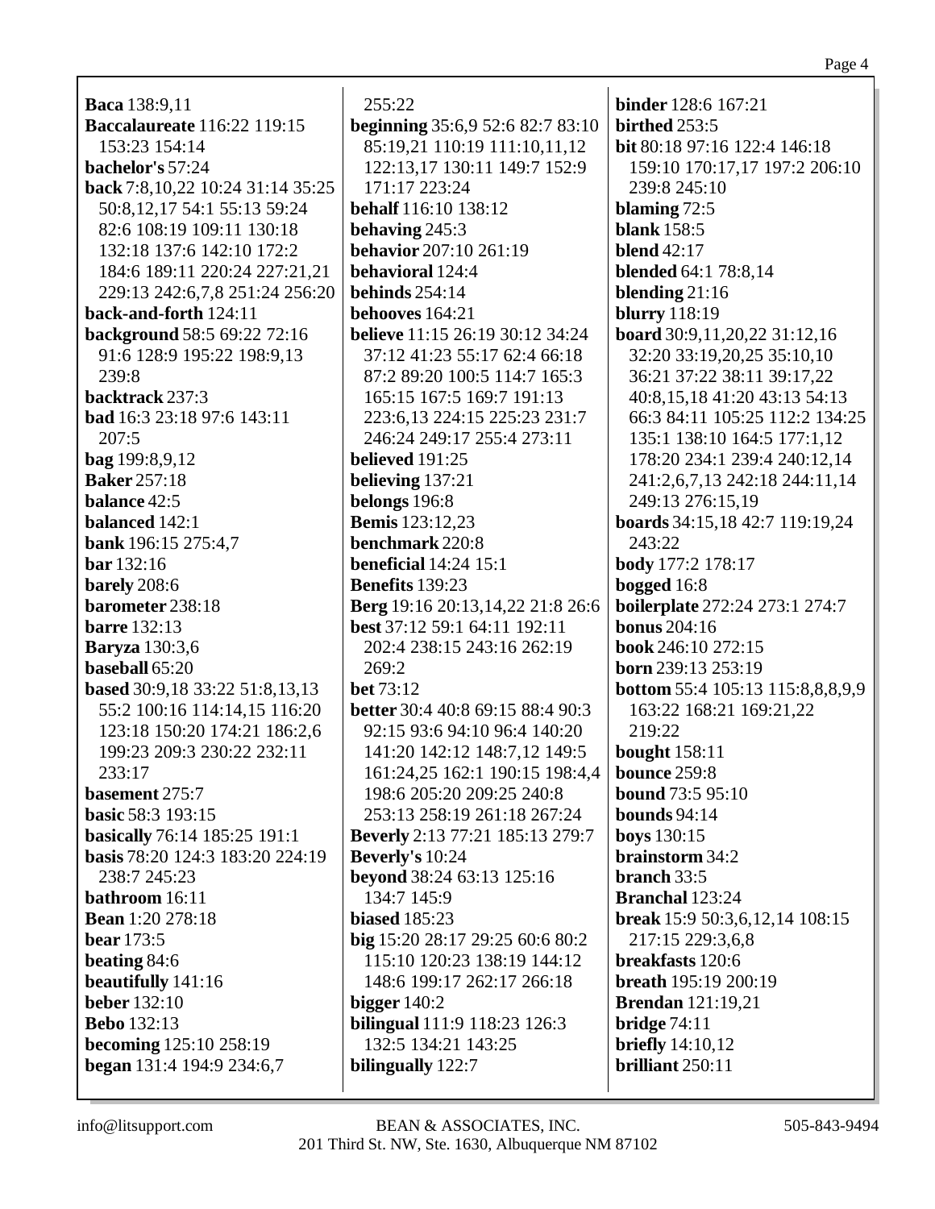**Baca** 138:9,11
**Baccalaureate** 116:22 119:15 153:23 154:14
**bachelor's** 57:24
**back** 7:8,10,22 10:24 31:14 35:25 50:8,12,17 54:1 55:13 59:24 82:6 108:19 109:11 130:18 132:18 137:6 142:10 172:2 184:6 189:11 220:24 227:21,21 229:13 242:6,7,8 251:24 256:20
**back-and-forth** 124:11
**background** 58:5 69:22 72:16 91:6 128:9 195:22 198:9,13 239:8
**backtrack** 237:3
**bad** 16:3 23:18 97:6 143:11 207:5
**bag** 199:8,9,12
**Baker** 257:18
**balance** 42:5
**balanced** 142:1
**bank** 196:15 275:4,7
**bar** 132:16
**barely** 208:6
**barometer** 238:18
**barre** 132:13
**Baryza** 130:3,6
**baseball** 65:20
**based** 30:9,18 33:22 51:8,13,13 55:2 100:16 114:14,15 116:20 123:18 150:20 174:21 186:2,6 199:23 209:3 230:22 232:11 233:17
**basement** 275:7
**basic** 58:3 193:15
**basically** 76:14 185:25 191:1
**basis** 78:20 124:3 183:20 224:19 238:7 245:23
**bathroom** 16:11
**Bean** 1:20 278:18
**bear** 173:5
**beating** 84:6
**beautifully** 141:16
**beber** 132:10
**Bebo** 132:13
**becoming** 125:10 258:19
**began** 131:4 194:9 234:6,7 255:22
**beginning** 35:6,9 52:6 82:7 83:10 85:19,21 110:19 111:10,11,12 122:13,17 130:11 149:7 152:9 171:17 223:24
**behalf** 116:10 138:12
**behaving** 245:3
**behavior** 207:10 261:19
**behavioral** 124:4
**behinds** 254:14
**behooves** 164:21
**believe** 11:15 26:19 30:12 34:24 37:12 41:23 55:17 62:4 66:18 87:2 89:20 100:5 114:7 165:3 165:15 167:5 169:7 191:13 223:6,13 224:15 225:23 231:7 246:24 249:17 255:4 273:11
**believed** 191:25
**believing** 137:21
**belongs** 196:8
**Bemis** 123:12,23
**benchmark** 220:8
**beneficial** 14:24 15:1
**Benefits** 139:23
**Berg** 19:16 20:13,14,22 21:8 26:6
**best** 37:12 59:1 64:11 192:11 202:4 238:15 243:16 262:19 269:2
**bet** 73:12
**better** 30:4 40:8 69:15 88:4 90:3 92:15 93:6 94:10 96:4 140:20 141:20 142:12 148:7,12 149:5 161:24,25 162:1 190:15 198:4,4 198:6 205:20 209:25 240:8 253:13 258:19 261:18 267:24
**Beverly** 2:13 77:21 185:13 279:7
**Beverly's** 10:24
**beyond** 38:24 63:13 125:16 134:7 145:9
**biased** 185:23
**big** 15:20 28:17 29:25 60:6 80:2 115:10 120:23 138:19 144:12 148:6 199:17 262:17 266:18
**bigger** 140:2
**bilingual** 111:9 118:23 126:3 132:5 134:21 143:25
**bilingually** 122:7
**binder** 128:6 167:21
**birthed** 253:5
**bit** 80:18 97:16 122:4 146:18 159:10 170:17,17 197:2 206:10 239:8 245:10
**blaming** 72:5
**blank** 158:5
**blend** 42:17
**blended** 64:1 78:8,14
**blending** 21:16
**blurry** 118:19
**board** 30:9,11,20,22 31:12,16 32:20 33:19,20,25 35:10,10 36:21 37:22 38:11 39:17,22 40:8,15,18 41:20 43:13 54:13 66:3 84:11 105:25 112:2 134:25 135:1 138:10 164:5 177:1,12 178:20 234:1 239:4 240:12,14 241:2,6,7,13 242:18 244:11,14 249:13 276:15,19
**boards** 34:15,18 42:7 119:19,24 243:22
**body** 177:2 178:17
**bogged** 16:8
**boilerplate** 272:24 273:1 274:7
**bonus** 204:16
**book** 246:10 272:15
**born** 239:13 253:19
**bottom** 55:4 105:13 115:8,8,8,9,9 163:22 168:21 169:21,22 219:22
**bought** 158:11
**bounce** 259:8
**bound** 73:5 95:10
**bounds** 94:14
**boys** 130:15
**brainstorm** 34:2
**branch** 33:5
**Branchal** 123:24
**break** 15:9 50:3,6,12,14 108:15 217:15 229:3,6,8
**breakfasts** 120:6
**breath** 195:19 200:19
**Brendan** 121:19,21
**bridge** 74:11
**briefly** 14:10,12
**brilliant** 250:11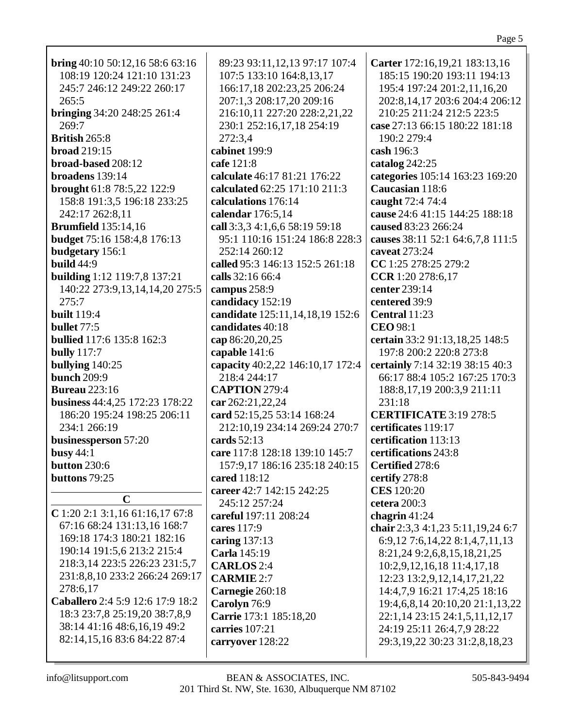**bring** 40:10 50:12,16 58:6 63:16 108:19 120:24 121:10 131:23 245:7 246:12 249:22 260:17 265:5
**bringing** 34:20 248:25 261:4 269:7
**British** 265:8
**broad** 219:15
**broad-based** 208:12
**broadens** 139:14
**brought** 61:8 78:5,22 122:9 158:8 191:3,5 196:18 233:25 242:17 262:8,11
**Brumfield** 135:14,16
**budget** 75:16 158:4,8 176:13
**budgetary** 156:1
**build** 44:9
**building** 1:12 119:7,8 137:21 140:22 273:9,13,14,14,20 275:5 275:7
**built** 119:4
**bullet** 77:5
**bullied** 117:6 135:8 162:3
**bully** 117:7
**bullying** 140:25
**bunch** 209:9
**Bureau** 223:16
**business** 44:4,25 172:23 178:22 186:20 195:24 198:25 206:11 234:1 266:19
**businessperson** 57:20
**busy** 44:1
**button** 230:6
**buttons** 79:25

## C

**C** 1:20 2:1 3:1,16 61:16,17 67:8 67:16 68:24 131:13,16 168:7 169:18 174:3 180:21 182:16 190:14 191:5,6 213:2 215:4 218:3,14 223:5 226:23 231:5,7 231:8,8,10 233:2 266:24 269:17 278:6,17
**Caballero** 2:4 5:9 12:6 17:9 18:2 18:3 23:7,8 25:19,20 38:7,8,9 38:14 41:16 48:6,16,19 49:2 82:14,15,16 83:6 84:22 87:4 89:23 93:11,12,13 97:17 107:4 107:5 133:10 164:8,13,17 166:17,18 202:23,25 206:24 207:1,3 208:17,20 209:16 216:10,11 227:20 228:2,21,22 230:1 252:16,17,18 254:19 272:3,4
**cabinet** 199:9
**cafe** 121:8
**calculate** 46:17 81:21 176:22
**calculated** 62:25 171:10 211:3
**calculations** 176:14
**calendar** 176:5,14
**call** 3:3,3 4:1,6,6 58:19 59:18 95:1 110:16 151:24 186:8 228:3 252:14 260:12
**called** 95:3 146:13 152:5 261:18
**calls** 32:16 66:4
**campus** 258:9
**candidacy** 152:19
**candidate** 125:11,14,18,19 152:6
**candidates** 40:18
**cap** 86:20,20,25
**capable** 141:6
**capacity** 40:2,22 146:10,17 172:4 218:4 244:17
**CAPTION** 279:4
**car** 262:21,22,24
**card** 52:15,25 53:14 168:24 212:10,19 234:14 269:24 270:7
**cards** 52:13
**care** 117:8 128:18 139:10 145:7 157:9,17 186:16 235:18 240:15
**cared** 118:12
**career** 42:7 142:15 242:25 245:12 257:24
**careful** 197:11 208:24
**cares** 117:9
**caring** 137:13
**Carla** 145:19
**CARLOS** 2:4
**CARMIE** 2:7
**Carnegie** 260:18
**Carolyn** 76:9
**Carrie** 173:1 185:18,20
**carries** 107:21
**carryover** 128:22
**Carter** 172:16,19,21 183:13,16 185:15 190:20 193:11 194:13 195:4 197:24 201:2,11,16,20 202:8,14,17 203:6 204:4 206:12 210:25 211:24 212:5 223:5
**case** 27:13 66:15 180:22 181:18 190:2 279:4
**cash** 196:3
**catalog** 242:25
**categories** 105:14 163:23 169:20
**Caucasian** 118:6
**caught** 72:4 74:4
**cause** 24:6 41:15 144:25 188:18
**caused** 83:23 266:24
**causes** 38:11 52:1 64:6,7,8 111:5
**caveat** 273:24
**CC** 1:25 278:25 279:2
**CCR** 1:20 278:6,17
**center** 239:14
**centered** 39:9
**Central** 11:23
**CEO** 98:1
**certain** 33:2 91:13,18,25 148:5 197:8 200:2 220:8 273:8
**certainly** 7:14 32:19 38:15 40:3 66:17 88:4 105:2 167:25 170:3 188:8,17,19 200:3,9 211:11 231:18
**CERTIFICATE** 3:19 278:5
**certificates** 119:17
**certification** 113:13
**certifications** 243:8
**Certified** 278:6
**certify** 278:8
**CES** 120:20
**cetera** 200:3
**chagrin** 41:24
**chair** 2:3,3 4:1,23 5:11,19,24 6:7 6:9,12 7:6,14,22 8:1,4,7,11,13 8:21,24 9:2,6,8,15,18,21,25 10:2,9,12,16,18 11:4,17,18 12:23 13:2,9,12,14,17,21,22 14:4,7,9 16:21 17:4,25 18:16 19:4,6,8,14 20:10,20 21:1,13,22 22:1,14 23:15 24:1,5,11,12,17 24:19 25:11 26:4,7,9 28:22 29:3,19,22 30:23 31:2,8,18,23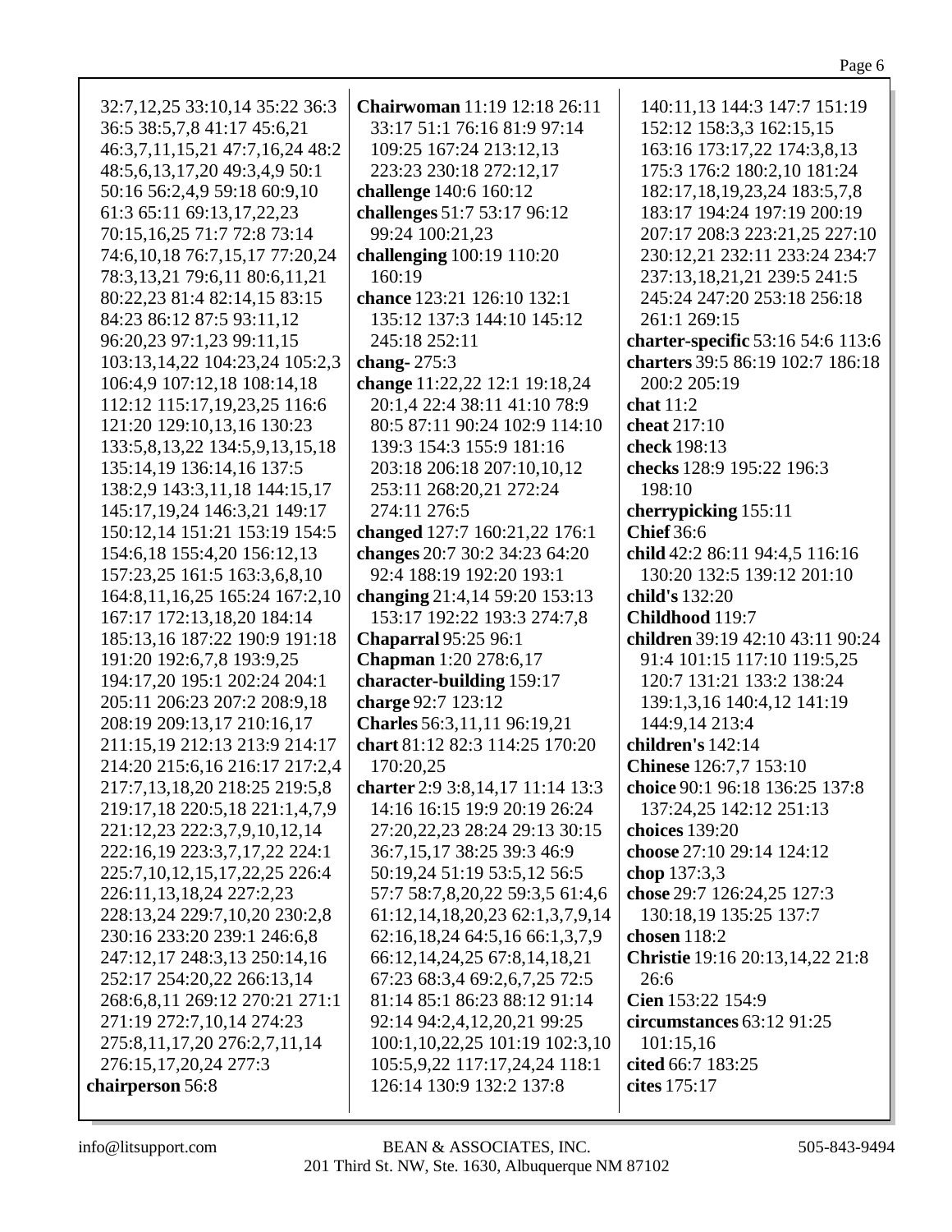32:7,12,25 33:10,14 35:22 36:3 36:5 38:5,7,8 41:17 45:6,21 46:3,7,11,15,21 47:7,16,24 48:2 48:5,6,13,17,20 49:3,4,9 50:1 50:16 56:2,4,9 59:18 60:9,10 61:3 65:11 69:13,17,22,23 70:15,16,25 71:7 72:8 73:14 74:6,10,18 76:7,15,17 77:20,24 78:3,13,21 79:6,11 80:6,11,21 80:22,23 81:4 82:14,15 83:15 84:23 86:12 87:5 93:11,12 96:20,23 97:1,23 99:11,15 103:13,14,22 104:23,24 105:2,3 106:4,9 107:12,18 108:14,18 112:12 115:17,19,23,25 116:6 121:20 129:10,13,16 130:23 133:5,8,13,22 134:5,9,13,15,18 135:14,19 136:14,16 137:5 138:2,9 143:3,11,18 144:15,17 145:17,19,24 146:3,21 149:17 150:12,14 151:21 153:19 154:5 154:6,18 155:4,20 156:12,13 157:23,25 161:5 163:3,6,8,10 164:8,11,16,25 165:24 167:2,10 167:17 172:13,18,20 184:14 185:13,16 187:22 190:9 191:18 191:20 192:6,7,8 193:9,25 194:17,20 195:1 202:24 204:1 205:11 206:23 207:2 208:9,18 208:19 209:13,17 210:16,17 211:15,19 212:13 213:9 214:17 214:20 215:6,16 216:17 217:2,4 217:7,13,18,20 218:25 219:5,8 219:17,18 220:5,18 221:1,4,7,9 221:12,23 222:3,7,9,10,12,14 222:16,19 223:3,7,17,22 224:1 225:7,10,12,15,17,22,25 226:4 226:11,13,18,24 227:2,23 228:13,24 229:7,10,20 230:2,8 230:16 233:20 239:1 246:6,8 247:12,17 248:3,13 250:14,16 252:17 254:20,22 266:13,14 268:6,8,11 269:12 270:21 271:1 271:19 272:7,10,14 274:23 275:8,11,17,20 276:2,7,11,14 276:15,17,20,24 277:3

**chairperson** 56:8

**Chairwoman** 11:19 12:18 26:11 33:17 51:1 76:16 81:9 97:14 109:25 167:24 213:12,13 223:23 230:18 272:12,17

**challenge** 140:6 160:12

**challenges** 51:7 53:17 96:12 99:24 100:21,23

**challenging** 100:19 110:20 160:19

**chance** 123:21 126:10 132:1 135:12 137:3 144:10 145:12 245:18 252:11

**chang-** 275:3

**change** 11:22,22 12:1 19:18,24 20:1,4 22:4 38:11 41:10 78:9 80:5 87:11 90:24 102:9 114:10 139:3 154:3 155:9 181:16 203:18 206:18 207:10,10,12 253:11 268:20,21 272:24 274:11 276:5

**changed** 127:7 160:21,22 176:1

**changes** 20:7 30:2 34:23 64:20 92:4 188:19 192:20 193:1

**changing** 21:4,14 59:20 153:13 153:17 192:22 193:3 274:7,8

**Chaparral** 95:25 96:1

**Chapman** 1:20 278:6,17

**character-building** 159:17

**charge** 92:7 123:12

**Charles** 56:3,11,11 96:19,21

**chart** 81:12 82:3 114:25 170:20 170:20,25

**charter** 2:9 3:8,14,17 11:14 13:3 14:16 16:15 19:9 20:19 26:24 27:20,22,23 28:24 29:13 30:15 36:7,15,17 38:25 39:3 46:9 50:19,24 51:19 53:5,12 56:5 57:7 58:7,8,20,22 59:3,5 61:4,6 61:12,14,18,20,23 62:1,3,7,9,14 62:16,18,24 64:5,16 66:1,3,7,9 66:12,14,24,25 67:8,14,18,21 67:23 68:3,4 69:2,6,7,25 72:5 81:14 85:1 86:23 88:12 91:14 92:14 94:2,4,12,20,21 99:25 100:1,10,22,25 101:19 102:3,10 105:5,9,22 117:17,24,24 118:1 126:14 130:9 132:2 137:8 140:11,13 144:3 147:7 151:19 152:12 158:3,3 162:15,15 163:16 173:17,22 174:3,8,13 175:3 176:2 180:2,10 181:24 182:17,18,19,23,24 183:5,7,8 183:17 194:24 197:19 200:19 207:17 208:3 223:21,25 227:10 230:12,21 232:11 233:24 234:7 237:13,18,21,21 239:5 241:5 245:24 247:20 253:18 256:18 261:1 269:15

**charter-specific** 53:16 54:6 113:6

**charters** 39:5 86:19 102:7 186:18 200:2 205:19

**chat** 11:2

**cheat** 217:10

**check** 198:13

**checks** 128:9 195:22 196:3 198:10

**cherrypicking** 155:11

**Chief** 36:6

**child** 42:2 86:11 94:4,5 116:16 130:20 132:5 139:12 201:10

**child's** 132:20

**Childhood** 119:7

**children** 39:19 42:10 43:11 90:24 91:4 101:15 117:10 119:5,25 120:7 131:21 133:2 138:24 139:1,3,16 140:4,12 141:19 144:9,14 213:4

**children's** 142:14

**Chinese** 126:7,7 153:10

**choice** 90:1 96:18 136:25 137:8 137:24,25 142:12 251:13

**choices** 139:20

**choose** 27:10 29:14 124:12

**chop** 137:3,3

**chose** 29:7 126:24,25 127:3 130:18,19 135:25 137:7

**chosen** 118:2

**Christie** 19:16 20:13,14,22 21:8 26:6

**Cien** 153:22 154:9

**circumstances** 63:12 91:25 101:15,16

**cited** 66:7 183:25

**cites** 175:17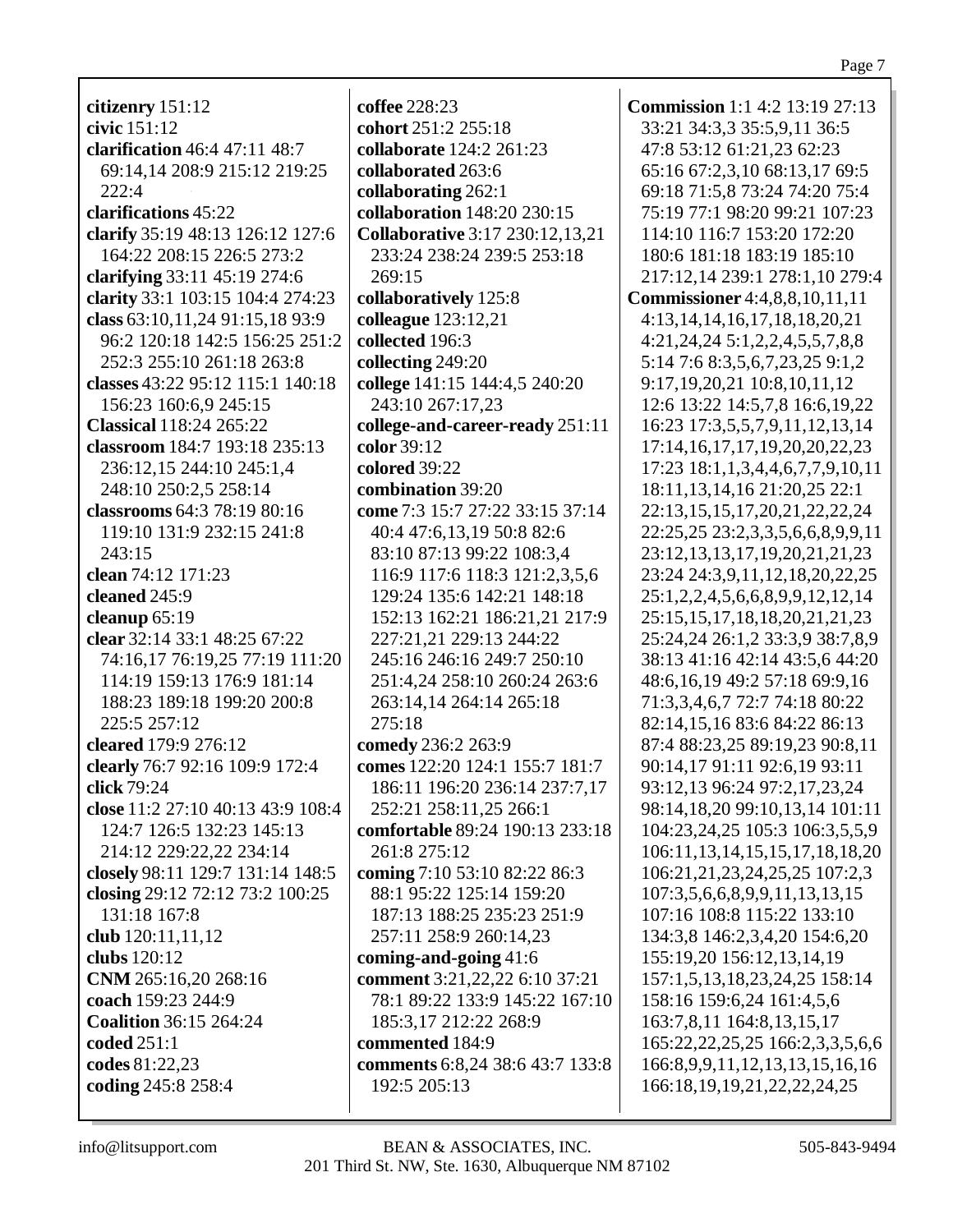**citizenry** 151:12
**civic** 151:12
**clarification** 46:4 47:11 48:7 69:14,14 208:9 215:12 219:25 222:4
**clarifications** 45:22
**clarify** 35:19 48:13 126:12 127:6 164:22 208:15 226:5 273:2
**clarifying** 33:11 45:19 274:6
**clarity** 33:1 103:15 104:4 274:23
**class** 63:10,11,24 91:15,18 93:9 96:2 120:18 142:5 156:25 251:2 252:3 255:10 261:18 263:8
**classes** 43:22 95:12 115:1 140:18 156:23 160:6,9 245:15
**Classical** 118:24 265:22
**classroom** 184:7 193:18 235:13 236:12,15 244:10 245:1,4 248:10 250:2,5 258:14
**classrooms** 64:3 78:19 80:16 119:10 131:9 232:15 241:8 243:15
**clean** 74:12 171:23
**cleaned** 245:9
**cleanup** 65:19
**clear** 32:14 33:1 48:25 67:22 74:16,17 76:19,25 77:19 111:20 114:19 159:13 176:9 181:14 188:23 189:18 199:20 200:8 225:5 257:12
**cleared** 179:9 276:12
**clearly** 76:7 92:16 109:9 172:4
**click** 79:24
**close** 11:2 27:10 40:13 43:9 108:4 124:7 126:5 132:23 145:13 214:12 229:22,22 234:14
**closely** 98:11 129:7 131:14 148:5
**closing** 29:12 72:12 73:2 100:25 131:18 167:8
**club** 120:11,11,12
**clubs** 120:12
**CNM** 265:16,20 268:16
**coach** 159:23 244:9
**Coalition** 36:15 264:24
**coded** 251:1
**codes** 81:22,23
**coding** 245:8 258:4
**coffee** 228:23
**cohort** 251:2 255:18
**collaborate** 124:2 261:23
**collaborated** 263:6
**collaborating** 262:1
**collaboration** 148:20 230:15
**Collaborative** 3:17 230:12,13,21 233:24 238:24 239:5 253:18 269:15
**collaboratively** 125:8
**colleague** 123:12,21
**collected** 196:3
**collecting** 249:20
**college** 141:15 144:4,5 240:20 243:10 267:17,23
**college-and-career-ready** 251:11
**color** 39:12
**colored** 39:22
**combination** 39:20
**come** 7:3 15:7 27:22 33:15 37:14 40:4 47:6,13,19 50:8 82:6 83:10 87:13 99:22 108:3,4 116:9 117:6 118:3 121:2,3,5,6 129:24 135:6 142:21 148:18 152:13 162:21 186:21,21 217:9 227:21,21 229:13 244:22 245:16 246:16 249:7 250:10 251:4,24 258:10 260:24 263:6 263:14,14 264:14 265:18 275:18
**comedy** 236:2 263:9
**comes** 122:20 124:1 155:7 181:7 186:11 196:20 236:14 237:7,17 252:21 258:11,25 266:1
**comfortable** 89:24 190:13 233:18 261:8 275:12
**coming** 7:10 53:10 82:22 86:3 88:1 95:22 125:14 159:20 187:13 188:25 235:23 251:9 257:11 258:9 260:14,23
**coming-and-going** 41:6
**comment** 3:21,22,22 6:10 37:21 78:1 89:22 133:9 145:22 167:10 185:3,17 212:22 268:9
**commented** 184:9
**comments** 6:8,24 38:6 43:7 133:8 192:5 205:13
**Commission** 1:1 4:2 13:19 27:13 33:21 34:3,3 35:5,9,11 36:5 47:8 53:12 61:21,23 62:23 65:16 67:2,3,10 68:13,17 69:5 69:18 71:5,8 73:24 74:20 75:4 75:19 77:1 98:20 99:21 107:23 114:10 116:7 153:20 172:20 180:6 181:18 183:19 185:10 217:12,14 239:1 278:1,10 279:4
**Commissioner** 4:4,8,8,10,11,11 4:13,14,14,16,17,18,18,20,21 4:21,24,24 5:1,2,2,4,5,5,7,8,8 5:14 7:6 8:3,5,6,7,23,25 9:1,2 9:17,19,20,21 10:8,10,11,12 12:6 13:22 14:5,7,8 16:6,19,22 16:23 17:3,5,5,7,9,11,12,13,14 17:14,16,17,17,19,20,20,22,23 17:23 18:1,1,3,4,4,6,7,7,9,10,11 18:11,13,14,16 21:20,25 22:1 22:13,15,15,17,20,21,22,22,24 22:25,25 23:2,3,3,5,6,6,8,9,9,11 23:12,13,13,17,19,20,21,21,23 23:24 24:3,9,11,12,18,20,22,25 25:1,2,2,4,5,6,6,8,9,9,12,12,14 25:15,15,17,18,18,20,21,21,23 25:24,24 26:1,2 33:3,9 38:7,8,9 38:13 41:16 42:14 43:5,6 44:20 48:6,16,19 49:2 57:18 69:9,16 71:3,3,4,6,7 72:7 74:18 80:22 82:14,15,16 83:6 84:22 86:13 87:4 88:23,25 89:19,23 90:8,11 90:14,17 91:11 92:6,19 93:11 93:12,13 96:24 97:2,17,23,24 98:14,18,20 99:10,13,14 101:11 104:23,24,25 105:3 106:3,5,5,9 106:11,13,14,15,15,17,18,18,20 106:21,21,23,24,25,25 107:2,3 107:3,5,6,6,8,9,9,11,13,13,15 107:16 108:8 115:22 133:10 134:3,8 146:2,3,4,20 154:6,20 155:19,20 156:12,13,14,19 157:1,5,13,18,23,24,25 158:14 158:16 159:6,24 161:4,5,6 163:7,8,11 164:8,13,15,17 165:22,22,25,25 166:2,3,3,5,6,6 166:8,9,9,11,12,13,13,15,16,16 166:18,19,19,21,22,22,24,25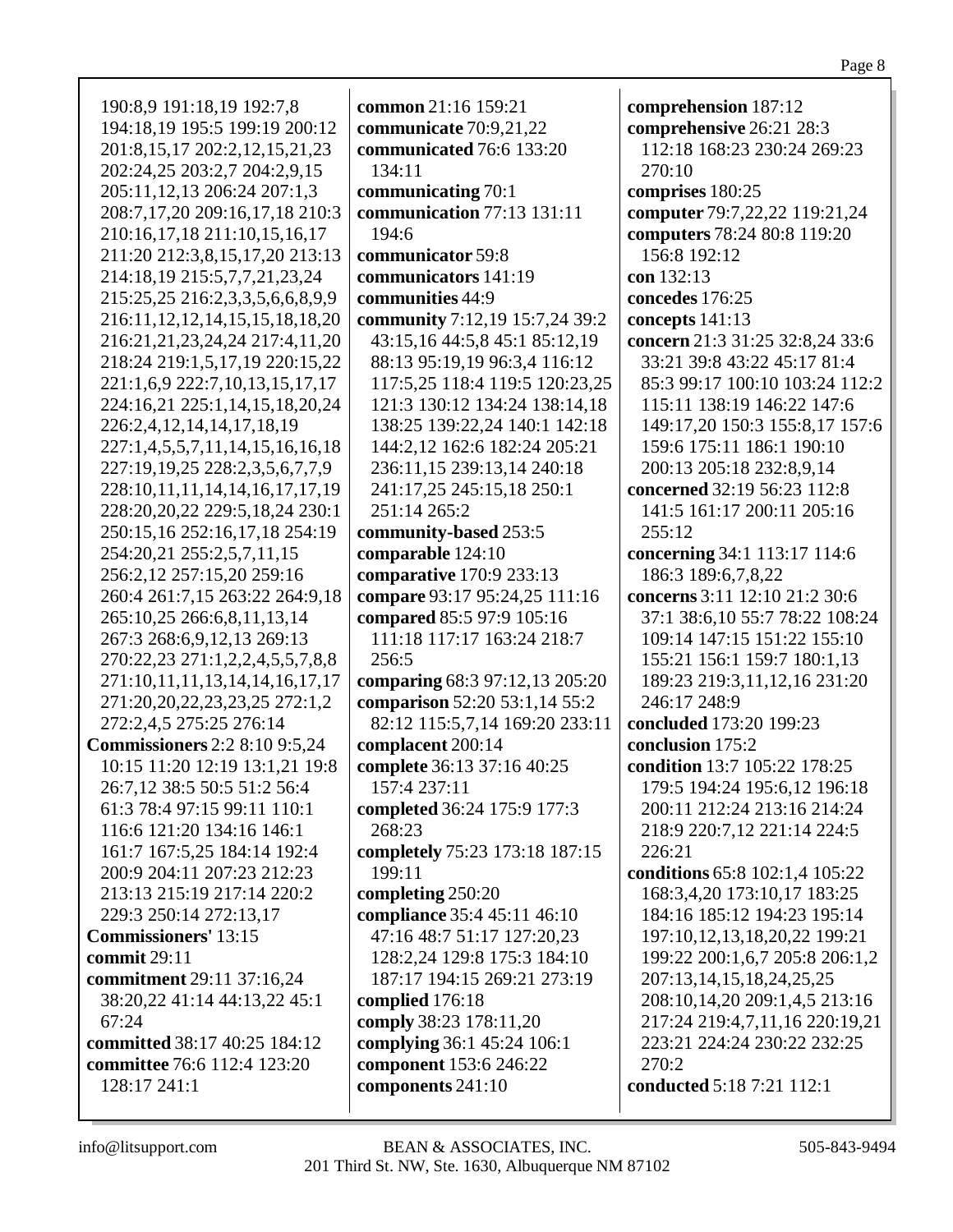190:8,9 191:18,19 192:7,8 194:18,19 195:5 199:19 200:12 201:8,15,17 202:2,12,15,21,23 202:24,25 203:2,7 204:2,9,15 205:11,12,13 206:24 207:1,3 208:7,17,20 209:16,17,18 210:3 210:16,17,18 211:10,15,16,17 211:20 212:3,8,15,17,20 213:13 214:18,19 215:5,7,7,21,23,24 215:25,25 216:2,3,3,5,6,6,8,9,9 216:11,12,12,14,15,15,18,18,20 216:21,21,23,24,24 217:4,11,20 218:24 219:1,5,17,19 220:15,22 221:1,6,9 222:7,10,13,15,17,17 224:16,21 225:1,14,15,18,20,24 226:2,4,12,14,14,17,18,19 227:1,4,5,5,7,11,14,15,16,16,18 227:19,19,25 228:2,3,5,6,7,7,9 228:10,11,11,14,14,16,17,17,19 228:20,20,22 229:5,18,24 230:1 250:15,16 252:16,17,18 254:19 254:20,21 255:2,5,7,11,15 256:2,12 257:15,20 259:16 260:4 261:7,15 263:22 264:9,18 265:10,25 266:6,8,11,13,14 267:3 268:6,9,12,13 269:13 270:22,23 271:1,2,2,4,5,5,7,8,8 271:10,11,11,13,14,14,16,17,17 271:20,20,22,23,23,25 272:1,2 272:2,4,5 275:25 276:14

**Commissioners** 2:2 8:10 9:5,24 10:15 11:20 12:19 13:1,21 19:8 26:7,12 38:5 50:5 51:2 56:4 61:3 78:4 97:15 99:11 110:1 116:6 121:20 134:16 146:1 161:7 167:5,25 184:14 192:4 200:9 204:11 207:23 212:23 213:13 215:19 217:14 220:2 229:3 250:14 272:13,17

**Commissioners'** 13:15

**commit** 29:11

**commitment** 29:11 37:16,24 38:20,22 41:14 44:13,22 45:1 67:24

**committed** 38:17 40:25 184:12

**committee** 76:6 112:4 123:20 128:17 241:1

**common** 21:16 159:21

**communicate** 70:9,21,22

**communicated** 76:6 133:20 134:11

**communicating** 70:1

**communication** 77:13 131:11 194:6

**communicator** 59:8

**communicators** 141:19

**communities** 44:9

**community** 7:12,19 15:7,24 39:2 43:15,16 44:5,8 45:1 85:12,19 88:13 95:19,19 96:3,4 116:12 117:5,25 118:4 119:5 120:23,25 121:3 130:12 134:24 138:14,18 138:25 139:22,24 140:1 142:18 144:2,12 162:6 182:24 205:21 236:11,15 239:13,14 240:18 241:17,25 245:15,18 250:1 251:14 265:2

**community-based** 253:5

**comparable** 124:10

**comparative** 170:9 233:13

**compare** 93:17 95:24,25 111:16

**compared** 85:5 97:9 105:16 111:18 117:17 163:24 218:7 256:5

**comparing** 68:3 97:12,13 205:20

**comparison** 52:20 53:1,14 55:2 82:12 115:5,7,14 169:20 233:11

**complacent** 200:14

**complete** 36:13 37:16 40:25 157:4 237:11

**completed** 36:24 175:9 177:3 268:23

**completely** 75:23 173:18 187:15 199:11

**completing** 250:20

**compliance** 35:4 45:11 46:10 47:16 48:7 51:17 127:20,23 128:2,24 129:8 175:3 184:10 187:17 194:15 269:21 273:19

**complied** 176:18

**comply** 38:23 178:11,20

**complying** 36:1 45:24 106:1

**component** 153:6 246:22

**components** 241:10

**comprehension** 187:12

**comprehensive** 26:21 28:3 112:18 168:23 230:24 269:23 270:10

**comprises** 180:25

**computer** 79:7,22,22 119:21,24

**computers** 78:24 80:8 119:20 156:8 192:12

**con** 132:13

**concedes** 176:25

**concepts** 141:13

**concern** 21:3 31:25 32:8,24 33:6 33:21 39:8 43:22 45:17 81:4 85:3 99:17 100:10 103:24 112:2 115:11 138:19 146:22 147:6 149:17,20 150:3 155:8,17 157:6 159:6 175:11 186:1 190:10 200:13 205:18 232:8,9,14

**concerned** 32:19 56:23 112:8 141:5 161:17 200:11 205:16 255:12

**concerning** 34:1 113:17 114:6 186:3 189:6,7,8,22

**concerns** 3:11 12:10 21:2 30:6 37:1 38:6,10 55:7 78:22 108:24 109:14 147:15 151:22 155:10 155:21 156:1 159:7 180:1,13 189:23 219:3,11,12,16 231:20 246:17 248:9

**concluded** 173:20 199:23

**conclusion** 175:2

**condition** 13:7 105:22 178:25 179:5 194:24 195:6,12 196:18 200:11 212:24 213:16 214:24 218:9 220:7,12 221:14 224:5 226:21

**conditions** 65:8 102:1,4 105:22 168:3,4,20 173:10,17 183:25 184:16 185:12 194:23 195:14 197:10,12,13,18,20,22 199:21 199:22 200:1,6,7 205:8 206:1,2 207:13,14,15,18,24,25,25 208:10,14,20 209:1,4,5 213:16 217:24 219:4,7,11,16 220:19,21 223:21 224:24 230:22 232:25 270:2

**conducted** 5:18 7:21 112:1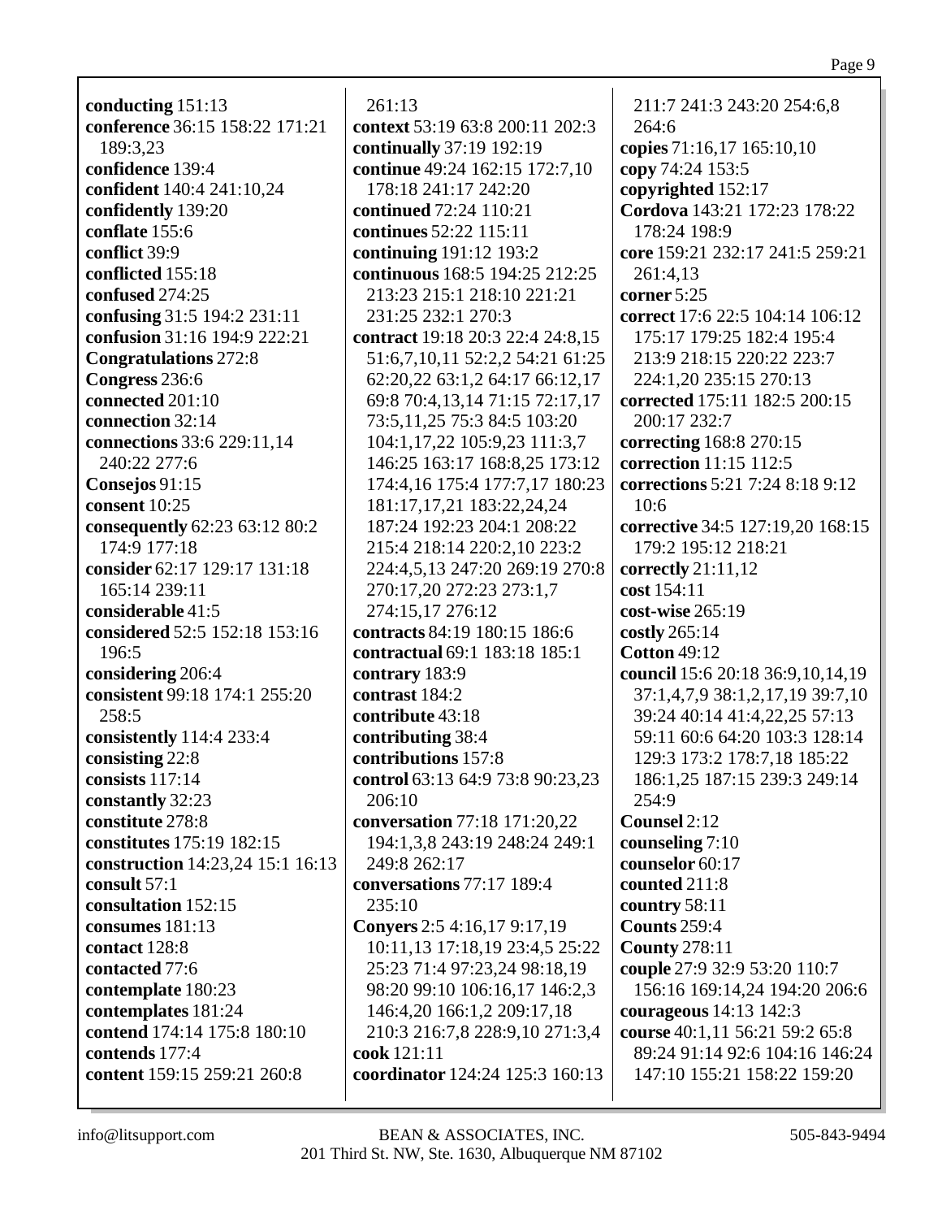**conducting** 151:13
**conference** 36:15 158:22 171:21 189:3,23
**confidence** 139:4
**confident** 140:4 241:10,24
**confidently** 139:20
**conflate** 155:6
**conflict** 39:9
**conflicted** 155:18
**confused** 274:25
**confusing** 31:5 194:2 231:11
**confusion** 31:16 194:9 222:21
**Congratulations** 272:8
**Congress** 236:6
**connected** 201:10
**connection** 32:14
**connections** 33:6 229:11,14 240:22 277:6
**Consejos** 91:15
**consent** 10:25
**consequently** 62:23 63:12 80:2 174:9 177:18
**consider** 62:17 129:17 131:18 165:14 239:11
**considerable** 41:5
**considered** 52:5 152:18 153:16 196:5
**considering** 206:4
**consistent** 99:18 174:1 255:20 258:5
**consistently** 114:4 233:4
**consisting** 22:8
**consists** 117:14
**constantly** 32:23
**constitute** 278:8
**constitutes** 175:19 182:15
**construction** 14:23,24 15:1 16:13
**consult** 57:1
**consultation** 152:15
**consumes** 181:13
**contact** 128:8
**contacted** 77:6
**contemplate** 180:23
**contemplates** 181:24
**contend** 174:14 175:8 180:10
**contends** 177:4
**content** 159:15 259:21 260:8 261:13
**context** 53:19 63:8 200:11 202:3
**continually** 37:19 192:19
**continue** 49:24 162:15 172:7,10 178:18 241:17 242:20
**continued** 72:24 110:21
**continues** 52:22 115:11
**continuing** 191:12 193:2
**continuous** 168:5 194:25 212:25 213:23 215:1 218:10 221:21 231:25 232:1 270:3
**contract** 19:18 20:3 22:4 24:8,15 51:6,7,10,11 52:2,2 54:21 61:25 62:20,22 63:1,2 64:17 66:12,17 69:8 70:4,13,14 71:15 72:17,17 73:5,11,25 75:3 84:5 103:20 104:1,17,22 105:9,23 111:3,7 146:25 163:17 168:8,25 173:12 174:4,16 175:4 177:7,17 180:23 181:17,17,21 183:22,24,24 187:24 192:23 204:1 208:22 215:4 218:14 220:2,10 223:2 224:4,5,13 247:20 269:19 270:8 270:17,20 272:23 273:1,7 274:15,17 276:12
**contracts** 84:19 180:15 186:6
**contractual** 69:1 183:18 185:1
**contrary** 183:9
**contrast** 184:2
**contribute** 43:18
**contributing** 38:4
**contributions** 157:8
**control** 63:13 64:9 73:8 90:23,23 206:10
**conversation** 77:18 171:20,22 194:1,3,8 243:19 248:24 249:1 249:8 262:17
**conversations** 77:17 189:4 235:10
**Conyers** 2:5 4:16,17 9:17,19 10:11,13 17:18,19 23:4,5 25:22 25:23 71:4 97:23,24 98:18,19 98:20 99:10 106:16,17 146:2,3 146:4,20 166:1,2 209:17,18 210:3 216:7,8 228:9,10 271:3,4
**cook** 121:11
**coordinator** 124:24 125:3 160:13 211:7 241:3 243:20 254:6,8 264:6
**copies** 71:16,17 165:10,10
**copy** 74:24 153:5
**copyrighted** 152:17
**Cordova** 143:21 172:23 178:22 178:24 198:9
**core** 159:21 232:17 241:5 259:21 261:4,13
**corner** 5:25
**correct** 17:6 22:5 104:14 106:12 175:17 179:25 182:4 195:4 213:9 218:15 220:22 223:7 224:1,20 235:15 270:13
**corrected** 175:11 182:5 200:15 200:17 232:7
**correcting** 168:8 270:15
**correction** 11:15 112:5
**corrections** 5:21 7:24 8:18 9:12 10:6
**corrective** 34:5 127:19,20 168:15 179:2 195:12 218:21
**correctly** 21:11,12
**cost** 154:11
**cost-wise** 265:19
**costly** 265:14
**Cotton** 49:12
**council** 15:6 20:18 36:9,10,14,19 37:1,4,7,9 38:1,2,17,19 39:7,10 39:24 40:14 41:4,22,25 57:13 59:11 60:6 64:20 103:3 128:14 129:3 173:2 178:7,18 185:22 186:1,25 187:15 239:3 249:14 254:9
**Counsel** 2:12
**counseling** 7:10
**counselor** 60:17
**counted** 211:8
**country** 58:11
**Counts** 259:4
**County** 278:11
**couple** 27:9 32:9 53:20 110:7 156:16 169:14,24 194:20 206:6
**courageous** 14:13 142:3
**course** 40:1,11 56:21 59:2 65:8 89:24 91:14 92:6 104:16 146:24 147:10 155:21 158:22 159:20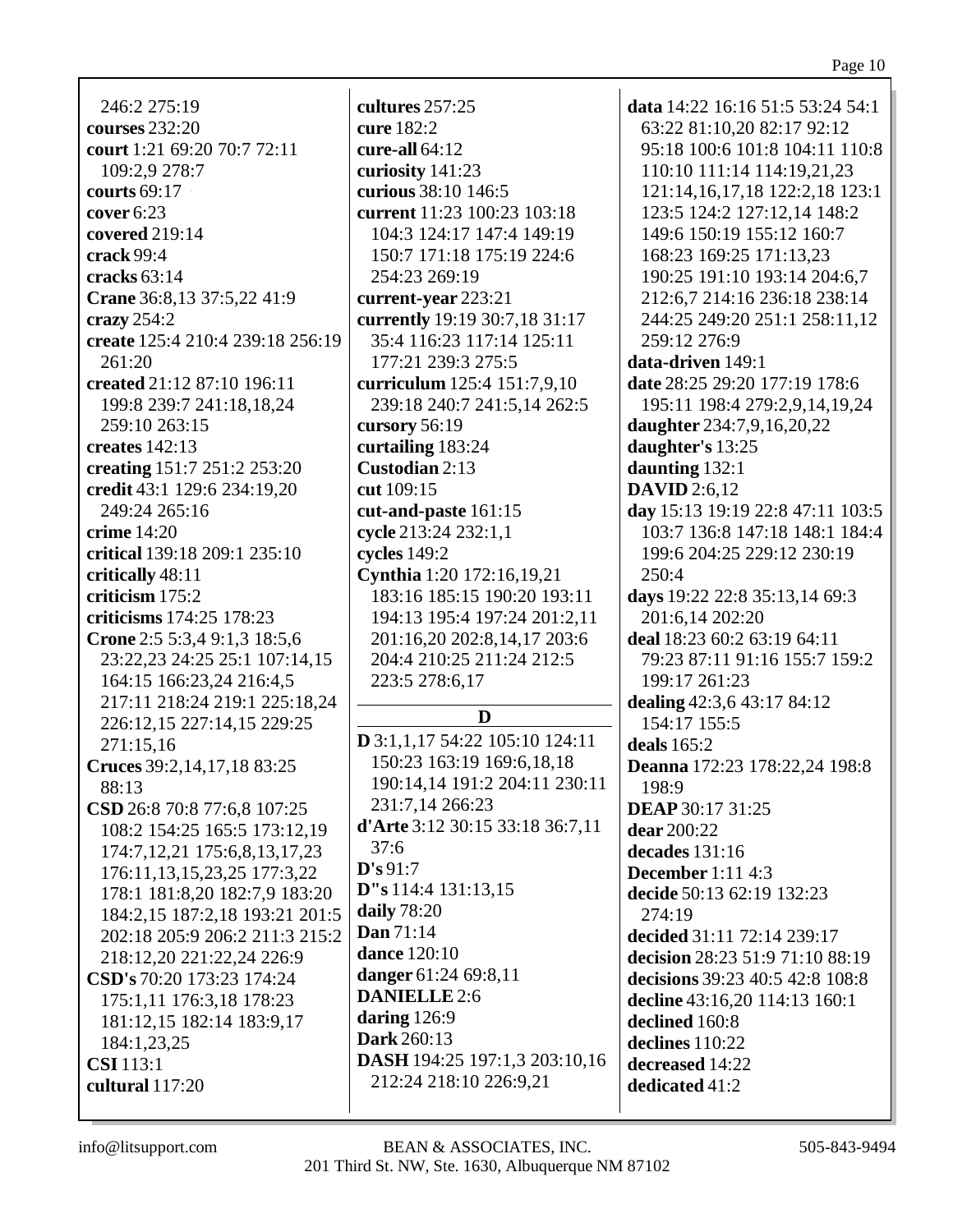246:2 275:19
**courses** 232:20
**court** 1:21 69:20 70:7 72:11 109:2,9 278:7
**courts** 69:17
**cover** 6:23
**covered** 219:14
**crack** 99:4
**cracks** 63:14
**Crane** 36:8,13 37:5,22 41:9
**crazy** 254:2
**create** 125:4 210:4 239:18 256:19 261:20
**created** 21:12 87:10 196:11 199:8 239:7 241:18,18,24 259:10 263:15
**creates** 142:13
**creating** 151:7 251:2 253:20
**credit** 43:1 129:6 234:19,20 249:24 265:16
**crime** 14:20
**critical** 139:18 209:1 235:10
**critically** 48:11
**criticism** 175:2
**criticisms** 174:25 178:23
**Crone** 2:5 5:3,4 9:1,3 18:5,6 23:22,23 24:25 25:1 107:14,15 164:15 166:23,24 216:4,5 217:11 218:24 219:1 225:18,24 226:12,15 227:14,15 229:25 271:15,16
**Cruces** 39:2,14,17,18 83:25 88:13
**CSD** 26:8 70:8 77:6,8 107:25 108:2 154:25 165:5 173:12,19 174:7,12,21 175:6,8,13,17,23 176:11,13,15,23,25 177:3,22 178:1 181:8,20 182:7,9 183:20 184:2,15 187:2,18 193:21 201:5 202:18 205:9 206:2 211:3 215:2 218:12,20 221:22,24 226:9
**CSD's** 70:20 173:23 174:24 175:1,11 176:3,18 178:23 181:12,15 182:14 183:9,17 184:1,23,25
**CSI** 113:1
**cultural** 117:20
**cultures** 257:25
**cure** 182:2
**cure-all** 64:12
**curiosity** 141:23
**curious** 38:10 146:5
**current** 11:23 100:23 103:18 104:3 124:17 147:4 149:19 150:7 171:18 175:19 224:6 254:23 269:19
**current-year** 223:21
**currently** 19:19 30:7,18 31:17 35:4 116:23 117:14 125:11 177:21 239:3 275:5
**curriculum** 125:4 151:7,9,10 239:18 240:7 241:5,14 262:5
**cursory** 56:19
**curtailing** 183:24
**Custodian** 2:13
**cut** 109:15
**cut-and-paste** 161:15
**cycle** 213:24 232:1,1
**cycles** 149:2
**Cynthia** 1:20 172:16,19,21 183:16 185:15 190:20 193:11 194:13 195:4 197:24 201:2,11 201:16,20 202:8,14,17 203:6 204:4 210:25 211:24 212:5 223:5 278:6,17

## D

**D** 3:1,1,17 54:22 105:10 124:11 150:23 163:19 169:6,18,18 190:14,14 191:2 204:11 230:11 231:7,14 266:23
**d'Arte** 3:12 30:15 33:18 36:7,11 37:6
**D's** 91:7
**D"s** 114:4 131:13,15
**daily** 78:20
**Dan** 71:14
**dance** 120:10
**danger** 61:24 69:8,11
**DANIELLE** 2:6
**daring** 126:9
**Dark** 260:13
**DASH** 194:25 197:1,3 203:10,16 212:24 218:10 226:9,21
**data** 14:22 16:16 51:5 53:24 54:1 63:22 81:10,20 82:17 92:12 95:18 100:6 101:8 104:11 110:8 110:10 111:14 114:19,21,23 121:14,16,17,18 122:2,18 123:1 123:5 124:2 127:12,14 148:2 149:6 150:19 155:12 160:7 168:23 169:25 171:13,23 190:25 191:10 193:14 204:6,7 212:6,7 214:16 236:18 238:14 244:25 249:20 251:1 258:11,12 259:12 276:9
**data-driven** 149:1
**date** 28:25 29:20 177:19 178:6 195:11 198:4 279:2,9,14,19,24
**daughter** 234:7,9,16,20,22
**daughter's** 13:25
**daunting** 132:1
**DAVID** 2:6,12
**day** 15:13 19:19 22:8 47:11 103:5 103:7 136:8 147:18 148:1 184:4 199:6 204:25 229:12 230:19 250:4
**days** 19:22 22:8 35:13,14 69:3 201:6,14 202:20
**deal** 18:23 60:2 63:19 64:11 79:23 87:11 91:16 155:7 159:2 199:17 261:23
**dealing** 42:3,6 43:17 84:12 154:17 155:5
**deals** 165:2
**Deanna** 172:23 178:22,24 198:8 198:9
**DEAP** 30:17 31:25
**dear** 200:22
**decades** 131:16
**December** 1:11 4:3
**decide** 50:13 62:19 132:23 274:19
**decided** 31:11 72:14 239:17
**decision** 28:23 51:9 71:10 88:19
**decisions** 39:23 40:5 42:8 108:8
**decline** 43:16,20 114:13 160:1
**declined** 160:8
**declines** 110:22
**decreased** 14:22
**dedicated** 41:2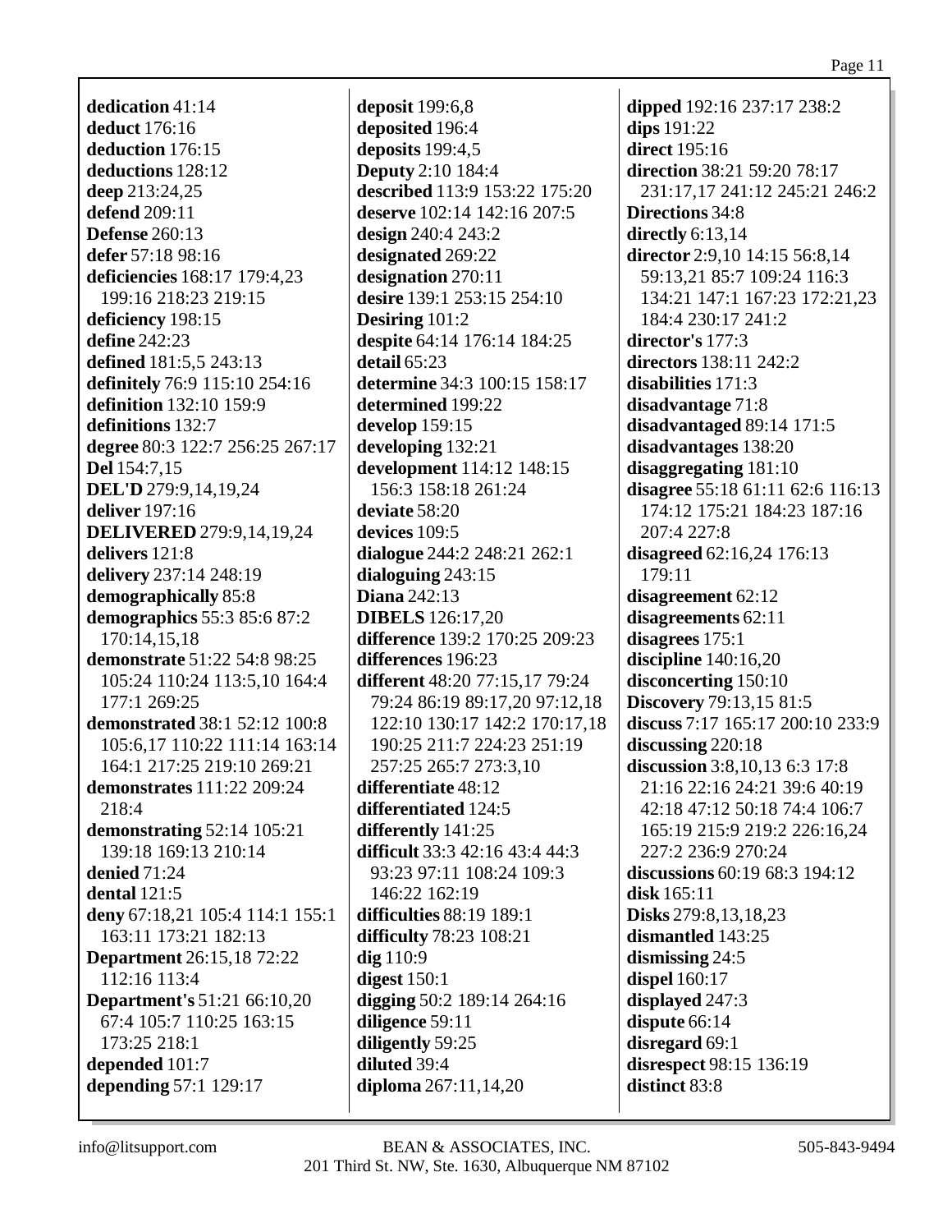**dedication** 41:14
**deduct** 176:16
**deduction** 176:15
**deductions** 128:12
**deep** 213:24,25
**defend** 209:11
**Defense** 260:13
**defer** 57:18 98:16
**deficiencies** 168:17 179:4,23 199:16 218:23 219:15
**deficiency** 198:15
**define** 242:23
**defined** 181:5,5 243:13
**definitely** 76:9 115:10 254:16
**definition** 132:10 159:9
**definitions** 132:7
**degree** 80:3 122:7 256:25 267:17
**Del** 154:7,15
**DEL'D** 279:9,14,19,24
**deliver** 197:16
**DELIVERED** 279:9,14,19,24
**delivers** 121:8
**delivery** 237:14 248:19
**demographically** 85:8
**demographics** 55:3 85:6 87:2 170:14,15,18
**demonstrate** 51:22 54:8 98:25 105:24 110:24 113:5,10 164:4 177:1 269:25
**demonstrated** 38:1 52:12 100:8 105:6,17 110:22 111:14 163:14 164:1 217:25 219:10 269:21
**demonstrates** 111:22 209:24 218:4
**demonstrating** 52:14 105:21 139:18 169:13 210:14
**denied** 71:24
**dental** 121:5
**deny** 67:18,21 105:4 114:1 155:1 163:11 173:21 182:13
**Department** 26:15,18 72:22 112:16 113:4
**Department's** 51:21 66:10,20 67:4 105:7 110:25 163:15 173:25 218:1
**depended** 101:7
**depending** 57:1 129:17
**deposit** 199:6,8
**deposited** 196:4
**deposits** 199:4,5
**Deputy** 2:10 184:4
**described** 113:9 153:22 175:20
**deserve** 102:14 142:16 207:5
**design** 240:4 243:2
**designated** 269:22
**designation** 270:11
**desire** 139:1 253:15 254:10
**Desiring** 101:2
**despite** 64:14 176:14 184:25
**detail** 65:23
**determine** 34:3 100:15 158:17
**determined** 199:22
**develop** 159:15
**developing** 132:21
**development** 114:12 148:15 156:3 158:18 261:24
**deviate** 58:20
**devices** 109:5
**dialogue** 244:2 248:21 262:1
**dialoguing** 243:15
**Diana** 242:13
**DIBELS** 126:17,20
**difference** 139:2 170:25 209:23
**differences** 196:23
**different** 48:20 77:15,17 79:24 79:24 86:19 89:17,20 97:12,18 122:10 130:17 142:2 170:17,18 190:25 211:7 224:23 251:19 257:25 265:7 273:3,10
**differentiate** 48:12
**differentiated** 124:5
**differently** 141:25
**difficult** 33:3 42:16 43:4 44:3 93:23 97:11 108:24 109:3 146:22 162:19
**difficulties** 88:19 189:1
**difficulty** 78:23 108:21
**dig** 110:9
**digest** 150:1
**digging** 50:2 189:14 264:16
**diligence** 59:11
**diligently** 59:25
**diluted** 39:4
**diploma** 267:11,14,20
**dipped** 192:16 237:17 238:2
**dips** 191:22
**direct** 195:16
**direction** 38:21 59:20 78:17 231:17,17 241:12 245:21 246:2
**Directions** 34:8
**directly** 6:13,14
**director** 2:9,10 14:15 56:8,14 59:13,21 85:7 109:24 116:3 134:21 147:1 167:23 172:21,23 184:4 230:17 241:2
**director's** 177:3
**directors** 138:11 242:2
**disabilities** 171:3
**disadvantage** 71:8
**disadvantaged** 89:14 171:5
**disadvantages** 138:20
**disaggregating** 181:10
**disagree** 55:18 61:11 62:6 116:13 174:12 175:21 184:23 187:16 207:4 227:8
**disagreed** 62:16,24 176:13 179:11
**disagreement** 62:12
**disagreements** 62:11
**disagrees** 175:1
**discipline** 140:16,20
**disconcerting** 150:10
**Discovery** 79:13,15 81:5
**discuss** 7:17 165:17 200:10 233:9
**discussing** 220:18
**discussion** 3:8,10,13 6:3 17:8 21:16 22:16 24:21 39:6 40:19 42:18 47:12 50:18 74:4 106:7 165:19 215:9 219:2 226:16,24 227:2 236:9 270:24
**discussions** 60:19 68:3 194:12
**disk** 165:11
**Disks** 279:8,13,18,23
**dismantled** 143:25
**dismissing** 24:5
**dispel** 160:17
**displayed** 247:3
**dispute** 66:14
**disregard** 69:1
**disrespect** 98:15 136:19
**distinct** 83:8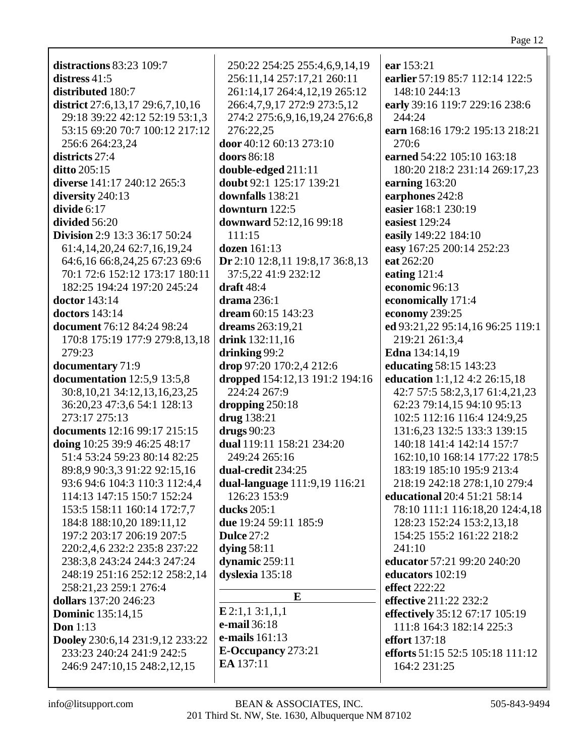**distractions** 83:23 109:7
**distress** 41:5
**distributed** 180:7
**district** 27:6,13,17 29:6,7,10,16 29:18 39:22 42:12 52:19 53:1,3 53:15 69:20 70:7 100:12 217:12 256:6 264:23,24
**districts** 27:4
**ditto** 205:15
**diverse** 141:17 240:12 265:3
**diversity** 240:13
**divide** 6:17
**divided** 56:20
**Division** 2:9 13:3 36:17 50:24 61:4,14,20,24 62:7,16,19,24 64:6,16 66:8,24,25 67:23 69:6 70:1 72:6 152:12 173:17 180:11 182:25 194:24 197:20 245:24
**doctor** 143:14
**doctors** 143:14
**document** 76:12 84:24 98:24 170:8 175:19 177:9 279:8,13,18 279:23
**documentary** 71:9
**documentation** 12:5,9 13:5,8 30:8,10,21 34:12,13,16,23,25 36:20,23 47:3,6 54:1 128:13 273:17 275:13
**documents** 12:16 99:17 215:15
**doing** 10:25 39:9 46:25 48:17 51:4 53:24 59:23 80:14 82:25 89:8,9 90:3,3 91:22 92:15,16 93:6 94:6 104:3 110:3 112:4,4 114:13 147:15 150:7 152:24 153:5 158:11 160:14 172:7,7 184:8 188:10,20 189:11,12 197:2 203:17 206:19 207:5 220:2,4,6 232:2 235:8 237:22 238:3,8 243:24 244:3 247:24 248:19 251:16 252:12 258:2,14 258:21,23 259:1 276:4
**dollars** 137:20 246:23
**Dominic** 135:14,15
**Don** 1:13
**Dooley** 230:6,14 231:9,12 233:22 233:23 240:24 241:9 242:5 246:9 247:10,15 248:2,12,15 250:22 254:25 255:4,6,9,14,19 256:11,14 257:17,21 260:11 261:14,17 264:4,12,19 265:12 266:4,7,9,17 272:9 273:5,12 274:2 275:6,9,16,19,24 276:6,8 276:22,25
**door** 40:12 60:13 273:10
**doors** 86:18
**double-edged** 211:11
**doubt** 92:1 125:17 139:21
**downfalls** 138:21
**downturn** 122:5
**downward** 52:12,16 99:18 111:15
**dozen** 161:13
**Dr** 2:10 12:8,11 19:8,17 36:8,13 37:5,22 41:9 232:12
**draft** 48:4
**drama** 236:1
**dream** 60:15 143:23
**dreams** 263:19,21
**drink** 132:11,16
**drinking** 99:2
**drop** 97:20 170:2,4 212:6
**dropped** 154:12,13 191:2 194:16 224:24 267:9
**dropping** 250:18
**drug** 138:21
**drugs** 90:23
**dual** 119:11 158:21 234:20 249:24 265:16
**dual-credit** 234:25
**dual-language** 111:9,19 116:21 126:23 153:9
**ducks** 205:1
**due** 19:24 59:11 185:9
**Dulce** 27:2
**dying** 58:11
**dynamic** 259:11
**dyslexia** 135:18

## E

**E** 2:1,1 3:1,1,1
**e-mail** 36:18
**e-mails** 161:13
**E-Occupancy** 273:21
**EA** 137:11
**ear** 153:21
**earlier** 57:19 85:7 112:14 122:5 148:10 244:13
**early** 39:16 119:7 229:16 238:6 244:24
**earn** 168:16 179:2 195:13 218:21 270:6
**earned** 54:22 105:10 163:18 180:20 218:2 231:14 269:17,23
**earning** 163:20
**earphones** 242:8
**easier** 168:1 230:19
**easiest** 129:24
**easily** 149:22 184:10
**easy** 167:25 200:14 252:23
**eat** 262:20
**eating** 121:4
**economic** 96:13
**economically** 171:4
**economy** 239:25
**ed** 93:21,22 95:14,16 96:25 119:1 219:21 261:3,4
**Edna** 134:14,19
**educating** 58:15 143:23
**education** 1:1,12 4:2 26:15,18 42:7 57:5 58:2,3,17 61:4,21,23 62:23 79:14,15 94:10 95:13 102:5 112:16 116:4 124:9,25 131:6,23 132:5 133:3 139:15 140:18 141:4 142:14 157:7 162:10,10 168:14 177:22 178:5 183:19 185:10 195:9 213:4 218:19 242:18 278:1,10 279:4
**educational** 20:4 51:21 58:14 78:10 111:1 116:18,20 124:4,18 128:23 152:24 153:2,13,18 154:25 155:2 161:22 218:2 241:10
**educator** 57:21 99:20 240:20
**educators** 102:19
**effect** 222:22
**effective** 211:22 232:2
**effectively** 35:12 67:17 105:19 111:8 164:3 182:14 225:3
**effort** 137:18
**efforts** 51:15 52:5 105:18 111:12 164:2 231:25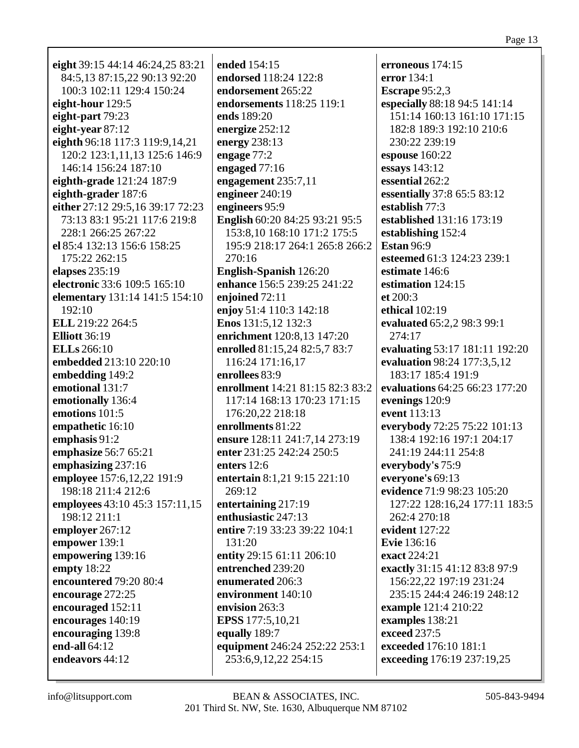**eight** 39:15 44:14 46:24,25 83:21 84:5,13 87:15,22 90:13 92:20 100:3 102:11 129:4 150:24
**eight-hour** 129:5
**eight-part** 79:23
**eight-year** 87:12
**eighth** 96:18 117:3 119:9,14,21 120:2 123:1,11,13 125:6 146:9 146:14 156:24 187:10
**eighth-grade** 121:24 187:9
**eighth-grader** 187:6
**either** 27:12 29:5,16 39:17 72:23 73:13 83:1 95:21 117:6 219:8 228:1 266:25 267:22
**el** 85:4 132:13 156:6 158:25 175:22 262:15
**elapses** 235:19
**electronic** 33:6 109:5 165:10
**elementary** 131:14 141:5 154:10 192:10
**ELL** 219:22 264:5
**Elliott** 36:19
**ELLs** 266:10
**embedded** 213:10 220:10
**embedding** 149:2
**emotional** 131:7
**emotionally** 136:4
**emotions** 101:5
**empathetic** 16:10
**emphasis** 91:2
**emphasize** 56:7 65:21
**emphasizing** 237:16
**employee** 157:6,12,22 191:9 198:18 211:4 212:6
**employees** 43:10 45:3 157:11,15 198:12 211:1
**employer** 267:12
**empower** 139:1
**empowering** 139:16
**empty** 18:22
**encountered** 79:20 80:4
**encourage** 272:25
**encouraged** 152:11
**encourages** 140:19
**encouraging** 139:8
**end-all** 64:12
**endeavors** 44:12
**ended** 154:15
**endorsed** 118:24 122:8
**endorsement** 265:22
**endorsements** 118:25 119:1
**ends** 189:20
**energize** 252:12
**energy** 238:13
**engage** 77:2
**engaged** 77:16
**engagement** 235:7,11
**engineer** 240:19
**engineers** 95:9
**English** 60:20 84:25 93:21 95:5 153:8,10 168:10 171:2 175:5 195:9 218:17 264:1 265:8 266:2 270:16
**English-Spanish** 126:20
**enhance** 156:5 239:25 241:22
**enjoined** 72:11
**enjoy** 51:4 110:3 142:18
**Enos** 131:5,12 132:3
**enrichment** 120:8,13 147:20
**enrolled** 81:15,24 82:5,7 83:7 116:24 171:16,17
**enrollees** 83:9
**enrollment** 14:21 81:15 82:3 83:2 117:14 168:13 170:23 171:15 176:20,22 218:18
**enrollments** 81:22
**ensure** 128:11 241:7,14 273:19
**enter** 231:25 242:24 250:5
**enters** 12:6
**entertain** 8:1,21 9:15 221:10 269:12
**entertaining** 217:19
**enthusiastic** 247:13
**entire** 7:19 33:23 39:22 104:1 131:20
**entity** 29:15 61:11 206:10
**entrenched** 239:20
**enumerated** 206:3
**environment** 140:10
**envision** 263:3
**EPSS** 177:5,10,21
**equally** 189:7
**equipment** 246:24 252:22 253:1 253:6,9,12,22 254:15
**erroneous** 174:15
**error** 134:1
**Escrape** 95:2,3
**especially** 88:18 94:5 141:14 151:14 160:13 161:10 171:15 182:8 189:3 192:10 210:6 230:22 239:19
**espouse** 160:22
**essays** 143:12
**essential** 262:2
**essentially** 37:8 65:5 83:12
**establish** 77:3
**established** 131:16 173:19
**establishing** 152:4
**Estan** 96:9
**esteemed** 61:3 124:23 239:1
**estimate** 146:6
**estimation** 124:15
**et** 200:3
**ethical** 102:19
**evaluated** 65:2,2 98:3 99:1 274:17
**evaluating** 53:17 181:11 192:20
**evaluation** 98:24 177:3,5,12 183:17 185:4 191:9
**evaluations** 64:25 66:23 177:20
**evenings** 120:9
**event** 113:13
**everybody** 72:25 75:22 101:13 138:4 192:16 197:1 204:17 241:19 244:11 254:8
**everybody's** 75:9
**everyone's** 69:13
**evidence** 71:9 98:23 105:20 127:22 128:16,24 177:11 183:5 262:4 270:18
**evident** 127:22
**Evie** 136:16
**exact** 224:21
**exactly** 31:15 41:12 83:8 97:9 156:22,22 197:19 231:24 235:15 244:4 246:19 248:12
**example** 121:4 210:22
**examples** 138:21
**exceed** 237:5
**exceeded** 176:10 181:1
**exceeding** 176:19 237:19,25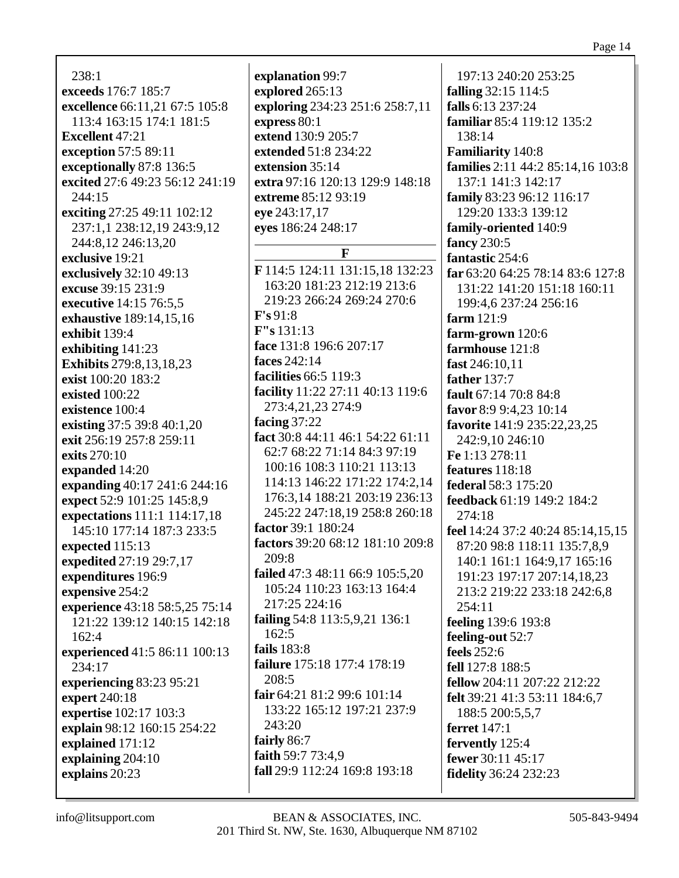238:1
**exceeds** 176:7 185:7
**excellence** 66:11,21 67:5 105:8 113:4 163:15 174:1 181:5
**Excellent** 47:21
**exception** 57:5 89:11
**exceptionally** 87:8 136:5
**excited** 27:6 49:23 56:12 241:19 244:15
**exciting** 27:25 49:11 102:12 237:1,1 238:12,19 243:9,12 244:8,12 246:13,20
**exclusive** 19:21
**exclusively** 32:10 49:13
**excuse** 39:15 231:9
**executive** 14:15 76:5,5
**exhaustive** 189:14,15,16
**exhibit** 139:4
**exhibiting** 141:23
**Exhibits** 279:8,13,18,23
**exist** 100:20 183:2
**existed** 100:22
**existence** 100:4
**existing** 37:5 39:8 40:1,20
**exit** 256:19 257:8 259:11
**exits** 270:10
**expanded** 14:20
**expanding** 40:17 241:6 244:16
**expect** 52:9 101:25 145:8,9
**expectations** 111:1 114:17,18 145:10 177:14 187:3 233:5
**expected** 115:13
**expedited** 27:19 29:7,17
**expenditures** 196:9
**expensive** 254:2
**experience** 43:18 58:5,25 75:14 121:22 139:12 140:15 142:18 162:4
**experienced** 41:5 86:11 100:13 234:17
**experiencing** 83:23 95:21
**expert** 240:18
**expertise** 102:17 103:3
**explain** 98:12 160:15 254:22
**explained** 171:12
**explaining** 204:10
**explains** 20:23
**explanation** 99:7
**explored** 265:13
**exploring** 234:23 251:6 258:7,11
**express** 80:1
**extend** 130:9 205:7
**extended** 51:8 234:22
**extension** 35:14
**extra** 97:16 120:13 129:9 148:18
**extreme** 85:12 93:19
**eye** 243:17,17
**eyes** 186:24 248:17

## F

**F** 114:5 124:11 131:15,18 132:23 163:20 181:23 212:19 213:6 219:23 266:24 269:24 270:6
**F's** 91:8
**F"s** 131:13
**face** 131:8 196:6 207:17
**faces** 242:14
**facilities** 66:5 119:3
**facility** 11:22 27:11 40:13 119:6 273:4,21,23 274:9
**facing** 37:22
**fact** 30:8 44:11 46:1 54:22 61:11 62:7 68:22 71:14 84:3 97:19 100:16 108:3 110:21 113:13 114:13 146:22 171:22 174:2,14 176:3,14 188:21 203:19 236:13 245:22 247:18,19 258:8 260:18
**factor** 39:1 180:24
**factors** 39:20 68:12 181:10 209:8 209:8
**failed** 47:3 48:11 66:9 105:5,20 105:24 110:23 163:13 164:4 217:25 224:16
**failing** 54:8 113:5,9,21 136:1 162:5
**fails** 183:8
**failure** 175:18 177:4 178:19 208:5
**fair** 64:21 81:2 99:6 101:14 133:22 165:12 197:21 237:9 243:20
**fairly** 86:7
**faith** 59:7 73:4,9
**fall** 29:9 112:24 169:8 193:18 197:13 240:20 253:25
**falling** 32:15 114:5
**falls** 6:13 237:24
**familiar** 85:4 119:12 135:2 138:14
**Familiarity** 140:8
**families** 2:11 44:2 85:14,16 103:8 137:1 141:3 142:17
**family** 83:23 96:12 116:17 129:20 133:3 139:12
**family-oriented** 140:9
**fancy** 230:5
**fantastic** 254:6
**far** 63:20 64:25 78:14 83:6 127:8 131:22 141:20 151:18 160:11 199:4,6 237:24 256:16
**farm** 121:9
**farm-grown** 120:6
**farmhouse** 121:8
**fast** 246:10,11
**father** 137:7
**fault** 67:14 70:8 84:8
**favor** 8:9 9:4,23 10:14
**favorite** 141:9 235:22,23,25 242:9,10 246:10
**Fe** 1:13 278:11
**features** 118:18
**federal** 58:3 175:20
**feedback** 61:19 149:2 184:2 274:18
**feel** 14:24 37:2 40:24 85:14,15,15 87:20 98:8 118:11 135:7,8,9 140:1 161:1 164:9,17 165:16 191:23 197:17 207:14,18,23 213:2 219:22 233:18 242:6,8 254:11
**feeling** 139:6 193:8
**feeling-out** 52:7
**feels** 252:6
**fell** 127:8 188:5
**fellow** 204:11 207:22 212:22
**felt** 39:21 41:3 53:11 184:6,7 188:5 200:5,5,7
**ferret** 147:1
**fervently** 125:4
**fewer** 30:11 45:17
**fidelity** 36:24 232:23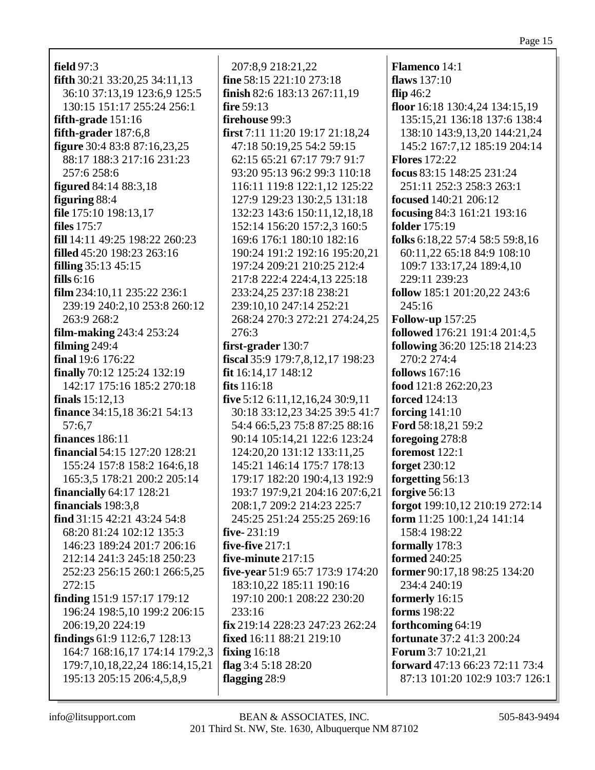**field** 97:3
**fifth** 30:21 33:20,25 34:11,13 36:10 37:13,19 123:6,9 125:5 130:15 151:17 255:24 256:1
**fifth-grade** 151:16
**fifth-grader** 187:6,8
**figure** 30:4 83:8 87:16,23,25 88:17 188:3 217:16 231:23 257:6 258:6
**figured** 84:14 88:3,18
**figuring** 88:4
**file** 175:10 198:13,17
**files** 175:7
**fill** 14:11 49:25 198:22 260:23
**filled** 45:20 198:23 263:16
**filling** 35:13 45:15
**fills** 6:16
**film** 234:10,11 235:22 236:1 239:19 240:2,10 253:8 260:12 263:9 268:2
**film-making** 243:4 253:24
**filming** 249:4
**final** 19:6 176:22
**finally** 70:12 125:24 132:19 142:17 175:16 185:2 270:18
**finals** 15:12,13
**finance** 34:15,18 36:21 54:13 57:6,7
**finances** 186:11
**financial** 54:15 127:20 128:21 155:24 157:8 158:2 164:6,18 165:3,5 178:21 200:2 205:14
**financially** 64:17 128:21
**financials** 198:3,8
**find** 31:15 42:21 43:24 54:8 68:20 81:24 102:12 135:3 146:23 189:24 201:7 206:16 212:14 241:3 245:18 250:23 252:23 256:15 260:1 266:5,25 272:15
**finding** 151:9 157:17 179:12 196:24 198:5,10 199:2 206:15 206:19,20 224:19
**findings** 61:9 112:6,7 128:13 164:7 168:16,17 174:14 179:2,3 179:7,10,18,22,24 186:14,15,21 195:13 205:15 206:4,5,8,9 207:8,9 218:21,22
**fine** 58:15 221:10 273:18
**finish** 82:6 183:13 267:11,19
**fire** 59:13
**firehouse** 99:3
**first** 7:11 11:20 19:17 21:18,24 47:18 50:19,25 54:2 59:15 62:15 65:21 67:17 79:7 91:7 93:20 95:13 96:2 99:3 110:18 116:11 119:8 122:1,12 125:22 127:9 129:23 130:2,5 131:18 132:23 143:6 150:11,12,18,18 152:14 156:20 157:2,3 160:5 169:6 176:1 180:10 182:16 190:24 191:2 192:16 195:20,21 197:24 209:21 210:25 212:4 217:8 222:4 224:4,13 225:18 233:24,25 237:18 238:21 239:10,10 247:14 252:21 268:24 270:3 272:21 274:24,25 276:3
**first-grader** 130:7
**fiscal** 35:9 179:7,8,12,17 198:23
**fit** 16:14,17 148:12
**fits** 116:18
**five** 5:12 6:11,12,16,24 30:9,11 30:18 33:12,23 34:25 39:5 41:7 54:4 66:5,23 75:8 87:25 88:16 90:14 105:14,21 122:6 123:24 124:20,20 131:12 133:11,25 145:21 146:14 175:7 178:13 179:17 182:20 190:4,13 192:9 193:7 197:9,21 204:16 207:6,21 208:1,7 209:2 214:23 225:7 245:25 251:24 255:25 269:16
**five-** 231:19
**five-five** 217:1
**five-minute** 217:15
**five-year** 51:9 65:7 173:9 174:20 183:10,22 185:11 190:16 197:10 200:1 208:22 230:20 233:16
**fix** 219:14 228:23 247:23 262:24
**fixed** 16:11 88:21 219:10
**fixing** 16:18
**flag** 3:4 5:18 28:20
**flagging** 28:9
**Flamenco** 14:1
**flaws** 137:10
**flip** 46:2
**floor** 16:18 130:4,24 134:15,19 135:15,21 136:18 137:6 138:4 138:10 143:9,13,20 144:21,24 145:2 167:7,12 185:19 204:14
**Flores** 172:22
**focus** 83:15 148:25 231:24 251:11 252:3 258:3 263:1
**focused** 140:21 206:12
**focusing** 84:3 161:21 193:16
**folder** 175:19
**folks** 6:18,22 57:4 58:5 59:8,16 60:11,22 65:18 84:9 108:10 109:7 133:17,24 189:4,10 229:11 239:23
**follow** 185:1 201:20,22 243:6 245:16
**Follow-up** 157:25
**followed** 176:21 191:4 201:4,5
**following** 36:20 125:18 214:23 270:2 274:4
**follows** 167:16
**food** 121:8 262:20,23
**forced** 124:13
**forcing** 141:10
**Ford** 58:18,21 59:2
**foregoing** 278:8
**foremost** 122:1
**forget** 230:12
**forgetting** 56:13
**forgive** 56:13
**forgot** 199:10,12 210:19 272:14
**form** 11:25 100:1,24 141:14 158:4 198:22
**formally** 178:3
**formed** 240:25
**former** 90:17,18 98:25 134:20 234:4 240:19
**formerly** 16:15
**forms** 198:22
**forthcoming** 64:19
**fortunate** 37:2 41:3 200:24
**Forum** 3:7 10:21,21
**forward** 47:13 66:23 72:11 73:4 87:13 101:20 102:9 103:7 126:1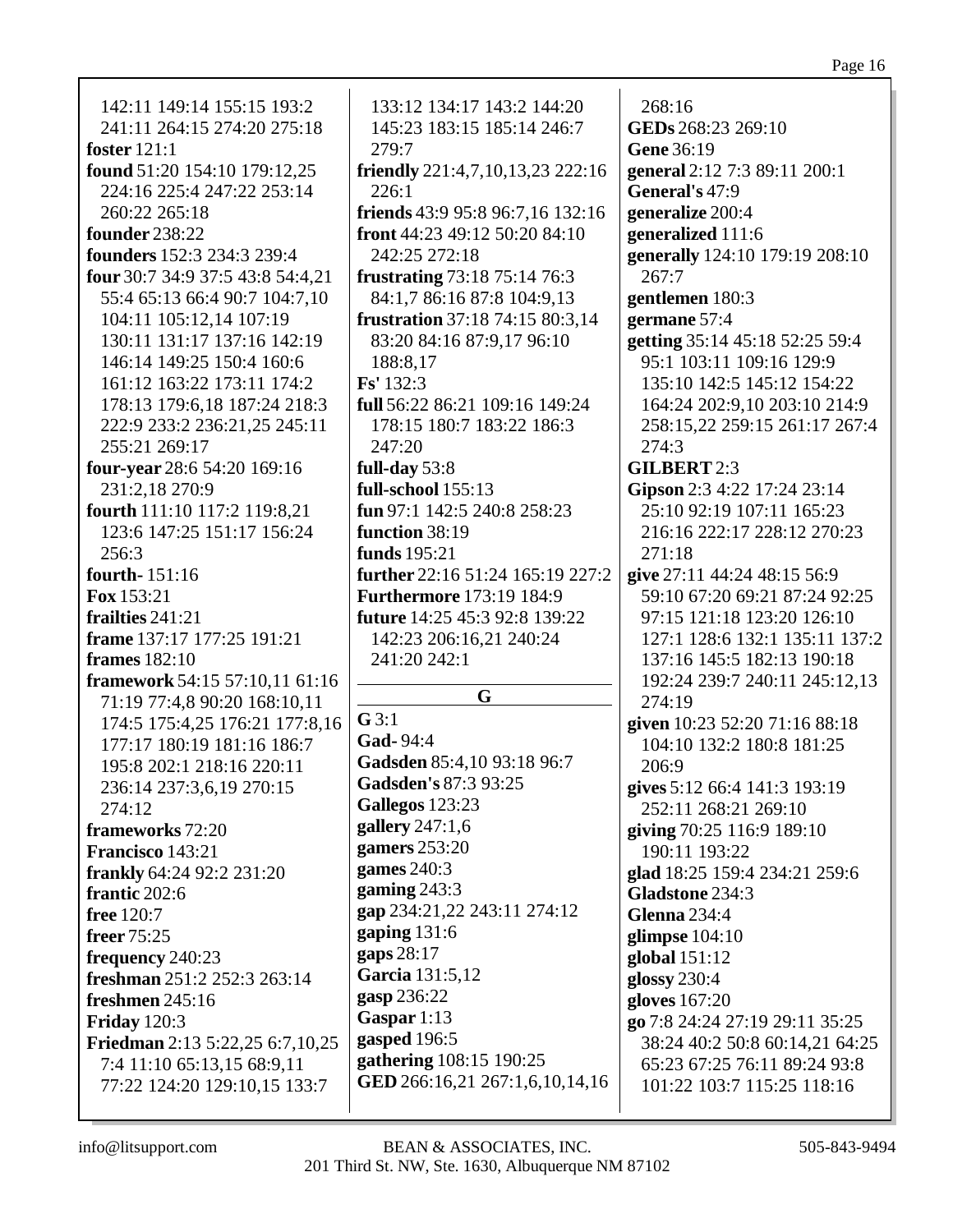142:11 149:14 155:15 193:2 241:11 264:15 274:20 275:18
**foster** 121:1
**found** 51:20 154:10 179:12,25 224:16 225:4 247:22 253:14 260:22 265:18
**founder** 238:22
**founders** 152:3 234:3 239:4
**four** 30:7 34:9 37:5 43:8 54:4,21 55:4 65:13 66:4 90:7 104:7,10 104:11 105:12,14 107:19 130:11 131:17 137:16 142:19 146:14 149:25 150:4 160:6 161:12 163:22 173:11 174:2 178:13 179:6,18 187:24 218:3 222:9 233:2 236:21,25 245:11 255:21 269:17
**four-year** 28:6 54:20 169:16 231:2,18 270:9
**fourth** 111:10 117:2 119:8,21 123:6 147:25 151:17 156:24 256:3
**fourth-** 151:16
**Fox** 153:21
**frailties** 241:21
**frame** 137:17 177:25 191:21
**frames** 182:10
**framework** 54:15 57:10,11 61:16 71:19 77:4,8 90:20 168:10,11 174:5 175:4,25 176:21 177:8,16 177:17 180:19 181:16 186:7 195:8 202:1 218:16 220:11 236:14 237:3,6,19 270:15 274:12
**frameworks** 72:20
**Francisco** 143:21
**frankly** 64:24 92:2 231:20
**frantic** 202:6
**free** 120:7
**freer** 75:25
**frequency** 240:23
**freshman** 251:2 252:3 263:14
**freshmen** 245:16
**Friday** 120:3
**Friedman** 2:13 5:22,25 6:7,10,25 7:4 11:10 65:13,15 68:9,11 77:22 124:20 129:10,15 133:7 133:12 134:17 143:2 144:20 145:23 183:15 185:14 246:7 279:7
**friendly** 221:4,7,10,13,23 222:16 226:1
**friends** 43:9 95:8 96:7,16 132:16
**front** 44:23 49:12 50:20 84:10 242:25 272:18
**frustrating** 73:18 75:14 76:3 84:1,7 86:16 87:8 104:9,13
**frustration** 37:18 74:15 80:3,14 83:20 84:16 87:9,17 96:10 188:8,17
**Fs'** 132:3
**full** 56:22 86:21 109:16 149:24 178:15 180:7 183:22 186:3 247:20
**full-day** 53:8
**full-school** 155:13
**fun** 97:1 142:5 240:8 258:23
**function** 38:19
**funds** 195:21
**further** 22:16 51:24 165:19 227:2
**Furthermore** 173:19 184:9
**future** 14:25 45:3 92:8 139:22 142:23 206:16,21 240:24 241:20 242:1

## G

**G** 3:1
**Gad-** 94:4
**Gadsden** 85:4,10 93:18 96:7
**Gadsden's** 87:3 93:25
**Gallegos** 123:23
**gallery** 247:1,6
**gamers** 253:20
**games** 240:3
**gaming** 243:3
**gap** 234:21,22 243:11 274:12
**gaping** 131:6
**gaps** 28:17
**Garcia** 131:5,12
**gasp** 236:22
**Gaspar** 1:13
**gasped** 196:5
**gathering** 108:15 190:25
**GED** 266:16,21 267:1,6,10,14,16 268:16
**GEDs** 268:23 269:10
**Gene** 36:19
**general** 2:12 7:3 89:11 200:1
**General's** 47:9
**generalize** 200:4
**generalized** 111:6
**generally** 124:10 179:19 208:10 267:7
**gentlemen** 180:3
**germane** 57:4
**getting** 35:14 45:18 52:25 59:4 95:1 103:11 109:16 129:9 135:10 142:5 145:12 154:22 164:24 202:9,10 203:10 214:9 258:15,22 259:15 261:17 267:4 274:3
**GILBERT** 2:3
**Gipson** 2:3 4:22 17:24 23:14 25:10 92:19 107:11 165:23 216:16 222:17 228:12 270:23 271:18
**give** 27:11 44:24 48:15 56:9 59:10 67:20 69:21 87:24 92:25 97:15 121:18 123:20 126:10 127:1 128:6 132:1 135:11 137:2 137:16 145:5 182:13 190:18 192:24 239:7 240:11 245:12,13 274:19
**given** 10:23 52:20 71:16 88:18 104:10 132:2 180:8 181:25 206:9
**gives** 5:12 66:4 141:3 193:19 252:11 268:21 269:10
**giving** 70:25 116:9 189:10 190:11 193:22
**glad** 18:25 159:4 234:21 259:6
**Gladstone** 234:3
**Glenna** 234:4
**glimpse** 104:10
**global** 151:12
**glossy** 230:4
**gloves** 167:20
**go** 7:8 24:24 27:19 29:11 35:25 38:24 40:2 50:8 60:14,21 64:25 65:23 67:25 76:11 89:24 93:8 101:22 103:7 115:25 118:16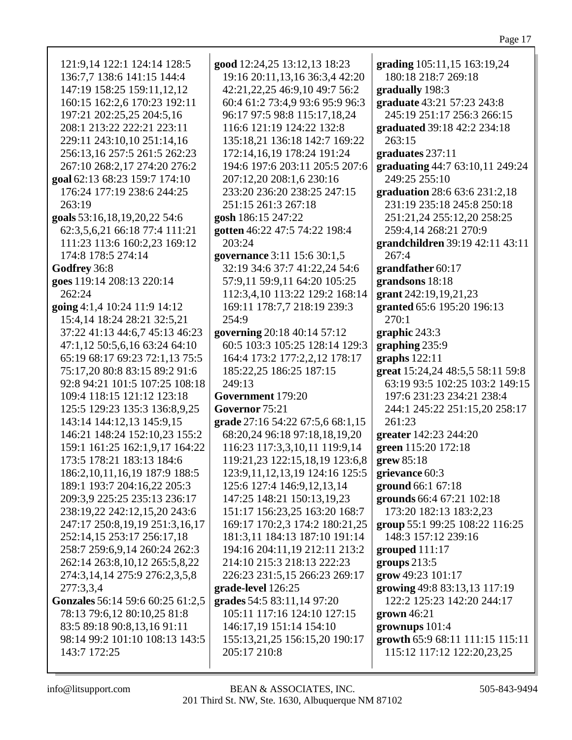121:9,14 122:1 124:14 128:5 136:7,7 138:6 141:15 144:4 147:19 158:25 159:11,12,12 160:15 162:2,6 170:23 192:11 197:21 202:25,25 204:5,16 208:1 213:22 222:21 223:11 229:11 243:10,10 251:14,16 256:13,16 257:5 261:5 262:23 267:10 268:2,17 274:20 276:2

**goal** 62:13 68:23 159:7 174:10 176:24 177:19 238:6 244:25 263:19

**goals** 53:16,18,19,20,22 54:6 62:3,5,6,21 66:18 77:4 111:21 111:23 113:6 160:2,23 169:12 174:8 178:5 274:14

**Godfrey** 36:8

**goes** 119:14 208:13 220:14 262:24

**going** 4:1,4 10:24 11:9 14:12 15:4,14 18:24 28:21 32:5,21 37:22 41:13 44:6,7 45:13 46:23 47:1,12 50:5,6,16 63:24 64:10 65:19 68:17 69:23 72:1,13 75:5 75:17,20 80:8 83:15 89:2 91:6 92:8 94:21 101:5 107:25 108:18 109:4 118:15 121:12 123:18 125:5 129:23 135:3 136:8,9,25 143:14 144:12,13 145:9,15 146:21 148:24 152:10,23 155:2 159:1 161:25 162:1,9,17 164:22 173:5 178:21 183:13 184:6 186:2,10,11,16,19 187:9 188:5 189:1 193:7 204:16,22 205:3 209:3,9 225:25 235:13 236:17 238:19,22 242:12,15,20 243:6 247:17 250:8,19,19 251:3,16,17 252:14,15 253:17 256:17,18 258:7 259:6,9,14 260:24 262:3 262:14 263:8,10,12 265:5,8,22 274:3,14,14 275:9 276:2,3,5,8 277:3,3,4

**Gonzales** 56:14 59:6 60:25 61:2,5 78:13 79:6,12 80:10,25 81:8 83:5 89:18 90:8,13,16 91:11 98:14 99:2 101:10 108:13 143:5 143:7 172:25

**good** 12:24,25 13:12,13 18:23 19:16 20:11,13,16 36:3,4 42:20 42:21,22,25 46:9,10 49:7 56:2 60:4 61:2 73:4,9 93:6 95:9 96:3 96:17 97:5 98:8 115:17,18,24 116:6 121:19 124:22 132:8 135:18,21 136:18 142:7 169:22 172:14,16,19 178:24 191:24 194:6 197:6 203:11 205:5 207:6 207:12,20 208:1,6 230:16 233:20 236:20 238:25 247:15 251:15 261:3 267:18

**gosh** 186:15 247:22

**gotten** 46:22 47:5 74:22 198:4 203:24

**governance** 3:11 15:6 30:1,5 32:19 34:6 37:7 41:22,24 54:6 57:9,11 59:9,11 64:20 105:25 112:3,4,10 113:22 129:2 168:14 169:11 178:7,7 218:19 239:3 254:9

**governing** 20:18 40:14 57:12 60:5 103:3 105:25 128:14 129:3 164:4 173:2 177:2,2,12 178:17 185:22,25 186:25 187:15 249:13

**Government** 179:20

**Governor** 75:21

**grade** 27:16 54:22 67:5,6 68:1,15 68:20,24 96:18 97:18,18,19,20 116:23 117:3,3,10,11 119:9,14 119:21,23 122:15,18,19 123:6,8 123:9,11,12,13,19 124:16 125:5 125:6 127:4 146:9,12,13,14 147:25 148:21 150:13,19,23 151:17 156:23,25 163:20 168:7 169:17 170:2,3 174:2 180:21,25 181:3,11 184:13 187:10 191:14 194:16 204:11,19 212:11 213:2 214:10 215:3 218:13 222:23 226:23 231:5,15 266:23 269:17

**grade-level** 126:25

**grades** 54:5 83:11,14 97:20 105:11 117:16 124:10 127:15 146:17,19 151:14 154:10 155:13,21,25 156:15,20 190:17 205:17 210:8

**grading** 105:11,15 163:19,24 180:18 218:7 269:18

**gradually** 198:3

**graduate** 43:21 57:23 243:8 245:19 251:17 256:3 266:15

**graduated** 39:18 42:2 234:18 263:15

**graduates** 237:11

**graduating** 44:7 63:10,11 249:24 249:25 255:10

**graduation** 28:6 63:6 231:2,18 231:19 235:18 245:8 250:18 251:21,24 255:12,20 258:25 259:4,14 268:21 270:9

**grandchildren** 39:19 42:11 43:11 267:4

**grandfather** 60:17

**grandsons** 18:18

**grant** 242:19,19,21,23

**granted** 65:6 195:20 196:13 270:1

**graphic** 243:3

**graphing** 235:9

**graphs** 122:11

**great** 15:24,24 48:5,5 58:11 59:8 63:19 93:5 102:25 103:2 149:15 197:6 231:23 234:21 238:4 244:1 245:22 251:15,20 258:17 261:23

**greater** 142:23 244:20

**green** 115:20 172:18

**grew** 85:18

**grievance** 60:3

**ground** 66:1 67:18

**grounds** 66:4 67:21 102:18 173:20 182:13 183:2,23

**group** 55:1 99:25 108:22 116:25 148:3 157:12 239:16

**grouped** 111:17

**groups** 213:5

**grow** 49:23 101:17

**growing** 49:8 83:13,13 117:19 122:2 125:23 142:20 244:17

**grown** 46:21

**grownups** 101:4

**growth** 65:9 68:11 111:15 115:11 115:12 117:12 122:20,23,25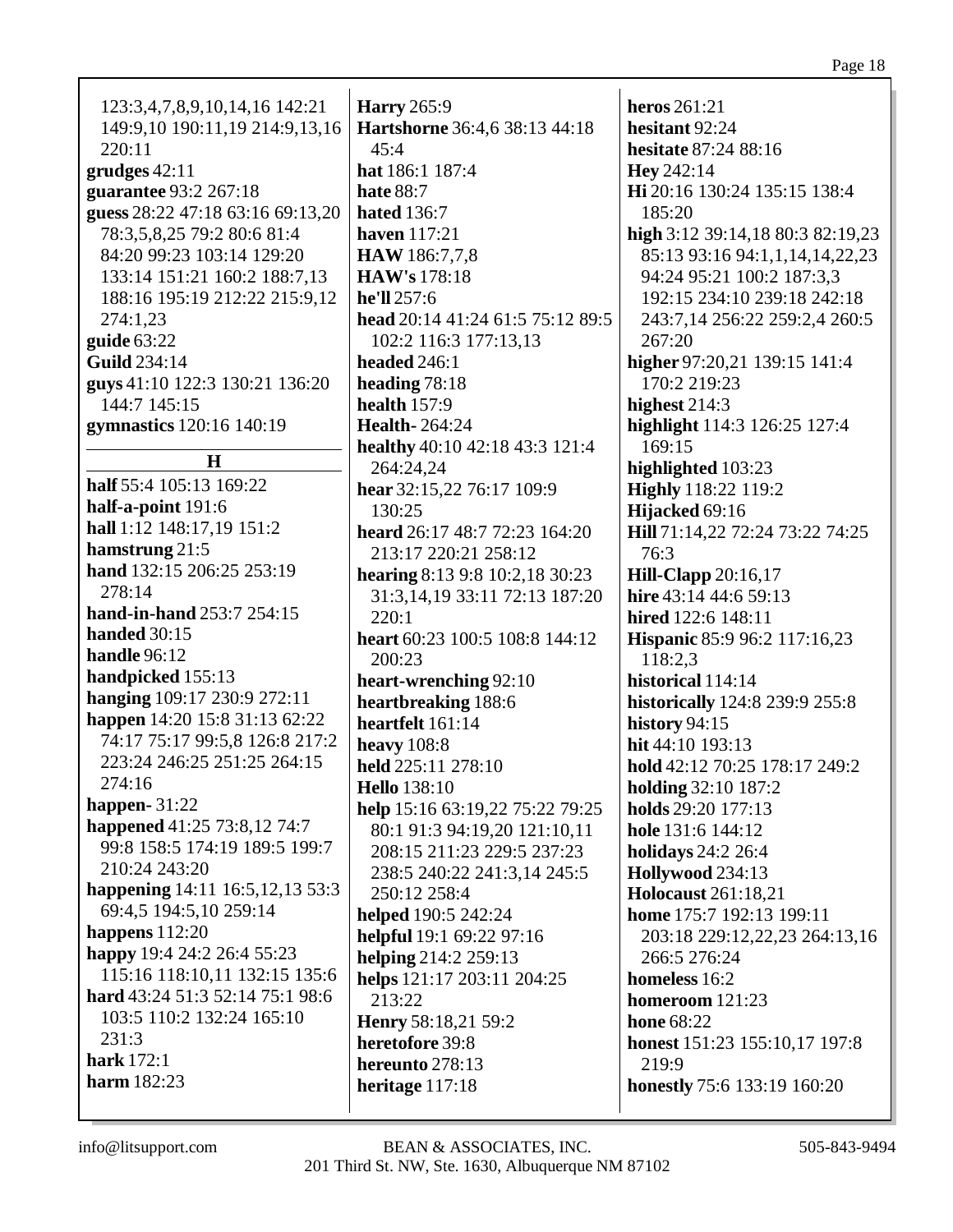123:3,4,7,8,9,10,14,16 142:21 149:9,10 190:11,19 214:9,13,16 220:11
**grudges** 42:11
**guarantee** 93:2 267:18
**guess** 28:22 47:18 63:16 69:13,20 78:3,5,8,25 79:2 80:6 81:4 84:20 99:23 103:14 129:20 133:14 151:21 160:2 188:7,13 188:16 195:19 212:22 215:9,12 274:1,23
**guide** 63:22
**Guild** 234:14
**guys** 41:10 122:3 130:21 136:20 144:7 145:15
**gymnastics** 120:16 140:19

## H

**half** 55:4 105:13 169:22
**half-a-point** 191:6
**hall** 1:12 148:17,19 151:2
**hamstrung** 21:5
**hand** 132:15 206:25 253:19 278:14
**hand-in-hand** 253:7 254:15
**handed** 30:15
**handle** 96:12
**handpicked** 155:13
**hanging** 109:17 230:9 272:11
**happen** 14:20 15:8 31:13 62:22 74:17 75:17 99:5,8 126:8 217:2 223:24 246:25 251:25 264:15 274:16
**happen-** 31:22
**happened** 41:25 73:8,12 74:7 99:8 158:5 174:19 189:5 199:7 210:24 243:20
**happening** 14:11 16:5,12,13 53:3 69:4,5 194:5,10 259:14
**happens** 112:20
**happy** 19:4 24:2 26:4 55:23 115:16 118:10,11 132:15 135:6
**hard** 43:24 51:3 52:14 75:1 98:6 103:5 110:2 132:24 165:10 231:3
**hark** 172:1
**harm** 182:23
**Harry** 265:9
**Hartshorne** 36:4,6 38:13 44:18 45:4
**hat** 186:1 187:4
**hate** 88:7
**hated** 136:7
**haven** 117:21
**HAW** 186:7,7,8
**HAW's** 178:18
**he'll** 257:6
**head** 20:14 41:24 61:5 75:12 89:5 102:2 116:3 177:13,13
**headed** 246:1
**heading** 78:18
**health** 157:9
**Health-** 264:24
**healthy** 40:10 42:18 43:3 121:4 264:24,24
**hear** 32:15,22 76:17 109:9 130:25
**heard** 26:17 48:7 72:23 164:20 213:17 220:21 258:12
**hearing** 8:13 9:8 10:2,18 30:23 31:3,14,19 33:11 72:13 187:20 220:1
**heart** 60:23 100:5 108:8 144:12 200:23
**heart-wrenching** 92:10
**heartbreaking** 188:6
**heartfelt** 161:14
**heavy** 108:8
**held** 225:11 278:10
**Hello** 138:10
**help** 15:16 63:19,22 75:22 79:25 80:1 91:3 94:19,20 121:10,11 208:15 211:23 229:5 237:23 238:5 240:22 241:3,14 245:5 250:12 258:4
**helped** 190:5 242:24
**helpful** 19:1 69:22 97:16
**helping** 214:2 259:13
**helps** 121:17 203:11 204:25 213:22
**Henry** 58:18,21 59:2
**heretofore** 39:8
**hereunto** 278:13
**heritage** 117:18
**heros** 261:21
**hesitant** 92:24
**hesitate** 87:24 88:16
**Hey** 242:14
**Hi** 20:16 130:24 135:15 138:4 185:20
**high** 3:12 39:14,18 80:3 82:19,23 85:13 93:16 94:1,1,14,14,22,23 94:24 95:21 100:2 187:3,3 192:15 234:10 239:18 242:18 243:7,14 256:22 259:2,4 260:5 267:20
**higher** 97:20,21 139:15 141:4 170:2 219:23
**highest** 214:3
**highlight** 114:3 126:25 127:4 169:15
**highlighted** 103:23
**Highly** 118:22 119:2
**Hijacked** 69:16
**Hill** 71:14,22 72:24 73:22 74:25 76:3
**Hill-Clapp** 20:16,17
**hire** 43:14 44:6 59:13
**hired** 122:6 148:11
**Hispanic** 85:9 96:2 117:16,23 118:2,3
**historical** 114:14
**historically** 124:8 239:9 255:8
**history** 94:15
**hit** 44:10 193:13
**hold** 42:12 70:25 178:17 249:2
**holding** 32:10 187:2
**holds** 29:20 177:13
**hole** 131:6 144:12
**holidays** 24:2 26:4
**Hollywood** 234:13
**Holocaust** 261:18,21
**home** 175:7 192:13 199:11 203:18 229:12,22,23 264:13,16 266:5 276:24
**homeless** 16:2
**homeroom** 121:23
**hone** 68:22
**honest** 151:23 155:10,17 197:8 219:9
**honestly** 75:6 133:19 160:20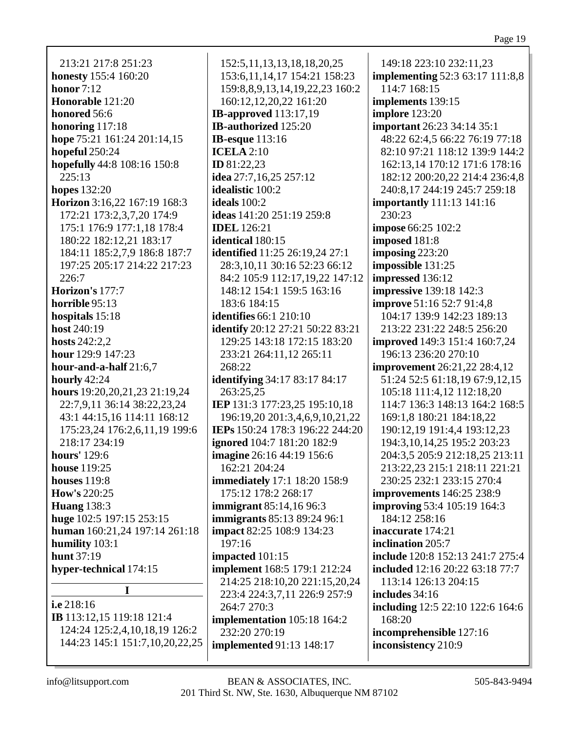213:21 217:8 251:23
**honesty** 155:4 160:20
**honor** 7:12
**Honorable** 121:20
**honored** 56:6
**honoring** 117:18
**hope** 75:21 161:24 201:14,15
**hopeful** 250:24
**hopefully** 44:8 108:16 150:8 225:13
**hopes** 132:20
**Horizon** 3:16,22 167:19 168:3 172:21 173:2,3,7,20 174:9 175:1 176:9 177:1,18 178:4 180:22 182:12,21 183:17 184:11 185:2,7,9 186:8 187:7 197:25 205:17 214:22 217:23 226:7
**Horizon's** 177:7
**horrible** 95:13
**hospitals** 15:18
**host** 240:19
**hosts** 242:2,2
**hour** 129:9 147:23
**hour-and-a-half** 21:6,7
**hourly** 42:24
**hours** 19:20,20,21,23 21:19,24 22:7,9,11 36:14 38:22,23,24 43:1 44:15,16 114:11 168:12 175:23,24 176:2,6,11,19 199:6 218:17 234:19
**hours'** 129:6
**house** 119:25
**houses** 119:8
**How's** 220:25
**Huang** 138:3
**huge** 102:5 197:15 253:15
**human** 160:21,24 197:14 261:18
**humility** 103:1
**hunt** 37:19
**hyper-technical** 174:15

**I**

**i.e** 218:16
**IB** 113:12,15 119:18 121:4 124:24 125:2,4,10,18,19 126:2 144:23 145:1 151:7,10,20,22,25 152:5,11,13,13,18,18,20,25 153:6,11,14,17 154:21 158:23 159:8,8,9,13,14,19,22,23 160:2 160:12,12,20,22 161:20
**IB-approved** 113:17,19
**IB-authorized** 125:20
**IB-esque** 113:16
**ICELA** 2:10
**ID** 81:22,23
**idea** 27:7,16,25 257:12
**idealistic** 100:2
**ideals** 100:2
**ideas** 141:20 251:19 259:8
**IDEL** 126:21
**identical** 180:15
**identified** 11:25 26:19,24 27:1 28:3,10,11 30:16 52:23 66:12 84:2 105:9 112:17,19,22 147:12 148:12 154:1 159:5 163:16 183:6 184:15
**identifies** 66:1 210:10
**identify** 20:12 27:21 50:22 83:21 129:25 143:18 172:15 183:20 233:21 264:11,12 265:11 268:22
**identifying** 34:17 83:17 84:17 263:25,25
**IEP** 131:3 177:23,25 195:10,18 196:19,20 201:3,4,6,9,10,21,22
**IEPs** 150:24 178:3 196:22 244:20
**ignored** 104:7 181:20 182:9
**imagine** 26:16 44:19 156:6 162:21 204:24
**immediately** 17:1 18:20 158:9 175:12 178:2 268:17
**immigrant** 85:14,16 96:3
**immigrants** 85:13 89:24 96:1
**impact** 82:25 108:9 134:23 197:16
**impacted** 101:15
**implement** 168:5 179:1 212:24 214:25 218:10,20 221:15,20,24 223:4 224:3,7,11 226:9 257:9 264:7 270:3
**implementation** 105:18 164:2 232:20 270:19
**implemented** 91:13 148:17 149:18 223:10 232:11,23
**implementing** 52:3 63:17 111:8,8 114:7 168:15
**implements** 139:15
**implore** 123:20
**important** 26:23 34:14 35:1 48:22 62:4,5 66:22 76:19 77:18 82:10 97:21 118:12 139:9 144:2 162:13,14 170:12 171:6 178:16 182:12 200:20,22 214:4 236:4,8 240:8,17 244:19 245:7 259:18
**importantly** 111:13 141:16 230:23
**impose** 66:25 102:2
**imposed** 181:8
**imposing** 223:20
**impossible** 131:25
**impressed** 136:12
**impressive** 139:18 142:3
**improve** 51:16 52:7 91:4,8 104:17 139:9 142:23 189:13 213:22 231:22 248:5 256:20
**improved** 149:3 151:4 160:7,24 196:13 236:20 270:10
**improvement** 26:21,22 28:4,12 51:24 52:5 61:18,19 67:9,12,15 105:18 111:4,12 112:18,20 114:7 136:3 148:13 164:2 168:5 169:1,8 180:21 184:18,22 190:12,19 191:4,4 193:12,23 194:3,10,14,25 195:2 203:23 204:3,5 205:9 212:18,25 213:11 213:22,23 215:1 218:11 221:21 230:25 232:1 233:15 270:4
**improvements** 146:25 238:9
**improving** 53:4 105:19 164:3 184:12 258:16
**inaccurate** 174:21
**inclination** 205:7
**include** 120:8 152:13 241:7 275:4
**included** 12:16 20:22 63:18 77:7 113:14 126:13 204:15
**includes** 34:16
**including** 12:5 22:10 122:6 164:6 168:20
**incomprehensible** 127:16
**inconsistency** 210:9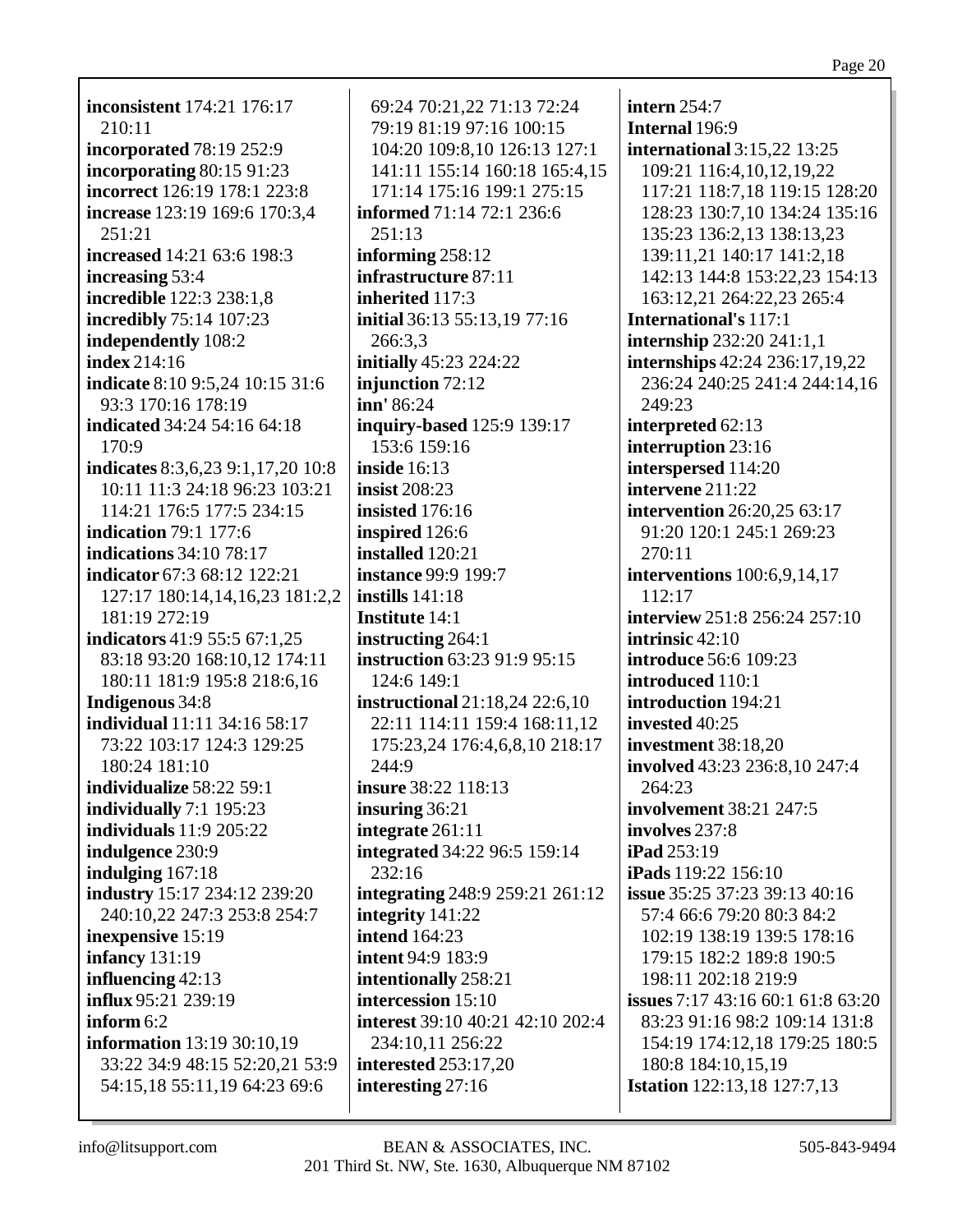**inconsistent** 174:21 176:17 210:11
**incorporated** 78:19 252:9
**incorporating** 80:15 91:23
**incorrect** 126:19 178:1 223:8
**increase** 123:19 169:6 170:3,4 251:21
**increased** 14:21 63:6 198:3
**increasing** 53:4
**incredible** 122:3 238:1,8
**incredibly** 75:14 107:23
**independently** 108:2
**index** 214:16
**indicate** 8:10 9:5,24 10:15 31:6 93:3 170:16 178:19
**indicated** 34:24 54:16 64:18 170:9
**indicates** 8:3,6,23 9:1,17,20 10:8 10:11 11:3 24:18 96:23 103:21 114:21 176:5 177:5 234:15
**indication** 79:1 177:6
**indications** 34:10 78:17
**indicator** 67:3 68:12 122:21 127:17 180:14,14,16,23 181:2,2 181:19 272:19
**indicators** 41:9 55:5 67:1,25 83:18 93:20 168:10,12 174:11 180:11 181:9 195:8 218:6,16
**Indigenous** 34:8
**individual** 11:11 34:16 58:17 73:22 103:17 124:3 129:25 180:24 181:10
**individualize** 58:22 59:1
**individually** 7:1 195:23
**individuals** 11:9 205:22
**indulgence** 230:9
**indulging** 167:18
**industry** 15:17 234:12 239:20 240:10,22 247:3 253:8 254:7
**inexpensive** 15:19
**infancy** 131:19
**influencing** 42:13
**influx** 95:21 239:19
**inform** 6:2
**information** 13:19 30:10,19 33:22 34:9 48:15 52:20,21 53:9 54:15,18 55:11,19 64:23 69:6 69:24 70:21,22 71:13 72:24 79:19 81:19 97:16 100:15 104:20 109:8,10 126:13 127:1 141:11 155:14 160:18 165:4,15 171:14 175:16 199:1 275:15
**informed** 71:14 72:1 236:6 251:13
**informing** 258:12
**infrastructure** 87:11
**inherited** 117:3
**initial** 36:13 55:13,19 77:16 266:3,3
**initially** 45:23 224:22
**injunction** 72:12
**inn'** 86:24
**inquiry-based** 125:9 139:17 153:6 159:16
**inside** 16:13
**insist** 208:23
**insisted** 176:16
**inspired** 126:6
**installed** 120:21
**instance** 99:9 199:7
**instills** 141:18
**Institute** 14:1
**instructing** 264:1
**instruction** 63:23 91:9 95:15 124:6 149:1
**instructional** 21:18,24 22:6,10 22:11 114:11 159:4 168:11,12 175:23,24 176:4,6,8,10 218:17 244:9
**insure** 38:22 118:13
**insuring** 36:21
**integrate** 261:11
**integrated** 34:22 96:5 159:14 232:16
**integrating** 248:9 259:21 261:12
**integrity** 141:22
**intend** 164:23
**intent** 94:9 183:9
**intentionally** 258:21
**intercession** 15:10
**interest** 39:10 40:21 42:10 202:4 234:10,11 256:22
**interested** 253:17,20
**interesting** 27:16
**intern** 254:7
**Internal** 196:9
**international** 3:15,22 13:25 109:21 116:4,10,12,19,22 117:21 118:7,18 119:15 128:20 128:23 130:7,10 134:24 135:16 135:23 136:2,13 138:13,23 139:11,21 140:17 141:2,18 142:13 144:8 153:22,23 154:13 163:12,21 264:22,23 265:4
**International's** 117:1
**internship** 232:20 241:1,1
**internships** 42:24 236:17,19,22 236:24 240:25 241:4 244:14,16 249:23
**interpreted** 62:13
**interruption** 23:16
**interspersed** 114:20
**intervene** 211:22
**intervention** 26:20,25 63:17 91:20 120:1 245:1 269:23 270:11
**interventions** 100:6,9,14,17 112:17
**interview** 251:8 256:24 257:10
**intrinsic** 42:10
**introduce** 56:6 109:23
**introduced** 110:1
**introduction** 194:21
**invested** 40:25
**investment** 38:18,20
**involved** 43:23 236:8,10 247:4 264:23
**involvement** 38:21 247:5
**involves** 237:8
**iPad** 253:19
**iPads** 119:22 156:10
**issue** 35:25 37:23 39:13 40:16 57:4 66:6 79:20 80:3 84:2 102:19 138:19 139:5 178:16 179:15 182:2 189:8 190:5 198:11 202:18 219:9
**issues** 7:17 43:16 60:1 61:8 63:20 83:23 91:16 98:2 109:14 131:8 154:19 174:12,18 179:25 180:5 180:8 184:10,15,19
**Istation** 122:13,18 127:7,13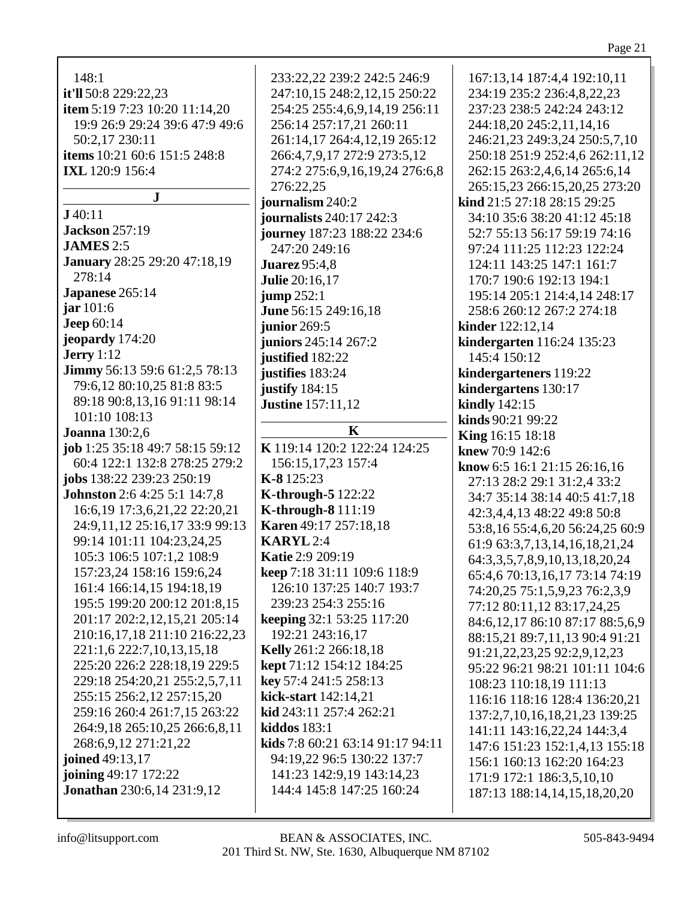148:1
**it'll** 50:8 229:22,23
**item** 5:19 7:23 10:20 11:14,20 19:9 26:9 29:24 39:6 47:9 49:6 50:2,17 230:11
**items** 10:21 60:6 151:5 248:8
**IXL** 120:9 156:4

## J

**J** 40:11
**Jackson** 257:19
**JAMES** 2:5
**January** 28:25 29:20 47:18,19 278:14
**Japanese** 265:14
**jar** 101:6
**Jeep** 60:14
**jeopardy** 174:20
**Jerry** 1:12
**Jimmy** 56:13 59:6 61:2,5 78:13 79:6,12 80:10,25 81:8 83:5 89:18 90:8,13,16 91:11 98:14 101:10 108:13
**Joanna** 130:2,6
**job** 1:25 35:18 49:7 58:15 59:12 60:4 122:1 132:8 278:25 279:2
**jobs** 138:22 239:23 250:19
**Johnston** 2:6 4:25 5:1 14:7,8 16:6,19 17:3,6,21,22 22:20,21 24:9,11,12 25:16,17 33:9 99:13 99:14 101:11 104:23,24,25 105:3 106:5 107:1,2 108:9 157:23,24 158:16 159:6,24 161:4 166:14,15 194:18,19 195:5 199:20 200:12 201:8,15 201:17 202:2,12,15,21 205:14 210:16,17,18 211:10 216:22,23 221:1,6 222:7,10,13,15,18 225:20 226:2 228:18,19 229:5 229:18 254:20,21 255:2,5,7,11 255:15 256:2,12 257:15,20 259:16 260:4 261:7,15 263:22 264:9,18 265:10,25 266:6,8,11 268:6,9,12 271:21,22
**joined** 49:13,17
**joining** 49:17 172:22
**Jonathan** 230:6,14 231:9,12
233:22,22 239:2 242:5 246:9 247:10,15 248:2,12,15 250:22 254:25 255:4,6,9,14,19 256:11 256:14 257:17,21 260:11 261:14,17 264:4,12,19 265:12 266:4,7,9,17 272:9 273:5,12 274:2 275:6,9,16,19,24 276:6,8 276:22,25
**journalism** 240:2
**journalists** 240:17 242:3
**journey** 187:23 188:22 234:6 247:20 249:16
**Juarez** 95:4,8
**Julie** 20:16,17
**jump** 252:1
**June** 56:15 249:16,18
**junior** 269:5
**juniors** 245:14 267:2
**justified** 182:22
**justifies** 183:24
**justify** 184:15
**Justine** 157:11,12

## K

**K** 119:14 120:2 122:24 124:25 156:15,17,23 157:4
**K-8** 125:23
**K-through-5** 122:22
**K-through-8** 111:19
**Karen** 49:17 257:18,18
**KARYL** 2:4
**Katie** 2:9 209:19
**keep** 7:18 31:11 109:6 118:9 126:10 137:25 140:7 193:7 239:23 254:3 255:16
**keeping** 32:1 53:25 117:20 192:21 243:16,17
**Kelly** 261:2 266:18,18
**kept** 71:12 154:12 184:25
**key** 57:4 241:5 258:13
**kick-start** 142:14,21
**kid** 243:11 257:4 262:21
**kiddos** 183:1
**kids** 7:8 60:21 63:14 91:17 94:11 94:19,22 96:5 130:22 137:7 141:23 142:9,19 143:14,23 144:4 145:8 147:25 160:24
167:13,14 187:4,4 192:10,11 234:19 235:2 236:4,8,22,23 237:23 238:5 242:24 243:12 244:18,20 245:2,11,14,16 246:21,23 249:3,24 250:5,7,10 250:18 251:9 252:4,6 262:11,12 262:15 263:2,4,6,14 265:6,14 265:15,23 266:15,20,25 273:20
**kind** 21:5 27:18 28:15 29:25 34:10 35:6 38:20 41:12 45:18 52:7 55:13 56:17 59:19 74:16 97:24 111:25 112:23 122:24 124:11 143:25 147:1 161:7 170:7 190:6 192:13 194:1 195:14 205:1 214:4,14 248:17 258:6 260:12 267:2 274:18
**kinder** 122:12,14
**kindergarten** 116:24 135:23 145:4 150:12
**kindergarteners** 119:22
**kindergartens** 130:17
**kindly** 142:15
**kinds** 90:21 99:22
**King** 16:15 18:18
**knew** 70:9 142:6
**know** 6:5 16:1 21:15 26:16,16 27:13 28:2 29:1 31:2,4 33:2 34:7 35:14 38:14 40:5 41:7,18 42:3,4,4,13 48:22 49:8 50:8 53:8,16 55:4,6,20 56:24,25 60:9 61:9 63:3,7,13,14,16,18,21,24 64:3,3,5,7,8,9,10,13,18,20,24 65:4,6 70:13,16,17 73:14 74:19 74:20,25 75:1,5,9,23 76:2,3,9 77:12 80:11,12 83:17,24,25 84:6,12,17 86:10 87:17 88:5,6,9 88:15,21 89:7,11,13 90:4 91:21 91:21,22,23,25 92:2,9,12,23 95:22 96:21 98:21 101:11 104:6 108:23 110:18,19 111:13 116:16 118:16 128:4 136:20,21 137:2,7,10,16,18,21,23 139:25 141:11 143:16,22,24 144:3,4 147:6 151:23 152:1,4,13 155:18 156:1 160:13 162:20 164:23 171:9 172:1 186:3,5,10,10 187:13 188:14,14,15,18,20,20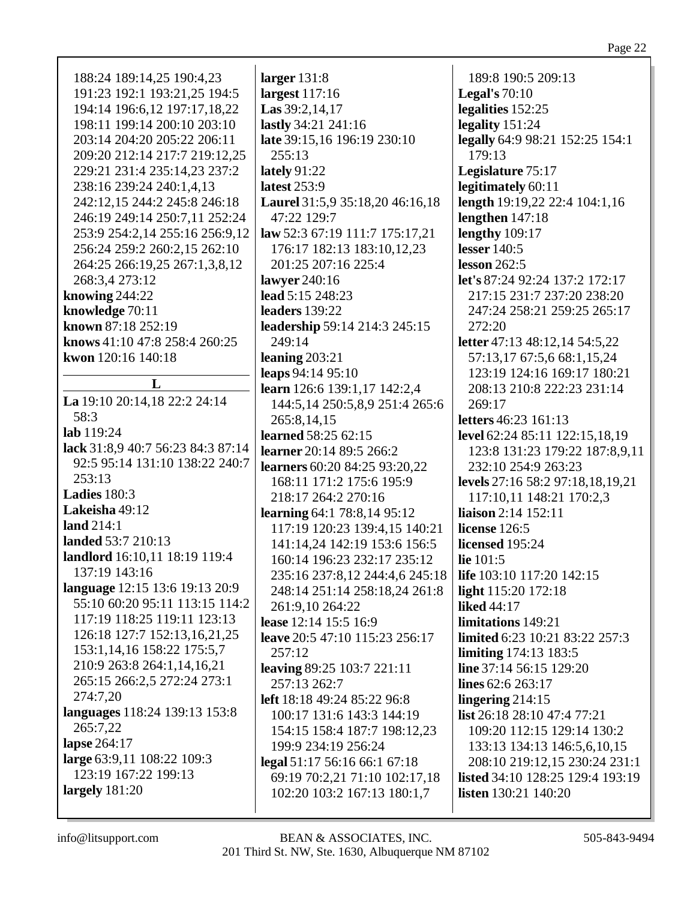188:24 189:14,25 190:4,23 191:23 192:1 193:21,25 194:5 194:14 196:6,12 197:17,18,22 198:11 199:14 200:10 203:10 203:14 204:20 205:22 206:11 209:20 212:14 217:7 219:12,25 229:21 231:4 235:14,23 237:2 238:16 239:24 240:1,4,13 242:12,15 244:2 245:8 246:18 246:19 249:14 250:7,11 252:24 253:9 254:2,14 255:16 256:9,12 256:24 259:2 260:2,15 262:10 264:25 266:19,25 267:1,3,8,12 268:3,4 273:12

**knowing** 244:22
**knowledge** 70:11
**known** 87:18 252:19
**knows** 41:10 47:8 258:4 260:25
**kwon** 120:16 140:18

## L

**La** 19:10 20:14,18 22:2 24:14 58:3
**lab** 119:24
**lack** 31:8,9 40:7 56:23 84:3 87:14 92:5 95:14 131:10 138:22 240:7 253:13
**Ladies** 180:3
**Lakeisha** 49:12
**land** 214:1
**landed** 53:7 210:13
**landlord** 16:10,11 18:19 119:4 137:19 143:16
**language** 12:15 13:6 19:13 20:9 55:10 60:20 95:11 113:15 114:2 117:19 118:25 119:11 123:13 126:18 127:7 152:13,16,21,25 153:1,14,16 158:22 175:5,7 210:9 263:8 264:1,14,16,21 265:15 266:2,5 272:24 273:1 274:7,20
**languages** 118:24 139:13 153:8 265:7,22
**lapse** 264:17
**large** 63:9,11 108:22 109:3 123:19 167:22 199:13
**largely** 181:20
**larger** 131:8
**largest** 117:16
**Las** 39:2,14,17
**lastly** 34:21 241:16
**late** 39:15,16 196:19 230:10 255:13
**lately** 91:22
**latest** 253:9
**Laurel** 31:5,9 35:18,20 46:16,18 47:22 129:7
**law** 52:3 67:19 111:7 175:17,21 176:17 182:13 183:10,12,23 201:25 207:16 225:4
**lawyer** 240:16
**lead** 5:15 248:23
**leaders** 139:22
**leadership** 59:14 214:3 245:15 249:14
**leaning** 203:21
**leaps** 94:14 95:10
**learn** 126:6 139:1,17 142:2,4 144:5,14 250:5,8,9 251:4 265:6 265:8,14,15
**learned** 58:25 62:15
**learner** 20:14 89:5 266:2
**learners** 60:20 84:25 93:20,22 168:11 171:2 175:6 195:9 218:17 264:2 270:16
**learning** 64:1 78:8,14 95:12 117:19 120:23 139:4,15 140:21 141:14,24 142:19 153:6 156:5 160:14 196:23 232:17 235:12 235:16 237:8,12 244:4,6 245:18 248:14 251:14 258:18,24 261:8 261:9,10 264:22
**lease** 12:14 15:5 16:9
**leave** 20:5 47:10 115:23 256:17 257:12
**leaving** 89:25 103:7 221:11 257:13 262:7
**left** 18:18 49:24 85:22 96:8 100:17 131:6 143:3 144:19 154:15 158:4 187:7 198:12,23 199:9 234:19 256:24
**legal** 51:17 56:16 66:1 67:18 69:19 70:2,21 71:10 102:17,18 102:20 103:2 167:13 180:1,7 189:8 190:5 209:13
**Legal's** 70:10
**legalities** 152:25
**legality** 151:24
**legally** 64:9 98:21 152:25 154:1 179:13
**Legislature** 75:17
**legitimately** 60:11
**length** 19:19,22 22:4 104:1,16
**lengthen** 147:18
**lengthy** 109:17
**lesser** 140:5
**lesson** 262:5
**let's** 87:24 92:24 137:2 172:17 217:15 231:7 237:20 238:20 247:24 258:21 259:25 265:17 272:20
**letter** 47:13 48:12,14 54:5,22 57:13,17 67:5,6 68:1,15,24 123:19 124:16 169:17 180:21 208:13 210:8 222:23 231:14 269:17
**letters** 46:23 161:13
**level** 62:24 85:11 122:15,18,19 123:8 131:23 179:22 187:8,9,11 232:10 254:9 263:23
**levels** 27:16 58:2 97:18,18,19,21 117:10,11 148:21 170:2,3
**liaison** 2:14 152:11
**license** 126:5
**licensed** 195:24
**lie** 101:5
**life** 103:10 117:20 142:15
**light** 115:20 172:18
**liked** 44:17
**limitations** 149:21
**limited** 6:23 10:21 83:22 257:3
**limiting** 174:13 183:5
**line** 37:14 56:15 129:20
**lines** 62:6 263:17
**lingering** 214:15
**list** 26:18 28:10 47:4 77:21 109:20 112:15 129:14 130:2 133:13 134:13 146:5,6,10,15 208:10 219:12,15 230:24 231:1
**listed** 34:10 128:25 129:4 193:19
**listen** 130:21 140:20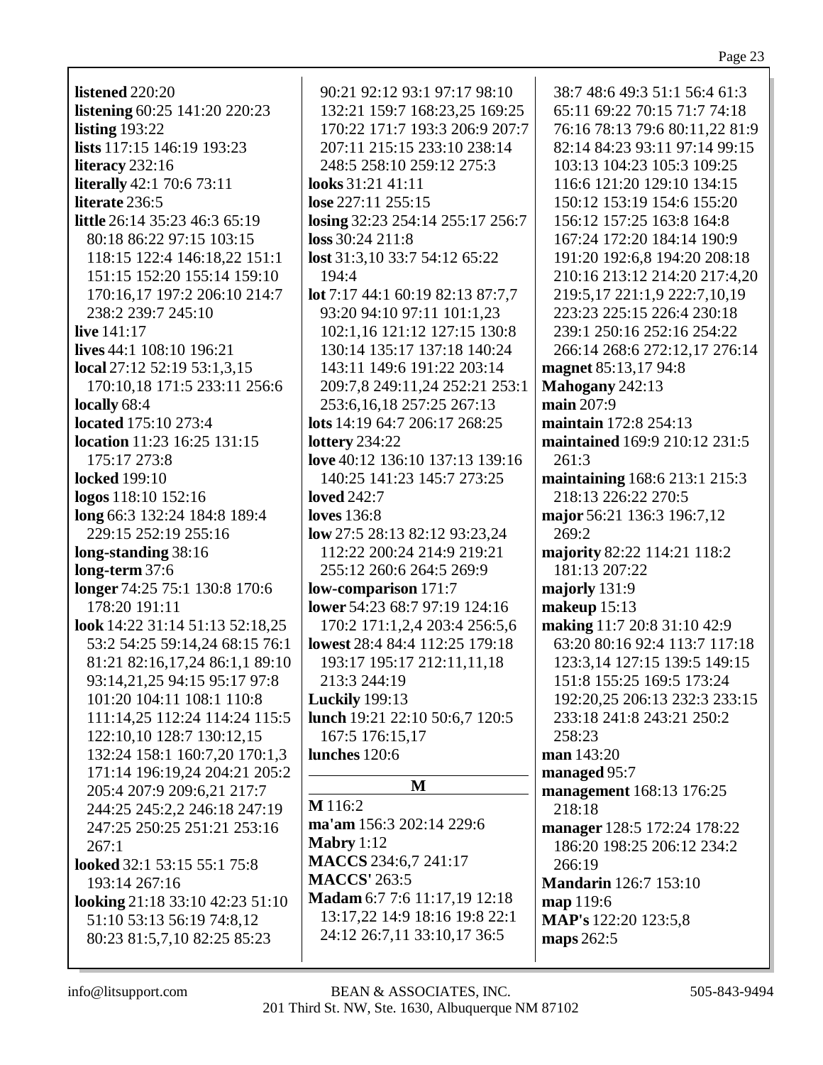**listened** 220:20
**listening** 60:25 141:20 220:23
**listing** 193:22
**lists** 117:15 146:19 193:23
**literacy** 232:16
**literally** 42:1 70:6 73:11
**literate** 236:5
**little** 26:14 35:23 46:3 65:19 80:18 86:22 97:15 103:15 118:15 122:4 146:18,22 151:1 151:15 152:20 155:14 159:10 170:16,17 197:2 206:10 214:7 238:2 239:7 245:10
**live** 141:17
**lives** 44:1 108:10 196:21
**local** 27:12 52:19 53:1,3,15 170:10,18 171:5 233:11 256:6
**locally** 68:4
**located** 175:10 273:4
**location** 11:23 16:25 131:15 175:17 273:8
**locked** 199:10
**logos** 118:10 152:16
**long** 66:3 132:24 184:8 189:4 229:15 252:19 255:16
**long-standing** 38:16
**long-term** 37:6
**longer** 74:25 75:1 130:8 170:6 178:20 191:11
**look** 14:22 31:14 51:13 52:18,25 53:2 54:25 59:14,24 68:15 76:1 81:21 82:16,17,24 86:1,1 89:10 93:14,21,25 94:15 95:17 97:8 101:20 104:11 108:1 110:8 111:14,25 112:24 114:24 115:5 122:10,10 128:7 130:12,15 132:24 158:1 160:7,20 170:1,3 171:14 196:19,24 204:21 205:2 205:4 207:9 209:6,21 217:7 244:25 245:2,2 246:18 247:19 247:25 250:25 251:21 253:16 267:1
**looked** 32:1 53:15 55:1 75:8 193:14 267:16
**looking** 21:18 33:10 42:23 51:10 51:10 53:13 56:19 74:8,12 80:23 81:5,7,10 82:25 85:23 90:21 92:12 93:1 97:17 98:10 132:21 159:7 168:23,25 169:25 170:22 171:7 193:3 206:9 207:7 207:11 215:15 233:10 238:14 248:5 258:10 259:12 275:3
**looks** 31:21 41:11
**lose** 227:11 255:15
**losing** 32:23 254:14 255:17 256:7
**loss** 30:24 211:8
**lost** 31:3,10 33:7 54:12 65:22 194:4
**lot** 7:17 44:1 60:19 82:13 87:7,7 93:20 94:10 97:11 101:1,23 102:1,16 121:12 127:15 130:8 130:14 135:17 137:18 140:24 143:11 149:6 191:22 203:14 209:7,8 249:11,24 252:21 253:1 253:6,16,18 257:25 267:13
**lots** 14:19 64:7 206:17 268:25
**lottery** 234:22
**love** 40:12 136:10 137:13 139:16 140:25 141:23 145:7 273:25
**loved** 242:7
**loves** 136:8
**low** 27:5 28:13 82:12 93:23,24 112:22 200:24 214:9 219:21 255:12 260:6 264:5 269:9
**low-comparison** 171:7
**lower** 54:23 68:7 97:19 124:16 170:2 171:1,2,4 203:4 256:5,6
**lowest** 28:4 84:4 112:25 179:18 193:17 195:17 212:11,11,18 213:3 244:19
**Luckily** 199:13
**lunch** 19:21 22:10 50:6,7 120:5 167:5 176:15,17
**lunches** 120:6

## M

**M** 116:2
**ma'am** 156:3 202:14 229:6
**Mabry** 1:12
**MACCS** 234:6,7 241:17
**MACCS'** 263:5
**Madam** 6:7 7:6 11:17,19 12:18 13:17,22 14:9 18:16 19:8 22:1 24:12 26:7,11 33:10,17 36:5 38:7 48:6 49:3 51:1 56:4 61:3 65:11 69:22 70:15 71:7 74:18 76:16 78:13 79:6 80:11,22 81:9 82:14 84:23 93:11 97:14 99:15 103:13 104:23 105:3 109:25 116:6 121:20 129:10 134:15 150:12 153:19 154:6 155:20 156:12 157:25 163:8 164:8 167:24 172:20 184:14 190:9 191:20 192:6,8 194:20 208:18 210:16 213:12 214:20 217:4,20 219:5,17 221:1,9 222:7,10,19 223:23 225:15 226:4 230:18 239:1 250:16 252:16 254:22 266:14 268:6 272:12,17 276:14
**magnet** 85:13,17 94:8
**Mahogany** 242:13
**main** 207:9
**maintain** 172:8 254:13
**maintained** 169:9 210:12 231:5 261:3
**maintaining** 168:6 213:1 215:3 218:13 226:22 270:5
**major** 56:21 136:3 196:7,12 269:2
**majority** 82:22 114:21 118:2 181:13 207:22
**majorly** 131:9
**makeup** 15:13
**making** 11:7 20:8 31:10 42:9 63:20 80:16 92:4 113:7 117:18 123:3,14 127:15 139:5 149:15 151:8 155:25 169:5 173:24 192:20,25 206:13 232:3 233:15 233:18 241:8 243:21 250:2 258:23
**man** 143:20
**managed** 95:7
**management** 168:13 176:25 218:18
**manager** 128:5 172:24 178:22 186:20 198:25 206:12 234:2 266:19
**Mandarin** 126:7 153:10
**map** 119:6
**MAP's** 122:20 123:5,8
**maps** 262:5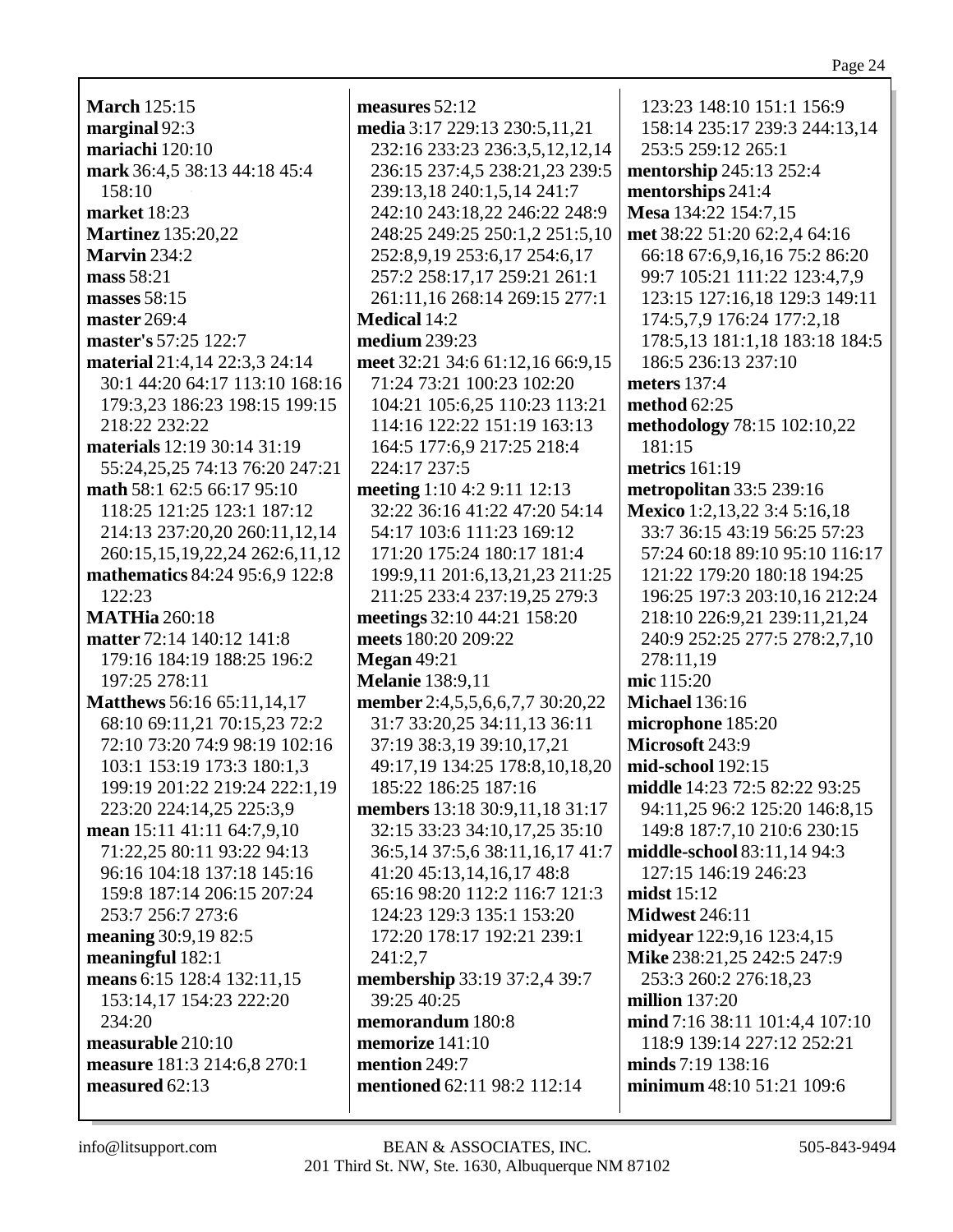**March** 125:15
**marginal** 92:3
**mariachi** 120:10
**mark** 36:4,5 38:13 44:18 45:4 158:10
**market** 18:23
**Martinez** 135:20,22
**Marvin** 234:2
**mass** 58:21
**masses** 58:15
**master** 269:4
**master's** 57:25 122:7
**material** 21:4,14 22:3,3 24:14 30:1 44:20 64:17 113:10 168:16 179:3,23 186:23 198:15 199:15 218:22 232:22
**materials** 12:19 30:14 31:19 55:24,25,25 74:13 76:20 247:21
**math** 58:1 62:5 66:17 95:10 118:25 121:25 123:1 187:12 214:13 237:20,20 260:11,12,14 260:15,15,19,22,24 262:6,11,12
**mathematics** 84:24 95:6,9 122:8 122:23
**MATHia** 260:18
**matter** 72:14 140:12 141:8 179:16 184:19 188:25 196:2 197:25 278:11
**Matthews** 56:16 65:11,14,17 68:10 69:11,21 70:15,23 72:2 72:10 73:20 74:9 98:19 102:16 103:1 153:19 173:3 180:1,3 199:19 201:22 219:24 222:1,19 223:20 224:14,25 225:3,9
**mean** 15:11 41:11 64:7,9,10 71:22,25 80:11 93:22 94:13 96:16 104:18 137:18 145:16 159:8 187:14 206:15 207:24 253:7 256:7 273:6
**meaning** 30:9,19 82:5
**meaningful** 182:1
**means** 6:15 128:4 132:11,15 153:14,17 154:23 222:20 234:20
**measurable** 210:10
**measure** 181:3 214:6,8 270:1
**measured** 62:13
**measures** 52:12
**media** 3:17 229:13 230:5,11,21 232:16 233:23 236:3,5,12,12,14 236:15 237:4,5 238:21,23 239:5 239:13,18 240:1,5,14 241:7 242:10 243:18,22 246:22 248:9 248:25 249:25 250:1,2 251:5,10 252:8,9,19 253:6,17 254:6,17 257:2 258:17,17 259:21 261:1 261:11,16 268:14 269:15 277:1
**Medical** 14:2
**medium** 239:23
**meet** 32:21 34:6 61:12,16 66:9,15 71:24 73:21 100:23 102:20 104:21 105:6,25 110:23 113:21 114:16 122:22 151:19 163:13 164:5 177:6,9 217:25 218:4 224:17 237:5
**meeting** 1:10 4:2 9:11 12:13 32:22 36:16 41:22 47:20 54:14 54:17 103:6 111:23 169:12 171:20 175:24 180:17 181:4 199:9,11 201:6,13,21,23 211:25 211:25 233:4 237:19,25 279:3
**meetings** 32:10 44:21 158:20
**meets** 180:20 209:22
**Megan** 49:21
**Melanie** 138:9,11
**member** 2:4,5,5,6,6,7,7 30:20,22 31:7 33:20,25 34:11,13 36:11 37:19 38:3,19 39:10,17,21 49:17,19 134:25 178:8,10,18,20 185:22 186:25 187:16
**members** 13:18 30:9,11,18 31:17 32:15 33:23 34:10,17,25 35:10 36:5,14 37:5,6 38:11,16,17 41:7 41:20 45:13,14,16,17 48:8 65:16 98:20 112:2 116:7 121:3 124:23 129:3 135:1 153:20 172:20 178:17 192:21 239:1 241:2,7
**membership** 33:19 37:2,4 39:7 39:25 40:25
**memorandum** 180:8
**memorize** 141:10
**mention** 249:7
**mentioned** 62:11 98:2 112:14 123:23 148:10 151:1 156:9 158:14 235:17 239:3 244:13,14 253:5 259:12 265:1
**mentorship** 245:13 252:4
**mentorships** 241:4
**Mesa** 134:22 154:7,15
**met** 38:22 51:20 62:2,4 64:16 66:18 67:6,9,16,16 75:2 86:20 99:7 105:21 111:22 123:4,7,9 123:15 127:16,18 129:3 149:11 174:5,7,9 176:24 177:2,18 178:5,13 181:1,18 183:18 184:5 186:5 236:13 237:10
**meters** 137:4
**method** 62:25
**methodology** 78:15 102:10,22 181:15
**metrics** 161:19
**metropolitan** 33:5 239:16
**Mexico** 1:2,13,22 3:4 5:16,18 33:7 36:15 43:19 56:25 57:23 57:24 60:18 89:10 95:10 116:17 121:22 179:20 180:18 194:25 196:25 197:3 203:10,16 212:24 218:10 226:9,21 239:11,21,24 240:9 252:25 277:5 278:2,7,10 278:11,19
**mic** 115:20
**Michael** 136:16
**microphone** 185:20
**Microsoft** 243:9
**mid-school** 192:15
**middle** 14:23 72:5 82:22 93:25 94:11,25 96:2 125:20 146:8,15 149:8 187:7,10 210:6 230:15
**middle-school** 83:11,14 94:3 127:15 146:19 246:23
**midst** 15:12
**Midwest** 246:11
**midyear** 122:9,16 123:4,15
**Mike** 238:21,25 242:5 247:9 253:3 260:2 276:18,23
**million** 137:20
**mind** 7:16 38:11 101:4,4 107:10 118:9 139:14 227:12 252:21
**minds** 7:19 138:16
**minimum** 48:10 51:21 109:6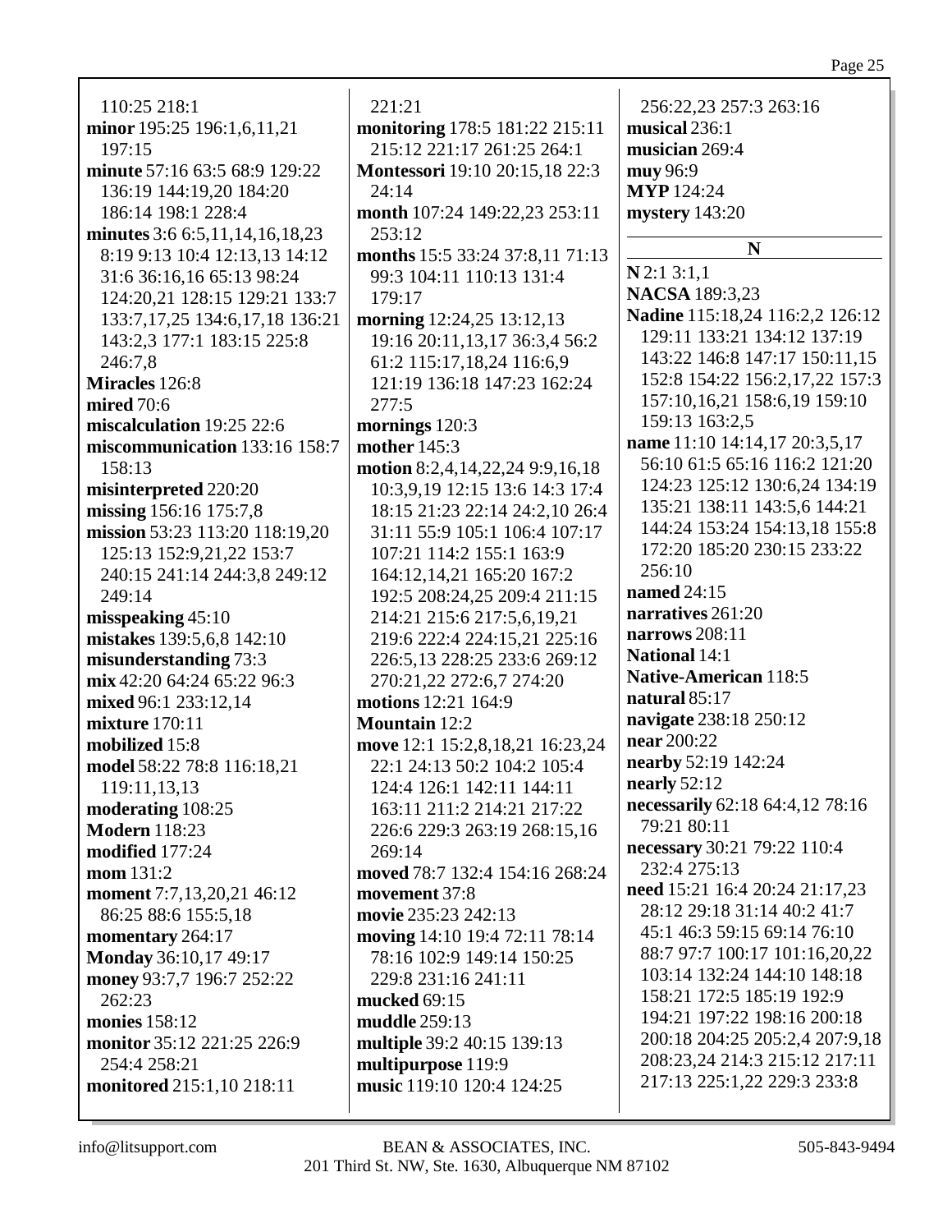110:25 218:1
**minor** 195:25 196:1,6,11,21 197:15
**minute** 57:16 63:5 68:9 129:22 136:19 144:19,20 184:20 186:14 198:1 228:4
**minutes** 3:6 6:5,11,14,16,18,23 8:19 9:13 10:4 12:13,13 14:12 31:6 36:16,16 65:13 98:24 124:20,21 128:15 129:21 133:7 133:7,17,25 134:6,17,18 136:21 143:2,3 177:1 183:15 225:8 246:7,8
**Miracles** 126:8
**mired** 70:6
**miscalculation** 19:25 22:6
**miscommunication** 133:16 158:7 158:13
**misinterpreted** 220:20
**missing** 156:16 175:7,8
**mission** 53:23 113:20 118:19,20 125:13 152:9,21,22 153:7 240:15 241:14 244:3,8 249:12 249:14
**misspeaking** 45:10
**mistakes** 139:5,6,8 142:10
**misunderstanding** 73:3
**mix** 42:20 64:24 65:22 96:3
**mixed** 96:1 233:12,14
**mixture** 170:11
**mobilized** 15:8
**model** 58:22 78:8 116:18,21 119:11,13,13
**moderating** 108:25
**Modern** 118:23
**modified** 177:24
**mom** 131:2
**moment** 7:7,13,20,21 46:12 86:25 88:6 155:5,18
**momentary** 264:17
**Monday** 36:10,17 49:17
**money** 93:7,7 196:7 252:22 262:23
**monies** 158:12
**monitor** 35:12 221:25 226:9 254:4 258:21
**monitored** 215:1,10 218:11
221:21
**monitoring** 178:5 181:22 215:11 215:12 221:17 261:25 264:1
**Montessori** 19:10 20:15,18 22:3 24:14
**month** 107:24 149:22,23 253:11 253:12
**months** 15:5 33:24 37:8,11 71:13 99:3 104:11 110:13 131:4 179:17
**morning** 12:24,25 13:12,13 19:16 20:11,13,17 36:3,4 56:2 61:2 115:17,18,24 116:6,9 121:19 136:18 147:23 162:24 277:5
**mornings** 120:3
**mother** 145:3
**motion** 8:2,4,14,22,24 9:9,16,18 10:3,9,19 12:15 13:6 14:3 17:4 18:15 21:23 22:14 24:2,10 26:4 31:11 55:9 105:1 106:4 107:17 107:21 114:2 155:1 163:9 164:12,14,21 165:20 167:2 192:5 208:24,25 209:4 211:15 214:21 215:6 217:5,6,19,21 219:6 222:4 224:15,21 225:16 226:5,13 228:25 233:6 269:12 270:21,22 272:6,7 274:20
**motions** 12:21 164:9
**Mountain** 12:2
**move** 12:1 15:2,8,18,21 16:23,24 22:1 24:13 50:2 104:2 105:4 124:4 126:1 142:11 144:11 163:11 211:2 214:21 217:22 226:6 229:3 263:19 268:15,16 269:14
**moved** 78:7 132:4 154:16 268:24
**movement** 37:8
**movie** 235:23 242:13
**moving** 14:10 19:4 72:11 78:14 78:16 102:9 149:14 150:25 229:8 231:16 241:11
**mucked** 69:15
**muddle** 259:13
**multiple** 39:2 40:15 139:13
**multipurpose** 119:9
**music** 119:10 120:4 124:25
256:22,23 257:3 263:16
**musical** 236:1
**musician** 269:4
**muy** 96:9
**MYP** 124:24
**mystery** 143:20

## N

**N** 2:1 3:1,1
**NACSA** 189:3,23
**Nadine** 115:18,24 116:2,2 126:12 129:11 133:21 134:12 137:19 143:22 146:8 147:17 150:11,15 152:8 154:22 156:2,17,22 157:3 157:10,16,21 158:6,19 159:10 159:13 163:2,5
**name** 11:10 14:14,17 20:3,5,17 56:10 61:5 65:16 116:2 121:20 124:23 125:12 130:6,24 134:19 135:21 138:11 143:5,6 144:21 144:24 153:24 154:13,18 155:8 172:20 185:20 230:15 233:22 256:10
**named** 24:15
**narratives** 261:20
**narrows** 208:11
**National** 14:1
**Native-American** 118:5
**natural** 85:17
**navigate** 238:18 250:12
**near** 200:22
**nearby** 52:19 142:24
**nearly** 52:12
**necessarily** 62:18 64:4,12 78:16 79:21 80:11
**necessary** 30:21 79:22 110:4 232:4 275:13
**need** 15:21 16:4 20:24 21:17,23 28:12 29:18 31:14 40:2 41:7 45:1 46:3 59:15 69:14 76:10 88:7 97:7 100:17 101:16,20,22 103:14 132:24 144:10 148:18 158:21 172:5 185:19 192:9 194:21 197:22 198:16 200:18 200:18 204:25 205:2,4 207:9,18 208:23,24 214:3 215:12 217:11 217:13 225:1,22 229:3 233:8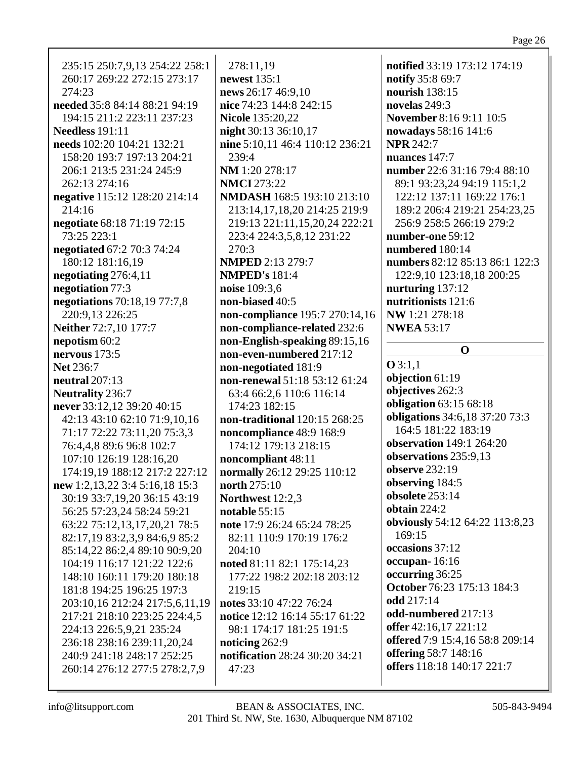235:15 250:7,9,13 254:22 258:1 260:17 269:22 272:15 273:17 274:23

**needed** 35:8 84:14 88:21 94:19 194:15 211:2 223:11 237:23

**Needless** 191:11

**needs** 102:20 104:21 132:21 158:20 193:7 197:13 204:21 206:1 213:5 231:24 245:9 262:13 274:16

**negative** 115:12 128:20 214:14 214:16

**negotiate** 68:18 71:19 72:15 73:25 223:1

**negotiated** 67:2 70:3 74:24 180:12 181:16,19

**negotiating** 276:4,11

**negotiation** 77:3

**negotiations** 70:18,19 77:7,8 220:9,13 226:25

**Neither** 72:7,10 177:7

**nepotism** 60:2

**nervous** 173:5

**Net** 236:7

**neutral** 207:13

**Neutrality** 236:7

**never** 33:12,12 39:20 40:15 42:13 43:10 62:10 71:9,10,16 71:17 72:22 73:11,20 75:3,3 76:4,4,8 89:6 96:8 102:7 107:10 126:19 128:16,20 174:19,19 188:12 217:2 227:12

**new** 1:2,13,22 3:4 5:16,18 15:3 30:19 33:7,19,20 36:15 43:19 56:25 57:23,24 58:24 59:21 63:22 75:12,13,17,20,21 78:5 82:17,19 83:2,3,9 84:6,9 85:2 85:14,22 86:2,4 89:10 90:9,20 104:19 116:17 121:22 122:6 148:10 160:11 179:20 180:18 181:8 194:25 196:25 197:3 203:10,16 212:24 217:5,6,11,19 217:21 218:10 223:25 224:4,5 224:13 226:5,9,21 235:24 236:18 238:16 239:11,20,24 240:9 241:18 248:17 252:25 260:14 276:12 277:5 278:2,7,9 278:11,19

**newest** 135:1

**news** 26:17 46:9,10

**nice** 74:23 144:8 242:15

**Nicole** 135:20,22

**night** 30:13 36:10,17

**nine** 5:10,11 46:4 110:12 236:21 239:4

**NM** 1:20 278:17

**NMCI** 273:22

**NMDASH** 168:5 193:10 213:10 213:14,17,18,20 214:25 219:9 219:13 221:11,15,20,24 222:21 223:4 224:3,5,8,12 231:22 270:3

**NMPED** 2:13 279:7

**NMPED's** 181:4

**noise** 109:3,6

**non-biased** 40:5

**non-compliance** 195:7 270:14,16

**non-compliance-related** 232:6

**non-English-speaking** 89:15,16

**non-even-numbered** 217:12

**non-negotiated** 181:9

**non-renewal** 51:18 53:12 61:24 63:4 66:2,6 110:6 116:14 174:23 182:15

**non-traditional** 120:15 268:25

**noncompliance** 48:9 168:9 174:12 179:13 218:15

**noncompliant** 48:11

**normally** 26:12 29:25 110:12

**north** 275:10

**Northwest** 12:2,3

**notable** 55:15

**note** 17:9 26:24 65:24 78:25 82:11 110:9 170:19 176:2 204:10

**noted** 81:11 82:1 175:14,23 177:22 198:2 202:18 203:12 219:15

**notes** 33:10 47:22 76:24

**notice** 12:12 16:14 55:17 61:22 98:1 174:17 181:25 191:5

**noticing** 262:9

**notification** 28:24 30:20 34:21 47:23

**notified** 33:19 173:12 174:19

**notify** 35:8 69:7

**nourish** 138:15

**novelas** 249:3

**November** 8:16 9:11 10:5

**nowadays** 58:16 141:6

**NPR** 242:7

**nuances** 147:7

**number** 22:6 31:16 79:4 88:10 89:1 93:23,24 94:19 115:1,2 122:12 137:11 169:22 176:1 189:2 206:4 219:21 254:23,25 256:9 258:5 266:19 279:2

**number-one** 59:12

**numbered** 180:14

**numbers** 82:12 85:13 86:1 122:3 122:9,10 123:18,18 200:25

**nurturing** 137:12

**nutritionists** 121:6

**NW** 1:21 278:18

**NWEA** 53:17

## O

**O** 3:1,1

**objection** 61:19

**objectives** 262:3

**obligation** 63:15 68:18

**obligations** 34:6,18 37:20 73:3 164:5 181:22 183:19

**observation** 149:1 264:20

**observations** 235:9,13

**observe** 232:19

**observing** 184:5

**obsolete** 253:14

**obtain** 224:2

**obviously** 54:12 64:22 113:8,23 169:15

**occasions** 37:12

**occupan-** 16:16

**occurring** 36:25

**October** 76:23 175:13 184:3

**odd** 217:14

**odd-numbered** 217:13

**offer** 42:16,17 221:12

**offered** 7:9 15:4,16 58:8 209:14

**offering** 58:7 148:16

**offers** 118:18 140:17 221:7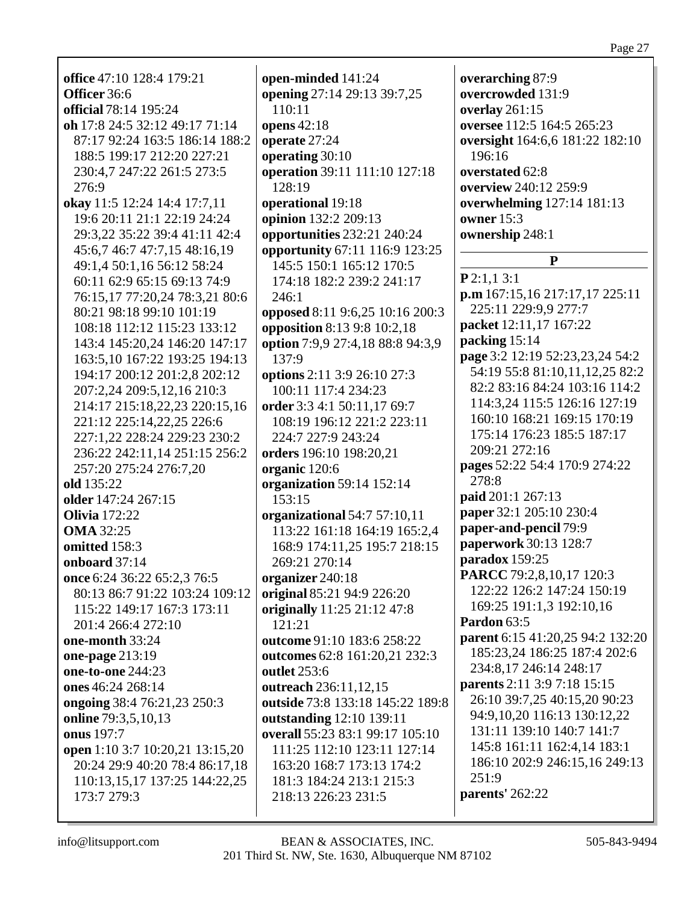**office** 47:10 128:4 179:21
**Officer** 36:6
**official** 78:14 195:24
**oh** 17:8 24:5 32:12 49:17 71:14 87:17 92:24 163:5 186:14 188:2 188:5 199:17 212:20 227:21 230:4,7 247:22 261:5 273:5 276:9
**okay** 11:5 12:24 14:4 17:7,11 19:6 20:11 21:1 22:19 24:24 29:3,22 35:22 39:4 41:11 42:4 45:6,7 46:7 47:7,15 48:16,19 49:1,4 50:1,16 56:12 58:24 60:11 62:9 65:15 69:13 74:9 76:15,17 77:20,24 78:3,21 80:6 80:21 98:18 99:10 101:19 108:18 112:12 115:23 133:12 143:4 145:20,24 146:20 147:17 163:5,10 167:22 193:25 194:13 194:17 200:12 201:2,8 202:12 207:2,24 209:5,12,16 210:3 214:17 215:18,22,23 220:15,16 221:12 225:14,22,25 226:6 227:1,22 228:24 229:23 230:2 236:22 242:11,14 251:15 256:2 257:20 275:24 276:7,20
**old** 135:22
**older** 147:24 267:15
**Olivia** 172:22
**OMA** 32:25
**omitted** 158:3
**onboard** 37:14
**once** 6:24 36:22 65:2,3 76:5 80:13 86:7 91:22 103:24 109:12 115:22 149:17 167:3 173:11 201:4 266:4 272:10
**one-month** 33:24
**one-page** 213:19
**one-to-one** 244:23
**ones** 46:24 268:14
**ongoing** 38:4 76:21,23 250:3
**online** 79:3,5,10,13
**onus** 197:7
**open** 1:10 3:7 10:20,21 13:15,20 20:24 29:9 40:20 78:4 86:17,18 110:13,15,17 137:25 144:22,25 173:7 279:3
**open-minded** 141:24
**opening** 27:14 29:13 39:7,25 110:11
**opens** 42:18
**operate** 27:24
**operating** 30:10
**operation** 39:11 111:10 127:18 128:19
**operational** 19:18
**opinion** 132:2 209:13
**opportunities** 232:21 240:24
**opportunity** 67:11 116:9 123:25 145:5 150:1 165:12 170:5 174:18 182:2 239:2 241:17 246:1
**opposed** 8:11 9:6,25 10:16 200:3
**opposition** 8:13 9:8 10:2,18
**option** 7:9,9 27:4,18 88:8 94:3,9 137:9
**options** 2:11 3:9 26:10 27:3 100:11 117:4 234:23
**order** 3:3 4:1 50:11,17 69:7 108:19 196:12 221:2 223:11 224:7 227:9 243:24
**orders** 196:10 198:20,21
**organic** 120:6
**organization** 59:14 152:14 153:15
**organizational** 54:7 57:10,11 113:22 161:18 164:19 165:2,4 168:9 174:11,25 195:7 218:15 269:21 270:14
**organizer** 240:18
**original** 85:21 94:9 226:20
**originally** 11:25 21:12 47:8 121:21
**outcome** 91:10 183:6 258:22
**outcomes** 62:8 161:20,21 232:3
**outlet** 253:6
**outreach** 236:11,12,15
**outside** 73:8 133:18 145:22 189:8
**outstanding** 12:10 139:11
**overall** 55:23 83:1 99:17 105:10 111:25 112:10 123:11 127:14 163:20 168:7 173:13 174:2 181:3 184:24 213:1 215:3 218:13 226:23 231:5
**overarching** 87:9
**overcrowded** 131:9
**overlay** 261:15
**oversee** 112:5 164:5 265:23
**oversight** 164:6,6 181:22 182:10 196:16
**overstated** 62:8
**overview** 240:12 259:9
**overwhelming** 127:14 181:13
**owner** 15:3
**ownership** 248:1

## P

**P** 2:1,1 3:1
**p.m** 167:15,16 217:17,17 225:11 225:11 229:9,9 277:7
**packet** 12:11,17 167:22
**packing** 15:14
**page** 3:2 12:19 52:23,23,24 54:2 54:19 55:8 81:10,11,12,25 82:2 82:2 83:16 84:24 103:16 114:2 114:3,24 115:5 126:16 127:19 160:10 168:21 169:15 170:19 175:14 176:23 185:5 187:17 209:21 272:16
**pages** 52:22 54:4 170:9 274:22 278:8
**paid** 201:1 267:13
**paper** 32:1 205:10 230:4
**paper-and-pencil** 79:9
**paperwork** 30:13 128:7
**paradox** 159:25
**PARCC** 79:2,8,10,17 120:3 122:22 126:2 147:24 150:19 169:25 191:1,3 192:10,16
**Pardon** 63:5
**parent** 6:15 41:20,25 94:2 132:20 185:23,24 186:25 187:4 202:6 234:8,17 246:14 248:17
**parents** 2:11 3:9 7:18 15:15 26:10 39:7,25 40:15,20 90:23 94:9,10,20 116:13 130:12,22 131:11 139:10 140:7 141:7 145:8 161:11 162:4,14 183:1 186:10 202:9 246:15,16 249:13 251:9
**parents'** 262:22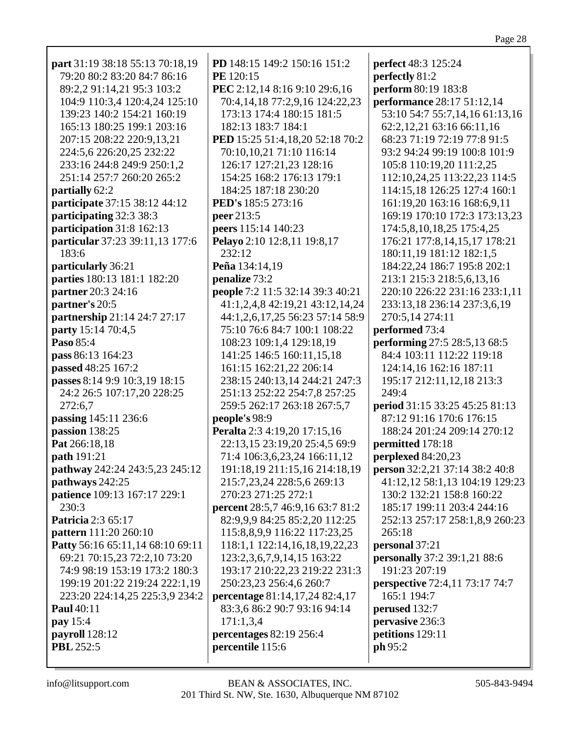**part** 31:19 38:18 55:13 70:18,19 79:20 80:2 83:20 84:7 86:16 89:2,2 91:14,21 95:3 103:2 104:9 110:3,4 120:4,24 125:10 139:23 140:2 154:21 160:19 165:13 180:25 199:1 203:16 207:15 208:22 220:9,13,21 224:5,6 226:20,25 232:22 233:16 244:8 249:9 250:1,2 251:14 257:7 260:20 265:2
**partially** 62:2
**participate** 37:15 38:12 44:12
**participating** 32:3 38:3
**participation** 31:8 162:13
**particular** 37:23 39:11,13 177:6 183:6
**particularly** 36:21
**parties** 180:13 181:1 182:20
**partner** 20:3 24:16
**partner's** 20:5
**partnership** 21:14 24:7 27:17
**party** 15:14 70:4,5
**Paso** 85:4
**pass** 86:13 164:23
**passed** 48:25 167:2
**passes** 8:14 9:9 10:3,19 18:15 24:2 26:5 107:17,20 228:25 272:6,7
**passing** 145:11 236:6
**passion** 138:25
**Pat** 266:18,18
**path** 191:21
**pathway** 242:24 243:5,23 245:12
**pathways** 242:25
**patience** 109:13 167:17 229:1 230:3
**Patricia** 2:3 65:17
**pattern** 111:20 260:10
**Patty** 56:16 65:11,14 68:10 69:11 69:21 70:15,23 72:2,10 73:20 74:9 98:19 153:19 173:2 180:3 199:19 201:22 219:24 222:1,19 223:20 224:14,25 225:3,9 234:2
**Paul** 40:11
**pay** 15:4
**payroll** 128:12
**PBL** 252:5
**PD** 148:15 149:2 150:16 151:2
**PE** 120:15
**PEC** 2:12,14 8:16 9:10 29:6,16 70:4,14,18 77:2,9,16 124:22,23 173:13 174:4 180:15 181:5 182:13 183:7 184:1
**PED** 15:25 51:4,18,20 52:18 70:2 70:10,10,21 71:10 116:14 126:17 127:21,23 128:16 154:25 168:2 176:13 179:1 184:25 187:18 230:20
**PED's** 185:5 273:16
**peer** 213:5
**peers** 115:14 140:23
**Pelayo** 2:10 12:8,11 19:8,17 232:12
**Peña** 134:14,19
**penalize** 73:2
**people** 7:2 11:5 32:14 39:3 40:21 41:1,2,4,8 42:19,21 43:12,14,24 44:1,2,6,17,25 56:23 57:14 58:9 75:10 76:6 84:7 100:1 108:22 108:23 109:1,4 129:18,19 141:25 146:5 160:11,15,18 161:15 162:21,22 206:14 238:15 240:13,14 244:21 247:3 251:13 252:22 254:7,8 257:25 259:5 262:17 263:18 267:5,7
**people's** 98:9
**Peralta** 2:3 4:19,20 17:15,16 22:13,15 23:19,20 25:4,5 69:9 71:4 106:3,6,23,24 166:11,12 191:18,19 211:15,16 214:18,19 215:7,23,24 228:5,6 269:13 270:23 271:25 272:1
**percent** 28:5,7 46:9,16 63:7 81:2 82:9,9,9 84:25 85:2,20 112:25 115:8,8,9,9 116:22 117:23,25 118:1,1 122:14,16,18,19,22,23 123:2,3,6,7,9,14,15 163:22 193:17 210:22,23 219:22 231:3 250:23,23 256:4,6 260:7
**percentage** 81:14,17,24 82:4,17 83:3,6 86:2 90:7 93:16 94:14 171:1,3,4
**percentages** 82:19 256:4
**percentile** 115:6
**perfect** 48:3 125:24
**perfectly** 81:2
**perform** 80:19 183:8
**performance** 28:17 51:12,14 53:10 54:7 55:7,14,16 61:13,16 62:2,12,21 63:16 66:11,16 68:23 71:19 72:19 77:8 91:5 93:2 94:24 99:19 100:8 101:9 105:8 110:19,20 111:2,25 112:10,24,25 113:22,23 114:5 114:15,18 126:25 127:4 160:1 161:19,20 163:16 168:6,9,11 169:19 170:10 172:3 173:13,23 174:5,8,10,18,25 175:4,25 176:21 177:8,14,15,17 178:21 180:11,19 181:12 182:1,5 184:22,24 186:7 195:8 202:1 213:1 215:3 218:5,6,13,16 220:10 226:22 231:16 233:1,11 233:13,18 236:14 237:3,6,19 270:5,14 274:11
**performed** 73:4
**performing** 27:5 28:5,13 68:5 84:4 103:11 112:22 119:18 124:14,16 162:16 187:11 195:17 212:11,12,18 213:3 249:4
**period** 31:15 33:25 45:25 81:13 87:12 91:16 170:6 176:15 188:24 201:24 209:14 270:12
**permitted** 178:18
**perplexed** 84:20,23
**person** 32:2,21 37:14 38:2 40:8 41:12,12 58:1,13 104:19 129:23 130:2 132:21 158:8 160:22 185:17 199:11 203:4 244:16 252:13 257:17 258:1,8,9 260:23 265:18
**personal** 37:21
**personally** 37:2 39:1,21 88:6 191:23 207:19
**perspective** 72:4,11 73:17 74:7 165:1 194:7
**perused** 132:7
**pervasive** 236:3
**petitions** 129:11
**ph** 95:2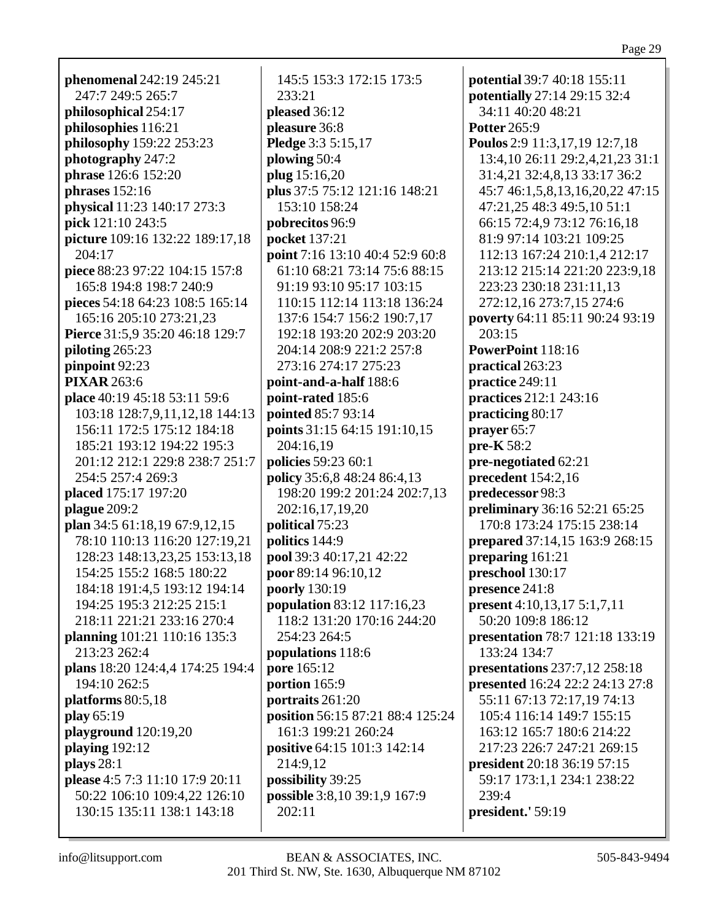**phenomenal** 242:19 245:21 247:7 249:5 265:7
**philosophical** 254:17
**philosophies** 116:21
**philosophy** 159:22 253:23
**photography** 247:2
**phrase** 126:6 152:20
**phrases** 152:16
**physical** 11:23 140:17 273:3
**pick** 121:10 243:5
**picture** 109:16 132:22 189:17,18 204:17
**piece** 88:23 97:22 104:15 157:8 165:8 194:8 198:7 240:9
**pieces** 54:18 64:23 108:5 165:14 165:16 205:10 273:21,23
**Pierce** 31:5,9 35:20 46:18 129:7
**piloting** 265:23
**pinpoint** 92:23
**PIXAR** 263:6
**place** 40:19 45:18 53:11 59:6 103:18 128:7,9,11,12,18 144:13 156:11 172:5 175:12 184:18 185:21 193:12 194:22 195:3 201:12 212:1 229:8 238:7 251:7 254:5 257:4 269:3
**placed** 175:17 197:20
**plague** 209:2
**plan** 34:5 61:18,19 67:9,12,15 78:10 110:13 116:20 127:19,21 128:23 148:13,23,25 153:13,18 154:25 155:2 168:5 180:22 184:18 191:4,5 193:12 194:14 194:25 195:3 212:25 215:1 218:11 221:21 233:16 270:4
**planning** 101:21 110:16 135:3 213:23 262:4
**plans** 18:20 124:4,4 174:25 194:4 194:10 262:5
**platforms** 80:5,18
**play** 65:19
**playground** 120:19,20
**playing** 192:12
**plays** 28:1
**please** 4:5 7:3 11:10 17:9 20:11 50:22 106:10 109:4,22 126:10 130:15 135:11 138:1 143:18 145:5 153:3 172:15 173:5 233:21
**pleased** 36:12
**pleasure** 36:8
**Pledge** 3:3 5:15,17
**plowing** 50:4
**plug** 15:16,20
**plus** 37:5 75:12 121:16 148:21 153:10 158:24
**pobrecitos** 96:9
**pocket** 137:21
**point** 7:16 13:10 40:4 52:9 60:8 61:10 68:21 73:14 75:6 88:15 91:19 93:10 95:17 103:15 110:15 112:14 113:18 136:24 137:6 154:7 156:2 190:7,17 192:18 193:20 202:9 203:20 204:14 208:9 221:2 257:8 273:16 274:17 275:23
**point-and-a-half** 188:6
**point-rated** 185:6
**pointed** 85:7 93:14
**points** 31:15 64:15 191:10,15 204:16,19
**policies** 59:23 60:1
**policy** 35:6,8 48:24 86:4,13 198:20 199:2 201:24 202:7,13 202:16,17,19,20
**political** 75:23
**politics** 144:9
**pool** 39:3 40:17,21 42:22
**poor** 89:14 96:10,12
**poorly** 130:19
**population** 83:12 117:16,23 118:2 131:20 170:16 244:20 254:23 264:5
**populations** 118:6
**pore** 165:12
**portion** 165:9
**portraits** 261:20
**position** 56:15 87:21 88:4 125:24 161:3 199:21 260:24
**positive** 64:15 101:3 142:14 214:9,12
**possibility** 39:25
**possible** 3:8,10 39:1,9 167:9 202:11
**potential** 39:7 40:18 155:11
**potentially** 27:14 29:15 32:4 34:11 40:20 48:21
**Potter** 265:9
**Poulos** 2:9 11:3,17,19 12:7,18 13:4,10 26:11 29:2,4,21,23 31:1 31:4,21 32:4,8,13 33:17 36:2 45:7 46:1,5,8,13,16,20,22 47:15 47:21,25 48:3 49:5,10 51:1 66:15 72:4,9 73:12 76:16,18 81:9 97:14 103:21 109:25 112:13 167:24 210:1,4 212:17 213:12 215:14 221:20 223:9,18 223:23 230:18 231:11,13 272:12,16 273:7,15 274:6
**poverty** 64:11 85:11 90:24 93:19 203:15
**PowerPoint** 118:16
**practical** 263:23
**practice** 249:11
**practices** 212:1 243:16
**practicing** 80:17
**prayer** 65:7
**pre-K** 58:2
**pre-negotiated** 62:21
**precedent** 154:2,16
**predecessor** 98:3
**preliminary** 36:16 52:21 65:25 170:8 173:24 175:15 238:14
**prepared** 37:14,15 163:9 268:15
**preparing** 161:21
**preschool** 130:17
**presence** 241:8
**present** 4:10,13,17 5:1,7,11 50:20 109:8 186:12
**presentation** 78:7 121:18 133:19 133:24 134:7
**presentations** 237:7,12 258:18
**presented** 16:24 22:2 24:13 27:8 55:11 67:13 72:17,19 74:13 105:4 116:14 149:7 155:15 163:12 165:7 180:6 214:22 217:23 226:7 247:21 269:15
**president** 20:18 36:19 57:15 59:17 173:1,1 234:1 238:22 239:4
**president.'** 59:19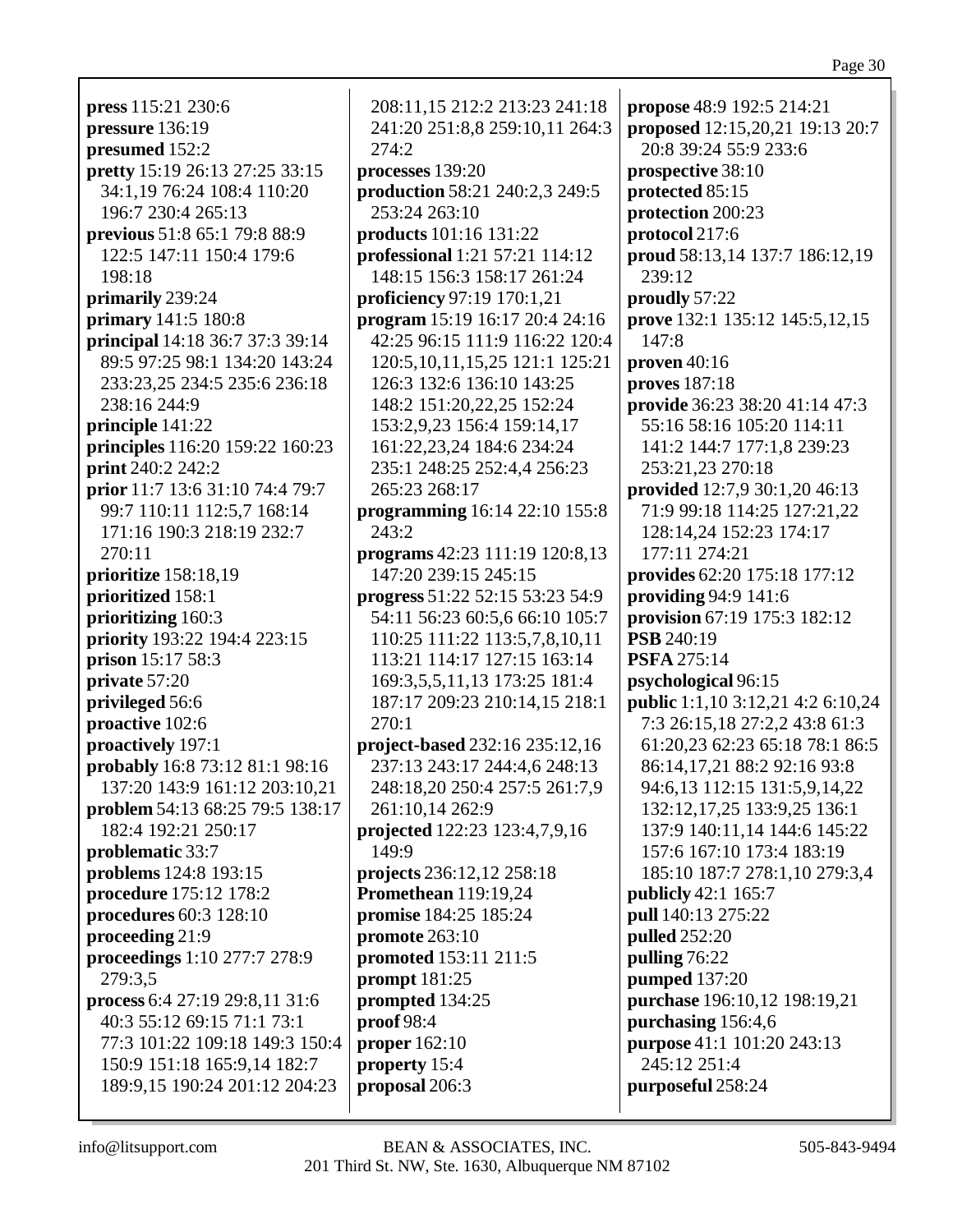**press** 115:21 230:6
**pressure** 136:19
**presumed** 152:2
**pretty** 15:19 26:13 27:25 33:15 34:1,19 76:24 108:4 110:20 196:7 230:4 265:13
**previous** 51:8 65:1 79:8 88:9 122:5 147:11 150:4 179:6 198:18
**primarily** 239:24
**primary** 141:5 180:8
**principal** 14:18 36:7 37:3 39:14 89:5 97:25 98:1 134:20 143:24 233:23,25 234:5 235:6 236:18 238:16 244:9
**principle** 141:22
**principles** 116:20 159:22 160:23
**print** 240:2 242:2
**prior** 11:7 13:6 31:10 74:4 79:7 99:7 110:11 112:5,7 168:14 171:16 190:3 218:19 232:7 270:11
**prioritize** 158:18,19
**prioritized** 158:1
**prioritizing** 160:3
**priority** 193:22 194:4 223:15
**prison** 15:17 58:3
**private** 57:20
**privileged** 56:6
**proactive** 102:6
**proactively** 197:1
**probably** 16:8 73:12 81:1 98:16 137:20 143:9 161:12 203:10,21
**problem** 54:13 68:25 79:5 138:17 182:4 192:21 250:17
**problematic** 33:7
**problems** 124:8 193:15
**procedure** 175:12 178:2
**procedures** 60:3 128:10
**proceeding** 21:9
**proceedings** 1:10 277:7 278:9 279:3,5
**process** 6:4 27:19 29:8,11 31:6 40:3 55:12 69:15 71:1 73:1 77:3 101:22 109:18 149:3 150:4 150:9 151:18 165:9,14 182:7 189:9,15 190:24 201:12 204:23 208:11,15 212:2 213:23 241:18 241:20 251:8,8 259:10,11 264:3 274:2
**processes** 139:20
**production** 58:21 240:2,3 249:5 253:24 263:10
**products** 101:16 131:22
**professional** 1:21 57:21 114:12 148:15 156:3 158:17 261:24
**proficiency** 97:19 170:1,21
**program** 15:19 16:17 20:4 24:16 42:25 96:15 111:9 116:22 120:4 120:5,10,11,15,25 121:1 125:21 126:3 132:6 136:10 143:25 148:2 151:20,22,25 152:24 153:2,9,23 156:4 159:14,17 161:22,23,24 184:6 234:24 235:1 248:25 252:4,4 256:23 265:23 268:17
**programming** 16:14 22:10 155:8 243:2
**programs** 42:23 111:19 120:8,13 147:20 239:15 245:15
**progress** 51:22 52:15 53:23 54:9 54:11 56:23 60:5,6 66:10 105:7 110:25 111:22 113:5,7,8,10,11 113:21 114:17 127:15 163:14 169:3,5,5,11,13 173:25 181:4 187:17 209:23 210:14,15 218:1 270:1
**project-based** 232:16 235:12,16 237:13 243:17 244:4,6 248:13 248:18,20 250:4 257:5 261:7,9 261:10,14 262:9
**projected** 122:23 123:4,7,9,16 149:9
**projects** 236:12,12 258:18
**Promethean** 119:19,24
**promise** 184:25 185:24
**promote** 263:10
**promoted** 153:11 211:5
**prompt** 181:25
**prompted** 134:25
**proof** 98:4
**proper** 162:10
**property** 15:4
**proposal** 206:3
**propose** 48:9 192:5 214:21
**proposed** 12:15,20,21 19:13 20:7 20:8 39:24 55:9 233:6
**prospective** 38:10
**protected** 85:15
**protection** 200:23
**protocol** 217:6
**proud** 58:13,14 137:7 186:12,19 239:12
**proudly** 57:22
**prove** 132:1 135:12 145:5,12,15 147:8
**proven** 40:16
**proves** 187:18
**provide** 36:23 38:20 41:14 47:3 55:16 58:16 105:20 114:11 141:2 144:7 177:1,8 239:23 253:21,23 270:18
**provided** 12:7,9 30:1,20 46:13 71:9 99:18 114:25 127:21,22 128:14,24 152:23 174:17 177:11 274:21
**provides** 62:20 175:18 177:12
**providing** 94:9 141:6
**provision** 67:19 175:3 182:12
**PSB** 240:19
**PSFA** 275:14
**psychological** 96:15
**public** 1:1,10 3:12,21 4:2 6:10,24 7:3 26:15,18 27:2,2 43:8 61:3 61:20,23 62:23 65:18 78:1 86:5 86:14,17,21 88:2 92:16 93:8 94:6,13 112:15 131:5,9,14,22 132:12,17,25 133:9,25 136:1 137:9 140:11,14 144:6 145:22 157:6 167:10 173:4 183:19 185:10 187:7 278:1,10 279:3,4
**publicly** 42:1 165:7
**pull** 140:13 275:22
**pulled** 252:20
**pulling** 76:22
**pumped** 137:20
**purchase** 196:10,12 198:19,21
**purchasing** 156:4,6
**purpose** 41:1 101:20 243:13 245:12 251:4
**purposeful** 258:24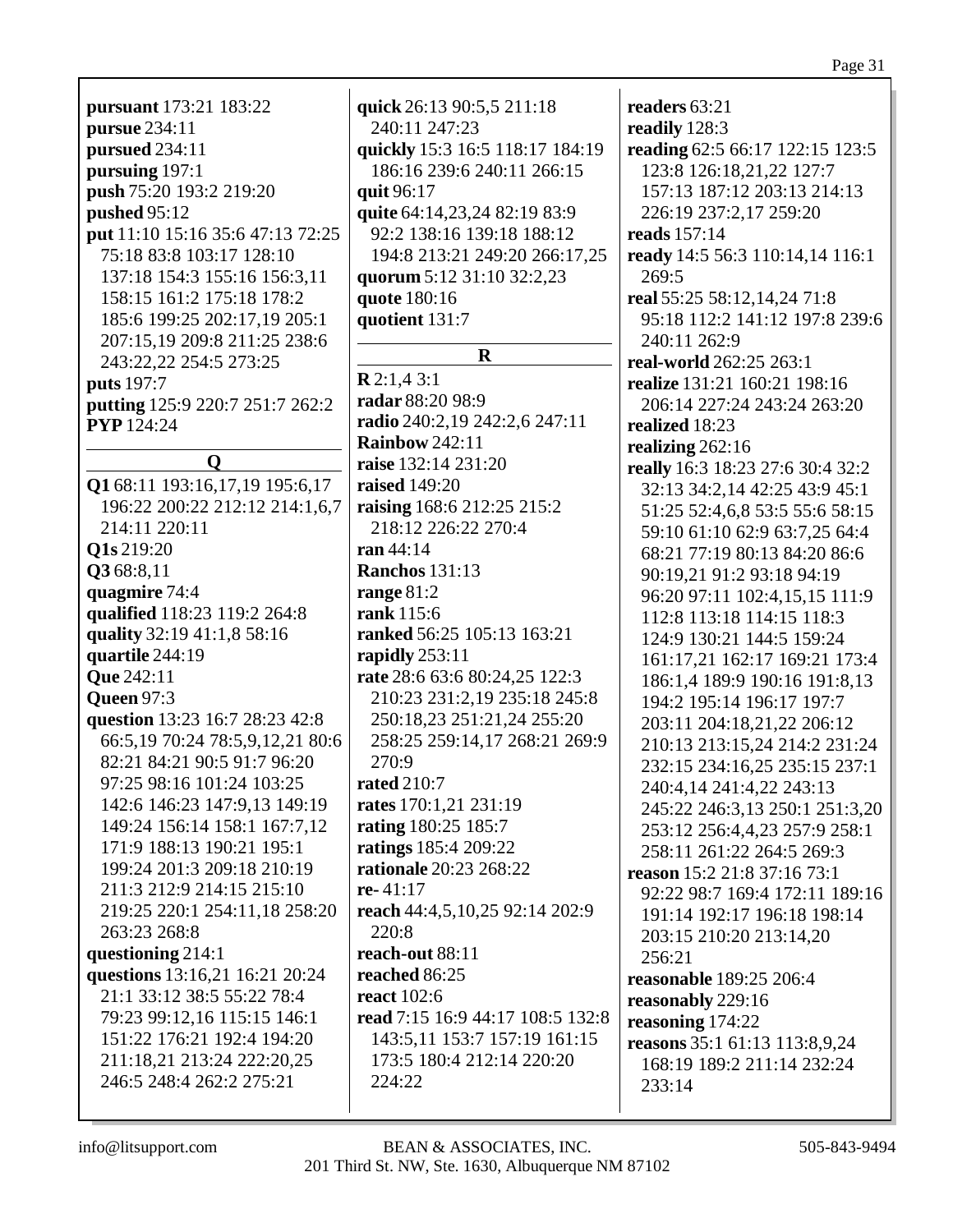**pursuant** 173:21 183:22
**pursue** 234:11
**pursued** 234:11
**pursuing** 197:1
**push** 75:20 193:2 219:20
**pushed** 95:12
**put** 11:10 15:16 35:6 47:13 72:25 75:18 83:8 103:17 128:10 137:18 154:3 155:16 156:3,11 158:15 161:2 175:18 178:2 185:6 199:25 202:17,19 205:1 207:15,19 209:8 211:25 238:6 243:22,22 254:5 273:25
**puts** 197:7
**putting** 125:9 220:7 251:7 262:2
**PYP** 124:24

## Q

**Q1** 68:11 193:16,17,19 195:6,17 196:22 200:22 212:12 214:1,6,7 214:11 220:11
**Q1s** 219:20
**Q3** 68:8,11
**quagmire** 74:4
**qualified** 118:23 119:2 264:8
**quality** 32:19 41:1,8 58:16
**quartile** 244:19
**Que** 242:11
**Queen** 97:3
**question** 13:23 16:7 28:23 42:8 66:5,19 70:24 78:5,9,12,21 80:6 82:21 84:21 90:5 91:7 96:20 97:25 98:16 101:24 103:25 142:6 146:23 147:9,13 149:19 149:24 156:14 158:1 167:7,12 171:9 188:13 190:21 195:1 199:24 201:3 209:18 210:19 211:3 212:9 214:15 215:10 219:25 220:1 254:11,18 258:20 263:23 268:8
**questioning** 214:1
**questions** 13:16,21 16:21 20:24 21:1 33:12 38:5 55:22 78:4 79:23 99:12,16 115:15 146:1 151:22 176:21 192:4 194:20 211:18,21 213:24 222:20,25 246:5 248:4 262:2 275:21
**quick** 26:13 90:5,5 211:18 240:11 247:23
**quickly** 15:3 16:5 118:17 184:19 186:16 239:6 240:11 266:15
**quit** 96:17
**quite** 64:14,23,24 82:19 83:9 92:2 138:16 139:18 188:12 194:8 213:21 249:20 266:17,25
**quorum** 5:12 31:10 32:2,23
**quote** 180:16
**quotient** 131:7

## R

**R** 2:1,4 3:1
**radar** 88:20 98:9
**radio** 240:2,19 242:2,6 247:11
**Rainbow** 242:11
**raise** 132:14 231:20
**raised** 149:20
**raising** 168:6 212:25 215:2 218:12 226:22 270:4
**ran** 44:14
**Ranchos** 131:13
**range** 81:2
**rank** 115:6
**ranked** 56:25 105:13 163:21
**rapidly** 253:11
**rate** 28:6 63:6 80:24,25 122:3 210:23 231:2,19 235:18 245:8 250:18,23 251:21,24 255:20 258:25 259:14,17 268:21 269:9 270:9
**rated** 210:7
**rates** 170:1,21 231:19
**rating** 180:25 185:7
**ratings** 185:4 209:22
**rationale** 20:23 268:22
**re-** 41:17
**reach** 44:4,5,10,25 92:14 202:9 220:8
**reach-out** 88:11
**reached** 86:25
**react** 102:6
**read** 7:15 16:9 44:17 108:5 132:8 143:5,11 153:7 157:19 161:15 173:5 180:4 212:14 220:20 224:22
**readers** 63:21
**readily** 128:3
**reading** 62:5 66:17 122:15 123:5 123:8 126:18,21,22 127:7 157:13 187:12 203:13 214:13 226:19 237:2,17 259:20
**reads** 157:14
**ready** 14:5 56:3 110:14,14 116:1 269:5
**real** 55:25 58:12,14,24 71:8 95:18 112:2 141:12 197:8 239:6 240:11 262:9
**real-world** 262:25 263:1
**realize** 131:21 160:21 198:16 206:14 227:24 243:24 263:20
**realized** 18:23
**realizing** 262:16
**really** 16:3 18:23 27:6 30:4 32:2 32:13 34:2,14 42:25 43:9 45:1 51:25 52:4,6,8 53:5 55:6 58:15 59:10 61:10 62:9 63:7,25 64:4 68:21 77:19 80:13 84:20 86:6 90:19,21 91:2 93:18 94:19 96:20 97:11 102:4,15,15 111:9 112:8 113:18 114:15 118:3 124:9 130:21 144:5 159:24 161:17,21 162:17 169:21 173:4 186:1,4 189:9 190:16 191:8,13 194:2 195:14 196:17 197:7 203:11 204:18,21,22 206:12 210:13 213:15,24 214:2 231:24 232:15 234:16,25 235:15 237:1 240:4,14 241:4,22 243:13 245:22 246:3,13 250:1 251:3,20 253:12 256:4,4,23 257:9 258:1 258:11 261:22 264:5 269:3
**reason** 15:2 21:8 37:16 73:1 92:22 98:7 169:4 172:11 189:16 191:14 192:17 196:18 198:14 203:15 210:20 213:14,20 256:21
**reasonable** 189:25 206:4
**reasonably** 229:16
**reasoning** 174:22
**reasons** 35:1 61:13 113:8,9,24 168:19 189:2 211:14 232:24 233:14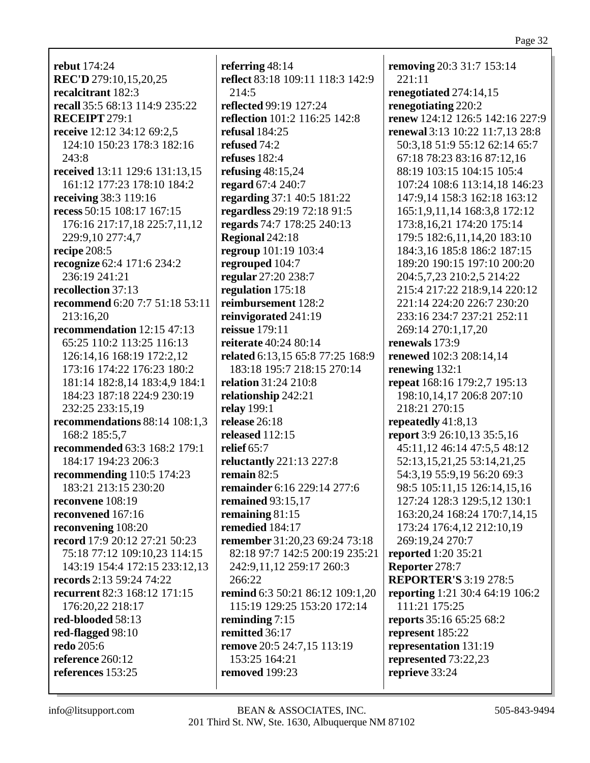**rebut** 174:24
**REC'D** 279:10,15,20,25
**recalcitrant** 182:3
**recall** 35:5 68:13 114:9 235:22
**RECEIPT** 279:1
**receive** 12:12 34:12 69:2,5 124:10 150:23 178:3 182:16 243:8
**received** 13:11 129:6 131:13,15 161:12 177:23 178:10 184:2
**receiving** 38:3 119:16
**recess** 50:15 108:17 167:15 176:16 217:17,18 225:7,11,12 229:9,10 277:4,7
**recipe** 208:5
**recognize** 62:4 171:6 234:2 236:19 241:21
**recollection** 37:13
**recommend** 6:20 7:7 51:18 53:11 213:16,20
**recommendation** 12:15 47:13 65:25 110:2 113:25 116:13 126:14,16 168:19 172:2,12 173:16 174:22 176:23 180:2 181:14 182:8,14 183:4,9 184:1 184:23 187:18 224:9 230:19 232:25 233:15,19
**recommendations** 88:14 108:1,3 168:2 185:5,7
**recommended** 63:3 168:2 179:1 184:17 194:23 206:3
**recommending** 110:5 174:23 183:21 213:15 230:20
**reconvene** 108:19
**reconvened** 167:16
**reconvening** 108:20
**record** 17:9 20:12 27:21 50:23 75:18 77:12 109:10,23 114:15 143:19 154:4 172:15 233:12,13
**records** 2:13 59:24 74:22
**recurrent** 82:3 168:12 171:15 176:20,22 218:17
**red-blooded** 58:13
**red-flagged** 98:10
**redo** 205:6
**reference** 260:12
**references** 153:25
**referring** 48:14
**reflect** 83:18 109:11 118:3 142:9 214:5
**reflected** 99:19 127:24
**reflection** 101:2 116:25 142:8
**refusal** 184:25
**refused** 74:2
**refuses** 182:4
**refusing** 48:15,24
**regard** 67:4 240:7
**regarding** 37:1 40:5 181:22
**regardless** 29:19 72:18 91:5
**regards** 74:7 178:25 240:13
**Regional** 242:18
**regroup** 101:19 103:4
**regrouped** 104:7
**regular** 27:20 238:7
**regulation** 175:18
**reimbursement** 128:2
**reinvigorated** 241:19
**reissue** 179:11
**reiterate** 40:24 80:14
**related** 6:13,15 65:8 77:25 168:9 183:18 195:7 218:15 270:14
**relation** 31:24 210:8
**relationship** 242:21
**relay** 199:1
**release** 26:18
**released** 112:15
**relief** 65:7
**reluctantly** 221:13 227:8
**remain** 82:5
**remainder** 6:16 229:14 277:6
**remained** 93:15,17
**remaining** 81:15
**remedied** 184:17
**remember** 31:20,23 69:24 73:18 82:18 97:7 142:5 200:19 235:21 242:9,11,12 259:17 260:3 266:22
**remind** 6:3 50:21 86:12 109:1,20 115:19 129:25 153:20 172:14
**reminding** 7:15
**remitted** 36:17
**remove** 20:5 24:7,15 113:19 153:25 164:21
**removed** 199:23
**removing** 20:3 31:7 153:14 221:11
**renegotiated** 274:14,15
**renegotiating** 220:2
**renew** 124:12 126:5 142:16 227:9
**renewal** 3:13 10:22 11:7,13 28:8 50:3,18 51:9 55:12 62:14 65:7 67:18 78:23 83:16 87:12,16 88:19 103:15 104:15 105:4 107:24 108:6 113:14,18 146:23 147:9,14 158:3 162:18 163:12 165:1,9,11,14 168:3,8 172:12 173:8,16,21 174:20 175:14 179:5 182:6,11,14,20 183:10 184:3,16 185:8 186:2 187:15 189:20 190:15 197:10 200:20 204:5,7,23 210:2,5 214:22 215:4 217:22 218:9,14 220:12 221:14 224:20 226:7 230:20 233:16 234:7 237:21 252:11 269:14 270:1,17,20
**renewals** 173:9
**renewed** 102:3 208:14,14
**renewing** 132:1
**repeat** 168:16 179:2,7 195:13 198:10,14,17 206:8 207:10 218:21 270:15
**repeatedly** 41:8,13
**report** 3:9 26:10,13 35:5,16 45:11,12 46:14 47:5,5 48:12 52:13,15,21,25 53:14,21,25 54:3,19 55:9,19 56:20 69:3 98:5 105:11,15 126:14,15,16 127:24 128:3 129:5,12 130:1 163:20,24 168:24 170:7,14,15 173:24 176:4,12 212:10,19 269:19,24 270:7
**reported** 1:20 35:21
**Reporter** 278:7
**REPORTER'S** 3:19 278:5
**reporting** 1:21 30:4 64:19 106:2 111:21 175:25
**reports** 35:16 65:25 68:2
**represent** 185:22
**representation** 131:19
**represented** 73:22,23
**reprieve** 33:24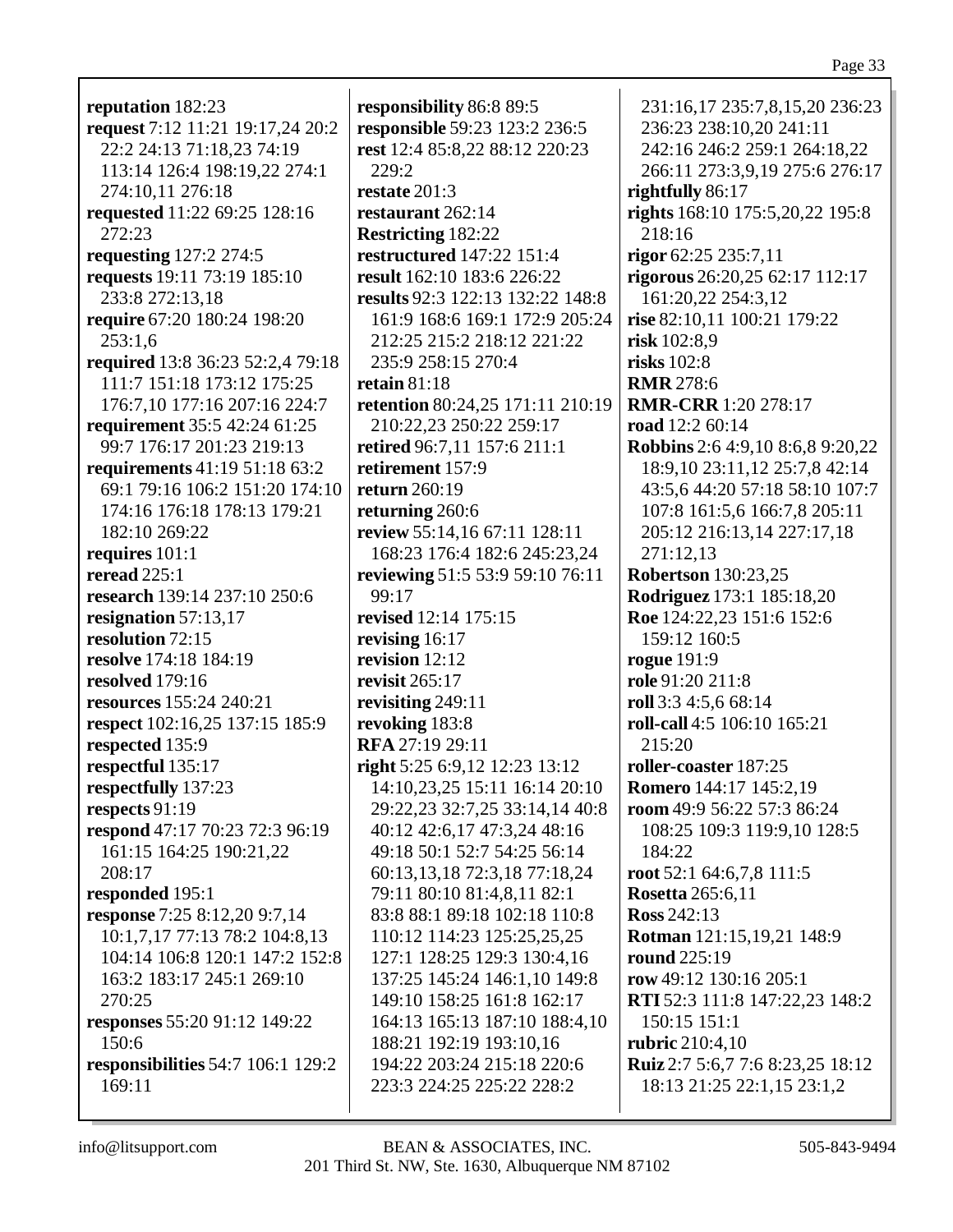**reputation** 182:23
**request** 7:12 11:21 19:17,24 20:2 22:2 24:13 71:18,23 74:19 113:14 126:4 198:19,22 274:1 274:10,11 276:18
**requested** 11:22 69:25 128:16 272:23
**requesting** 127:2 274:5
**requests** 19:11 73:19 185:10 233:8 272:13,18
**require** 67:20 180:24 198:20 253:1,6
**required** 13:8 36:23 52:2,4 79:18 111:7 151:18 173:12 175:25 176:7,10 177:16 207:16 224:7
**requirement** 35:5 42:24 61:25 99:7 176:17 201:23 219:13
**requirements** 41:19 51:18 63:2 69:1 79:16 106:2 151:20 174:10 174:16 176:18 178:13 179:21 182:10 269:22
**requires** 101:1
**reread** 225:1
**research** 139:14 237:10 250:6
**resignation** 57:13,17
**resolution** 72:15
**resolve** 174:18 184:19
**resolved** 179:16
**resources** 155:24 240:21
**respect** 102:16,25 137:15 185:9
**respected** 135:9
**respectful** 135:17
**respectfully** 137:23
**respects** 91:19
**respond** 47:17 70:23 72:3 96:19 161:15 164:25 190:21,22 208:17
**responded** 195:1
**response** 7:25 8:12,20 9:7,14 10:1,7,17 77:13 78:2 104:8,13 104:14 106:8 120:1 147:2 152:8 163:2 183:17 245:1 269:10 270:25
**responses** 55:20 91:12 149:22 150:6
**responsibilities** 54:7 106:1 129:2 169:11
**responsibility** 86:8 89:5
**responsible** 59:23 123:2 236:5
**rest** 12:4 85:8,22 88:12 220:23 229:2
**restate** 201:3
**restaurant** 262:14
**Restricting** 182:22
**restructured** 147:22 151:4
**result** 162:10 183:6 226:22
**results** 92:3 122:13 132:22 148:8 161:9 168:6 169:1 172:9 205:24 212:25 215:2 218:12 221:22 235:9 258:15 270:4
**retain** 81:18
**retention** 80:24,25 171:11 210:19 210:22,23 250:22 259:17
**retired** 96:7,11 157:6 211:1
**retirement** 157:9
**return** 260:19
**returning** 260:6
**review** 55:14,16 67:11 128:11 168:23 176:4 182:6 245:23,24
**reviewing** 51:5 53:9 59:10 76:11 99:17
**revised** 12:14 175:15
**revising** 16:17
**revision** 12:12
**revisit** 265:17
**revisiting** 249:11
**revoking** 183:8
**RFA** 27:19 29:11
**right** 5:25 6:9,12 12:23 13:12 14:10,23,25 15:11 16:14 20:10 29:22,23 32:7,25 33:14,14 40:8 40:12 42:6,17 47:3,24 48:16 49:18 50:1 52:7 54:25 56:14 60:13,13,18 72:3,18 77:18,24 79:11 80:10 81:4,8,11 82:1 83:8 88:1 89:18 102:18 110:8 110:12 114:23 125:25,25,25 127:1 128:25 129:3 130:4,16 137:25 145:24 146:1,10 149:8 149:10 158:25 161:8 162:17 164:13 165:13 187:10 188:4,10 188:21 192:19 193:10,16 194:22 203:24 215:18 220:6 223:3 224:25 225:22 228:2 231:16,17 235:7,8,15,20 236:23 236:23 238:10,20 241:11 242:16 246:2 259:1 264:18,22 266:11 273:3,9,19 275:6 276:17
**rightfully** 86:17
**rights** 168:10 175:5,20,22 195:8 218:16
**rigor** 62:25 235:7,11
**rigorous** 26:20,25 62:17 112:17 161:20,22 254:3,12
**rise** 82:10,11 100:21 179:22
**risk** 102:8,9
**risks** 102:8
**RMR** 278:6
**RMR-CRR** 1:20 278:17
**road** 12:2 60:14
**Robbins** 2:6 4:9,10 8:6,8 9:20,22 18:9,10 23:11,12 25:7,8 42:14 43:5,6 44:20 57:18 58:10 107:7 107:8 161:5,6 166:7,8 205:11 205:12 216:13,14 227:17,18 271:12,13
**Robertson** 130:23,25
**Rodriguez** 173:1 185:18,20
**Roe** 124:22,23 151:6 152:6 159:12 160:5
**rogue** 191:9
**role** 91:20 211:8
**roll** 3:3 4:5,6 68:14
**roll-call** 4:5 106:10 165:21 215:20
**roller-coaster** 187:25
**Romero** 144:17 145:2,19
**room** 49:9 56:22 57:3 86:24 108:25 109:3 119:9,10 128:5 184:22
**root** 52:1 64:6,7,8 111:5
**Rosetta** 265:6,11
**Ross** 242:13
**Rotman** 121:15,19,21 148:9
**round** 225:19
**row** 49:12 130:16 205:1
**RTI** 52:3 111:8 147:22,23 148:2 150:15 151:1
**rubric** 210:4,10
**Ruiz** 2:7 5:6,7 7:6 8:23,25 18:12 18:13 21:25 22:1,15 23:1,2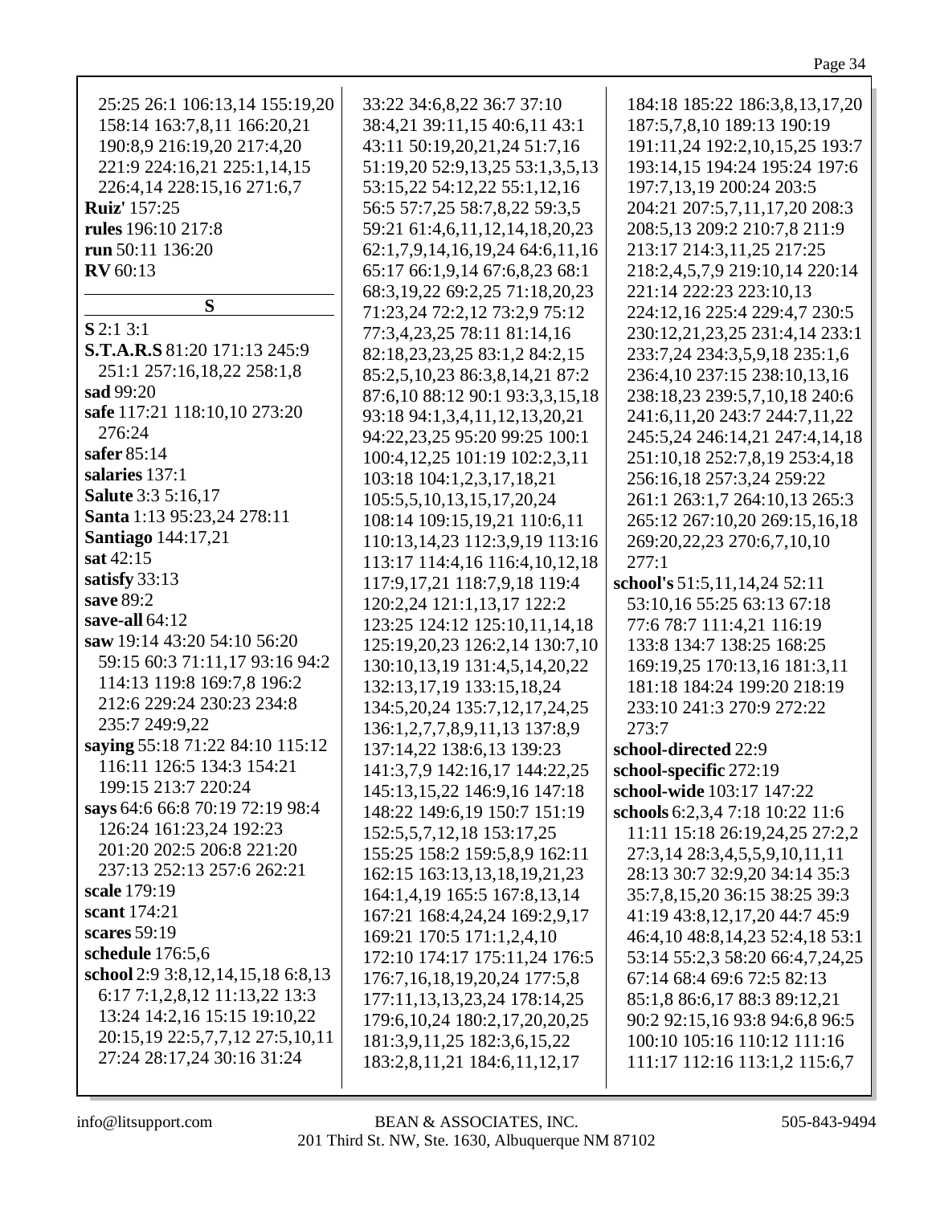25:25 26:1 106:13,14 155:19,20 158:14 163:7,8,11 166:20,21 190:8,9 216:19,20 217:4,20 221:9 224:16,21 225:1,14,15 226:4,14 228:15,16 271:6,7

**Ruiz'** 157:25

**rules** 196:10 217:8

**run** 50:11 136:20

**RV** 60:13

## S

**S** 2:1 3:1

**S.T.A.R.S** 81:20 171:13 245:9 251:1 257:16,18,22 258:1,8

**sad** 99:20

**safe** 117:21 118:10,10 273:20 276:24

**safer** 85:14

**salaries** 137:1

**Salute** 3:3 5:16,17

**Santa** 1:13 95:23,24 278:11

**Santiago** 144:17,21

**sat** 42:15

**satisfy** 33:13

**save** 89:2

**save-all** 64:12

**saw** 19:14 43:20 54:10 56:20 59:15 60:3 71:11,17 93:16 94:2 114:13 119:8 169:7,8 196:2 212:6 229:24 230:23 234:8 235:7 249:9,22

**saying** 55:18 71:22 84:10 115:12 116:11 126:5 134:3 154:21 199:15 213:7 220:24

**says** 64:6 66:8 70:19 72:19 98:4 126:24 161:23,24 192:23 201:20 202:5 206:8 221:20 237:13 252:13 257:6 262:21

**scale** 179:19

**scant** 174:21

**scares** 59:19

**schedule** 176:5,6

**school** 2:9 3:8,12,14,15,18 6:8,13 6:17 7:1,2,8,12 11:13,22 13:3 13:24 14:2,16 15:15 19:10,22 20:15,19 22:5,7,7,12 27:5,10,11 27:24 28:17,24 30:16 31:24 33:22 34:6,8,22 36:7 37:10 38:4,21 39:11,15 40:6,11 43:1 43:11 50:19,20,21,24 51:7,16 51:19,20 52:9,13,25 53:1,3,5,13 53:15,22 54:12,22 55:1,12,16 56:5 57:7,25 58:7,8,22 59:3,5 59:21 61:4,6,11,12,14,18,20,23 62:1,7,9,14,16,19,24 64:6,11,16 65:17 66:1,9,14 67:6,8,23 68:1 68:3,19,22 69:2,25 71:18,20,23 71:23,24 72:2,12 73:2,9 75:12 77:3,4,23,25 78:11 81:14,16 82:18,23,23,25 83:1,2 84:2,15 85:2,5,10,23 86:3,8,14,21 87:2 87:6,10 88:12 90:1 93:3,3,15,18 93:18 94:1,3,4,11,12,13,20,21 94:22,23,25 95:20 99:25 100:1 100:4,12,25 101:19 102:2,3,11 103:18 104:1,2,3,17,18,21 105:5,5,10,13,15,17,20,24 108:14 109:15,19,21 110:6,11 110:13,14,23 112:3,9,19 113:16 113:17 114:4,16 116:4,10,12,18 117:9,17,21 118:7,9,18 119:4 120:2,24 121:1,13,17 122:2 123:25 124:12 125:10,11,14,18 125:19,20,23 126:2,14 130:7,10 130:10,13,19 131:4,5,14,20,22 132:13,17,19 133:15,18,24 134:5,20,24 135:7,12,17,24,25 136:1,2,7,7,8,9,11,13 137:8,9 137:14,22 138:6,13 139:23 141:3,7,9 142:16,17 144:22,25 145:13,15,22 146:9,16 147:18 148:22 149:6,19 150:7 151:19 152:5,5,7,12,18 153:17,25 155:25 158:2 159:5,8,9 162:11 162:15 163:13,13,18,19,21,23 164:1,4,19 165:5 167:8,13,14 167:21 168:4,24,24 169:2,9,17 169:21 170:5 171:1,2,4,10 172:10 174:17 175:11,24 176:5 176:7,16,18,19,20,24 177:5,8 177:11,13,13,23,24 178:14,25 179:6,10,24 180:2,17,20,20,25 181:3,9,11,25 182:3,6,15,22 183:2,8,11,21 184:6,11,12,17 184:18 185:22 186:3,8,13,17,20 187:5,7,8,10 189:13 190:19 191:11,24 192:2,10,15,25 193:7 193:14,15 194:24 195:24 197:6 197:7,13,19 200:24 203:5 204:21 207:5,7,11,17,20 208:3 208:5,13 209:2 210:7,8 211:9 213:17 214:3,11,25 217:25 218:2,4,5,7,9 219:10,14 220:14 221:14 222:23 223:10,13 224:12,16 225:4 229:4,7 230:5 230:12,21,23,25 231:4,14 233:1 233:7,24 234:3,5,9,18 235:1,6 236:4,10 237:15 238:10,13,16 238:18,23 239:5,7,10,18 240:6 241:6,11,20 243:7 244:7,11,22 245:5,24 246:14,21 247:4,14,18 251:10,18 252:7,8,19 253:4,18 256:16,18 257:3,24 259:22 261:1 263:1,7 264:10,13 265:3 265:12 267:10,20 269:15,16,18 269:20,22,23 270:6,7,10,10 277:1

**school's** 51:5,11,14,24 52:11 53:10,16 55:25 63:13 67:18 77:6 78:7 111:4,21 116:19 133:8 134:7 138:25 168:25 169:19,25 170:13,16 181:3,11 181:18 184:24 199:20 218:19 233:10 241:3 270:9 272:22 273:7

**school-directed** 22:9

**school-specific** 272:19

**school-wide** 103:17 147:22

**schools** 6:2,3,4 7:18 10:22 11:6 11:11 15:18 26:19,24,25 27:2,2 27:3,14 28:3,4,5,5,9,10,11,11 28:13 30:7 32:9,20 34:14 35:3 35:7,8,15,20 36:15 38:25 39:3 41:19 43:8,12,17,20 44:7 45:9 46:4,10 48:8,14,23 52:4,18 53:1 53:14 55:2,3 58:20 66:4,7,24,25 67:14 68:4 69:6 72:5 82:13 85:1,8 86:6,17 88:3 89:12,21 90:2 92:15,16 93:8 94:6,8 96:5 100:10 105:16 110:12 111:16 111:17 112:16 113:1,2 115:6,7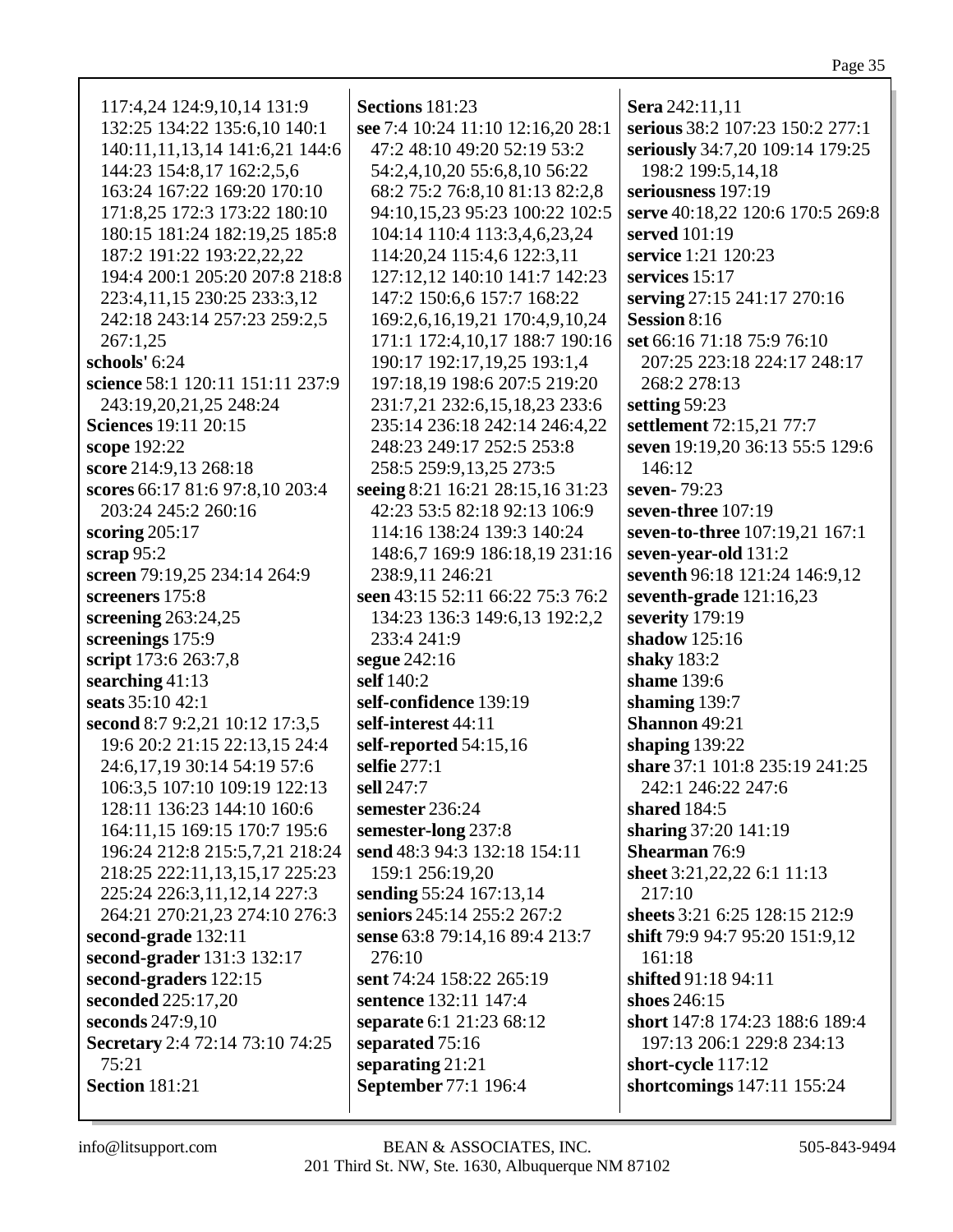117:4,24 124:9,10,14 131:9 132:25 134:22 135:6,10 140:1 140:11,11,13,14 141:6,21 144:6 144:23 154:8,17 162:2,5,6 163:24 167:22 169:20 170:10 171:8,25 172:3 173:22 180:10 180:15 181:24 182:19,25 185:8 187:2 191:22 193:22,22,22 194:4 200:1 205:20 207:8 218:8 223:4,11,15 230:25 233:3,12 242:18 243:14 257:23 259:2,5 267:1,25

**schools'** 6:24

**science** 58:1 120:11 151:11 237:9 243:19,20,21,25 248:24

**Sciences** 19:11 20:15

**scope** 192:22

**score** 214:9,13 268:18

**scores** 66:17 81:6 97:8,10 203:4 203:24 245:2 260:16

**scoring** 205:17

**scrap** 95:2

**screen** 79:19,25 234:14 264:9

**screeners** 175:8

**screening** 263:24,25

**screenings** 175:9

**script** 173:6 263:7,8

**searching** 41:13

**seats** 35:10 42:1

**second** 8:7 9:2,21 10:12 17:3,5 19:6 20:2 21:15 22:13,15 24:4 24:6,17,19 30:14 54:19 57:6 106:3,5 107:10 109:19 122:13 128:11 136:23 144:10 160:6 164:11,15 169:15 170:7 195:6 196:24 212:8 215:5,7,21 218:24 218:25 222:11,13,15,17 225:23 225:24 226:3,11,12,14 227:3 264:21 270:21,23 274:10 276:3

**second-grade** 132:11

**second-grader** 131:3 132:17

**second-graders** 122:15

**seconded** 225:17,20

**seconds** 247:9,10

**Secretary** 2:4 72:14 73:10 74:25 75:21

**Section** 181:21

**Sections** 181:23

**see** 7:4 10:24 11:10 12:16,20 28:1 47:2 48:10 49:20 52:19 53:2 54:2,4,10,20 55:6,8,10 56:22 68:2 75:2 76:8,10 81:13 82:2,8 94:10,15,23 95:23 100:22 102:5 104:14 110:4 113:3,4,6,23,24 114:20,24 115:4,6 122:3,11 127:12,12 140:10 141:7 142:23 147:2 150:6,6 157:7 168:22 169:2,6,16,19,21 170:4,9,10,24 171:1 172:4,10,17 188:7 190:16 190:17 192:17,19,25 193:1,4 197:18,19 198:6 207:5 219:20 231:7,21 232:6,15,18,23 233:6 235:14 236:18 242:14 246:4,22 248:23 249:17 252:5 253:8 258:5 259:9,13,25 273:5

**seeing** 8:21 16:21 28:15,16 31:23 42:23 53:5 82:18 92:13 106:9 114:16 138:24 139:3 140:24 148:6,7 169:9 186:18,19 231:16 238:9,11 246:21

**seen** 43:15 52:11 66:22 75:3 76:2 134:23 136:3 149:6,13 192:2,2 233:4 241:9

**segue** 242:16

**self** 140:2

**self-confidence** 139:19

**self-interest** 44:11

**self-reported** 54:15,16

**selfie** 277:1

**sell** 247:7

**semester** 236:24

**semester-long** 237:8

**send** 48:3 94:3 132:18 154:11 159:1 256:19,20

**sending** 55:24 167:13,14

**seniors** 245:14 255:2 267:2

**sense** 63:8 79:14,16 89:4 213:7 276:10

**sent** 74:24 158:22 265:19

**sentence** 132:11 147:4

**separate** 6:1 21:23 68:12

**separated** 75:16

**separating** 21:21

**September** 77:1 196:4

**Sera** 242:11,11

**serious** 38:2 107:23 150:2 277:1

**seriously** 34:7,20 109:14 179:25 198:2 199:5,14,18

**seriousness** 197:19

**serve** 40:18,22 120:6 170:5 269:8

**served** 101:19

**service** 1:21 120:23

**services** 15:17

**serving** 27:15 241:17 270:16

**Session** 8:16

**set** 66:16 71:18 75:9 76:10 207:25 223:18 224:17 248:17 268:2 278:13

**setting** 59:23

**settlement** 72:15,21 77:7

**seven** 19:19,20 36:13 55:5 129:6 146:12

**seven-** 79:23

**seven-three** 107:19

**seven-to-three** 107:19,21 167:1

**seven-year-old** 131:2

**seventh** 96:18 121:24 146:9,12

**seventh-grade** 121:16,23

**severity** 179:19

**shadow** 125:16

**shaky** 183:2

**shame** 139:6

**shaming** 139:7

**Shannon** 49:21

**shaping** 139:22

**share** 37:1 101:8 235:19 241:25 242:1 246:22 247:6

**shared** 184:5

**sharing** 37:20 141:19

**Shearman** 76:9

**sheet** 3:21,22,22 6:1 11:13 217:10

**sheets** 3:21 6:25 128:15 212:9

**shift** 79:9 94:7 95:20 151:9,12 161:18

**shifted** 91:18 94:11

**shoes** 246:15

**short** 147:8 174:23 188:6 189:4 197:13 206:1 229:8 234:13

**short-cycle** 117:12

**shortcomings** 147:11 155:24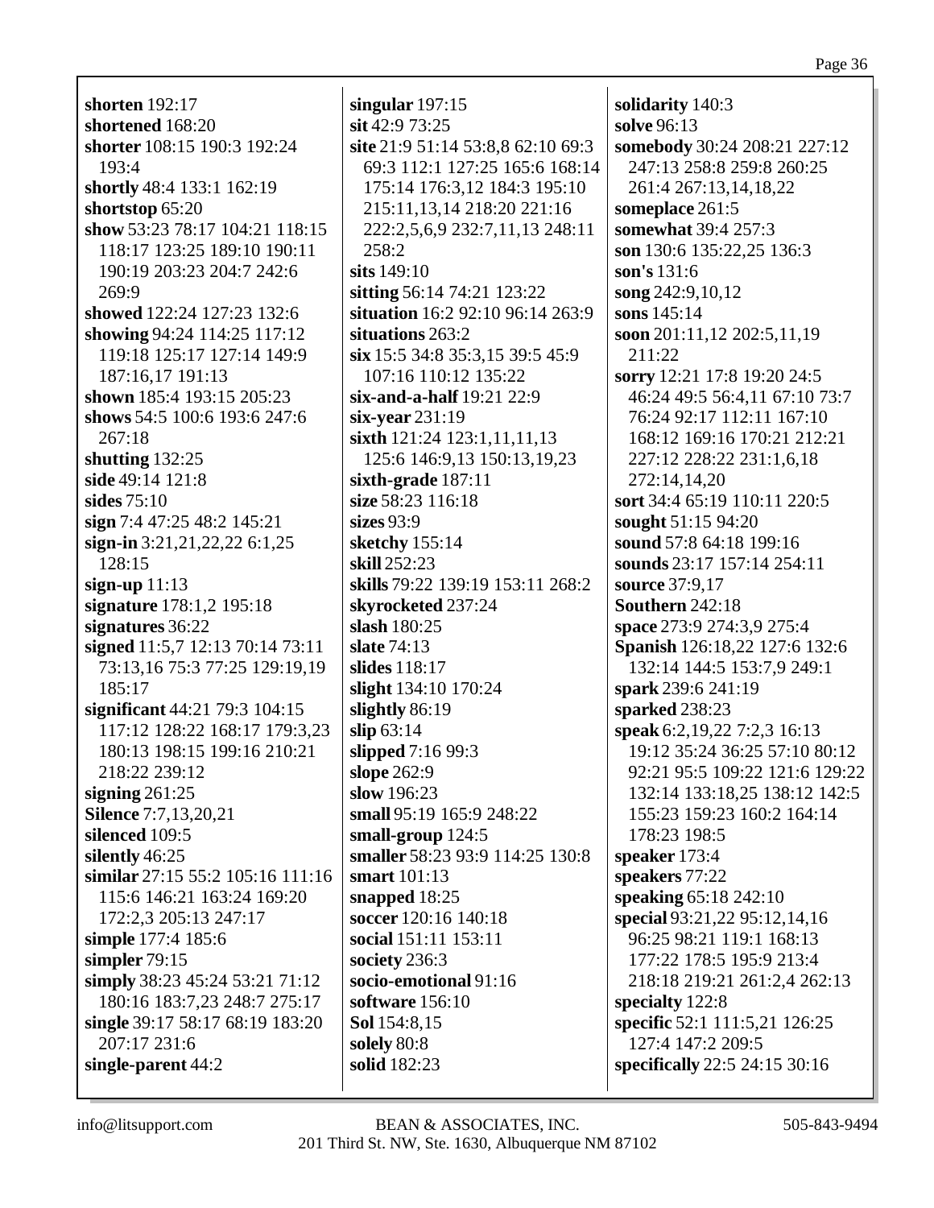**shorten** 192:17
**shortened** 168:20
**shorter** 108:15 190:3 192:24 193:4
**shortly** 48:4 133:1 162:19
**shortstop** 65:20
**show** 53:23 78:17 104:21 118:15 118:17 123:25 189:10 190:11 190:19 203:23 204:7 242:6 269:9
**showed** 122:24 127:23 132:6
**showing** 94:24 114:25 117:12 119:18 125:17 127:14 149:9 187:16,17 191:13
**shown** 185:4 193:15 205:23
**shows** 54:5 100:6 193:6 247:6 267:18
**shutting** 132:25
**side** 49:14 121:8
**sides** 75:10
**sign** 7:4 47:25 48:2 145:21
**sign-in** 3:21,21,22,22 6:1,25 128:15
**sign-up** 11:13
**signature** 178:1,2 195:18
**signatures** 36:22
**signed** 11:5,7 12:13 70:14 73:11 73:13,16 75:3 77:25 129:19,19 185:17
**significant** 44:21 79:3 104:15 117:12 128:22 168:17 179:3,23 180:13 198:15 199:16 210:21 218:22 239:12
**signing** 261:25
**Silence** 7:7,13,20,21
**silenced** 109:5
**silently** 46:25
**similar** 27:15 55:2 105:16 111:16 115:6 146:21 163:24 169:20 172:2,3 205:13 247:17
**simple** 177:4 185:6
**simpler** 79:15
**simply** 38:23 45:24 53:21 71:12 180:16 183:7,23 248:7 275:17
**single** 39:17 58:17 68:19 183:20 207:17 231:6
**single-parent** 44:2
**singular** 197:15
**sit** 42:9 73:25
**site** 21:9 51:14 53:8,8 62:10 69:3 69:3 112:1 127:25 165:6 168:14 175:14 176:3,12 184:3 195:10 215:11,13,14 218:20 221:16 222:2,5,6,9 232:7,11,13 248:11 258:2
**sits** 149:10
**sitting** 56:14 74:21 123:22
**situation** 16:2 92:10 96:14 263:9
**situations** 263:2
**six** 15:5 34:8 35:3,15 39:5 45:9 107:16 110:12 135:22
**six-and-a-half** 19:21 22:9
**six-year** 231:19
**sixth** 121:24 123:1,11,11,13 125:6 146:9,13 150:13,19,23
**sixth-grade** 187:11
**size** 58:23 116:18
**sizes** 93:9
**sketchy** 155:14
**skill** 252:23
**skills** 79:22 139:19 153:11 268:2
**skyrocketed** 237:24
**slash** 180:25
**slate** 74:13
**slides** 118:17
**slight** 134:10 170:24
**slightly** 86:19
**slip** 63:14
**slipped** 7:16 99:3
**slope** 262:9
**slow** 196:23
**small** 95:19 165:9 248:22
**small-group** 124:5
**smaller** 58:23 93:9 114:25 130:8
**smart** 101:13
**snapped** 18:25
**soccer** 120:16 140:18
**social** 151:11 153:11
**society** 236:3
**socio-emotional** 91:16
**software** 156:10
**Sol** 154:8,15
**solely** 80:8
**solid** 182:23
**solidarity** 140:3
**solve** 96:13
**somebody** 30:24 208:21 227:12 247:13 258:8 259:8 260:25 261:4 267:13,14,18,22
**someplace** 261:5
**somewhat** 39:4 257:3
**son** 130:6 135:22,25 136:3
**son's** 131:6
**song** 242:9,10,12
**sons** 145:14
**soon** 201:11,12 202:5,11,19 211:22
**sorry** 12:21 17:8 19:20 24:5 46:24 49:5 56:4,11 67:10 73:7 76:24 92:17 112:11 167:10 168:12 169:16 170:21 212:21 227:12 228:22 231:1,6,18 272:14,14,20
**sort** 34:4 65:19 110:11 220:5
**sought** 51:15 94:20
**sound** 57:8 64:18 199:16
**sounds** 23:17 157:14 254:11
**source** 37:9,17
**Southern** 242:18
**space** 273:9 274:3,9 275:4
**Spanish** 126:18,22 127:6 132:6 132:14 144:5 153:7,9 249:1
**spark** 239:6 241:19
**sparked** 238:23
**speak** 6:2,19,22 7:2,3 16:13 19:12 35:24 36:25 57:10 80:12 92:21 95:5 109:22 121:6 129:22 132:14 133:18,25 138:12 142:5 155:23 159:23 160:2 164:14 178:23 198:5
**speaker** 173:4
**speakers** 77:22
**speaking** 65:18 242:10
**special** 93:21,22 95:12,14,16 96:25 98:21 119:1 168:13 177:22 178:5 195:9 213:4 218:18 219:21 261:2,4 262:13
**specialty** 122:8
**specific** 52:1 111:5,21 126:25 127:4 147:2 209:5
**specifically** 22:5 24:15 30:16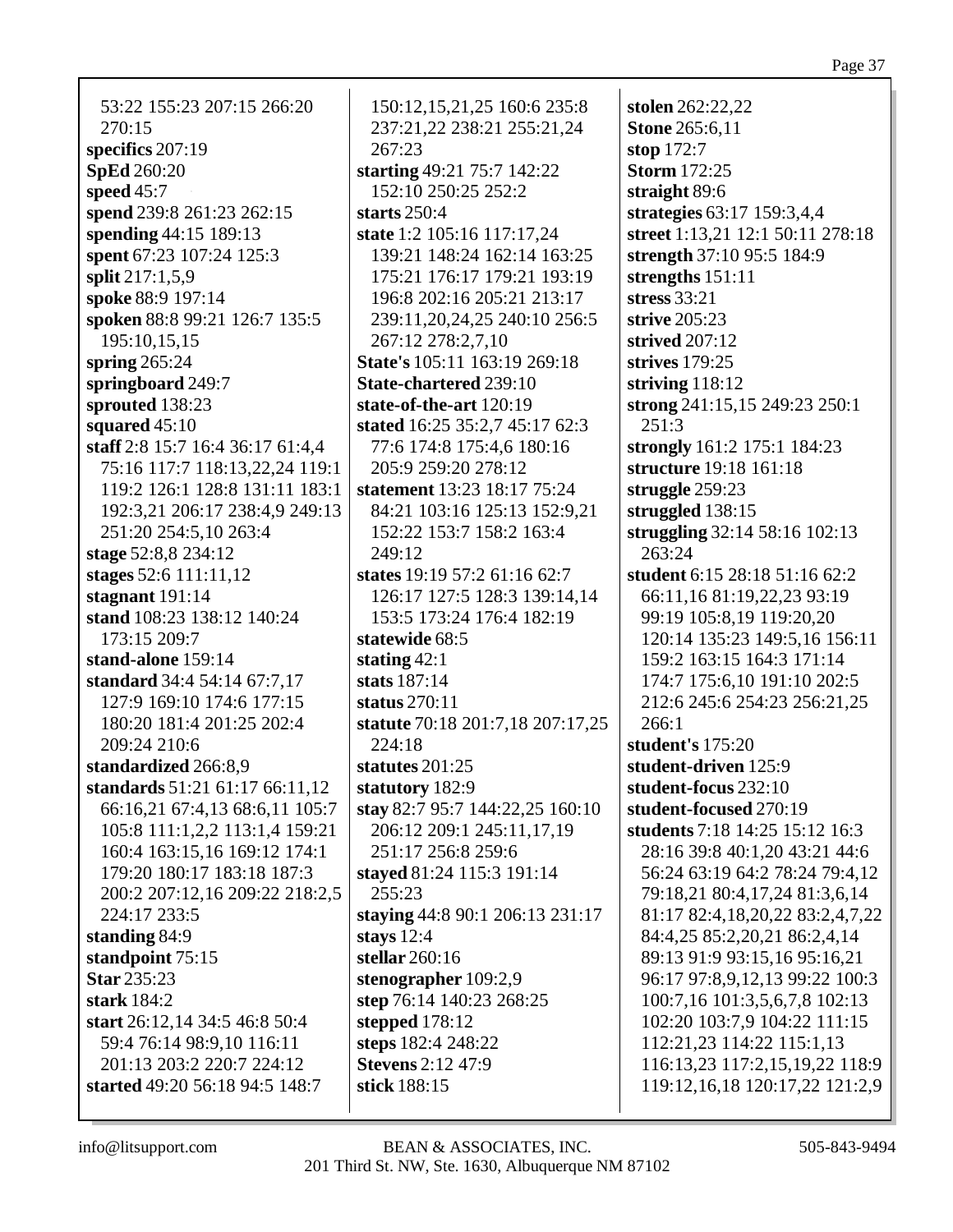53:22 155:23 207:15 266:20 270:15
**specifics** 207:19
**SpEd** 260:20
**speed** 45:7
**spend** 239:8 261:23 262:15
**spending** 44:15 189:13
**spent** 67:23 107:24 125:3
**split** 217:1,5,9
**spoke** 88:9 197:14
**spoken** 88:8 99:21 126:7 135:5 195:10,15,15
**spring** 265:24
**springboard** 249:7
**sprouted** 138:23
**squared** 45:10
**staff** 2:8 15:7 16:4 36:17 61:4,4 75:16 117:7 118:13,22,24 119:1 119:2 126:1 128:8 131:11 183:1 192:3,21 206:17 238:4,9 249:13 251:20 254:5,10 263:4
**stage** 52:8,8 234:12
**stages** 52:6 111:11,12
**stagnant** 191:14
**stand** 108:23 138:12 140:24 173:15 209:7
**stand-alone** 159:14
**standard** 34:4 54:14 67:7,17 127:9 169:10 174:6 177:15 180:20 181:4 201:25 202:4 209:24 210:6
**standardized** 266:8,9
**standards** 51:21 61:17 66:11,12 66:16,21 67:4,13 68:6,11 105:7 105:8 111:1,2,2 113:1,4 159:21 160:4 163:15,16 169:12 174:1 179:20 180:17 183:18 187:3 200:2 207:12,16 209:22 218:2,5 224:17 233:5
**standing** 84:9
**standpoint** 75:15
**Star** 235:23
**stark** 184:2
**start** 26:12,14 34:5 46:8 50:4 59:4 76:14 98:9,10 116:11 201:13 203:2 220:7 224:12
**started** 49:20 56:18 94:5 148:7 150:12,15,21,25 160:6 235:8 237:21,22 238:21 255:21,24 267:23
**starting** 49:21 75:7 142:22 152:10 250:25 252:2
**starts** 250:4
**state** 1:2 105:16 117:17,24 139:21 148:24 162:14 163:25 175:21 176:17 179:21 193:19 196:8 202:16 205:21 213:17 239:11,20,24,25 240:10 256:5 267:12 278:2,7,10
**State's** 105:11 163:19 269:18
**State-chartered** 239:10
**state-of-the-art** 120:19
**stated** 16:25 35:2,7 45:17 62:3 77:6 174:8 175:4,6 180:16 205:9 259:20 278:12
**statement** 13:23 18:17 75:24 84:21 103:16 125:13 152:9,21 152:22 153:7 158:2 163:4 249:12
**states** 19:19 57:2 61:16 62:7 126:17 127:5 128:3 139:14,14 153:5 173:24 176:4 182:19
**statewide** 68:5
**stating** 42:1
**stats** 187:14
**status** 270:11
**statute** 70:18 201:7,18 207:17,25 224:18
**statutes** 201:25
**statutory** 182:9
**stay** 82:7 95:7 144:22,25 160:10 206:12 209:1 245:11,17,19 251:17 256:8 259:6
**stayed** 81:24 115:3 191:14 255:23
**staying** 44:8 90:1 206:13 231:17
**stays** 12:4
**stellar** 260:16
**stenographer** 109:2,9
**step** 76:14 140:23 268:25
**stepped** 178:12
**steps** 182:4 248:22
**Stevens** 2:12 47:9
**stick** 188:15
**stolen** 262:22,22
**Stone** 265:6,11
**stop** 172:7
**Storm** 172:25
**straight** 89:6
**strategies** 63:17 159:3,4,4
**street** 1:13,21 12:1 50:11 278:18
**strength** 37:10 95:5 184:9
**strengths** 151:11
**stress** 33:21
**strive** 205:23
**strived** 207:12
**strives** 179:25
**striving** 118:12
**strong** 241:15,15 249:23 250:1 251:3
**strongly** 161:2 175:1 184:23
**structure** 19:18 161:18
**struggle** 259:23
**struggled** 138:15
**struggling** 32:14 58:16 102:13 263:24
**student** 6:15 28:18 51:16 62:2 66:11,16 81:19,22,23 93:19 99:19 105:8,19 119:20,20 120:14 135:23 149:5,16 156:11 159:2 163:15 164:3 171:14 174:7 175:6,10 191:10 202:5 212:6 245:6 254:23 256:21,25 266:1
**student's** 175:20
**student-driven** 125:9
**student-focus** 232:10
**student-focused** 270:19
**students** 7:18 14:25 15:12 16:3 28:16 39:8 40:1,20 43:21 44:6 56:24 63:19 64:2 78:24 79:4,12 79:18,21 80:4,17,24 81:3,6,14 81:17 82:4,18,20,22 83:2,4,7,22 84:4,25 85:2,20,21 86:2,4,14 89:13 91:9 93:15,16 95:16,21 96:17 97:8,9,12,13 99:22 100:3 100:7,16 101:3,5,6,7,8 102:13 102:20 103:7,9 104:22 111:15 112:21,23 114:22 115:1,13 116:13,23 117:2,15,19,22 118:9 119:12,16,18 120:17,22 121:2,9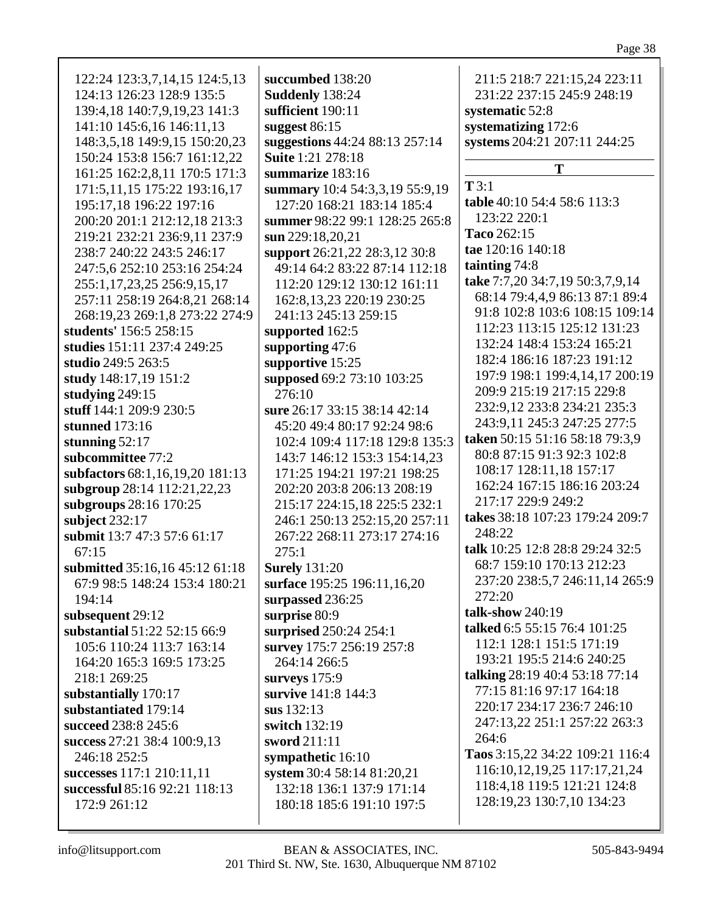122:24 123:3,7,14,15 124:5,13 124:13 126:23 128:9 135:5 139:4,18 140:7,9,19,23 141:3 141:10 145:6,16 146:11,13 148:3,5,18 149:9,15 150:20,23 150:24 153:8 156:7 161:12,22 161:25 162:2,8,11 170:5 171:3 171:5,11,15 175:22 193:16,17 195:17,18 196:22 197:16 200:20 201:1 212:12,18 213:3 219:21 232:21 236:9,11 237:9 238:7 240:22 243:5 246:17 247:5,6 252:10 253:16 254:24 255:1,17,23,25 256:9,15,17 257:11 258:19 264:8,21 268:14 268:19,23 269:1,8 273:22 274:9

**students'** 156:5 258:15

**studies** 151:11 237:4 249:25

**studio** 249:5 263:5

**study** 148:17,19 151:2

**studying** 249:15

**stuff** 144:1 209:9 230:5

**stunned** 173:16

**stunning** 52:17

**subcommittee** 77:2

**subfactors** 68:1,16,19,20 181:13

**subgroup** 28:14 112:21,22,23

**subgroups** 28:16 170:25

**subject** 232:17

**submit** 13:7 47:3 57:6 61:17 67:15

**submitted** 35:16,16 45:12 61:18 67:9 98:5 148:24 153:4 180:21 194:14

**subsequent** 29:12

**substantial** 51:22 52:15 66:9 105:6 110:24 113:7 163:14 164:20 165:3 169:5 173:25 218:1 269:25

**substantially** 170:17

**substantiated** 179:14

**succeed** 238:8 245:6

**success** 27:21 38:4 100:9,13 246:18 252:5

**successes** 117:1 210:11,11

**successful** 85:16 92:21 118:13 172:9 261:12

**succumbed** 138:20

**Suddenly** 138:24

**sufficient** 190:11

**suggest** 86:15

**suggestions** 44:24 88:13 257:14

**Suite** 1:21 278:18

**summarize** 183:16

**summary** 10:4 54:3,3,19 55:9,19 127:20 168:21 183:14 185:4

**summer** 98:22 99:1 128:25 265:8

**sun** 229:18,20,21

**support** 26:21,22 28:3,12 30:8 49:14 64:2 83:22 87:14 112:18 112:20 129:12 130:12 161:11 162:8,13,23 220:19 230:25 241:13 245:13 259:15

**supported** 162:5

**supporting** 47:6

**supportive** 15:25

**supposed** 69:2 73:10 103:25 276:10

**sure** 26:17 33:15 38:14 42:14 45:20 49:4 80:17 92:24 98:6 102:4 109:4 117:18 129:8 135:3 143:7 146:12 153:3 154:14,23 171:25 194:21 197:21 198:25 202:20 203:8 206:13 208:19 215:17 224:15,18 225:5 232:1 246:1 250:13 252:15,20 257:11 267:22 268:11 273:17 274:16 275:1

**Surely** 131:20

**surface** 195:25 196:11,16,20

**surpassed** 236:25

**surprise** 80:9

**surprised** 250:24 254:1

**survey** 175:7 256:19 257:8 264:14 266:5

**surveys** 175:9

**survive** 141:8 144:3

**sus** 132:13

**switch** 132:19

**sword** 211:11

**sympathetic** 16:10

**system** 30:4 58:14 81:20,21 132:18 136:1 137:9 171:14 180:18 185:6 191:10 197:5 211:5 218:7 221:15,24 223:11 231:22 237:15 245:9 248:19

**systematic** 52:8

**systematizing** 172:6

**systems** 204:21 207:11 244:25

## T

**T** 3:1

**table** 40:10 54:4 58:6 113:3 123:22 220:1

**Taco** 262:15

**tae** 120:16 140:18

**tainting** 74:8

**take** 7:7,20 34:7,19 50:3,7,9,14 68:14 79:4,4,9 86:13 87:1 89:4 91:8 102:8 103:6 108:15 109:14 112:23 113:15 125:12 131:23 132:24 148:4 153:24 165:21 182:4 186:16 187:23 191:12 197:9 198:1 199:4,14,17 200:19 209:9 215:19 217:15 229:8 232:9,12 233:8 234:21 235:3 243:9,11 245:3 247:25 277:5

**taken** 50:15 51:16 58:18 79:3,9 80:8 87:15 91:3 92:3 102:8 108:17 128:11,18 157:17 162:24 167:15 186:16 203:24 217:17 229:9 249:2

**takes** 38:18 107:23 179:24 209:7 248:22

**talk** 10:25 12:8 28:8 29:24 32:5 68:7 159:10 170:13 212:23 237:20 238:5,7 246:11,14 265:9 272:20

**talk-show** 240:19

**talked** 6:5 55:15 76:4 101:25 112:1 128:1 151:5 171:19 193:21 195:5 214:6 240:25

**talking** 28:19 40:4 53:18 77:14 77:15 81:16 97:17 164:18 220:17 234:17 236:7 246:10 247:13,22 251:1 257:22 263:3 264:6

**Taos** 3:15,22 34:22 109:21 116:4 116:10,12,19,25 117:17,21,24 118:4,18 119:5 121:21 124:8 128:19,23 130:7,10 134:23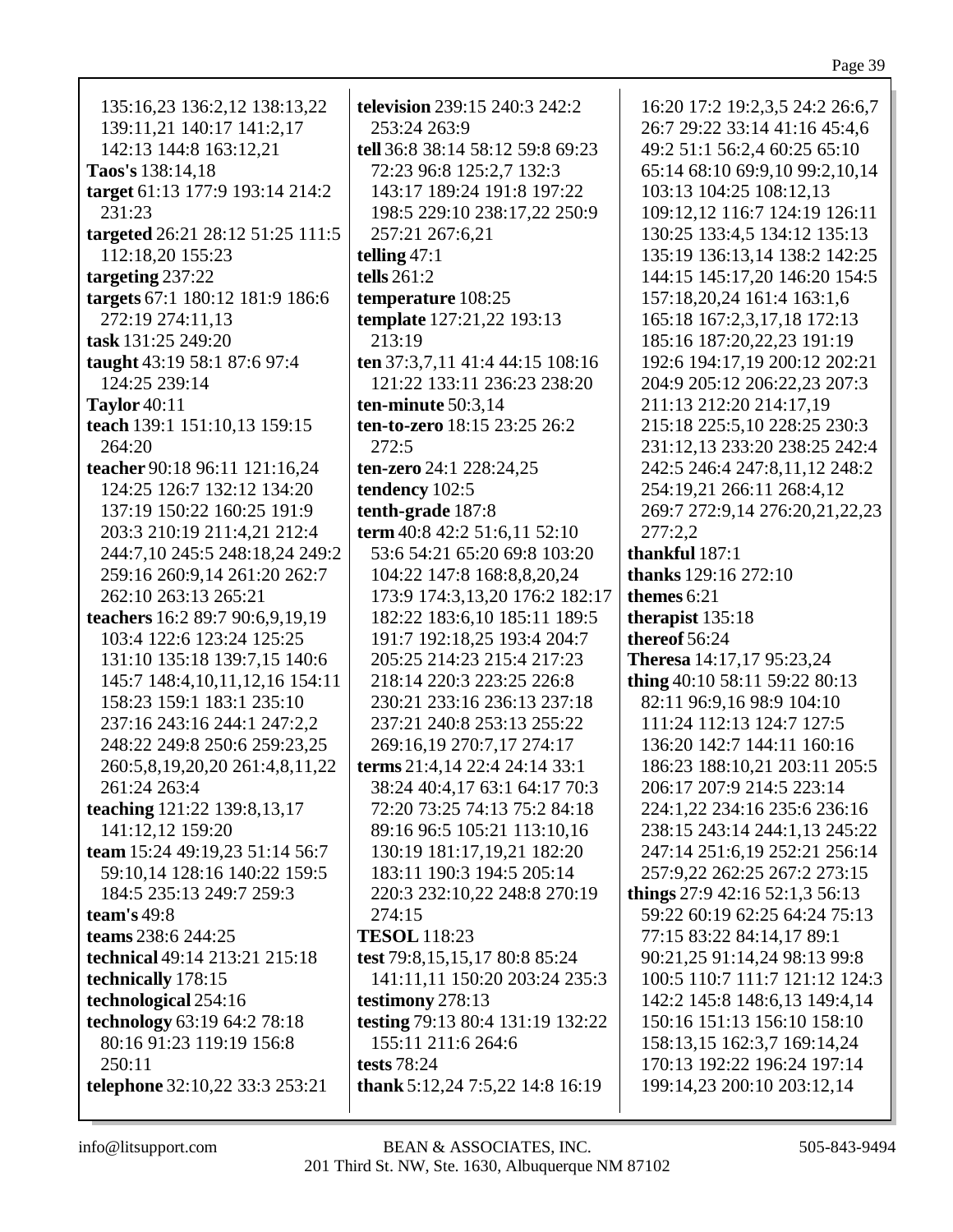135:16,23 136:2,12 138:13,22 139:11,21 140:17 141:2,17 142:13 144:8 163:12,21
**Taos's** 138:14,18
**target** 61:13 177:9 193:14 214:2 231:23
**targeted** 26:21 28:12 51:25 111:5 112:18,20 155:23
**targeting** 237:22
**targets** 67:1 180:12 181:9 186:6 272:19 274:11,13
**task** 131:25 249:20
**taught** 43:19 58:1 87:6 97:4 124:25 239:14
**Taylor** 40:11
**teach** 139:1 151:10,13 159:15 264:20
**teacher** 90:18 96:11 121:16,24 124:25 126:7 132:12 134:20 137:19 150:22 160:25 191:9 203:3 210:19 211:4,21 212:4 244:7,10 245:5 248:18,24 249:2 259:16 260:9,14 261:20 262:7 262:10 263:13 265:21
**teachers** 16:2 89:7 90:6,9,19,19 103:4 122:6 123:24 125:25 131:10 135:18 139:7,15 140:6 145:7 148:4,10,11,12,16 154:11 158:23 159:1 183:1 235:10 237:16 243:16 244:1 247:2,2 248:22 249:8 250:6 259:23,25 260:5,8,19,20,20 261:4,8,11,22 261:24 263:4
**teaching** 121:22 139:8,13,17 141:12,12 159:20
**team** 15:24 49:19,23 51:14 56:7 59:10,14 128:16 140:22 159:5 184:5 235:13 249:7 259:3
**team's** 49:8
**teams** 238:6 244:25
**technical** 49:14 213:21 215:18
**technically** 178:15
**technological** 254:16
**technology** 63:19 64:2 78:18 80:16 91:23 119:19 156:8 250:11
**telephone** 32:10,22 33:3 253:21
**television** 239:15 240:3 242:2 253:24 263:9
**tell** 36:8 38:14 58:12 59:8 69:23 72:23 96:8 125:2,7 132:3 143:17 189:24 191:8 197:22 198:5 229:10 238:17,22 250:9 257:21 267:6,21
**telling** 47:1
**tells** 261:2
**temperature** 108:25
**template** 127:21,22 193:13 213:19
**ten** 37:3,7,11 41:4 44:15 108:16 121:22 133:11 236:23 238:20
**ten-minute** 50:3,14
**ten-to-zero** 18:15 23:25 26:2 272:5
**ten-zero** 24:1 228:24,25
**tendency** 102:5
**tenth-grade** 187:8
**term** 40:8 42:2 51:6,11 52:10 53:6 54:21 65:20 69:8 103:20 104:22 147:8 168:8,8,20,24 173:9 174:3,13,20 176:2 182:17 182:22 183:6,10 185:11 189:5 191:7 192:18,25 193:4 204:7 205:25 214:23 215:4 217:23 218:14 220:3 223:25 226:8 230:21 233:16 236:13 237:18 237:21 240:8 253:13 255:22 269:16,19 270:7,17 274:17
**terms** 21:4,14 22:4 24:14 33:1 38:24 40:4,17 63:1 64:17 70:3 72:20 73:25 74:13 75:2 84:18 89:16 96:5 105:21 113:10,16 130:19 181:17,19,21 182:20 183:11 190:3 194:5 205:14 220:3 232:10,22 248:8 270:19 274:15
**TESOL** 118:23
**test** 79:8,15,15,17 80:8 85:24 141:11,11 150:20 203:24 235:3
**testimony** 278:13
**testing** 79:13 80:4 131:19 132:22 155:11 211:6 264:6
**tests** 78:24
**thank** 5:12,24 7:5,22 14:8 16:19 16:20 17:2 19:2,3,5 24:2 26:6,7 26:7 29:22 33:14 41:16 45:4,6 49:2 51:1 56:2,4 60:25 65:10 65:14 68:10 69:9,10 99:2,10,14 103:13 104:25 108:12,13 109:12,12 116:7 124:19 126:11 130:25 133:4,5 134:12 135:13 135:19 136:13,14 138:2 142:25 144:15 145:17,20 146:20 154:5 157:18,20,24 161:4 163:1,6 165:18 167:2,3,17,18 172:13 185:16 187:20,22,23 191:19 192:6 194:17,19 200:12 202:21 204:9 205:12 206:22,23 207:3 211:13 212:20 214:17,19 215:18 225:5,10 228:25 230:3 231:12,13 233:20 238:25 242:4 242:5 246:4 247:8,11,12 248:2 254:19,21 266:11 268:4,12 269:7 272:9,14 276:20,21,22,23 277:2,2
**thankful** 187:1
**thanks** 129:16 272:10
**themes** 6:21
**therapist** 135:18
**thereof** 56:24
**Theresa** 14:17,17 95:23,24
**thing** 40:10 58:11 59:22 80:13 82:11 96:9,16 98:9 104:10 111:24 112:13 124:7 127:5 136:20 142:7 144:11 160:16 186:23 188:10,21 203:11 205:5 206:17 207:9 214:5 223:14 224:1,22 234:16 235:6 236:16 238:15 243:14 244:1,13 245:22 247:14 251:6,19 252:21 256:14 257:9,22 262:25 267:2 273:15
**things** 27:9 42:16 52:1,3 56:13 59:22 60:19 62:25 64:24 75:13 77:15 83:22 84:14,17 89:1 90:21,25 91:14,24 98:13 99:8 100:5 110:7 111:7 121:12 124:3 142:2 145:8 148:6,13 149:4,14 150:16 151:13 156:10 158:10 158:13,15 162:3,7 169:14,24 170:13 192:22 196:24 197:14 199:14,23 200:10 203:12,14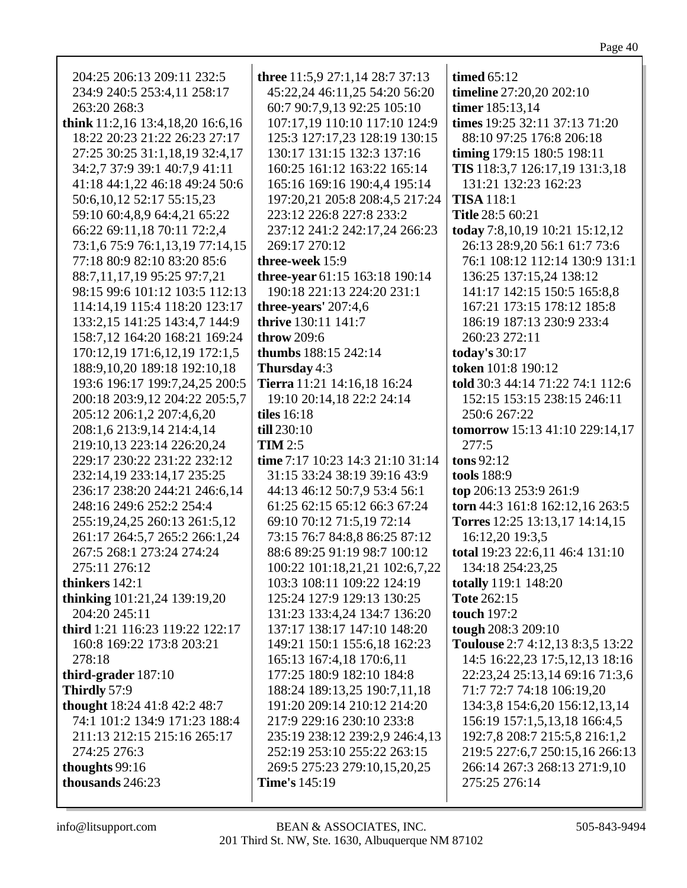204:25 206:13 209:11 232:5 234:9 240:5 253:4,11 258:17 263:20 268:3

**think** 11:2,16 13:4,18,20 16:6,16 18:22 20:23 21:22 26:23 27:17 27:25 30:25 31:1,18,19 32:4,17 34:2,7 37:9 39:1 40:7,9 41:11 41:18 44:1,22 46:18 49:24 50:6 50:6,10,12 52:17 55:15,23 59:10 60:4,8,9 64:4,21 65:22 66:22 69:11,18 70:11 72:2,4 73:1,6 75:9 76:1,13,19 77:14,15 77:18 80:9 82:10 83:20 85:6 88:7,11,17,19 95:25 97:7,21 98:15 99:6 101:12 103:5 112:13 114:14,19 115:4 118:20 123:17 133:2,15 141:25 143:4,7 144:9 158:7,12 164:20 168:21 169:24 170:12,19 171:6,12,19 172:1,5 188:9,10,20 189:18 192:10,18 193:6 196:17 199:7,24,25 200:5 200:18 203:9,12 204:22 205:5,7 205:12 206:1,2 207:4,6,20 208:1,6 213:9,14 214:4,14 219:10,13 223:14 226:20,24 229:17 230:22 231:22 232:12 232:14,19 233:14,17 235:25 236:17 238:20 244:21 246:6,14 248:16 249:6 252:2 254:4 255:19,24,25 260:13 261:5,12 261:17 264:5,7 265:2 266:1,24 267:5 268:1 273:24 274:24 275:11 276:12

**thinkers** 142:1

**thinking** 101:21,24 139:19,20 204:20 245:11

**third** 1:21 116:23 119:22 122:17 160:8 169:22 173:8 203:21 278:18

**third-grader** 187:10

**Thirdly** 57:9

**thought** 18:24 41:8 42:2 48:7 74:1 101:2 134:9 171:23 188:4 211:13 212:15 215:16 265:17 274:25 276:3

**thoughts** 99:16

**thousands** 246:23

**three** 11:5,9 27:1,14 28:7 37:13 45:22,24 46:11,25 54:20 56:20 60:7 90:7,9,13 92:25 105:10 107:17,19 110:10 117:10 124:9 125:3 127:17,23 128:19 130:15 130:17 131:15 132:3 137:16 160:25 161:12 163:22 165:14 165:16 169:16 190:4,4 195:14 197:20,21 205:8 208:4,5 217:24 223:12 226:8 227:8 233:2 237:12 241:2 242:17,24 266:23 269:17 270:12

**three-week** 15:9

**three-year** 61:15 163:18 190:14 190:18 221:13 224:20 231:1

**three-years'** 207:4,6

**thrive** 130:11 141:7

**throw** 209:6

**thumbs** 188:15 242:14

**Thursday** 4:3

**Tierra** 11:21 14:16,18 16:24 19:10 20:14,18 22:2 24:14

**tiles** 16:18

**till** 230:10

**TIM** 2:5

**time** 7:17 10:23 14:3 21:10 31:14 31:15 33:24 38:19 39:16 43:9 44:13 46:12 50:7,9 53:4 56:1 61:25 62:15 65:12 66:3 67:24 69:10 70:12 71:5,19 72:14 73:15 76:7 84:8,8 86:25 87:12 88:6 89:25 91:19 98:7 100:12 100:22 101:18,21,21 102:6,7,22 103:3 108:11 109:22 124:19 125:24 127:9 129:13 130:25 131:23 133:4,24 134:7 136:20 137:17 138:17 147:10 148:20 149:21 150:1 155:6,18 162:23 165:13 167:4,18 170:6,11 177:25 180:9 182:10 184:8 188:24 189:13,25 190:7,11,18 191:20 209:14 210:12 214:20 217:9 229:16 230:10 233:8 235:19 238:12 239:2,9 246:4,13 252:19 253:10 255:22 263:15 269:5 275:23 279:10,15,20,25

**Time's** 145:19

**timed** 65:12

**timeline** 27:20,20 202:10

**timer** 185:13,14

**times** 19:25 32:11 37:13 71:20 88:10 97:25 176:8 206:18

**timing** 179:15 180:5 198:11

**TIS** 118:3,7 126:17,19 131:3,18 131:21 132:23 162:23

**TISA** 118:1

**Title** 28:5 60:21

**today** 7:8,10,19 10:21 15:12,12 26:13 28:9,20 56:1 61:7 73:6 76:1 108:12 112:14 130:9 131:1 136:25 137:15,24 138:12 141:17 142:15 150:5 165:8,8 167:21 173:15 178:12 185:8 186:19 187:13 230:9 233:4 260:23 272:11

**today's** 30:17

**token** 101:8 190:12

**told** 30:3 44:14 71:22 74:1 112:6 152:15 153:15 238:15 246:11 250:6 267:22

**tomorrow** 15:13 41:10 229:14,17 277:5

**tons** 92:12

**tools** 188:9

**top** 206:13 253:9 261:9

**torn** 44:3 161:8 162:12,16 263:5

**Torres** 12:25 13:13,17 14:14,15 16:12,20 19:3,5

**total** 19:23 22:6,11 46:4 131:10 134:18 254:23,25

**totally** 119:1 148:20

**Tote** 262:15

**touch** 197:2

**tough** 208:3 209:10

**Toulouse** 2:7 4:12,13 8:3,5 13:22 14:5 16:22,23 17:5,12,13 18:16 22:23,24 25:13,14 69:16 71:3,6 71:7 72:7 74:18 106:19,20 134:3,8 154:6,20 156:12,13,14 156:19 157:1,5,13,18 166:4,5 192:7,8 208:7 215:5,8 216:1,2 219:5 227:6,7 250:15,16 266:13 266:14 267:3 268:13 271:9,10 275:25 276:14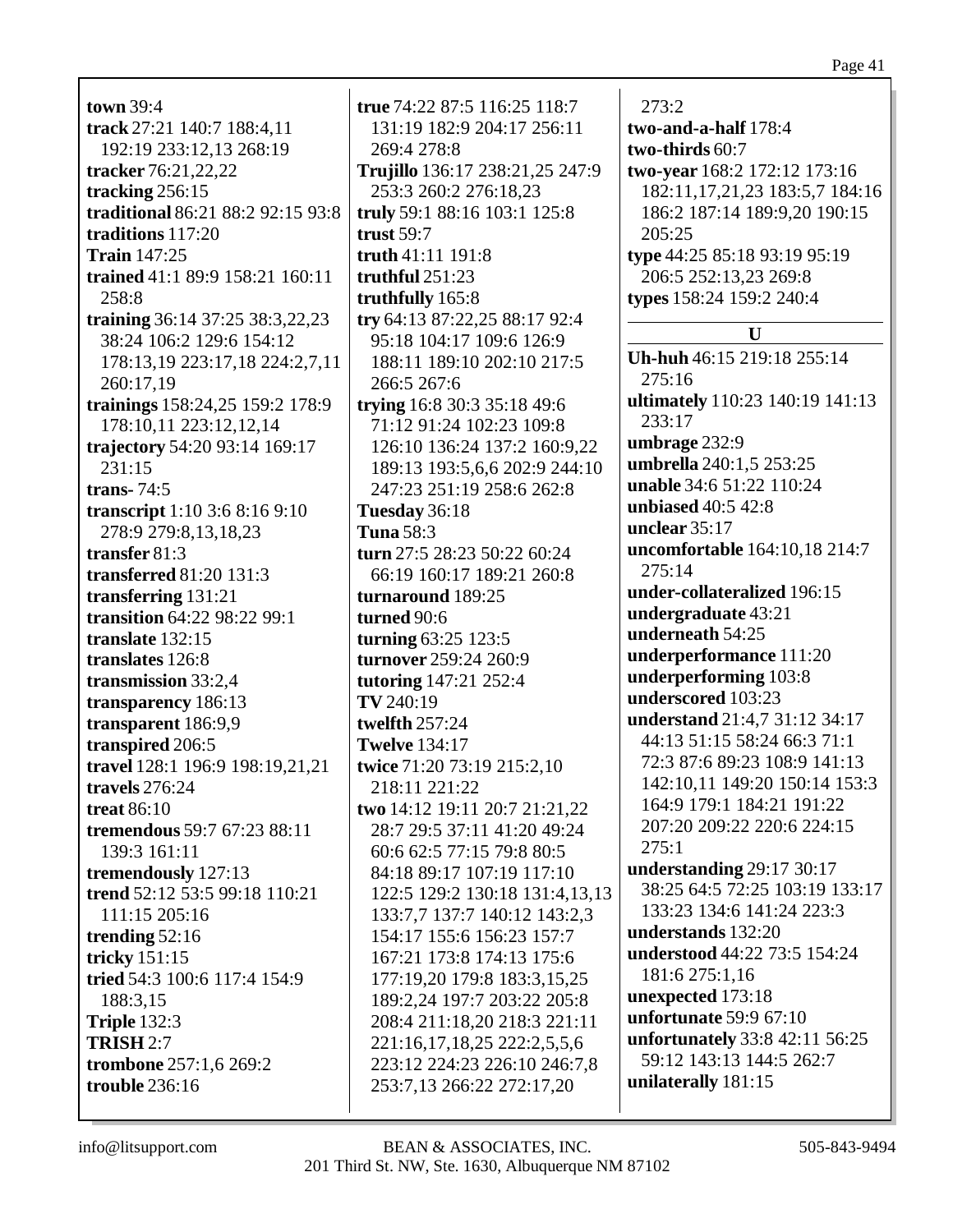**town** 39:4
**track** 27:21 140:7 188:4,11 192:19 233:12,13 268:19
**tracker** 76:21,22,22
**tracking** 256:15
**traditional** 86:21 88:2 92:15 93:8
**traditions** 117:20
**Train** 147:25
**trained** 41:1 89:9 158:21 160:11 258:8
**training** 36:14 37:25 38:3,22,23 38:24 106:2 129:6 154:12 178:13,19 223:17,18 224:2,7,11 260:17,19
**trainings** 158:24,25 159:2 178:9 178:10,11 223:12,12,14
**trajectory** 54:20 93:14 169:17 231:15
**trans-** 74:5
**transcript** 1:10 3:6 8:16 9:10 278:9 279:8,13,18,23
**transfer** 81:3
**transferred** 81:20 131:3
**transferring** 131:21
**transition** 64:22 98:22 99:1
**translate** 132:15
**translates** 126:8
**transmission** 33:2,4
**transparency** 186:13
**transparent** 186:9,9
**transpired** 206:5
**travel** 128:1 196:9 198:19,21,21
**travels** 276:24
**treat** 86:10
**tremendous** 59:7 67:23 88:11 139:3 161:11
**tremendously** 127:13
**trend** 52:12 53:5 99:18 110:21 111:15 205:16
**trending** 52:16
**tricky** 151:15
**tried** 54:3 100:6 117:4 154:9 188:3,15
**Triple** 132:3
**TRISH** 2:7
**trombone** 257:1,6 269:2
**trouble** 236:16
**true** 74:22 87:5 116:25 118:7 131:19 182:9 204:17 256:11 269:4 278:8
**Trujillo** 136:17 238:21,25 247:9 253:3 260:2 276:18,23
**truly** 59:1 88:16 103:1 125:8
**trust** 59:7
**truth** 41:11 191:8
**truthful** 251:23
**truthfully** 165:8
**try** 64:13 87:22,25 88:17 92:4 95:18 104:17 109:6 126:9 188:11 189:10 202:10 217:5 266:5 267:6
**trying** 16:8 30:3 35:18 49:6 71:12 91:24 102:23 109:8 126:10 136:24 137:2 160:9,22 189:13 193:5,6,6 202:9 244:10 247:23 251:19 258:6 262:8
**Tuesday** 36:18
**Tuna** 58:3
**turn** 27:5 28:23 50:22 60:24 66:19 160:17 189:21 260:8
**turnaround** 189:25
**turned** 90:6
**turning** 63:25 123:5
**turnover** 259:24 260:9
**tutoring** 147:21 252:4
**TV** 240:19
**twelfth** 257:24
**Twelve** 134:17
**twice** 71:20 73:19 215:2,10 218:11 221:22
**two** 14:12 19:11 20:7 21:21,22 28:7 29:5 37:11 41:20 49:24 60:6 62:5 77:15 79:8 80:5 84:18 89:17 107:19 117:10 122:5 129:2 130:18 131:4,13,13 133:7,7 137:7 140:12 143:2,3 154:17 155:6 156:23 157:7 167:21 173:8 174:13 175:6 177:19,20 179:8 183:3,15,25 189:2,24 197:7 203:22 205:8 208:4 211:18,20 218:3 221:11 221:16,17,18,25 222:2,5,5,6 223:12 224:23 226:10 246:7,8 253:7,13 266:22 272:17,20 273:2
**two-and-a-half** 178:4
**two-thirds** 60:7
**two-year** 168:2 172:12 173:16 182:11,17,21,23 183:5,7 184:16 186:2 187:14 189:9,20 190:15 205:25
**type** 44:25 85:18 93:19 95:19 206:5 252:13,23 269:8
**types** 158:24 159:2 240:4

**U**

**Uh-huh** 46:15 219:18 255:14 275:16
**ultimately** 110:23 140:19 141:13 233:17
**umbrage** 232:9
**umbrella** 240:1,5 253:25
**unable** 34:6 51:22 110:24
**unbiased** 40:5 42:8
**unclear** 35:17
**uncomfortable** 164:10,18 214:7 275:14
**under-collateralized** 196:15
**undergraduate** 43:21
**underneath** 54:25
**underperformance** 111:20
**underperforming** 103:8
**underscored** 103:23
**understand** 21:4,7 31:12 34:17 44:13 51:15 58:24 66:3 71:1 72:3 87:6 89:23 108:9 141:13 142:10,11 149:20 150:14 153:3 164:9 179:1 184:21 191:22 207:20 209:22 220:6 224:15 275:1
**understanding** 29:17 30:17 38:25 64:5 72:25 103:19 133:17 133:23 134:6 141:24 223:3
**understands** 132:20
**understood** 44:22 73:5 154:24 181:6 275:1,16
**unexpected** 173:18
**unfortunate** 59:9 67:10
**unfortunately** 33:8 42:11 56:25 59:12 143:13 144:5 262:7
**unilaterally** 181:15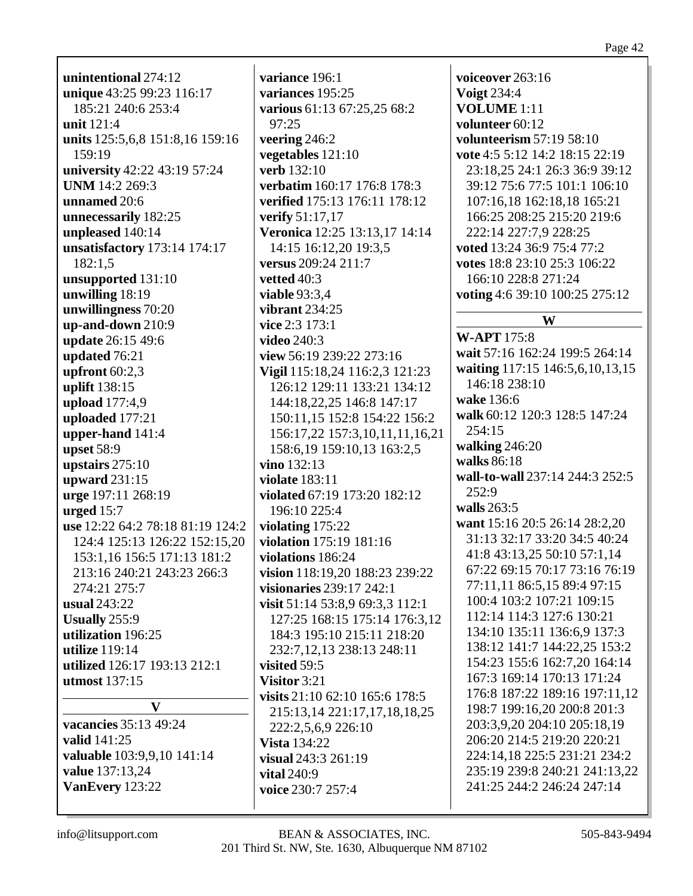**unintentional** 274:12
**unique** 43:25 99:23 116:17 185:21 240:6 253:4
**unit** 121:4
**units** 125:5,6,8 151:8,16 159:16 159:19
**university** 42:22 43:19 57:24
**UNM** 14:2 269:3
**unnamed** 20:6
**unnecessarily** 182:25
**unpleased** 140:14
**unsatisfactory** 173:14 174:17 182:1,5
**unsupported** 131:10
**unwilling** 18:19
**unwillingness** 70:20
**up-and-down** 210:9
**update** 26:15 49:6
**updated** 76:21
**upfront** 60:2,3
**uplift** 138:15
**upload** 177:4,9
**uploaded** 177:21
**upper-hand** 141:4
**upset** 58:9
**upstairs** 275:10
**upward** 231:15
**urge** 197:11 268:19
**urged** 15:7
**use** 12:22 64:2 78:18 81:19 124:2 124:4 125:13 126:22 152:15,20 153:1,16 156:5 171:13 181:2 213:16 240:21 243:23 266:3 274:21 275:7
**usual** 243:22
**Usually** 255:9
**utilization** 196:25
**utilize** 119:14
**utilized** 126:17 193:13 212:1
**utmost** 137:15

**V**

**vacancies** 35:13 49:24
**valid** 141:25
**valuable** 103:9,9,10 141:14
**value** 137:13,24
**VanEvery** 123:22
**variance** 196:1
**variances** 195:25
**various** 61:13 67:25,25 68:2 97:25
**veering** 246:2
**vegetables** 121:10
**verb** 132:10
**verbatim** 160:17 176:8 178:3
**verified** 175:13 176:11 178:12
**verify** 51:17,17
**Veronica** 12:25 13:13,17 14:14 14:15 16:12,20 19:3,5
**versus** 209:24 211:7
**vetted** 40:3
**viable** 93:3,4
**vibrant** 234:25
**vice** 2:3 173:1
**video** 240:3
**view** 56:19 239:22 273:16
**Vigil** 115:18,24 116:2,3 121:23 126:12 129:11 133:21 134:12 144:18,22,25 146:8 147:17 150:11,15 152:8 154:22 156:2 156:17,22 157:3,10,11,11,16,21 158:6,19 159:10,13 163:2,5
**vino** 132:13
**violate** 183:11
**violated** 67:19 173:20 182:12 196:10 225:4
**violating** 175:22
**violation** 175:19 181:16
**violations** 186:24
**vision** 118:19,20 188:23 239:22
**visionaries** 239:17 242:1
**visit** 51:14 53:8,9 69:3,3 112:1 127:25 168:15 175:14 176:3,12 184:3 195:10 215:11 218:20 232:7,12,13 238:13 248:11
**visited** 59:5
**Visitor** 3:21
**visits** 21:10 62:10 165:6 178:5 215:13,14 221:17,17,18,18,25 222:2,5,6,9 226:10
**Vista** 134:22
**visual** 243:3 261:19
**vital** 240:9
**voice** 230:7 257:4
**voiceover** 263:16
**Voigt** 234:4
**VOLUME** 1:11
**volunteer** 60:12
**volunteerism** 57:19 58:10
**vote** 4:5 5:12 14:2 18:15 22:19 23:18,25 24:1 26:3 36:9 39:12 39:12 75:6 77:5 101:1 106:10 107:16,18 162:18,18 165:21 166:25 208:25 215:20 219:6 222:14 227:7,9 228:25
**voted** 13:24 36:9 75:4 77:2
**votes** 18:8 23:10 25:3 106:22 166:10 228:8 271:24
**voting** 4:6 39:10 100:25 275:12

**W**

**W-APT** 175:8
**wait** 57:16 162:24 199:5 264:14
**waiting** 117:15 146:5,6,10,13,15 146:18 238:10
**wake** 136:6
**walk** 60:12 120:3 128:5 147:24 254:15
**walking** 246:20
**walks** 86:18
**wall-to-wall** 237:14 244:3 252:5 252:9
**walls** 263:5
**want** 15:16 20:5 26:14 28:2,20 31:13 32:17 33:20 34:5 40:24 41:8 43:13,25 50:10 57:1,14 67:22 69:15 70:17 73:16 76:19 77:11,11 86:5,15 89:4 97:15 100:4 103:2 107:21 109:15 112:14 114:3 127:6 130:21 134:10 135:11 136:6,9 137:3 138:12 141:7 144:22,25 153:2 154:23 155:6 162:7,20 164:14 167:3 169:14 170:13 171:24 176:8 187:22 189:16 197:11,12 198:7 199:16,20 200:8 201:3 203:3,9,20 204:10 205:18,19 206:20 214:5 219:20 220:21 224:14,18 225:5 231:21 234:2 235:19 239:8 240:21 241:13,22 241:25 244:2 246:24 247:14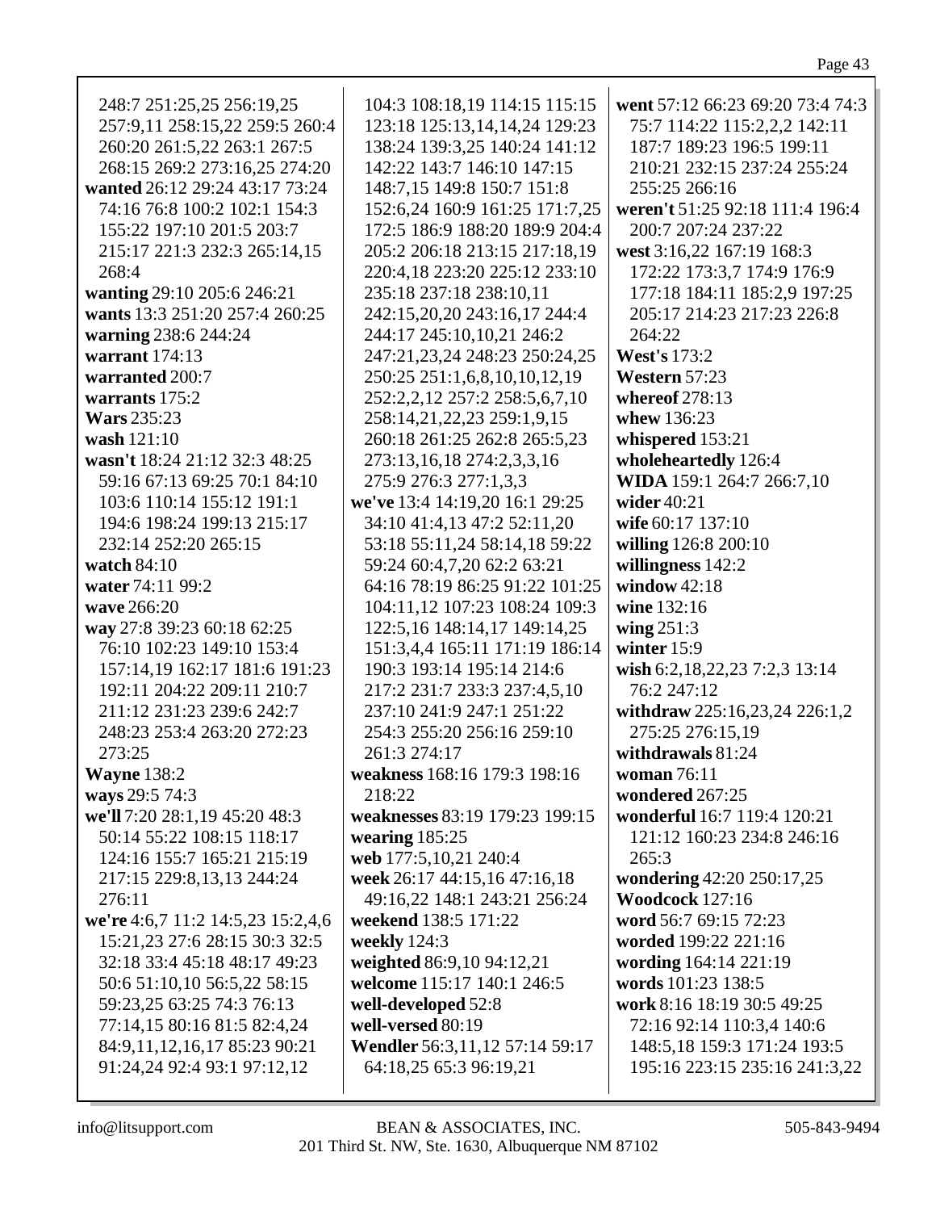248:7 251:25,25 256:19,25 257:9,11 258:15,22 259:5 260:4 260:20 261:5,22 263:1 267:5 268:15 269:2 273:16,25 274:20
**wanted** 26:12 29:24 43:17 73:24 74:16 76:8 100:2 102:1 154:3 155:22 197:10 201:5 203:7 215:17 221:3 232:3 265:14,15 268:4
**wanting** 29:10 205:6 246:21
**wants** 13:3 251:20 257:4 260:25
**warning** 238:6 244:24
**warrant** 174:13
**warranted** 200:7
**warrants** 175:2
**Wars** 235:23
**wash** 121:10
**wasn't** 18:24 21:12 32:3 48:25 59:16 67:13 69:25 70:1 84:10 103:6 110:14 155:12 191:1 194:6 198:24 199:13 215:17 232:14 252:20 265:15
**watch** 84:10
**water** 74:11 99:2
**wave** 266:20
**way** 27:8 39:23 60:18 62:25 76:10 102:23 149:10 153:4 157:14,19 162:17 181:6 191:23 192:11 204:22 209:11 210:7 211:12 231:23 239:6 242:7 248:23 253:4 263:20 272:23 273:25
**Wayne** 138:2
**ways** 29:5 74:3
**we'll** 7:20 28:1,19 45:20 48:3 50:14 55:22 108:15 118:17 124:16 155:7 165:21 215:19 217:15 229:8,13,13 244:24 276:11
**we're** 4:6,7 11:2 14:5,23 15:2,4,6 15:21,23 27:6 28:15 30:3 32:5 32:18 33:4 45:18 48:17 49:23 50:6 51:10,10 56:5,22 58:15 59:23,25 63:25 74:3 76:13 77:14,15 80:16 81:5 82:4,24 84:9,11,12,16,17 85:23 90:21 91:24,24 92:4 93:1 97:12,12 104:3 108:18,19 114:15 115:15 123:18 125:13,14,14,24 129:23 138:24 139:3,25 140:24 141:12 142:22 143:7 146:10 147:15 148:7,15 149:8 150:7 151:8 152:6,24 160:9 161:25 171:7,25 172:5 186:9 188:20 189:9 204:4 205:2 206:18 213:15 217:18,19 220:4,18 223:20 225:12 233:10 235:18 237:18 238:10,11 242:15,20,20 243:16,17 244:4 244:17 245:10,10,21 246:2 247:21,23,24 248:23 250:24,25 250:25 251:1,6,8,10,10,12,19 252:2,2,12 257:2 258:5,6,7,10 258:14,21,22,23 259:1,9,15 260:18 261:25 262:8 265:5,23 273:13,16,18 274:2,3,3,16 275:9 276:3 277:1,3,3
**we've** 13:4 14:19,20 16:1 29:25 34:10 41:4,13 47:2 52:11,20 53:18 55:11,24 58:14,18 59:22 59:24 60:4,7,20 62:2 63:21 64:16 78:19 86:25 91:22 101:25 104:11,12 107:23 108:24 109:3 122:5,16 148:14,17 149:14,25 151:3,4,4 165:11 171:19 186:14 190:3 193:14 195:14 214:6 217:2 231:7 233:3 237:4,5,10 237:10 241:9 247:1 251:22 254:3 255:20 256:16 259:10 261:3 274:17
**weakness** 168:16 179:3 198:16 218:22
**weaknesses** 83:19 179:23 199:15
**wearing** 185:25
**web** 177:5,10,21 240:4
**week** 26:17 44:15,16 47:16,18 49:16,22 148:1 243:21 256:24
**weekend** 138:5 171:22
**weekly** 124:3
**weighted** 86:9,10 94:12,21
**welcome** 115:17 140:1 246:5
**well-developed** 52:8
**well-versed** 80:19
**Wendler** 56:3,11,12 57:14 59:17 64:18,25 65:3 96:19,21
**went** 57:12 66:23 69:20 73:4 74:3 75:7 114:22 115:2,2,2 142:11 187:7 189:23 196:5 199:11 210:21 232:15 237:24 255:24 255:25 266:16
**weren't** 51:25 92:18 111:4 196:4 200:7 207:24 237:22
**west** 3:16,22 167:19 168:3 172:22 173:3,7 174:9 176:9 177:18 184:11 185:2,9 197:25 205:17 214:23 217:23 226:8 264:22
**West's** 173:2
**Western** 57:23
**whereof** 278:13
**whew** 136:23
**whispered** 153:21
**wholeheartedly** 126:4
**WIDA** 159:1 264:7 266:7,10
**wider** 40:21
**wife** 60:17 137:10
**willing** 126:8 200:10
**willingness** 142:2
**window** 42:18
**wine** 132:16
**wing** 251:3
**winter** 15:9
**wish** 6:2,18,22,23 7:2,3 13:14 76:2 247:12
**withdraw** 225:16,23,24 226:1,2 275:25 276:15,19
**withdrawals** 81:24
**woman** 76:11
**wondered** 267:25
**wonderful** 16:7 119:4 120:21 121:12 160:23 234:8 246:16 265:3
**wondering** 42:20 250:17,25
**Woodcock** 127:16
**word** 56:7 69:15 72:23
**worded** 199:22 221:16
**wording** 164:14 221:19
**words** 101:23 138:5
**work** 8:16 18:19 30:5 49:25 72:16 92:14 110:3,4 140:6 148:5,18 159:3 171:24 193:5 195:16 223:15 235:16 241:3,22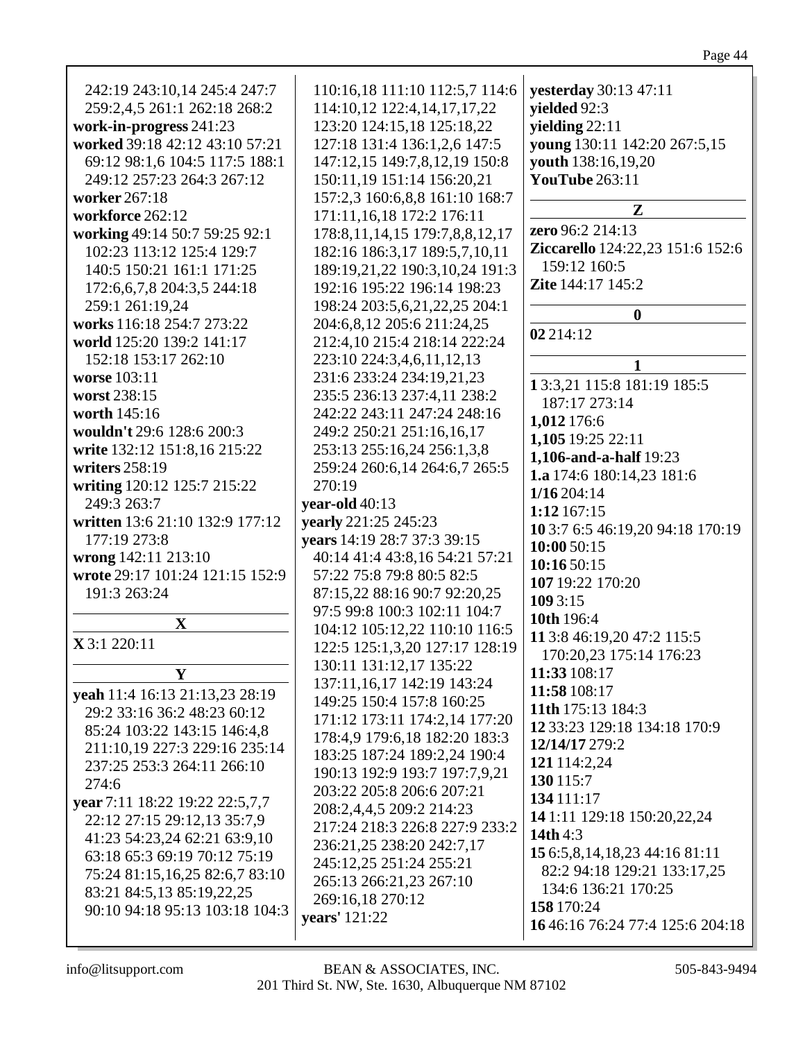242:19 243:10,14 245:4 247:7 259:2,4,5 261:1 262:18 268:2
**work-in-progress** 241:23
**worked** 39:18 42:12 43:10 57:21 69:12 98:1,6 104:5 117:5 188:1 249:12 257:23 264:3 267:12
**worker** 267:18
**workforce** 262:12
**working** 49:14 50:7 59:25 92:1 102:23 113:12 125:4 129:7 140:5 150:21 161:1 171:25 172:6,6,7,8 204:3,5 244:18 259:1 261:19,24
**works** 116:18 254:7 273:22
**world** 125:20 139:2 141:17 152:18 153:17 262:10
**worse** 103:11
**worst** 238:15
**worth** 145:16
**wouldn't** 29:6 128:6 200:3
**write** 132:12 151:8,16 215:22
**writers** 258:19
**writing** 120:12 125:7 215:22 249:3 263:7
**written** 13:6 21:10 132:9 177:12 177:19 273:8
**wrong** 142:11 213:10
**wrote** 29:17 101:24 121:15 152:9 191:3 263:24

**X**

**X** 3:1 220:11

**Y**

**yeah** 11:4 16:13 21:13,23 28:19 29:2 33:16 36:2 48:23 60:12 85:24 103:22 143:15 146:4,8 211:10,19 227:3 229:16 235:14 237:25 253:3 264:11 266:10 274:6
**year** 7:11 18:22 19:22 22:5,7,7 22:12 27:15 29:12,13 35:7,9 41:23 54:23,24 62:21 63:9,10 63:18 65:3 69:19 70:12 75:19 75:24 81:15,16,25 82:6,7 83:10 83:21 84:5,13 85:19,22,25 90:10 94:18 95:13 103:18 104:3 110:16,18 111:10 112:5,7 114:6 114:10,12 122:4,14,17,17,22 123:20 124:15,18 125:18,22 127:18 131:4 136:1,2,6 147:5 147:12,15 149:7,8,12,19 150:8 150:11,19 151:14 156:20,21 157:2,3 160:6,8,8 161:10 168:7 171:11,16,18 172:2 176:11 178:8,11,14,15 179:7,8,8,12,17 182:16 186:3,17 189:5,7,10,11 189:19,21,22 190:3,10,24 191:3 192:16 195:22 196:14 198:23 198:24 203:5,6,21,22,25 204:1 204:6,8,12 205:6 211:24,25 212:4,10 215:4 218:14 222:24 223:10 224:3,4,6,11,12,13 231:6 233:24 234:19,21,23 235:5 236:13 237:4,11 238:2 242:22 243:11 247:24 248:16 249:2 250:21 251:16,16,17 253:13 255:16,24 256:1,3,8 259:24 260:6,14 264:6,7 265:5 270:19
**year-old** 40:13
**yearly** 221:25 245:23
**years** 14:19 28:7 37:3 39:15 40:14 41:4 43:8,16 54:21 57:21 57:22 75:8 79:8 80:5 82:5 87:15,22 88:16 90:7 92:20,25 97:5 99:8 100:3 102:11 104:7 104:12 105:12,22 110:10 116:5 122:5 125:1,3,20 127:17 128:19 130:11 131:12,17 135:22 137:11,16,17 142:19 143:24 149:25 150:4 157:8 160:25 171:12 173:11 174:2,14 177:20 178:4,9 179:6,18 182:20 183:3 183:25 187:24 189:2,24 190:4 190:13 192:9 193:7 197:7,9,21 203:22 205:8 206:6 207:21 208:2,4,4,5 209:2 214:23 217:24 218:3 226:8 227:9 233:2 236:21,25 238:20 242:7,17 245:12,25 251:24 255:21 265:13 266:21,23 267:10 269:16,18 270:12
**years'** 121:22
**yesterday** 30:13 47:11
**yielded** 92:3
**yielding** 22:11
**young** 130:11 142:20 267:5,15
**youth** 138:16,19,20
**YouTube** 263:11

**Z**

**zero** 96:2 214:13
**Ziccarello** 124:22,23 151:6 152:6 159:12 160:5
**Zite** 144:17 145:2

**0**

**02** 214:12

**1**

**1** 3:3,21 115:8 181:19 185:5 187:17 273:14
**1,012** 176:6
**1,105** 19:25 22:11
**1,106-and-a-half** 19:23
**1.a** 174:6 180:14,23 181:6
**1/16** 204:14
**1:12** 167:15
**10** 3:7 6:5 46:19,20 94:18 170:19
**10:00** 50:15
**10:16** 50:15
**107** 19:22 170:20
**109** 3:15
**10th** 196:4
**11** 3:8 46:19,20 47:2 115:5 170:20,23 175:14 176:23
**11:33** 108:17
**11:58** 108:17
**11th** 175:13 184:3
**12** 33:23 129:18 134:18 170:9
**12/14/17** 279:2
**121** 114:2,24
**130** 115:7
**134** 111:17
**14** 1:11 129:18 150:20,22,24
**14th** 4:3
**15** 6:5,8,14,18,23 44:16 81:11 82:2 94:18 129:21 133:17,25 134:6 136:21 170:25
**158** 170:24
**16** 46:16 76:24 77:4 125:6 204:18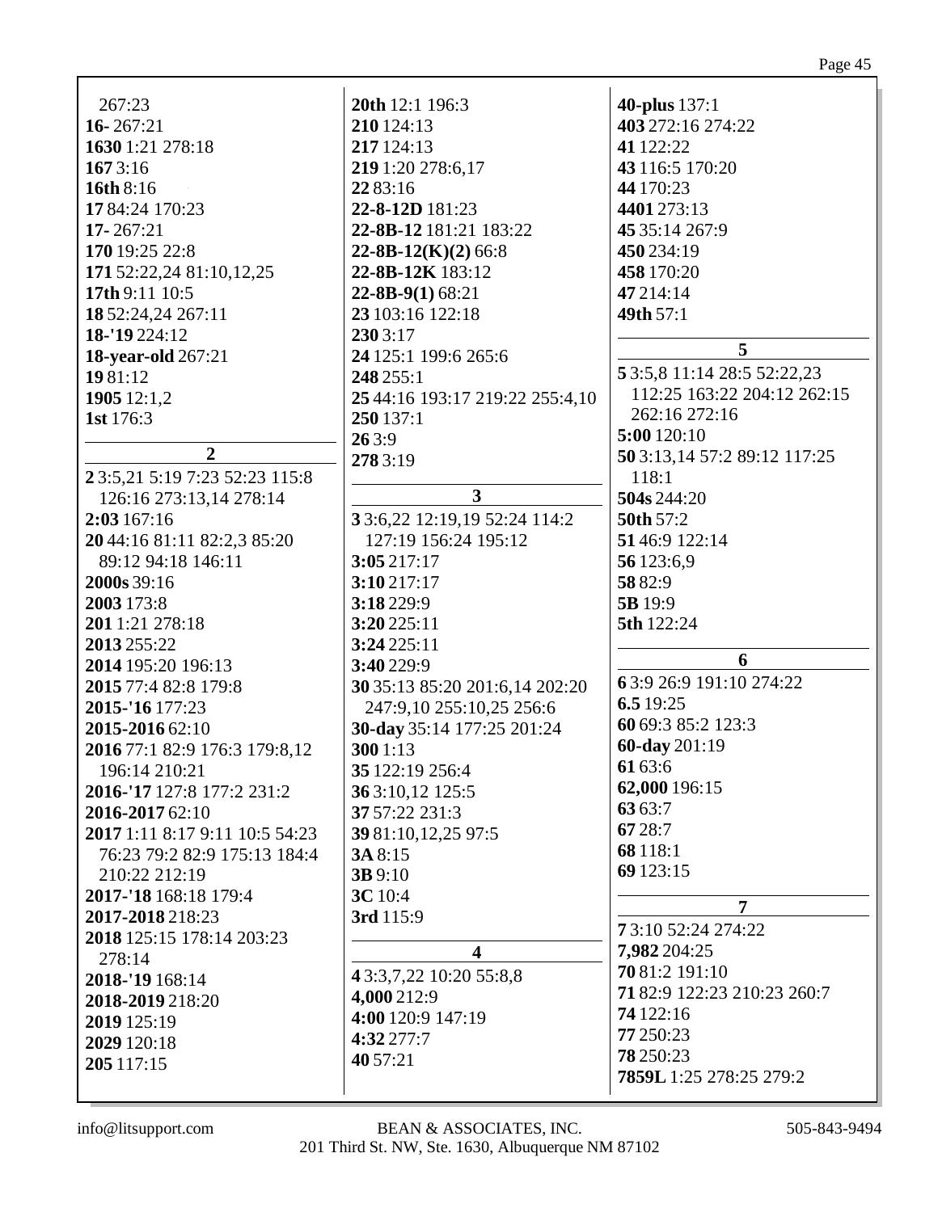267:23
**16-** 267:21
**1630** 1:21 278:18
**167** 3:16
**16th** 8:16
**17** 84:24 170:23
**17-** 267:21
**170** 19:25 22:8
**171** 52:22,24 81:10,12,25
**17th** 9:11 10:5
**18** 52:24,24 267:11
**18-'19** 224:12
**18-year-old** 267:21
**19** 81:12
**1905** 12:1,2
**1st** 176:3

## 2

**2** 3:5,21 5:19 7:23 52:23 115:8 126:16 273:13,14 278:14
**2:03** 167:16
**20** 44:16 81:11 82:2,3 85:20 89:12 94:18 146:11
**2000s** 39:16
**2003** 173:8
**201** 1:21 278:18
**2013** 255:22
**2014** 195:20 196:13
**2015** 77:4 82:8 179:8
**2015-'16** 177:23
**2015-2016** 62:10
**2016** 77:1 82:9 176:3 179:8,12 196:14 210:21
**2016-'17** 127:8 177:2 231:2
**2016-2017** 62:10
**2017** 1:11 8:17 9:11 10:5 54:23 76:23 79:2 82:9 175:13 184:4 210:22 212:19
**2017-'18** 168:18 179:4
**2017-2018** 218:23
**2018** 125:15 178:14 203:23 278:14
**2018-'19** 168:14
**2018-2019** 218:20
**2019** 125:19
**2029** 120:18
**205** 117:15
**20th** 12:1 196:3
**210** 124:13
**217** 124:13
**219** 1:20 278:6,17
**22** 83:16
**22-8-12D** 181:23
**22-8B-12** 181:21 183:22
**22-8B-12(K)(2)** 66:8
**22-8B-12K** 183:12
**22-8B-9(1)** 68:21
**23** 103:16 122:18
**230** 3:17
**24** 125:1 199:6 265:6
**248** 255:1
**25** 44:16 193:17 219:22 255:4,10
**250** 137:1
**26** 3:9
**278** 3:19

## 3

**3** 3:6,22 12:19,19 52:24 114:2 127:19 156:24 195:12
**3:05** 217:17
**3:10** 217:17
**3:18** 229:9
**3:20** 225:11
**3:24** 225:11
**3:40** 229:9
**30** 35:13 85:20 201:6,14 202:20 247:9,10 255:10,25 256:6
**30-day** 35:14 177:25 201:24
**300** 1:13
**35** 122:19 256:4
**36** 3:10,12 125:5
**37** 57:22 231:3
**39** 81:10,12,25 97:5
**3A** 8:15
**3B** 9:10
**3C** 10:4
**3rd** 115:9

## 4

**4** 3:3,7,22 10:20 55:8,8
**4,000** 212:9
**4:00** 120:9 147:19
**4:32** 277:7
**40** 57:21
**40-plus** 137:1
**403** 272:16 274:22
**41** 122:22
**43** 116:5 170:20
**44** 170:23
**4401** 273:13
**45** 35:14 267:9
**450** 234:19
**458** 170:20
**47** 214:14
**49th** 57:1

## 5

**5** 3:5,8 11:14 28:5 52:22,23 112:25 163:22 204:12 262:15 262:16 272:16
**5:00** 120:10
**50** 3:13,14 57:2 89:12 117:25 118:1
**504s** 244:20
**50th** 57:2
**51** 46:9 122:14
**56** 123:6,9
**58** 82:9
**5B** 19:9
**5th** 122:24

## 6

**6** 3:9 26:9 191:10 274:22
**6.5** 19:25
**60** 69:3 85:2 123:3
**60-day** 201:19
**61** 63:6
**62,000** 196:15
**63** 63:7
**67** 28:7
**68** 118:1
**69** 123:15

## 7

**7** 3:10 52:24 274:22
**7,982** 204:25
**70** 81:2 191:10
**71** 82:9 122:23 210:23 260:7
**74** 122:16
**77** 250:23
**78** 250:23
**7859L** 1:25 278:25 279:2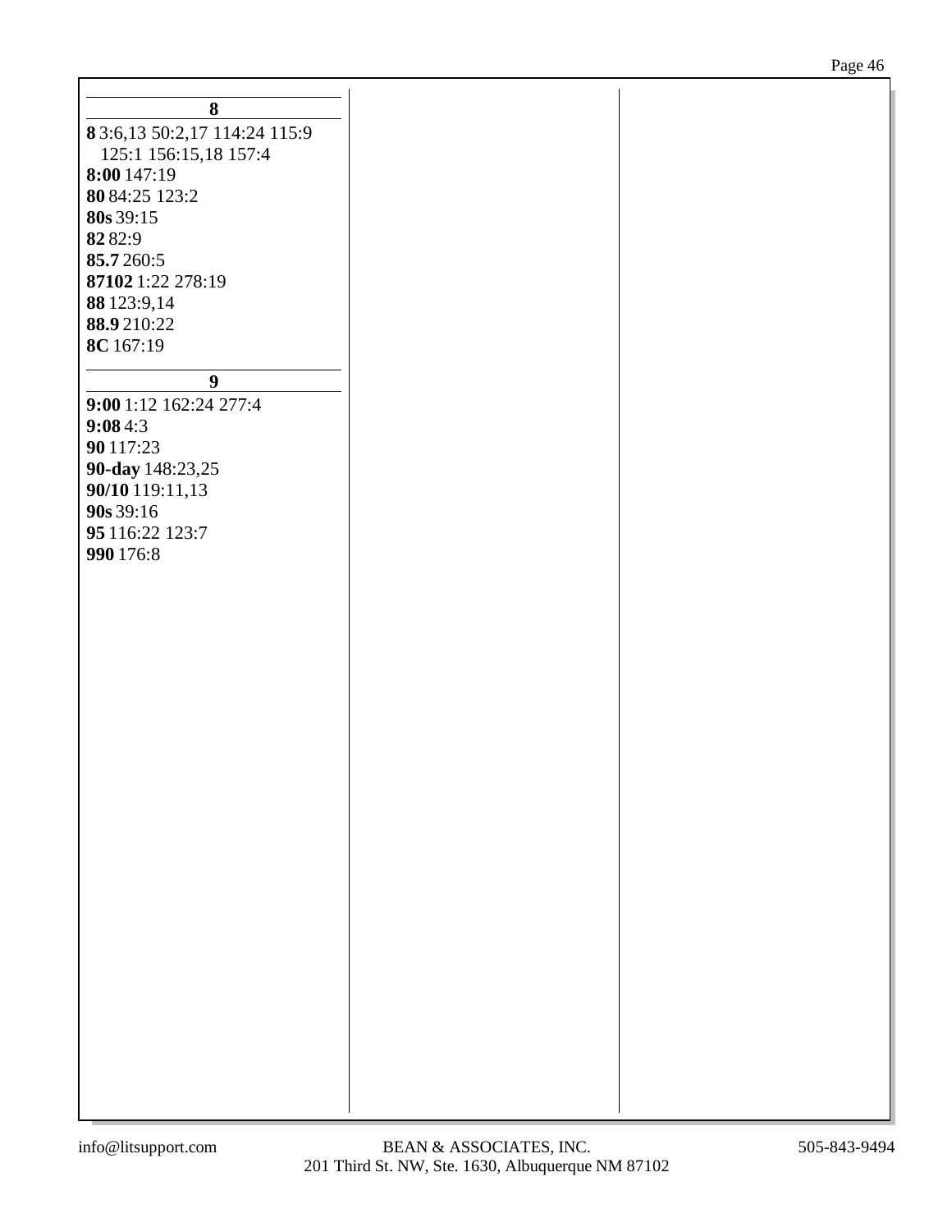### 8

**8** 3:6,13 50:2,17 114:24 115:9 125:1 156:15,18 157:4
**8:00** 147:19
**80** 84:25 123:2
**80s** 39:15
**82** 82:9
**85.7** 260:5
**87102** 1:22 278:19
**88** 123:9,14
**88.9** 210:22
**8C** 167:19

### 9

**9:00** 1:12 162:24 277:4
**9:08** 4:3
**90** 117:23
**90-day** 148:23,25
**90/10** 119:11,13
**90s** 39:16
**95** 116:22 123:7
**990** 176:8